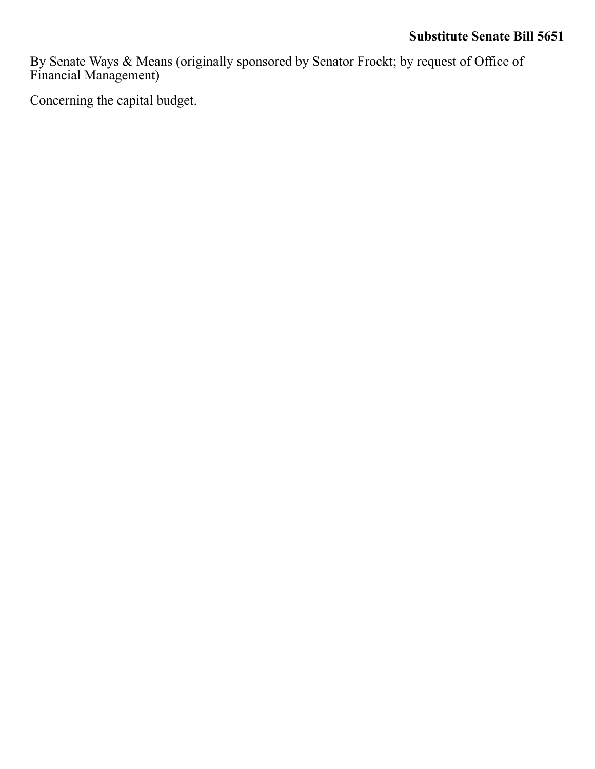**Substitute Senate Bill 5651**

By Senate Ways & Means (originally sponsored by Senator Frockt; by request of Office of Financial Management)

Concerning the capital budget.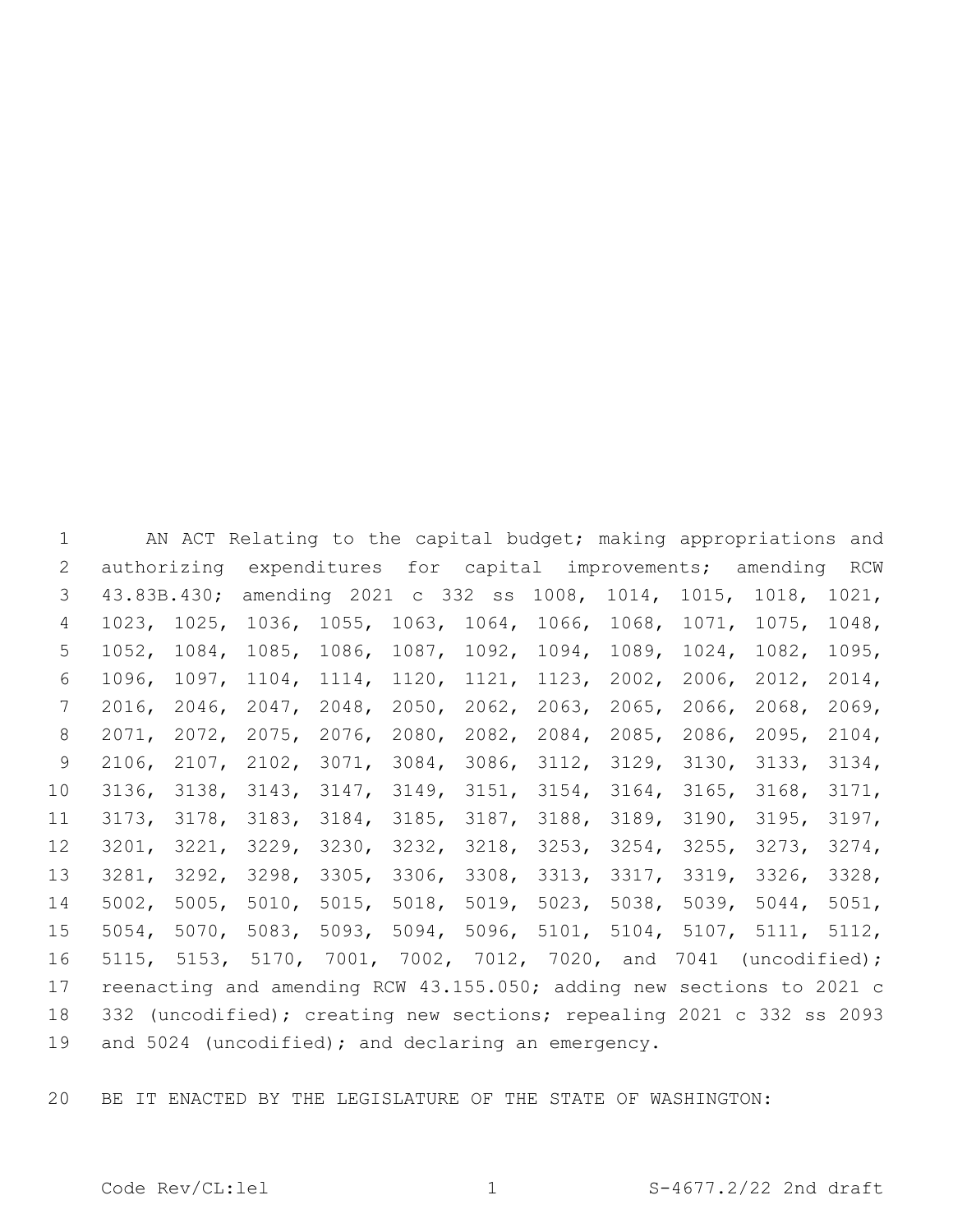AN ACT Relating to the capital budget; making appropriations and authorizing expenditures for capital improvements; amending RCW 43.83B.430; amending 2021 c 332 ss 1008, 1014, 1015, 1018, 1021, 1023, 1025, 1036, 1055, 1063, 1064, 1066, 1068, 1071, 1075, 1048, 1052, 1084, 1085, 1086, 1087, 1092, 1094, 1089, 1024, 1082, 1095, 1096, 1097, 1104, 1114, 1120, 1121, 1123, 2002, 2006, 2012, 2014, 2016, 2046, 2047, 2048, 2050, 2062, 2063, 2065, 2066, 2068, 2069, 2071, 2072, 2075, 2076, 2080, 2082, 2084, 2085, 2086, 2095, 2104, 2106, 2107, 2102, 3071, 3084, 3086, 3112, 3129, 3130, 3133, 3134, 3136, 3138, 3143, 3147, 3149, 3151, 3154, 3164, 3165, 3168, 3171, 3173, 3178, 3183, 3184, 3185, 3187, 3188, 3189, 3190, 3195, 3197, 3201, 3221, 3229, 3230, 3232, 3218, 3253, 3254, 3255, 3273, 3274, 3281, 3292, 3298, 3305, 3306, 3308, 3313, 3317, 3319, 3326, 3328, 5002, 5005, 5010, 5015, 5018, 5019, 5023, 5038, 5039, 5044, 5051, 5054, 5070, 5083, 5093, 5094, 5096, 5101, 5104, 5107, 5111, 5112, 5115, 5153, 5170, 7001, 7002, 7012, 7020, and 7041 (uncodified); reenacting and amending RCW 43.155.050; adding new sections to 2021 c 332 (uncodified); creating new sections; repealing 2021 c 332 ss 2093 and 5024 (uncodified); and declaring an emergency.

BE IT ENACTED BY THE LEGISLATURE OF THE STATE OF WASHINGTON: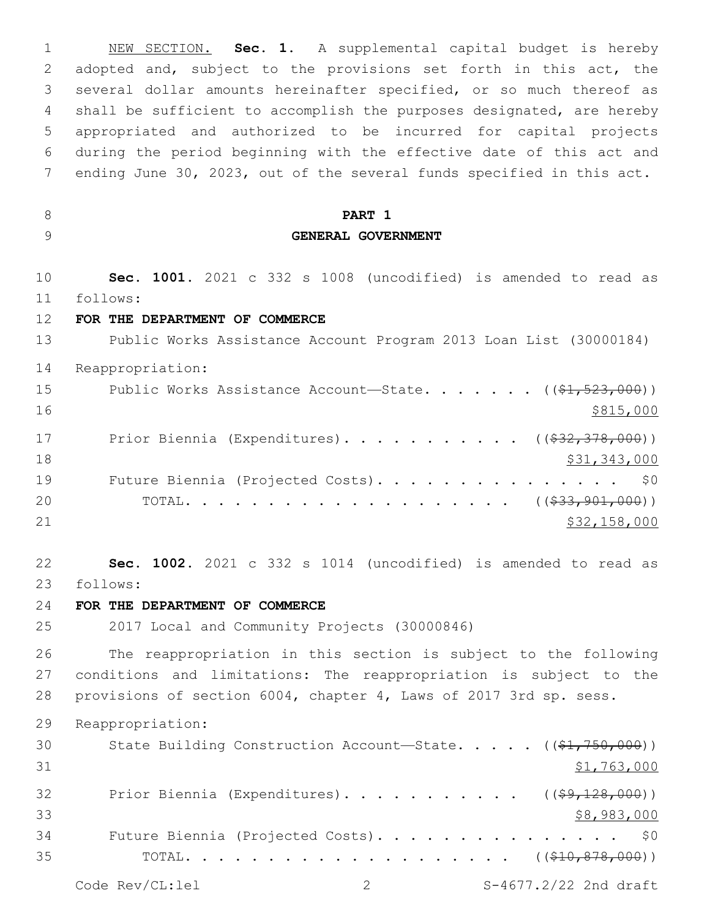NEW SECTION. **Sec. 1.** A supplemental capital budget is hereby adopted and, subject to the provisions set forth in this act, the several dollar amounts hereinafter specified, or so much thereof as shall be sufficient to accomplish the purposes designated, are hereby appropriated and authorized to be incurred for capital projects during the period beginning with the effective date of this act and ending June 30, 2023, out of the several funds specified in this act.

**PART 1**

**GENERAL GOVERNMENT**

**Sec. 1001.** 2021 c 332 s 1008 (uncodified) is amended to read as follows:

**FOR THE DEPARTMENT OF COMMERCE**

Public Works Assistance Account Program 2013 Loan List (30000184)

Reappropriation:

Public Works Assistance Account—State. . . . . . . (( ~~$1,523,000~~ ))
$815,000

Prior Biennia (Expenditures). . . . . . . . . . . (( ~~$32,378,000~~ ))
$31,343,000

Future Biennia (Projected Costs). . . . . . . . . . . . . . . . $0

TOTAL. . . . . . . . . . . . . . . . . . . . . (( ~~$33,901,000~~ ))
$32,158,000

**Sec. 1002.** 2021 c 332 s 1014 (uncodified) is amended to read as follows:

**FOR THE DEPARTMENT OF COMMERCE**

2017 Local and Community Projects (30000846)

The reappropriation in this section is subject to the following conditions and limitations: The reappropriation is subject to the provisions of section 6004, chapter 4, Laws of 2017 3rd sp. sess.

Reappropriation:

State Building Construction Account—State. . . . . (( ~~$1,750,000~~ ))
$1,763,000

Prior Biennia (Expenditures). . . . . . . . . . . (( ~~$9,128,000~~ ))
$8,983,000

Future Biennia (Projected Costs). . . . . . . . . . . . . . . . $0

TOTAL. . . . . . . . . . . . . . . . . . . . . (( ~~$10,878,000~~ ))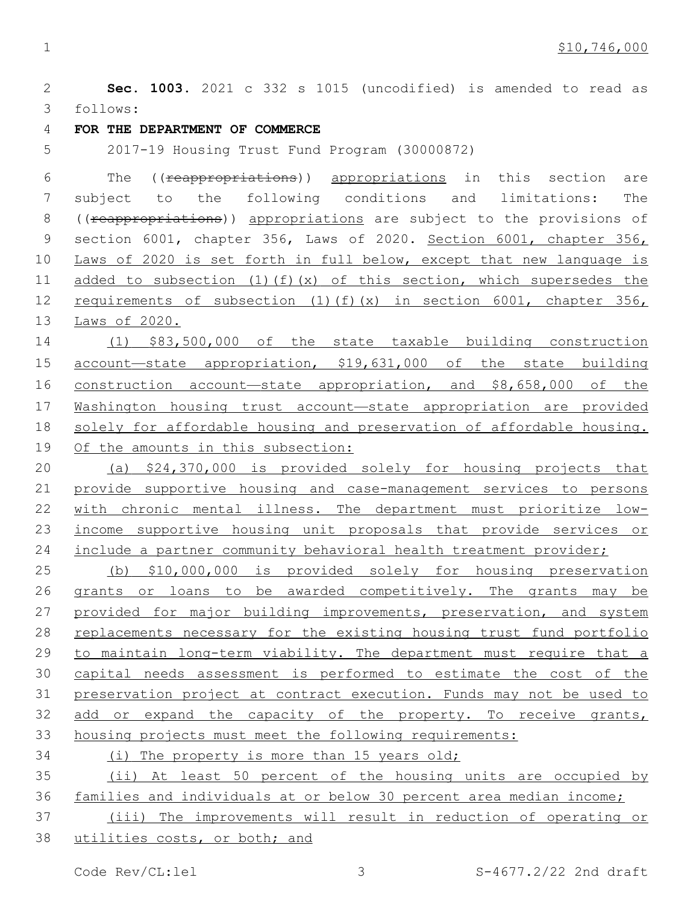$10,746,000

**Sec. 1003.** 2021 c 332 s 1015 (uncodified) is amended to read as follows:

**FOR THE DEPARTMENT OF COMMERCE**

2017-19 Housing Trust Fund Program (30000872)

The ((~~reappropriations~~)) appropriations in this section are subject to the following conditions and limitations: The ((~~reappropriations~~)) appropriations are subject to the provisions of section 6001, chapter 356, Laws of 2020. Section 6001, chapter 356, Laws of 2020 is set forth in full below, except that new language is added to subsection (1)(f)(x) of this section, which supersedes the requirements of subsection (1)(f)(x) in section 6001, chapter 356, Laws of 2020.

(1) $83,500,000 of the state taxable building construction account—state appropriation, $19,631,000 of the state building construction account—state appropriation, and $8,658,000 of the Washington housing trust account—state appropriation are provided solely for affordable housing and preservation of affordable housing. Of the amounts in this subsection:

(a) $24,370,000 is provided solely for housing projects that provide supportive housing and case-management services to persons with chronic mental illness. The department must prioritize low-income supportive housing unit proposals that provide services or include a partner community behavioral health treatment provider;

(b) $10,000,000 is provided solely for housing preservation grants or loans to be awarded competitively. The grants may be provided for major building improvements, preservation, and system replacements necessary for the existing housing trust fund portfolio to maintain long-term viability. The department must require that a capital needs assessment is performed to estimate the cost of the preservation project at contract execution. Funds may not be used to add or expand the capacity of the property. To receive grants, housing projects must meet the following requirements:

(i) The property is more than 15 years old;

(ii) At least 50 percent of the housing units are occupied by families and individuals at or below 30 percent area median income;

(iii) The improvements will result in reduction of operating or utilities costs, or both; and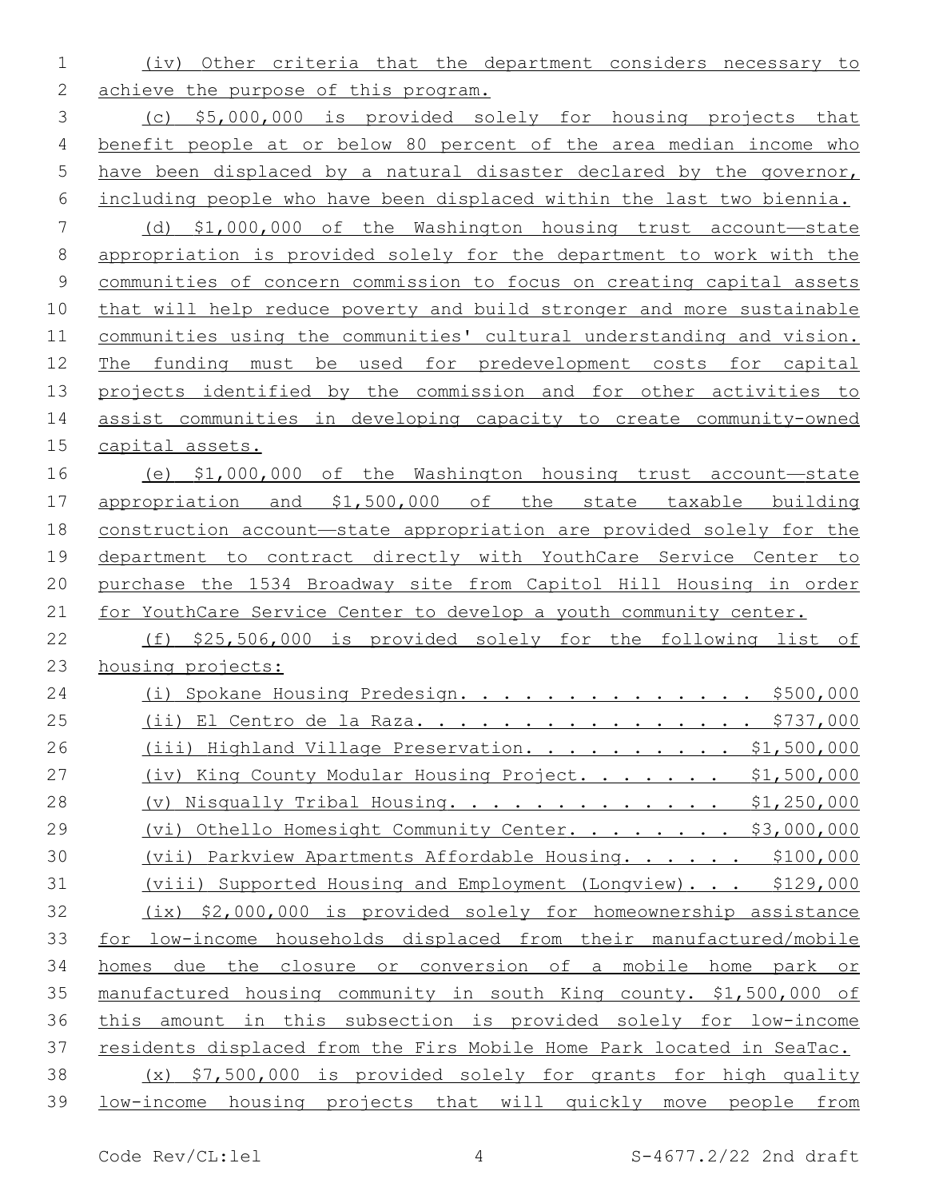(iv) Other criteria that the department considers necessary to achieve the purpose of this program.

(c) $5,000,000 is provided solely for housing projects that benefit people at or below 80 percent of the area median income who have been displaced by a natural disaster declared by the governor, including people who have been displaced within the last two biennia.

(d) $1,000,000 of the Washington housing trust account—state appropriation is provided solely for the department to work with the communities of concern commission to focus on creating capital assets that will help reduce poverty and build stronger and more sustainable communities using the communities' cultural understanding and vision. The funding must be used for predevelopment costs for capital projects identified by the commission and for other activities to assist communities in developing capacity to create community-owned capital assets.

(e) $1,000,000 of the Washington housing trust account—state appropriation and $1,500,000 of the state taxable building construction account—state appropriation are provided solely for the department to contract directly with YouthCare Service Center to purchase the 1534 Broadway site from Capitol Hill Housing in order for YouthCare Service Center to develop a youth community center.

(f) $25,506,000 is provided solely for the following list of housing projects:

(i) Spokane Housing Predesign. . . . . . . . . . . . . . $500,000

(ii) El Centro de la Raza. . . . . . . . . . . . . . . . $737,000

(iii) Highland Village Preservation. . . . . . . . . . $1,500,000

(iv) King County Modular Housing Project. . . . . . . $1,500,000

(v) Nisqually Tribal Housing. . . . . . . . . . . . . $1,250,000

(vi) Othello Homesight Community Center. . . . . . . . $3,000,000

(vii) Parkview Apartments Affordable Housing. . . . . . $100,000

(viii) Supported Housing and Employment (Longview). . . $129,000

(ix) $2,000,000 is provided solely for homeownership assistance for low-income households displaced from their manufactured/mobile homes due the closure or conversion of a mobile home park or manufactured housing community in south King county. $1,500,000 of this amount in this subsection is provided solely for low-income residents displaced from the Firs Mobile Home Park located in SeaTac.

(x) $7,500,000 is provided solely for grants for high quality low-income housing projects that will quickly move people from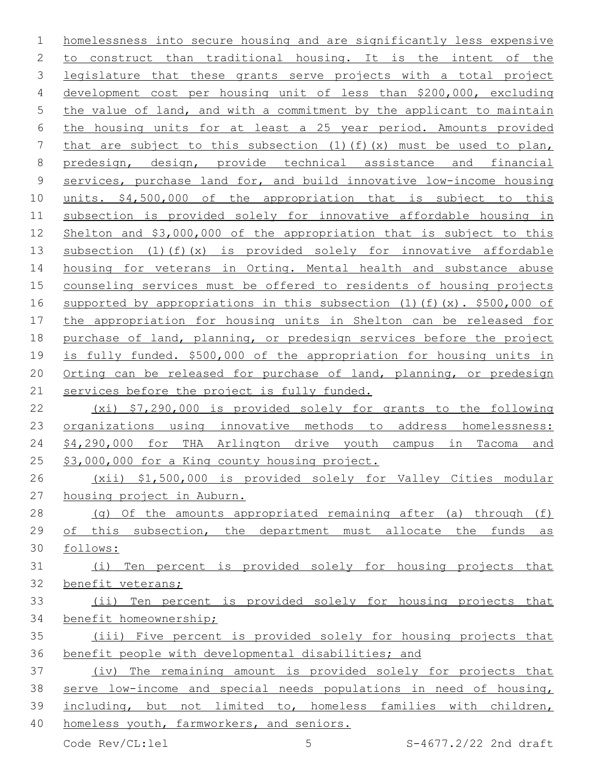homelessness into secure housing and are significantly less expensive to construct than traditional housing. It is the intent of the legislature that these grants serve projects with a total project development cost per housing unit of less than $200,000, excluding the value of land, and with a commitment by the applicant to maintain the housing units for at least a 25 year period. Amounts provided that are subject to this subsection (1)(f)(x) must be used to plan, predesign, design, provide technical assistance and financial services, purchase land for, and build innovative low-income housing units. $4,500,000 of the appropriation that is subject to this subsection is provided solely for innovative affordable housing in Shelton and $3,000,000 of the appropriation that is subject to this subsection (1)(f)(x) is provided solely for innovative affordable housing for veterans in Orting. Mental health and substance abuse counseling services must be offered to residents of housing projects supported by appropriations in this subsection (1)(f)(x). $500,000 of the appropriation for housing units in Shelton can be released for purchase of land, planning, or predesign services before the project is fully funded. $500,000 of the appropriation for housing units in Orting can be released for purchase of land, planning, or predesign services before the project is fully funded.

(xi) $7,290,000 is provided solely for grants to the following organizations using innovative methods to address homelessness: $4,290,000 for THA Arlington drive youth campus in Tacoma and $3,000,000 for a King county housing project.

(xii) $1,500,000 is provided solely for Valley Cities modular housing project in Auburn.

(g) Of the amounts appropriated remaining after (a) through (f) of this subsection, the department must allocate the funds as follows:

(i) Ten percent is provided solely for housing projects that benefit veterans;

(ii) Ten percent is provided solely for housing projects that benefit homeownership;

(iii) Five percent is provided solely for housing projects that benefit people with developmental disabilities; and

(iv) The remaining amount is provided solely for projects that serve low-income and special needs populations in need of housing, including, but not limited to, homeless families with children, homeless youth, farmworkers, and seniors.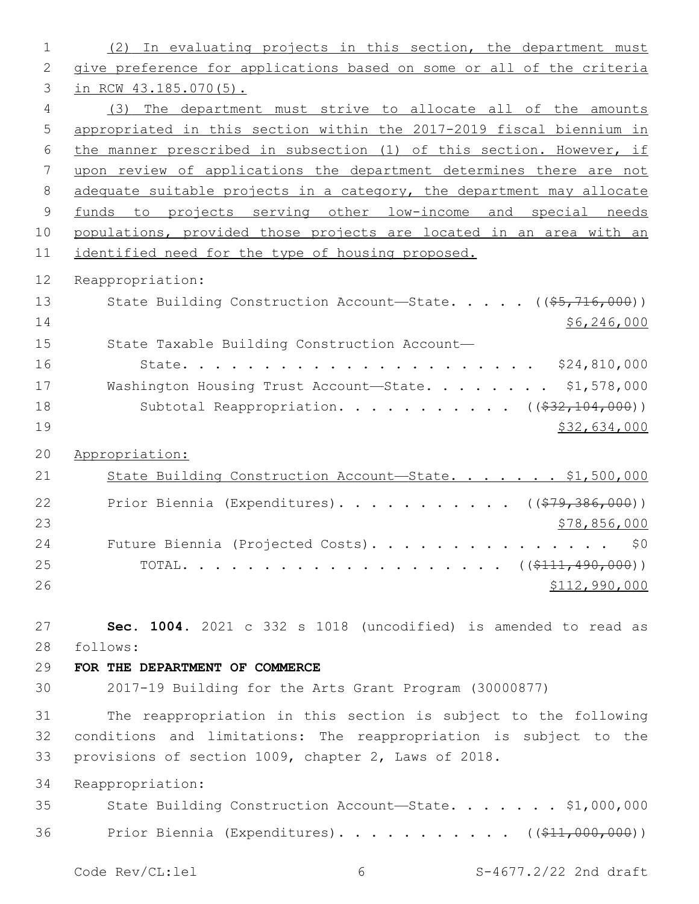(2) In evaluating projects in this section, the department must give preference for applications based on some or all of the criteria in RCW 43.185.070(5).

(3) The department must strive to allocate all of the amounts appropriated in this section within the 2017-2019 fiscal biennium in the manner prescribed in subsection (1) of this section. However, if upon review of applications the department determines there are not adequate suitable projects in a category, the department may allocate funds to projects serving other low-income and special needs populations, provided those projects are located in an area with an identified need for the type of housing proposed.

Reappropriation:

State Building Construction Account—State. . . . . (($5,716,000)) $6,246,000

State Taxable Building Construction Account—State. . . . . . . . . . . . . . . . . . . . . . $24,810,000

Washington Housing Trust Account—State. . . . . . . . $1,578,000

Subtotal Reappropriation. . . . . . . . . . . (($32,104,000)) $32,634,000

Appropriation:

State Building Construction Account—State. . . . . . . $1,500,000

Prior Biennia (Expenditures). . . . . . . . . . . (($79,386,000)) $78,856,000

Future Biennia (Projected Costs). . . . . . . . . . . . . . . . $0

TOTAL. . . . . . . . . . . . . . . . . . . . . (($111,490,000)) $112,990,000

**Sec. 1004.** 2021 c 332 s 1018 (uncodified) is amended to read as follows:

**FOR THE DEPARTMENT OF COMMERCE**

2017-19 Building for the Arts Grant Program (30000877)

The reappropriation in this section is subject to the following conditions and limitations: The reappropriation is subject to the provisions of section 1009, chapter 2, Laws of 2018.

Reappropriation:

State Building Construction Account—State. . . . . . . $1,000,000

Prior Biennia (Expenditures). . . . . . . . . . . (($11,000,000))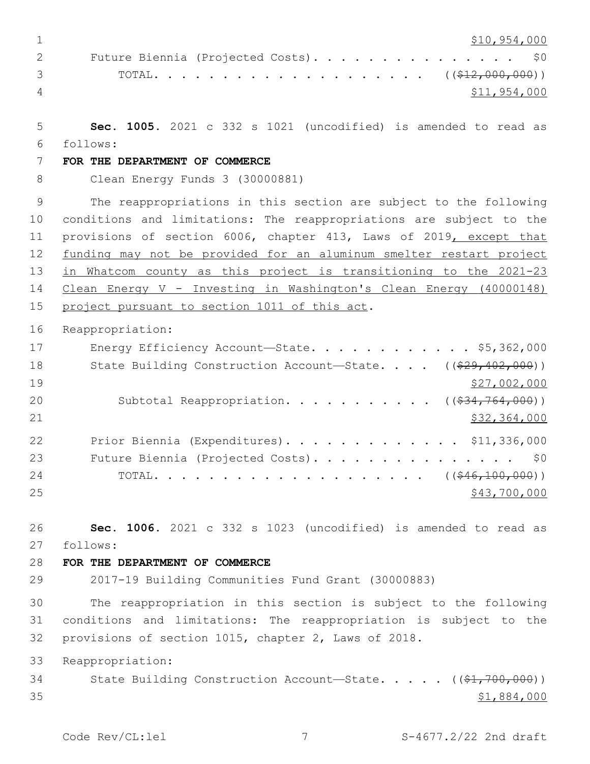$10,954,000

Future Biennia (Projected Costs). . . . . . . . . . . . . . . . $0

TOTAL. . . . . . . . . . . . . . . . . . . . ~~(($12,000,000))~~
$11,954,000

**Sec. 1005.** 2021 c 332 s 1021 (uncodified) is amended to read as follows:

**FOR THE DEPARTMENT OF COMMERCE**

Clean Energy Funds 3 (30000881)

The reappropriations in this section are subject to the following conditions and limitations: The reappropriations are subject to the provisions of section 6006, chapter 413, Laws of 2019, except that funding may not be provided for an aluminum smelter restart project in Whatcom county as this project is transitioning to the 2021-23 Clean Energy V - Investing in Washington's Clean Energy (40000148) project pursuant to section 1011 of this act.

Reappropriation:

Energy Efficiency Account—State. . . . . . . . . . . . $5,362,000

State Building Construction Account—State. . . . ~~(($29,402,000))~~
$27,002,000

Subtotal Reappropriation. . . . . . . . . . . ~~(($34,764,000))~~
$32,364,000

Prior Biennia (Expenditures). . . . . . . . . . . . . $11,336,000

Future Biennia (Projected Costs). . . . . . . . . . . . . . . . $0

TOTAL. . . . . . . . . . . . . . . . . . . . ~~(($46,100,000))~~
$43,700,000

**Sec. 1006.** 2021 c 332 s 1023 (uncodified) is amended to read as follows:

**FOR THE DEPARTMENT OF COMMERCE**

2017-19 Building Communities Fund Grant (30000883)

The reappropriation in this section is subject to the following conditions and limitations: The reappropriation is subject to the provisions of section 1015, chapter 2, Laws of 2018.

Reappropriation:

State Building Construction Account—State. . . . . ~~(($1,700,000))~~
$1,884,000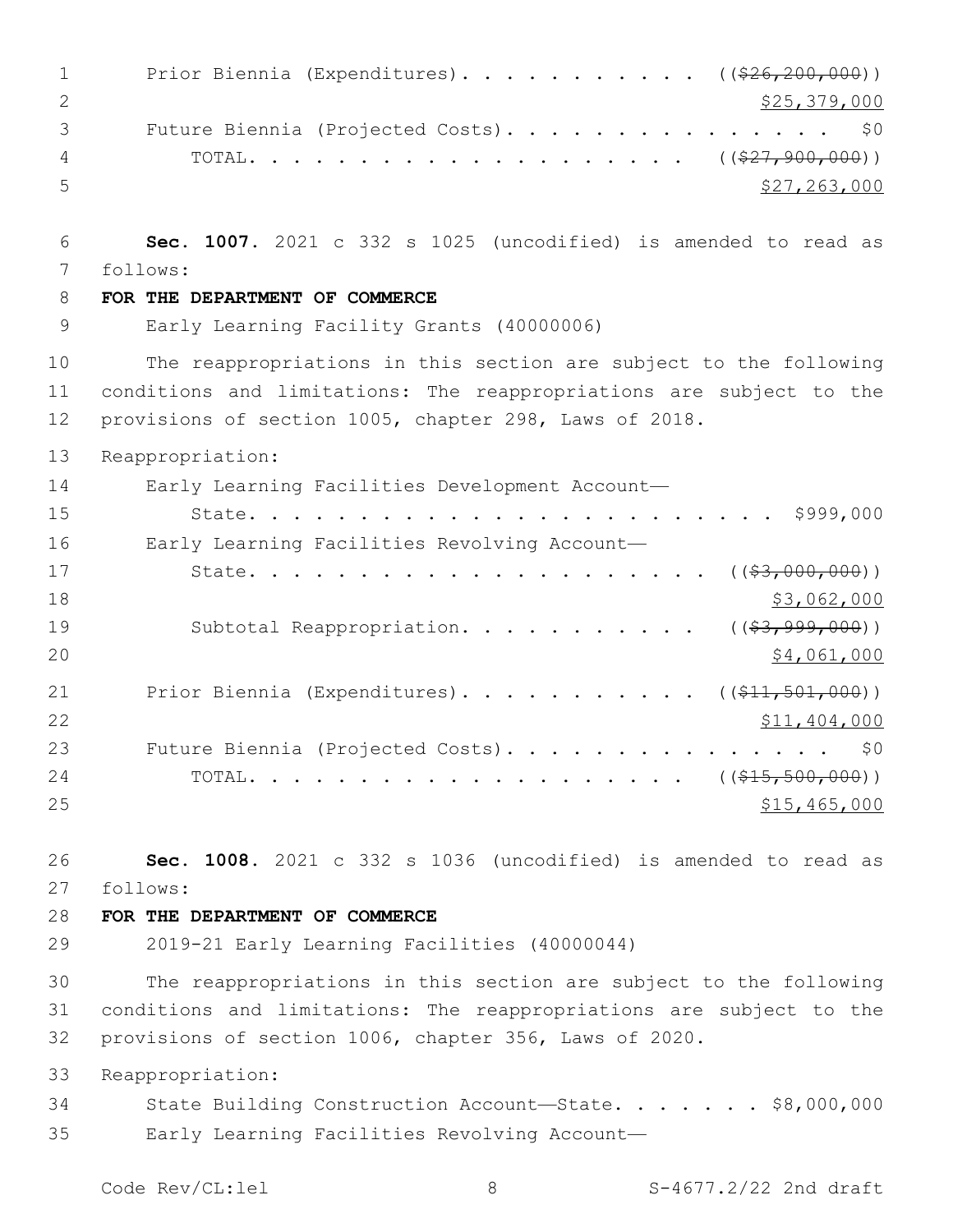Prior Biennia (Expenditures). . . . . . . . . . . . ((~~$26,200,000~~))
<u>$25,379,000</u>
Future Biennia (Projected Costs). . . . . . . . . . . . . . . . $0
TOTAL. . . . . . . . . . . . . . . . . . . . . ((~~$27,900,000~~))
<u>$27,263,000</u>

**Sec. 1007.** 2021 c 332 s 1025 (uncodified) is amended to read as follows:

**FOR THE DEPARTMENT OF COMMERCE**

Early Learning Facility Grants (40000006)

The reappropriations in this section are subject to the following conditions and limitations: The reappropriations are subject to the provisions of section 1005, chapter 298, Laws of 2018.

Reappropriation:

Early Learning Facilities Development Account—
State. . . . . . . . . . . . . . . . . . . . . . . . $999,000
Early Learning Facilities Revolving Account—
State. . . . . . . . . . . . . . . . . . . . . ((~~$3,000,000~~))
<u>$3,062,000</u>
Subtotal Reappropriation. . . . . . . . . . . ((~~$3,999,000~~))
<u>$4,061,000</u>

Prior Biennia (Expenditures). . . . . . . . . . . . ((~~$11,501,000~~))
<u>$11,404,000</u>
Future Biennia (Projected Costs). . . . . . . . . . . . . . . . $0
TOTAL. . . . . . . . . . . . . . . . . . . . . ((~~$15,500,000~~))
<u>$15,465,000</u>

**Sec. 1008.** 2021 c 332 s 1036 (uncodified) is amended to read as follows:

**FOR THE DEPARTMENT OF COMMERCE**

2019-21 Early Learning Facilities (40000044)

The reappropriations in this section are subject to the following conditions and limitations: The reappropriations are subject to the provisions of section 1006, chapter 356, Laws of 2020.

Reappropriation:

State Building Construction Account—State. . . . . . . $8,000,000
Early Learning Facilities Revolving Account—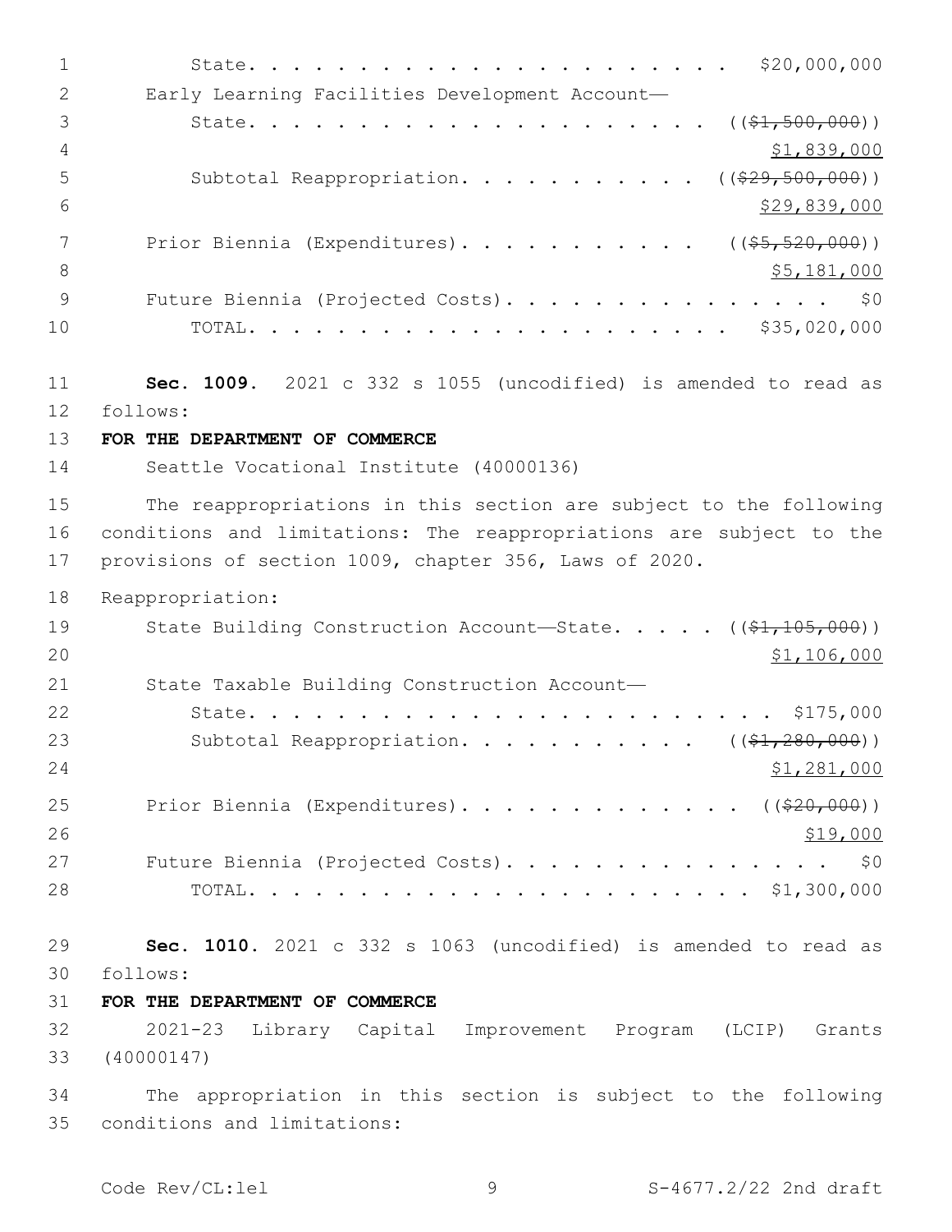State. . . . . . . . . . . . . . . . . . . . . . $20,000,000

Early Learning Facilities Development Account—

State. . . . . . . . . . . . . . . . . . . . . ((~~$1,500,000~~))

$1,839,000

Subtotal Reappropriation. . . . . . . . . . . ((~~$29,500,000~~))

$29,839,000

Prior Biennia (Expenditures). . . . . . . . . . . ((~~$5,520,000~~))

$5,181,000

Future Biennia (Projected Costs). . . . . . . . . . . . . . . . $0

TOTAL. . . . . . . . . . . . . . . . . . . . . . $35,020,000

**Sec. 1009.** 2021 c 332 s 1055 (uncodified) is amended to read as follows:

**FOR THE DEPARTMENT OF COMMERCE**

Seattle Vocational Institute (40000136)

The reappropriations in this section are subject to the following conditions and limitations: The reappropriations are subject to the provisions of section 1009, chapter 356, Laws of 2020.

Reappropriation:

State Building Construction Account—State. . . . . ((~~$1,105,000~~))

$1,106,000

State Taxable Building Construction Account—

State. . . . . . . . . . . . . . . . . . . . . . . . $175,000

Subtotal Reappropriation. . . . . . . . . . . ((~~$1,280,000~~))

$1,281,000

Prior Biennia (Expenditures). . . . . . . . . . . . . ((~~$20,000~~))

$19,000

Future Biennia (Projected Costs). . . . . . . . . . . . . . . . $0

TOTAL. . . . . . . . . . . . . . . . . . . . . . . $1,300,000

**Sec. 1010.** 2021 c 332 s 1063 (uncodified) is amended to read as follows:

**FOR THE DEPARTMENT OF COMMERCE**

2021-23 Library Capital Improvement Program (LCIP) Grants (40000147)

The appropriation in this section is subject to the following conditions and limitations: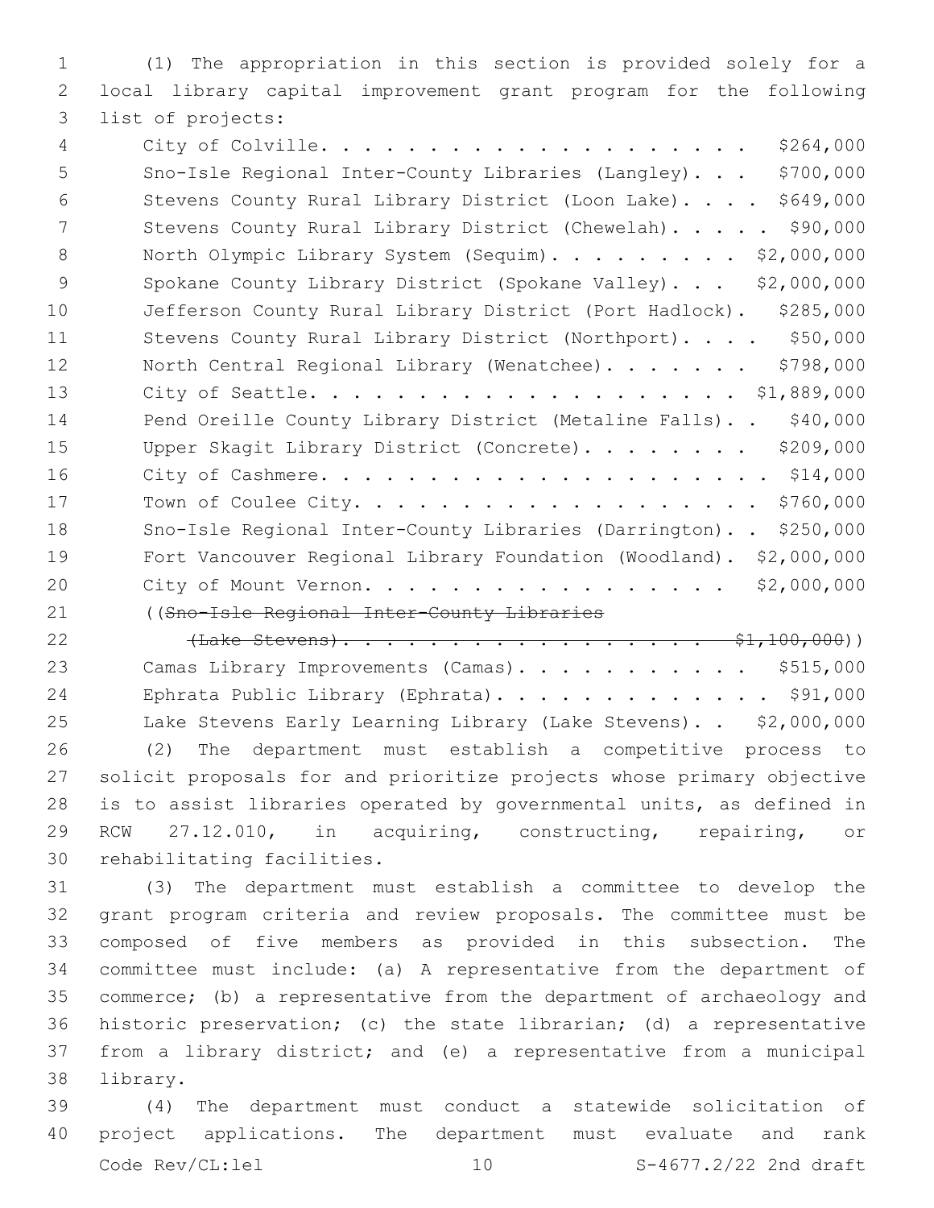(1) The appropriation in this section is provided solely for a local library capital improvement grant program for the following list of projects:

City of Colville. . . . . . . . . . . . . . . . . . . . . $264,000
Sno-Isle Regional Inter-County Libraries (Langley). . . $700,000
Stevens County Rural Library District (Loon Lake). . . . $649,000
Stevens County Rural Library District (Chewelah). . . . . $90,000
North Olympic Library System (Sequim). . . . . . . . . $2,000,000
Spokane County Library District (Spokane Valley). . . $2,000,000
Jefferson County Rural Library District (Port Hadlock). $285,000
Stevens County Rural Library District (Northport). . . . $50,000
North Central Regional Library (Wenatchee). . . . . . . $798,000
City of Seattle. . . . . . . . . . . . . . . . . . . . $1,889,000
Pend Oreille County Library District (Metaline Falls). . $40,000
Upper Skagit Library District (Concrete). . . . . . . . $209,000
City of Cashmere. . . . . . . . . . . . . . . . . . . . . $14,000
Town of Coulee City. . . . . . . . . . . . . . . . . . . $760,000
Sno-Isle Regional Inter-County Libraries (Darrington). . $250,000
Fort Vancouver Regional Library Foundation (Woodland). $2,000,000
City of Mount Vernon. . . . . . . . . . . . . . . . . $2,000,000
((~~Sno-Isle Regional Inter-County Libraries (Lake Stevens). . . . . . . . . . . . . . . . . . $1,100,000~~))
Camas Library Improvements (Camas). . . . . . . . . . . $515,000
Ephrata Public Library (Ephrata). . . . . . . . . . . . . $91,000
Lake Stevens Early Learning Library (Lake Stevens). . $2,000,000

(2) The department must establish a competitive process to solicit proposals for and prioritize projects whose primary objective is to assist libraries operated by governmental units, as defined in RCW 27.12.010, in acquiring, constructing, repairing, or rehabilitating facilities.

(3) The department must establish a committee to develop the grant program criteria and review proposals. The committee must be composed of five members as provided in this subsection. The committee must include: (a) A representative from the department of commerce; (b) a representative from the department of archaeology and historic preservation; (c) the state librarian; (d) a representative from a library district; and (e) a representative from a municipal library.

(4) The department must conduct a statewide solicitation of project applications. The department must evaluate and rank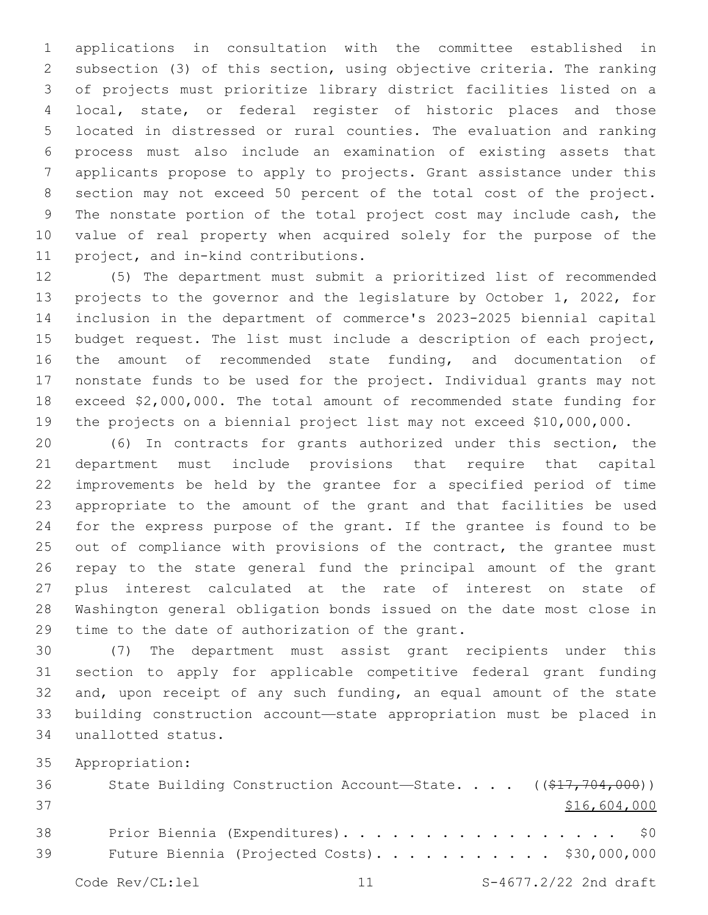applications in consultation with the committee established in subsection (3) of this section, using objective criteria. The ranking of projects must prioritize library district facilities listed on a local, state, or federal register of historic places and those located in distressed or rural counties. The evaluation and ranking process must also include an examination of existing assets that applicants propose to apply to projects. Grant assistance under this section may not exceed 50 percent of the total cost of the project. The nonstate portion of the total project cost may include cash, the value of real property when acquired solely for the purpose of the project, and in-kind contributions.

(5) The department must submit a prioritized list of recommended projects to the governor and the legislature by October 1, 2022, for inclusion in the department of commerce's 2023-2025 biennial capital budget request. The list must include a description of each project, the amount of recommended state funding, and documentation of nonstate funds to be used for the project. Individual grants may not exceed $2,000,000. The total amount of recommended state funding for the projects on a biennial project list may not exceed $10,000,000.

(6) In contracts for grants authorized under this section, the department must include provisions that require that capital improvements be held by the grantee for a specified period of time appropriate to the amount of the grant and that facilities be used for the express purpose of the grant. If the grantee is found to be out of compliance with provisions of the contract, the grantee must repay to the state general fund the principal amount of the grant plus interest calculated at the rate of interest on state of Washington general obligation bonds issued on the date most close in time to the date of authorization of the grant.

(7) The department must assist grant recipients under this section to apply for applicable competitive federal grant funding and, upon receipt of any such funding, an equal amount of the state building construction account—state appropriation must be placed in unallotted status.

Appropriation:

State Building Construction Account—State. . . . ((~~$17,704,000~~))
<u>$16,604,000</u>

Prior Biennia (Expenditures). . . . . . . . . . . . . . . . . . $0

Future Biennia (Projected Costs). . . . . . . . . . . $30,000,000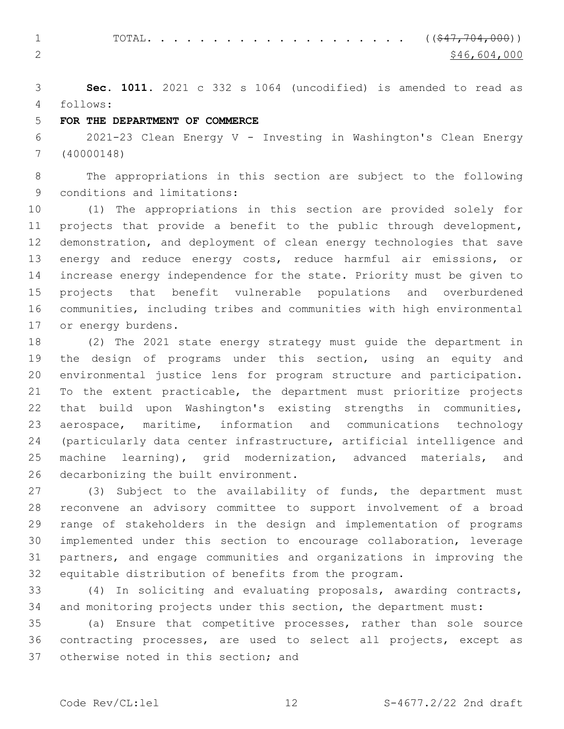TOTAL. . . . . . . . . . . . . . . . . . . . ~~(($47,704,000))~~
$46,604,000

**Sec. 1011.** 2021 c 332 s 1064 (uncodified) is amended to read as follows:

**FOR THE DEPARTMENT OF COMMERCE**

2021-23 Clean Energy V - Investing in Washington's Clean Energy (40000148)

The appropriations in this section are subject to the following conditions and limitations:

(1) The appropriations in this section are provided solely for projects that provide a benefit to the public through development, demonstration, and deployment of clean energy technologies that save energy and reduce energy costs, reduce harmful air emissions, or increase energy independence for the state. Priority must be given to projects that benefit vulnerable populations and overburdened communities, including tribes and communities with high environmental or energy burdens.

(2) The 2021 state energy strategy must guide the department in the design of programs under this section, using an equity and environmental justice lens for program structure and participation. To the extent practicable, the department must prioritize projects that build upon Washington's existing strengths in communities, aerospace, maritime, information and communications technology (particularly data center infrastructure, artificial intelligence and machine learning), grid modernization, advanced materials, and decarbonizing the built environment.

(3) Subject to the availability of funds, the department must reconvene an advisory committee to support involvement of a broad range of stakeholders in the design and implementation of programs implemented under this section to encourage collaboration, leverage partners, and engage communities and organizations in improving the equitable distribution of benefits from the program.

(4) In soliciting and evaluating proposals, awarding contracts, and monitoring projects under this section, the department must:

(a) Ensure that competitive processes, rather than sole source contracting processes, are used to select all projects, except as otherwise noted in this section; and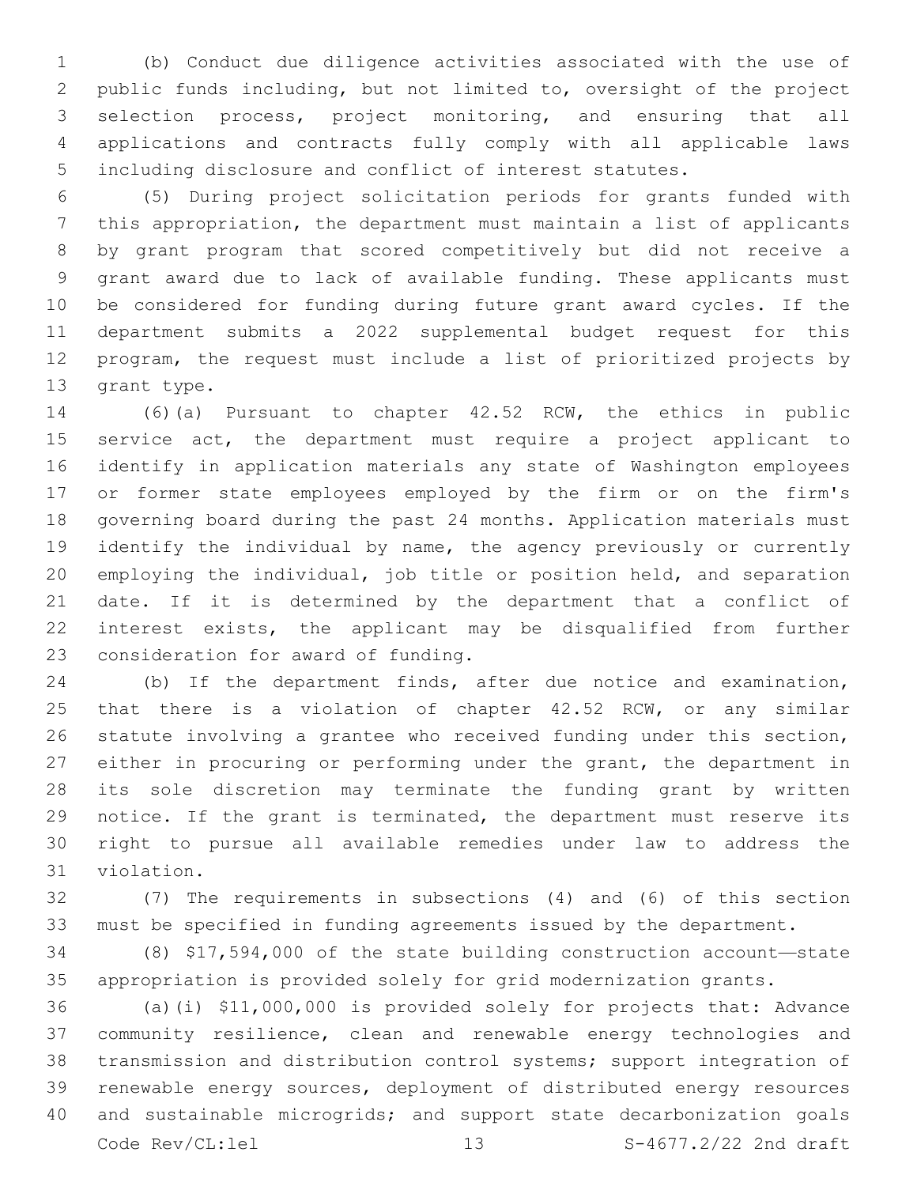(b) Conduct due diligence activities associated with the use of public funds including, but not limited to, oversight of the project selection process, project monitoring, and ensuring that all applications and contracts fully comply with all applicable laws including disclosure and conflict of interest statutes.

(5) During project solicitation periods for grants funded with this appropriation, the department must maintain a list of applicants by grant program that scored competitively but did not receive a grant award due to lack of available funding. These applicants must be considered for funding during future grant award cycles. If the department submits a 2022 supplemental budget request for this program, the request must include a list of prioritized projects by grant type.

(6)(a) Pursuant to chapter 42.52 RCW, the ethics in public service act, the department must require a project applicant to identify in application materials any state of Washington employees or former state employees employed by the firm or on the firm's governing board during the past 24 months. Application materials must identify the individual by name, the agency previously or currently employing the individual, job title or position held, and separation date. If it is determined by the department that a conflict of interest exists, the applicant may be disqualified from further consideration for award of funding.

(b) If the department finds, after due notice and examination, that there is a violation of chapter 42.52 RCW, or any similar statute involving a grantee who received funding under this section, either in procuring or performing under the grant, the department in its sole discretion may terminate the funding grant by written notice. If the grant is terminated, the department must reserve its right to pursue all available remedies under law to address the violation.

(7) The requirements in subsections (4) and (6) of this section must be specified in funding agreements issued by the department.

(8) $17,594,000 of the state building construction account—state appropriation is provided solely for grid modernization grants.

(a)(i) $11,000,000 is provided solely for projects that: Advance community resilience, clean and renewable energy technologies and transmission and distribution control systems; support integration of renewable energy sources, deployment of distributed energy resources and sustainable microgrids; and support state decarbonization goals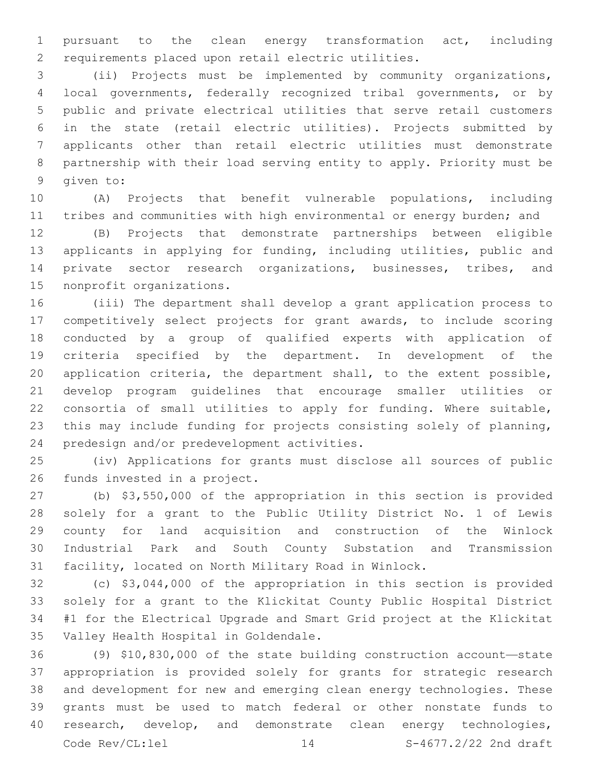pursuant to the clean energy transformation act, including requirements placed upon retail electric utilities.

(ii) Projects must be implemented by community organizations, local governments, federally recognized tribal governments, or by public and private electrical utilities that serve retail customers in the state (retail electric utilities). Projects submitted by applicants other than retail electric utilities must demonstrate partnership with their load serving entity to apply. Priority must be given to:

(A) Projects that benefit vulnerable populations, including tribes and communities with high environmental or energy burden; and

(B) Projects that demonstrate partnerships between eligible applicants in applying for funding, including utilities, public and private sector research organizations, businesses, tribes, and nonprofit organizations.

(iii) The department shall develop a grant application process to competitively select projects for grant awards, to include scoring conducted by a group of qualified experts with application of criteria specified by the department. In development of the application criteria, the department shall, to the extent possible, develop program guidelines that encourage smaller utilities or consortia of small utilities to apply for funding. Where suitable, this may include funding for projects consisting solely of planning, predesign and/or predevelopment activities.

(iv) Applications for grants must disclose all sources of public funds invested in a project.

(b) $3,550,000 of the appropriation in this section is provided solely for a grant to the Public Utility District No. 1 of Lewis county for land acquisition and construction of the Winlock Industrial Park and South County Substation and Transmission facility, located on North Military Road in Winlock.

(c) $3,044,000 of the appropriation in this section is provided solely for a grant to the Klickitat County Public Hospital District #1 for the Electrical Upgrade and Smart Grid project at the Klickitat Valley Health Hospital in Goldendale.

(9) $10,830,000 of the state building construction account—state appropriation is provided solely for grants for strategic research and development for new and emerging clean energy technologies. These grants must be used to match federal or other nonstate funds to research, develop, and demonstrate clean energy technologies,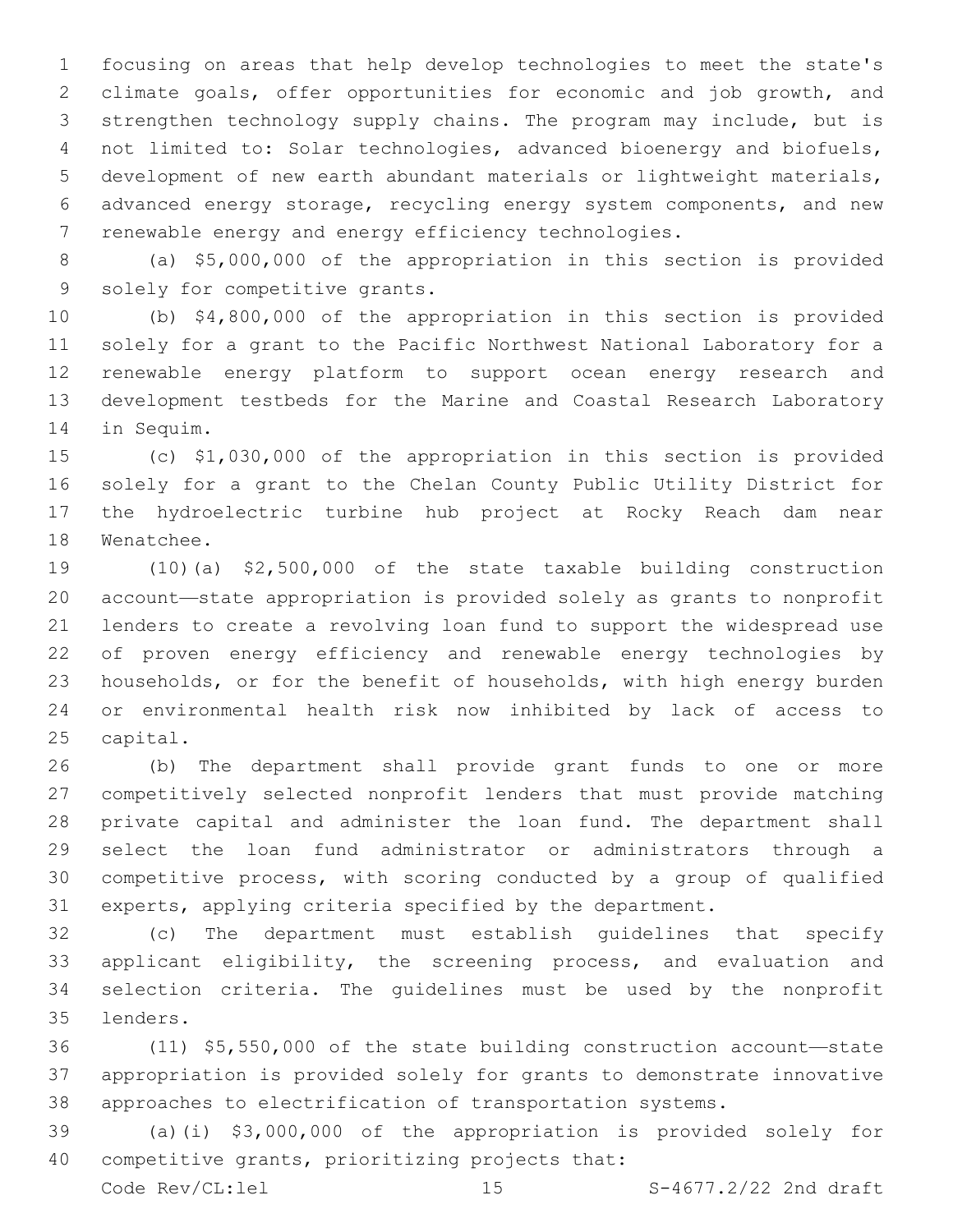focusing on areas that help develop technologies to meet the state's climate goals, offer opportunities for economic and job growth, and strengthen technology supply chains. The program may include, but is not limited to: Solar technologies, advanced bioenergy and biofuels, development of new earth abundant materials or lightweight materials, advanced energy storage, recycling energy system components, and new renewable energy and energy efficiency technologies.

(a) $5,000,000 of the appropriation in this section is provided solely for competitive grants.

(b) $4,800,000 of the appropriation in this section is provided solely for a grant to the Pacific Northwest National Laboratory for a renewable energy platform to support ocean energy research and development testbeds for the Marine and Coastal Research Laboratory in Sequim.

(c) $1,030,000 of the appropriation in this section is provided solely for a grant to the Chelan County Public Utility District for the hydroelectric turbine hub project at Rocky Reach dam near Wenatchee.

(10)(a) $2,500,000 of the state taxable building construction account—state appropriation is provided solely as grants to nonprofit lenders to create a revolving loan fund to support the widespread use of proven energy efficiency and renewable energy technologies by households, or for the benefit of households, with high energy burden or environmental health risk now inhibited by lack of access to capital.

(b) The department shall provide grant funds to one or more competitively selected nonprofit lenders that must provide matching private capital and administer the loan fund. The department shall select the loan fund administrator or administrators through a competitive process, with scoring conducted by a group of qualified experts, applying criteria specified by the department.

(c) The department must establish guidelines that specify applicant eligibility, the screening process, and evaluation and selection criteria. The guidelines must be used by the nonprofit lenders.

(11) $5,550,000 of the state building construction account—state appropriation is provided solely for grants to demonstrate innovative approaches to electrification of transportation systems.

(a)(i) $3,000,000 of the appropriation is provided solely for competitive grants, prioritizing projects that: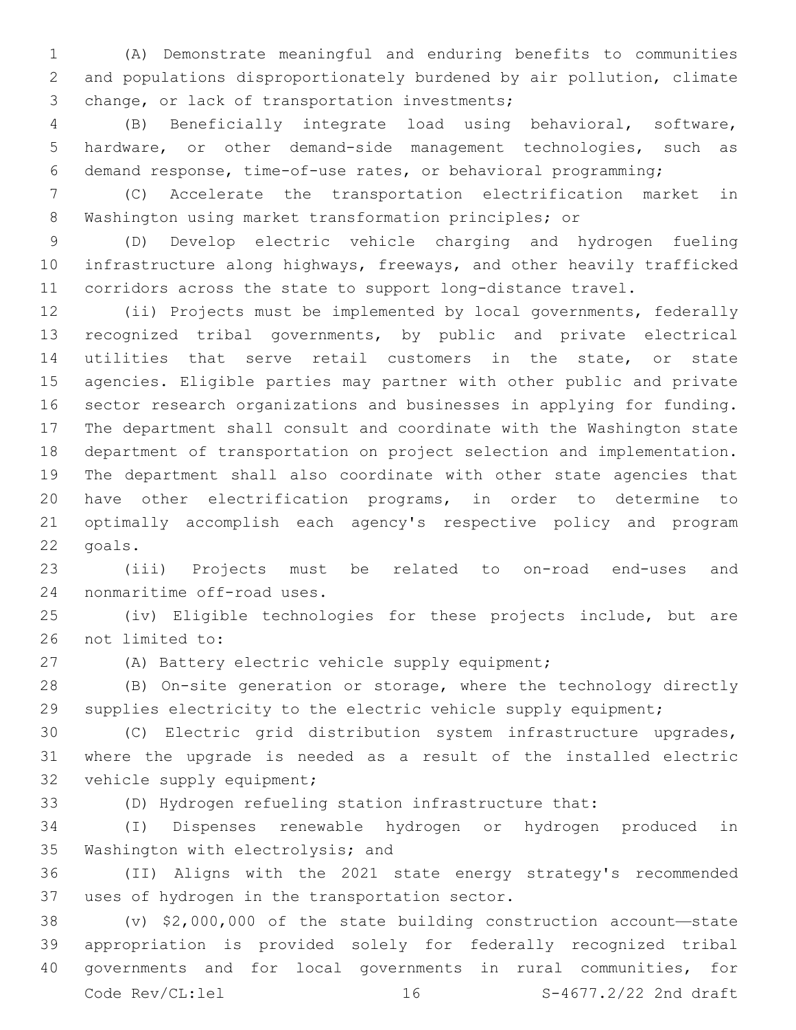(A) Demonstrate meaningful and enduring benefits to communities and populations disproportionately burdened by air pollution, climate change, or lack of transportation investments;

(B) Beneficially integrate load using behavioral, software, hardware, or other demand-side management technologies, such as demand response, time-of-use rates, or behavioral programming;

(C) Accelerate the transportation electrification market in Washington using market transformation principles; or

(D) Develop electric vehicle charging and hydrogen fueling infrastructure along highways, freeways, and other heavily trafficked corridors across the state to support long-distance travel.

(ii) Projects must be implemented by local governments, federally recognized tribal governments, by public and private electrical utilities that serve retail customers in the state, or state agencies. Eligible parties may partner with other public and private sector research organizations and businesses in applying for funding. The department shall consult and coordinate with the Washington state department of transportation on project selection and implementation. The department shall also coordinate with other state agencies that have other electrification programs, in order to determine to optimally accomplish each agency's respective policy and program goals.

(iii) Projects must be related to on-road end-uses and nonmaritime off-road uses.

(iv) Eligible technologies for these projects include, but are not limited to:

(A) Battery electric vehicle supply equipment;

(B) On-site generation or storage, where the technology directly supplies electricity to the electric vehicle supply equipment;

(C) Electric grid distribution system infrastructure upgrades, where the upgrade is needed as a result of the installed electric vehicle supply equipment;

(D) Hydrogen refueling station infrastructure that:

(I) Dispenses renewable hydrogen or hydrogen produced in Washington with electrolysis; and

(II) Aligns with the 2021 state energy strategy's recommended uses of hydrogen in the transportation sector.

(v) $2,000,000 of the state building construction account—state appropriation is provided solely for federally recognized tribal governments and for local governments in rural communities, for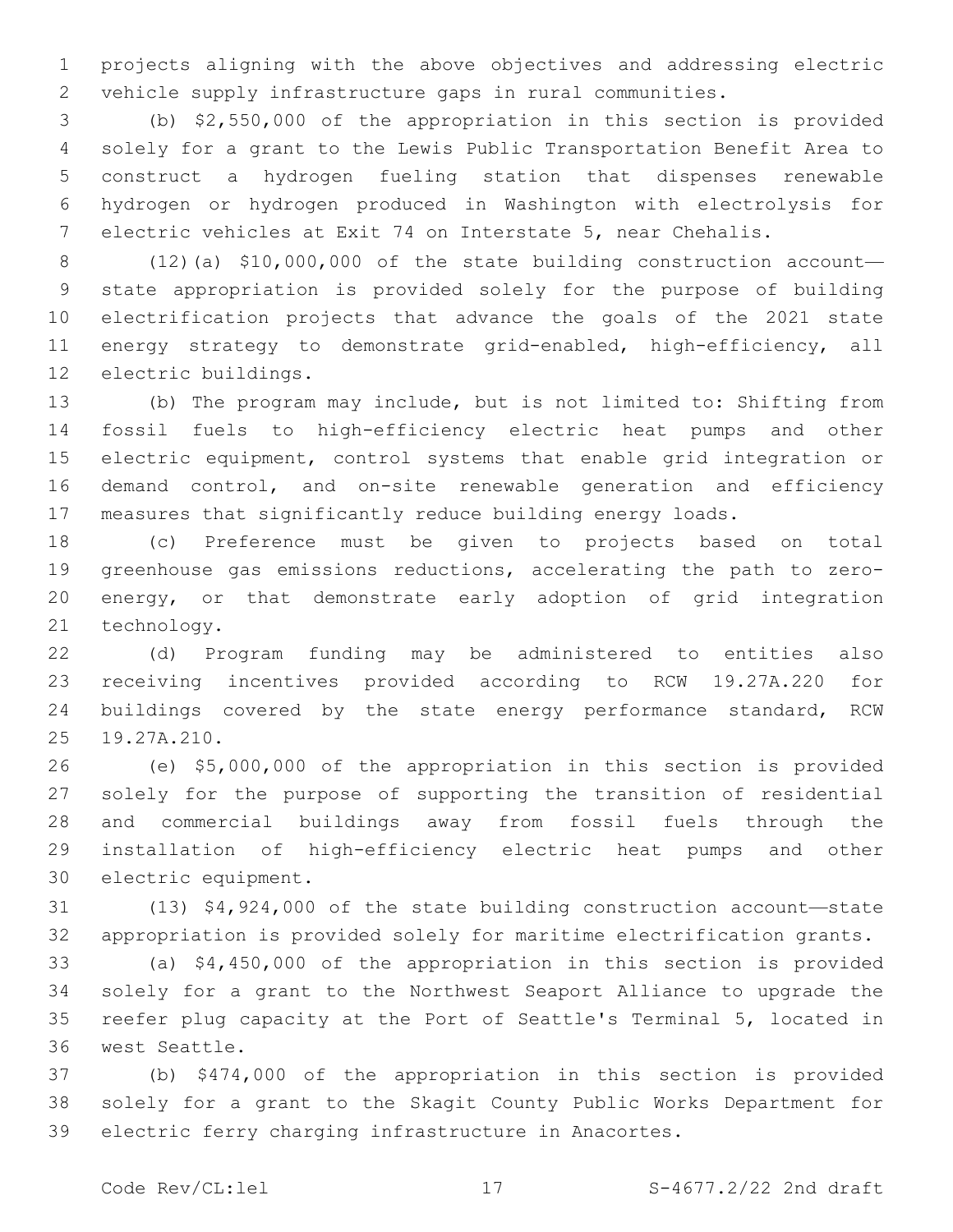projects aligning with the above objectives and addressing electric vehicle supply infrastructure gaps in rural communities.

(b) $2,550,000 of the appropriation in this section is provided solely for a grant to the Lewis Public Transportation Benefit Area to construct a hydrogen fueling station that dispenses renewable hydrogen or hydrogen produced in Washington with electrolysis for electric vehicles at Exit 74 on Interstate 5, near Chehalis.

(12)(a) $10,000,000 of the state building construction account—state appropriation is provided solely for the purpose of building electrification projects that advance the goals of the 2021 state energy strategy to demonstrate grid-enabled, high-efficiency, all electric buildings.

(b) The program may include, but is not limited to: Shifting from fossil fuels to high-efficiency electric heat pumps and other electric equipment, control systems that enable grid integration or demand control, and on-site renewable generation and efficiency measures that significantly reduce building energy loads.

(c) Preference must be given to projects based on total greenhouse gas emissions reductions, accelerating the path to zero-energy, or that demonstrate early adoption of grid integration technology.

(d) Program funding may be administered to entities also receiving incentives provided according to RCW 19.27A.220 for buildings covered by the state energy performance standard, RCW 19.27A.210.

(e) $5,000,000 of the appropriation in this section is provided solely for the purpose of supporting the transition of residential and commercial buildings away from fossil fuels through the installation of high-efficiency electric heat pumps and other electric equipment.

(13) $4,924,000 of the state building construction account—state appropriation is provided solely for maritime electrification grants.

(a) $4,450,000 of the appropriation in this section is provided solely for a grant to the Northwest Seaport Alliance to upgrade the reefer plug capacity at the Port of Seattle's Terminal 5, located in west Seattle.

(b) $474,000 of the appropriation in this section is provided solely for a grant to the Skagit County Public Works Department for electric ferry charging infrastructure in Anacortes.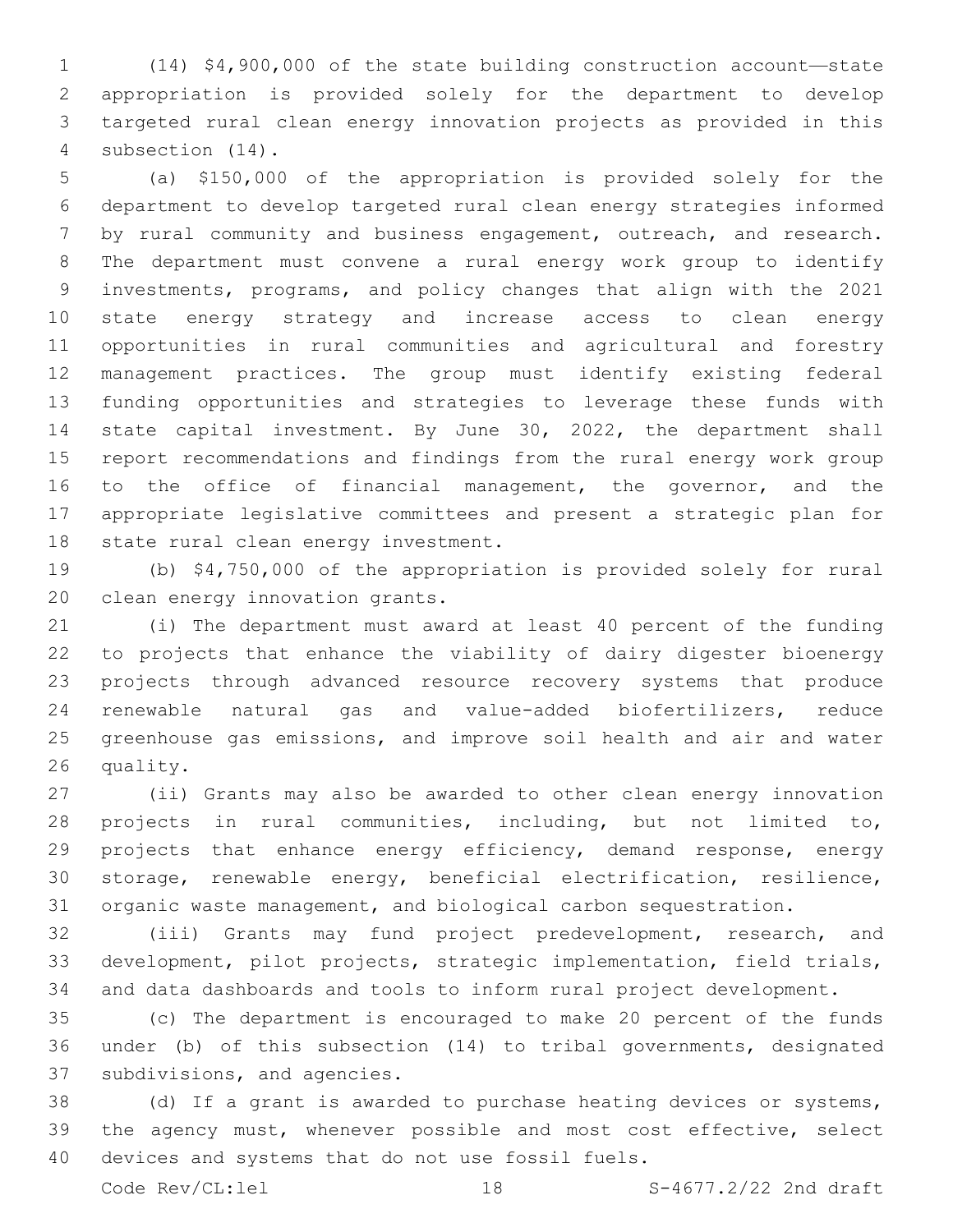(14) $4,900,000 of the state building construction account—state appropriation is provided solely for the department to develop targeted rural clean energy innovation projects as provided in this subsection (14).

(a) $150,000 of the appropriation is provided solely for the department to develop targeted rural clean energy strategies informed by rural community and business engagement, outreach, and research. The department must convene a rural energy work group to identify investments, programs, and policy changes that align with the 2021 state energy strategy and increase access to clean energy opportunities in rural communities and agricultural and forestry management practices. The group must identify existing federal funding opportunities and strategies to leverage these funds with state capital investment. By June 30, 2022, the department shall report recommendations and findings from the rural energy work group to the office of financial management, the governor, and the appropriate legislative committees and present a strategic plan for state rural clean energy investment.

(b) $4,750,000 of the appropriation is provided solely for rural clean energy innovation grants.

(i) The department must award at least 40 percent of the funding to projects that enhance the viability of dairy digester bioenergy projects through advanced resource recovery systems that produce renewable natural gas and value-added biofertilizers, reduce greenhouse gas emissions, and improve soil health and air and water quality.

(ii) Grants may also be awarded to other clean energy innovation projects in rural communities, including, but not limited to, projects that enhance energy efficiency, demand response, energy storage, renewable energy, beneficial electrification, resilience, organic waste management, and biological carbon sequestration.

(iii) Grants may fund project predevelopment, research, and development, pilot projects, strategic implementation, field trials, and data dashboards and tools to inform rural project development.

(c) The department is encouraged to make 20 percent of the funds under (b) of this subsection (14) to tribal governments, designated subdivisions, and agencies.

(d) If a grant is awarded to purchase heating devices or systems, the agency must, whenever possible and most cost effective, select devices and systems that do not use fossil fuels.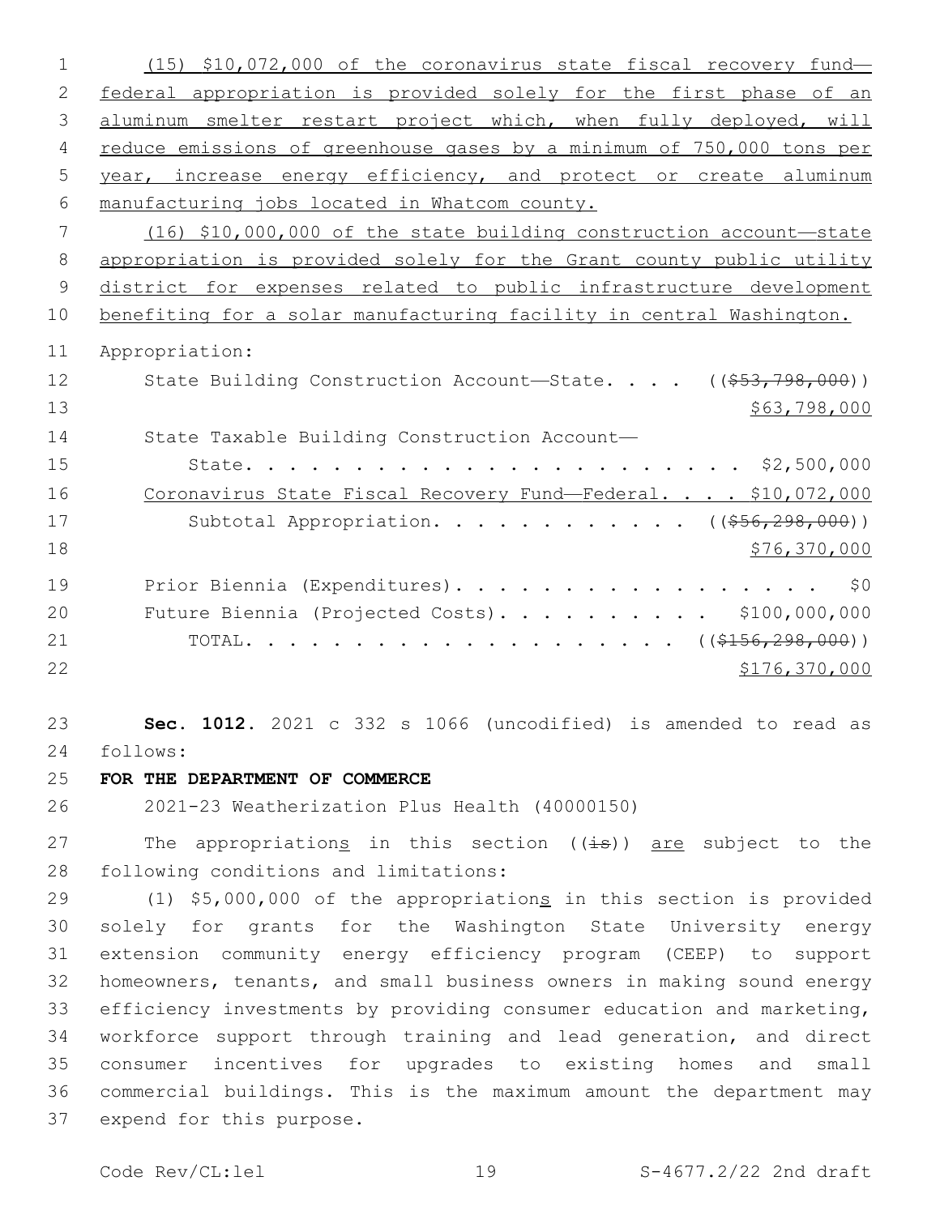(15) $10,072,000 of the coronavirus state fiscal recovery fund—federal appropriation is provided solely for the first phase of an aluminum smelter restart project which, when fully deployed, will reduce emissions of greenhouse gases by a minimum of 750,000 tons per year, increase energy efficiency, and protect or create aluminum manufacturing jobs located in Whatcom county.

(16) $10,000,000 of the state building construction account—state appropriation is provided solely for the Grant county public utility district for expenses related to public infrastructure development benefiting for a solar manufacturing facility in central Washington.

Appropriation:

| | |
|---|---|
| State Building Construction Account—State | (($53,798,000)) $63,798,000 |
| State Taxable Building Construction Account—State | $2,500,000 |
| Coronavirus State Fiscal Recovery Fund—Federal | $10,072,000 |
| Subtotal Appropriation | (($56,298,000)) $76,370,000 |
| Prior Biennia (Expenditures) | $0 |
| Future Biennia (Projected Costs) | $100,000,000 |
| TOTAL | (($156,298,000)) $176,370,000 |

**Sec. 1012.** 2021 c 332 s 1066 (uncodified) is amended to read as follows:

**FOR THE DEPARTMENT OF COMMERCE**

2021-23 Weatherization Plus Health (40000150)

The appropriations in this section ((is)) are subject to the following conditions and limitations:

(1) $5,000,000 of the appropriations in this section is provided solely for grants for the Washington State University energy extension community energy efficiency program (CEEP) to support homeowners, tenants, and small business owners in making sound energy efficiency investments by providing consumer education and marketing, workforce support through training and lead generation, and direct consumer incentives for upgrades to existing homes and small commercial buildings. This is the maximum amount the department may expend for this purpose.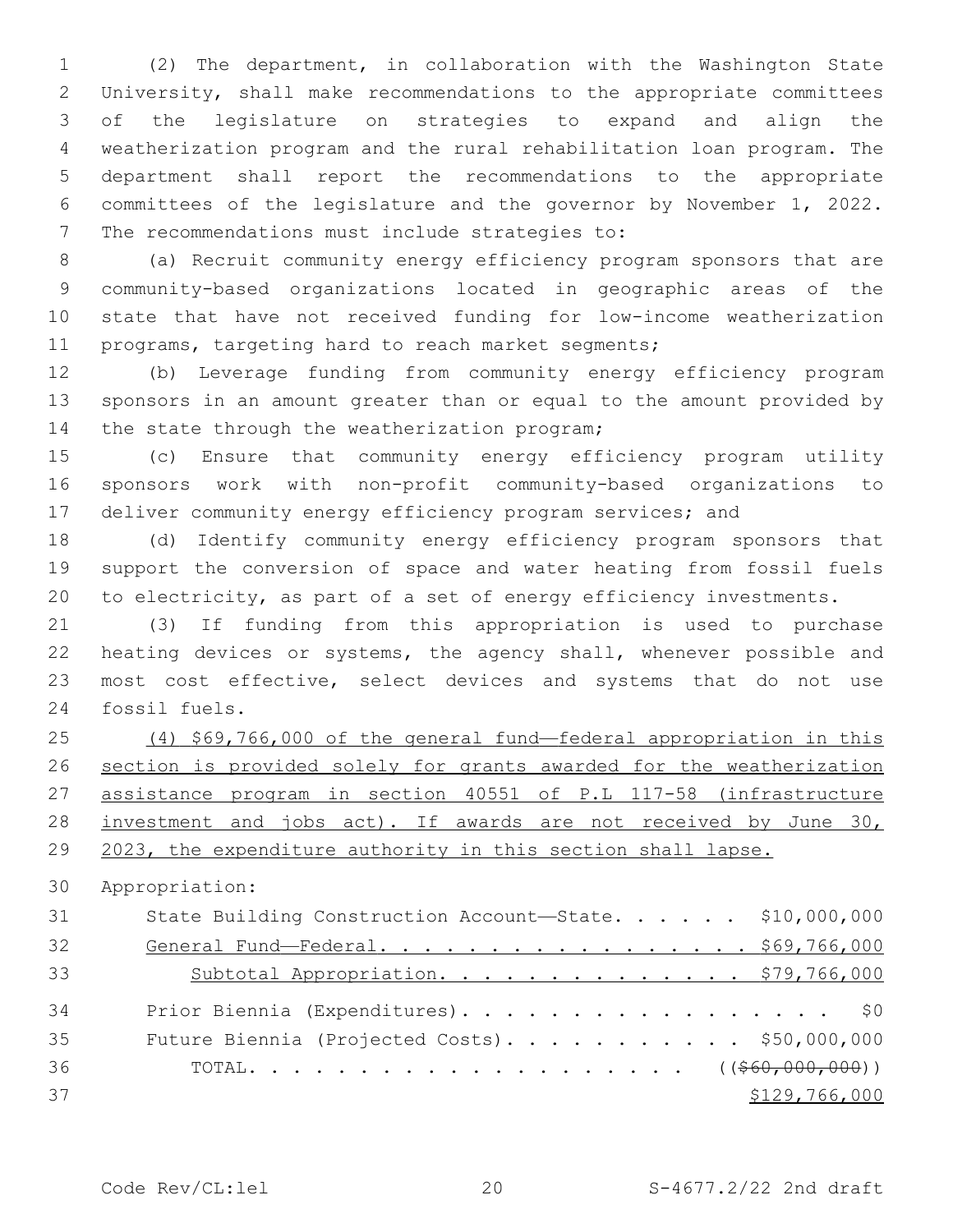(2) The department, in collaboration with the Washington State University, shall make recommendations to the appropriate committees of the legislature on strategies to expand and align the weatherization program and the rural rehabilitation loan program. The department shall report the recommendations to the appropriate committees of the legislature and the governor by November 1, 2022. The recommendations must include strategies to:

(a) Recruit community energy efficiency program sponsors that are community-based organizations located in geographic areas of the state that have not received funding for low-income weatherization programs, targeting hard to reach market segments;

(b) Leverage funding from community energy efficiency program sponsors in an amount greater than or equal to the amount provided by the state through the weatherization program;

(c) Ensure that community energy efficiency program utility sponsors work with non-profit community-based organizations to deliver community energy efficiency program services; and

(d) Identify community energy efficiency program sponsors that support the conversion of space and water heating from fossil fuels to electricity, as part of a set of energy efficiency investments.

(3) If funding from this appropriation is used to purchase heating devices or systems, the agency shall, whenever possible and most cost effective, select devices and systems that do not use fossil fuels.

(4) $69,766,000 of the general fund—federal appropriation in this section is provided solely for grants awarded for the weatherization assistance program in section 40551 of P.L 117-58 (infrastructure investment and jobs act). If awards are not received by June 30, 2023, the expenditure authority in this section shall lapse.

Appropriation:

| | |
|---|---|
| State Building Construction Account—State. . . . . . | $10,000,000 |
| General Fund—Federal. . . . . . . . . . . . . . . . . . | $69,766,000 |
| Subtotal Appropriation. . . . . . . . . . . . . . | $79,766,000 |
| Prior Biennia (Expenditures). . . . . . . . . . . . . . . . . | $0 |
| Future Biennia (Projected Costs). . . . . . . . . . . | $50,000,000 |
| TOTAL. . . . . . . . . . . . . . . . . . . . | (($60,000,000)) $129,766,000 |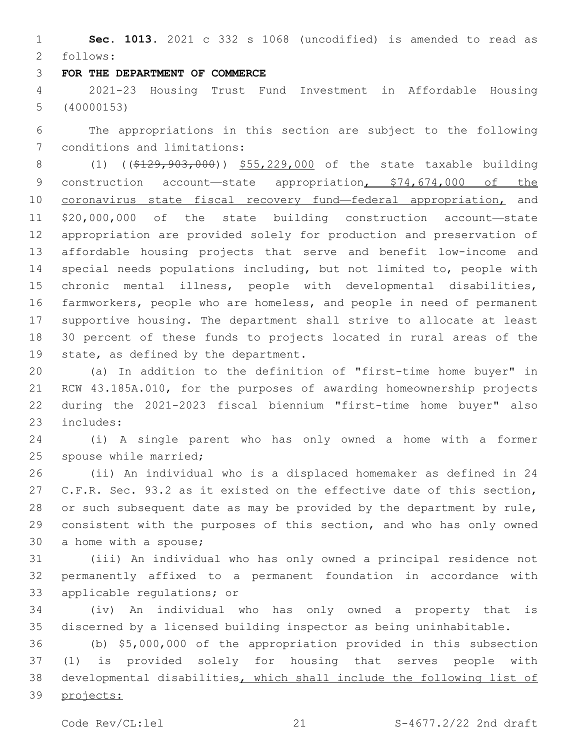**Sec. 1013.** 2021 c 332 s 1068 (uncodified) is amended to read as follows:

**FOR THE DEPARTMENT OF COMMERCE**

2021-23 Housing Trust Fund Investment in Affordable Housing (40000153)

The appropriations in this section are subject to the following conditions and limitations:

(1) ((~~$129,903,000~~)) $55,229,000 of the state taxable building construction account—state appropriation, $74,674,000 of the coronavirus state fiscal recovery fund—federal appropriation, and $20,000,000 of the state building construction account—state appropriation are provided solely for production and preservation of affordable housing projects that serve and benefit low-income and special needs populations including, but not limited to, people with chronic mental illness, people with developmental disabilities, farmworkers, people who are homeless, and people in need of permanent supportive housing. The department shall strive to allocate at least 30 percent of these funds to projects located in rural areas of the state, as defined by the department.

(a) In addition to the definition of "first-time home buyer" in RCW 43.185A.010, for the purposes of awarding homeownership projects during the 2021-2023 fiscal biennium "first-time home buyer" also includes:

(i) A single parent who has only owned a home with a former spouse while married;

(ii) An individual who is a displaced homemaker as defined in 24 C.F.R. Sec. 93.2 as it existed on the effective date of this section, or such subsequent date as may be provided by the department by rule, consistent with the purposes of this section, and who has only owned a home with a spouse;

(iii) An individual who has only owned a principal residence not permanently affixed to a permanent foundation in accordance with applicable regulations; or

(iv) An individual who has only owned a property that is discerned by a licensed building inspector as being uninhabitable.

(b) $5,000,000 of the appropriation provided in this subsection (1) is provided solely for housing that serves people with developmental disabilities, which shall include the following list of projects: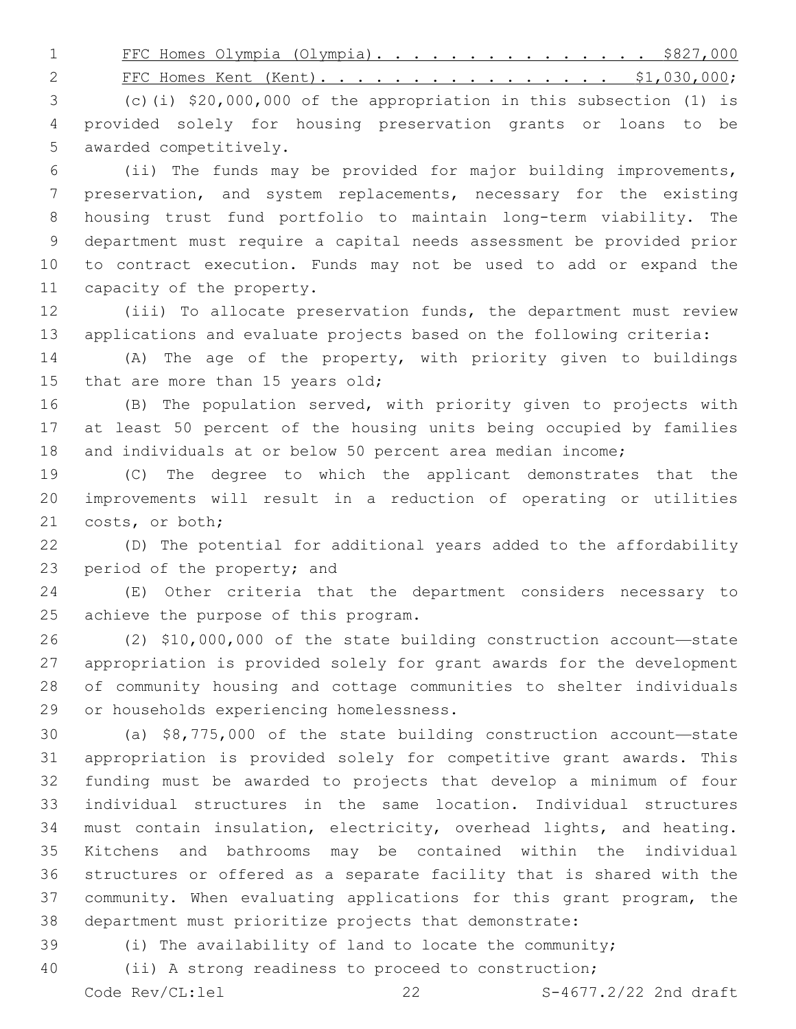FFC Homes Olympia (Olympia). . . . . . . . . . . . . . . . $827,000

FFC Homes Kent (Kent). . . . . . . . . . . . . . . . . $1,030,000;

(c)(i) $20,000,000 of the appropriation in this subsection (1) is provided solely for housing preservation grants or loans to be awarded competitively.

(ii) The funds may be provided for major building improvements, preservation, and system replacements, necessary for the existing housing trust fund portfolio to maintain long-term viability. The department must require a capital needs assessment be provided prior to contract execution. Funds may not be used to add or expand the capacity of the property.

(iii) To allocate preservation funds, the department must review applications and evaluate projects based on the following criteria:

(A) The age of the property, with priority given to buildings that are more than 15 years old;

(B) The population served, with priority given to projects with at least 50 percent of the housing units being occupied by families and individuals at or below 50 percent area median income;

(C) The degree to which the applicant demonstrates that the improvements will result in a reduction of operating or utilities costs, or both;

(D) The potential for additional years added to the affordability period of the property; and

(E) Other criteria that the department considers necessary to achieve the purpose of this program.

(2) $10,000,000 of the state building construction account—state appropriation is provided solely for grant awards for the development of community housing and cottage communities to shelter individuals or households experiencing homelessness.

(a) $8,775,000 of the state building construction account—state appropriation is provided solely for competitive grant awards. This funding must be awarded to projects that develop a minimum of four individual structures in the same location. Individual structures must contain insulation, electricity, overhead lights, and heating. Kitchens and bathrooms may be contained within the individual structures or offered as a separate facility that is shared with the community. When evaluating applications for this grant program, the department must prioritize projects that demonstrate:

(i) The availability of land to locate the community;

(ii) A strong readiness to proceed to construction;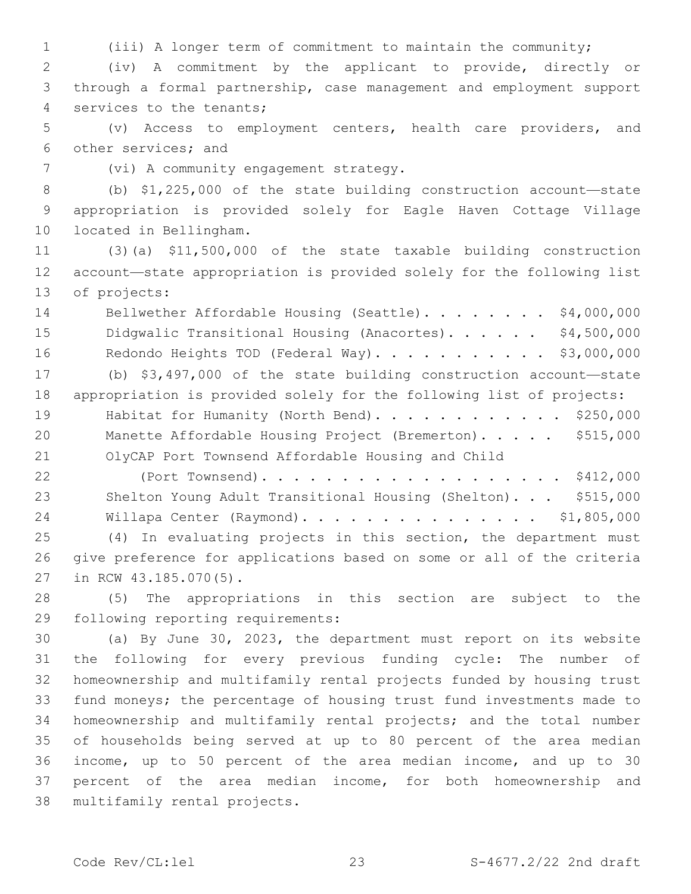(iii) A longer term of commitment to maintain the community;

(iv) A commitment by the applicant to provide, directly or through a formal partnership, case management and employment support services to the tenants;

(v) Access to employment centers, health care providers, and other services; and

(vi) A community engagement strategy.

(b) $1,225,000 of the state building construction account—state appropriation is provided solely for Eagle Haven Cottage Village located in Bellingham.

(3)(a) $11,500,000 of the state taxable building construction account—state appropriation is provided solely for the following list of projects:

Bellwether Affordable Housing (Seattle). . . . . . . . . $4,000,000
Didgwalic Transitional Housing (Anacortes). . . . . . $4,500,000
Redondo Heights TOD (Federal Way). . . . . . . . . . . $3,000,000

(b) $3,497,000 of the state building construction account—state appropriation is provided solely for the following list of projects:

Habitat for Humanity (North Bend). . . . . . . . . . . . $250,000
Manette Affordable Housing Project (Bremerton). . . . . $515,000
OlyCAP Port Townsend Affordable Housing and Child (Port Townsend). . . . . . . . . . . . . . . . . . . . $412,000
Shelton Young Adult Transitional Housing (Shelton). . . $515,000
Willapa Center (Raymond). . . . . . . . . . . . . . . . $1,805,000

(4) In evaluating projects in this section, the department must give preference for applications based on some or all of the criteria in RCW 43.185.070(5).

(5) The appropriations in this section are subject to the following reporting requirements:

(a) By June 30, 2023, the department must report on its website the following for every previous funding cycle: The number of homeownership and multifamily rental projects funded by housing trust fund moneys; the percentage of housing trust fund investments made to homeownership and multifamily rental projects; and the total number of households being served at up to 80 percent of the area median income, up to 50 percent of the area median income, and up to 30 percent of the area median income, for both homeownership and multifamily rental projects.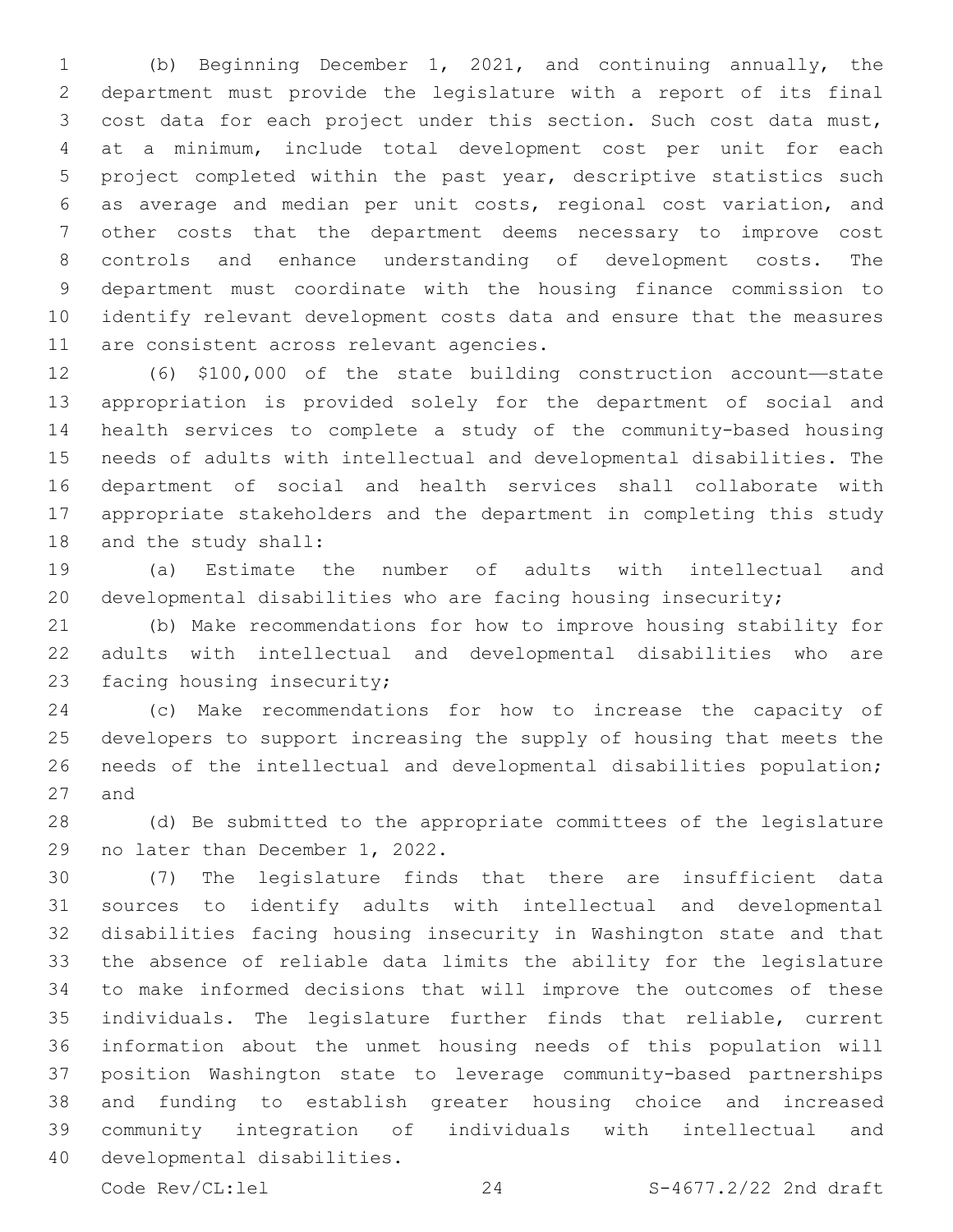(b) Beginning December 1, 2021, and continuing annually, the department must provide the legislature with a report of its final cost data for each project under this section. Such cost data must, at a minimum, include total development cost per unit for each project completed within the past year, descriptive statistics such as average and median per unit costs, regional cost variation, and other costs that the department deems necessary to improve cost controls and enhance understanding of development costs. The department must coordinate with the housing finance commission to identify relevant development costs data and ensure that the measures are consistent across relevant agencies.

(6) $100,000 of the state building construction account—state appropriation is provided solely for the department of social and health services to complete a study of the community-based housing needs of adults with intellectual and developmental disabilities. The department of social and health services shall collaborate with appropriate stakeholders and the department in completing this study and the study shall:

(a) Estimate the number of adults with intellectual and developmental disabilities who are facing housing insecurity;

(b) Make recommendations for how to improve housing stability for adults with intellectual and developmental disabilities who are facing housing insecurity;

(c) Make recommendations for how to increase the capacity of developers to support increasing the supply of housing that meets the needs of the intellectual and developmental disabilities population; and

(d) Be submitted to the appropriate committees of the legislature no later than December 1, 2022.

(7) The legislature finds that there are insufficient data sources to identify adults with intellectual and developmental disabilities facing housing insecurity in Washington state and that the absence of reliable data limits the ability for the legislature to make informed decisions that will improve the outcomes of these individuals. The legislature further finds that reliable, current information about the unmet housing needs of this population will position Washington state to leverage community-based partnerships and funding to establish greater housing choice and increased community integration of individuals with intellectual and developmental disabilities.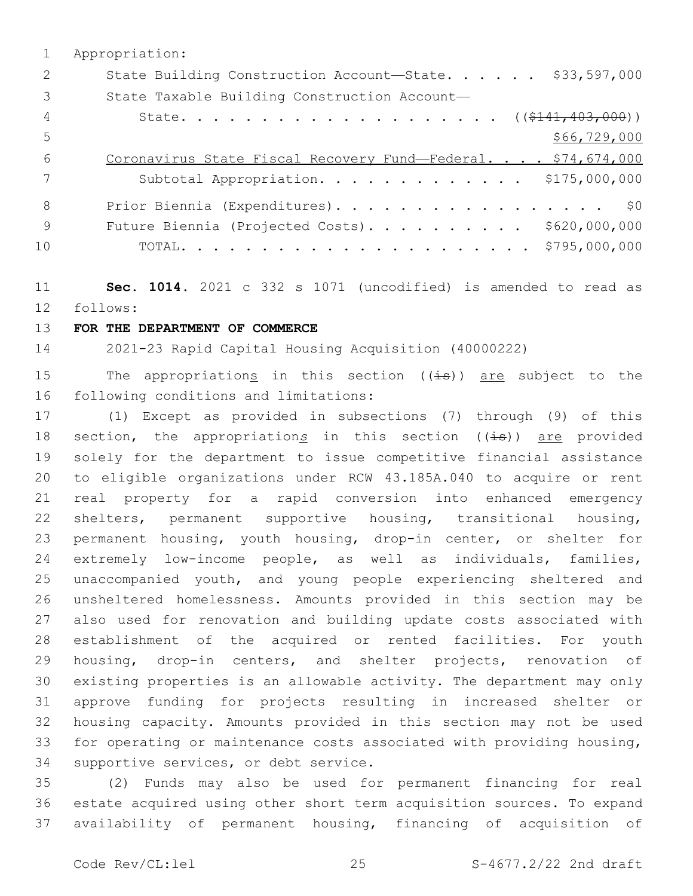Appropriation:

State Building Construction Account—State. . . . . . $33,597,000

State Taxable Building Construction Account—

State. . . . . . . . . . . . . . . . . . . . ~~(($141,403,000))~~

$66,729,000

Coronavirus State Fiscal Recovery Fund—Federal. . . . $74,674,000

Subtotal Appropriation. . . . . . . . . . . . . $175,000,000

Prior Biennia (Expenditures). . . . . . . . . . . . . . . . . $0

Future Biennia (Projected Costs). . . . . . . . . . $620,000,000

TOTAL. . . . . . . . . . . . . . . . . . . . . . $795,000,000

**Sec. 1014.** 2021 c 332 s 1071 (uncodified) is amended to read as follows:

**FOR THE DEPARTMENT OF COMMERCE**

2021-23 Rapid Capital Housing Acquisition (40000222)

The appropriations in this section ((~~is~~)) are subject to the following conditions and limitations:

(1) Except as provided in subsections (7) through (9) of this section, the appropriations in this section ((~~is~~)) are provided solely for the department to issue competitive financial assistance to eligible organizations under RCW 43.185A.040 to acquire or rent real property for a rapid conversion into enhanced emergency shelters, permanent supportive housing, transitional housing, permanent housing, youth housing, drop-in center, or shelter for extremely low-income people, as well as individuals, families, unaccompanied youth, and young people experiencing sheltered and unsheltered homelessness. Amounts provided in this section may be also used for renovation and building update costs associated with establishment of the acquired or rented facilities. For youth housing, drop-in centers, and shelter projects, renovation of existing properties is an allowable activity. The department may only approve funding for projects resulting in increased shelter or housing capacity. Amounts provided in this section may not be used for operating or maintenance costs associated with providing housing, supportive services, or debt service.

(2) Funds may also be used for permanent financing for real estate acquired using other short term acquisition sources. To expand availability of permanent housing, financing of acquisition of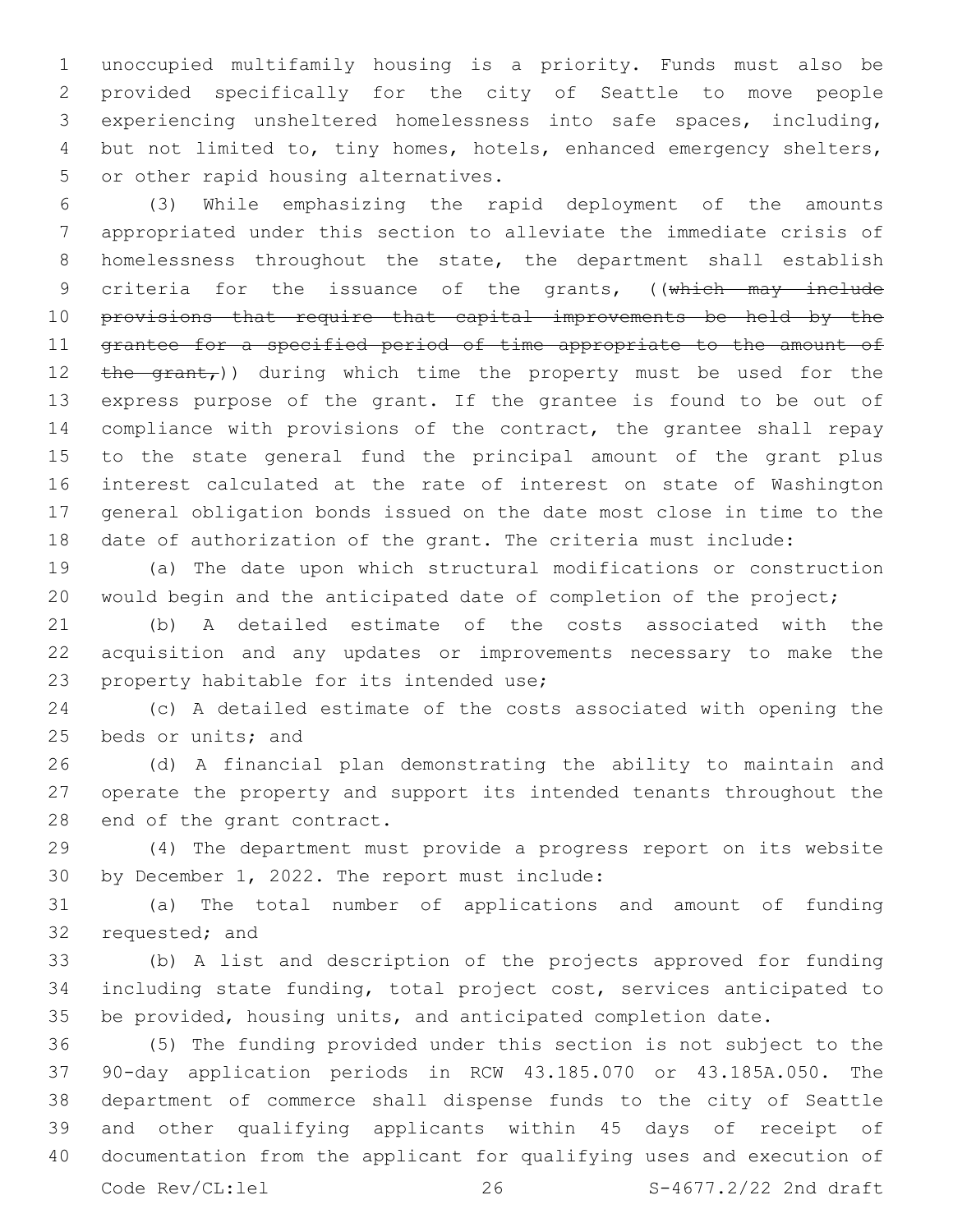unoccupied multifamily housing is a priority. Funds must also be provided specifically for the city of Seattle to move people experiencing unsheltered homelessness into safe spaces, including, but not limited to, tiny homes, hotels, enhanced emergency shelters, or other rapid housing alternatives.

(3) While emphasizing the rapid deployment of the amounts appropriated under this section to alleviate the immediate crisis of homelessness throughout the state, the department shall establish criteria for the issuance of the grants, ((~~which may include provisions that require that capital improvements be held by the grantee for a specified period of time appropriate to the amount of the grant,~~)) during which time the property must be used for the express purpose of the grant. If the grantee is found to be out of compliance with provisions of the contract, the grantee shall repay to the state general fund the principal amount of the grant plus interest calculated at the rate of interest on state of Washington general obligation bonds issued on the date most close in time to the date of authorization of the grant. The criteria must include:

(a) The date upon which structural modifications or construction would begin and the anticipated date of completion of the project;

(b) A detailed estimate of the costs associated with the acquisition and any updates or improvements necessary to make the property habitable for its intended use;

(c) A detailed estimate of the costs associated with opening the beds or units; and

(d) A financial plan demonstrating the ability to maintain and operate the property and support its intended tenants throughout the end of the grant contract.

(4) The department must provide a progress report on its website by December 1, 2022. The report must include:

(a) The total number of applications and amount of funding requested; and

(b) A list and description of the projects approved for funding including state funding, total project cost, services anticipated to be provided, housing units, and anticipated completion date.

(5) The funding provided under this section is not subject to the 90-day application periods in RCW 43.185.070 or 43.185A.050. The department of commerce shall dispense funds to the city of Seattle and other qualifying applicants within 45 days of receipt of documentation from the applicant for qualifying uses and execution of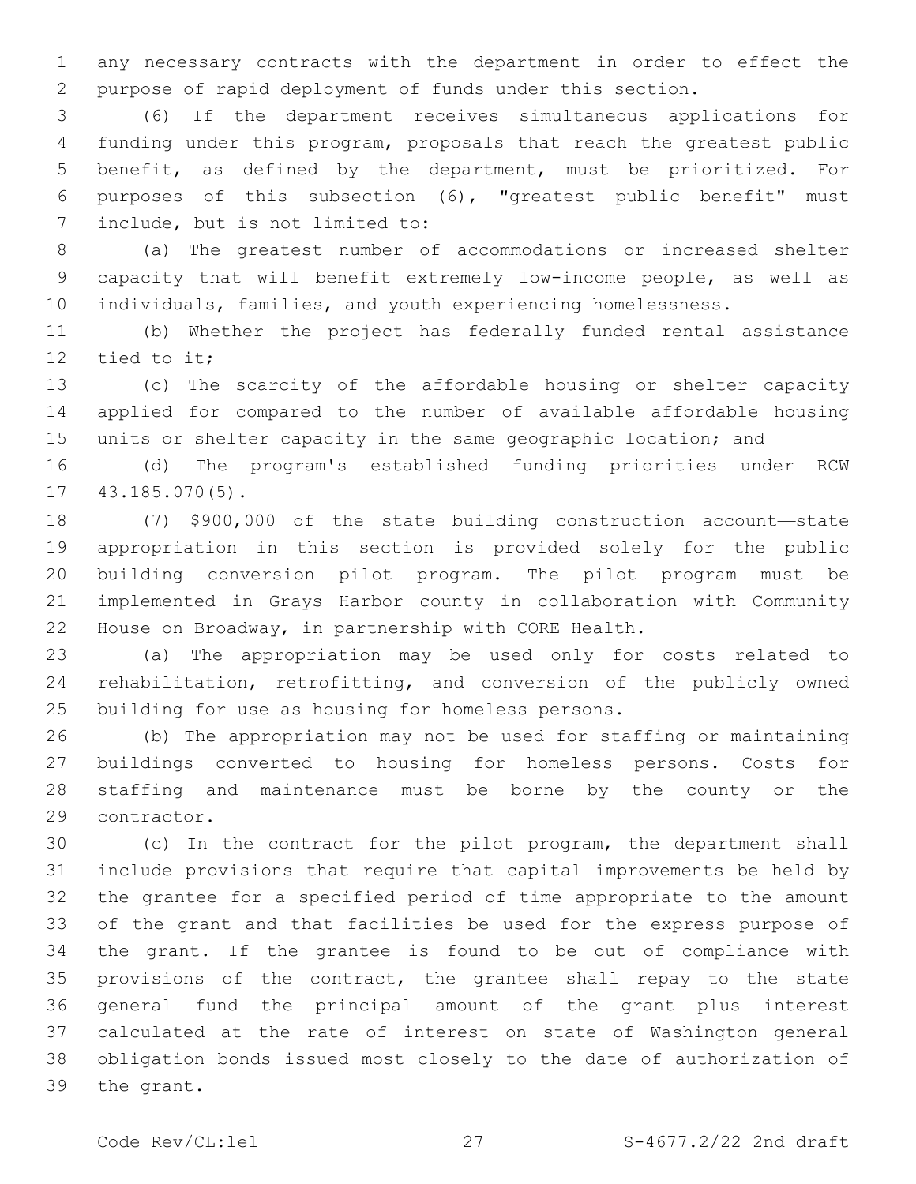any necessary contracts with the department in order to effect the purpose of rapid deployment of funds under this section.

(6) If the department receives simultaneous applications for funding under this program, proposals that reach the greatest public benefit, as defined by the department, must be prioritized. For purposes of this subsection (6), "greatest public benefit" must include, but is not limited to:

(a) The greatest number of accommodations or increased shelter capacity that will benefit extremely low-income people, as well as individuals, families, and youth experiencing homelessness.

(b) Whether the project has federally funded rental assistance tied to it;

(c) The scarcity of the affordable housing or shelter capacity applied for compared to the number of available affordable housing units or shelter capacity in the same geographic location; and

(d) The program's established funding priorities under RCW 43.185.070(5).

(7) $900,000 of the state building construction account—state appropriation in this section is provided solely for the public building conversion pilot program. The pilot program must be implemented in Grays Harbor county in collaboration with Community House on Broadway, in partnership with CORE Health.

(a) The appropriation may be used only for costs related to rehabilitation, retrofitting, and conversion of the publicly owned building for use as housing for homeless persons.

(b) The appropriation may not be used for staffing or maintaining buildings converted to housing for homeless persons. Costs for staffing and maintenance must be borne by the county or the contractor.

(c) In the contract for the pilot program, the department shall include provisions that require that capital improvements be held by the grantee for a specified period of time appropriate to the amount of the grant and that facilities be used for the express purpose of the grant. If the grantee is found to be out of compliance with provisions of the contract, the grantee shall repay to the state general fund the principal amount of the grant plus interest calculated at the rate of interest on state of Washington general obligation bonds issued most closely to the date of authorization of the grant.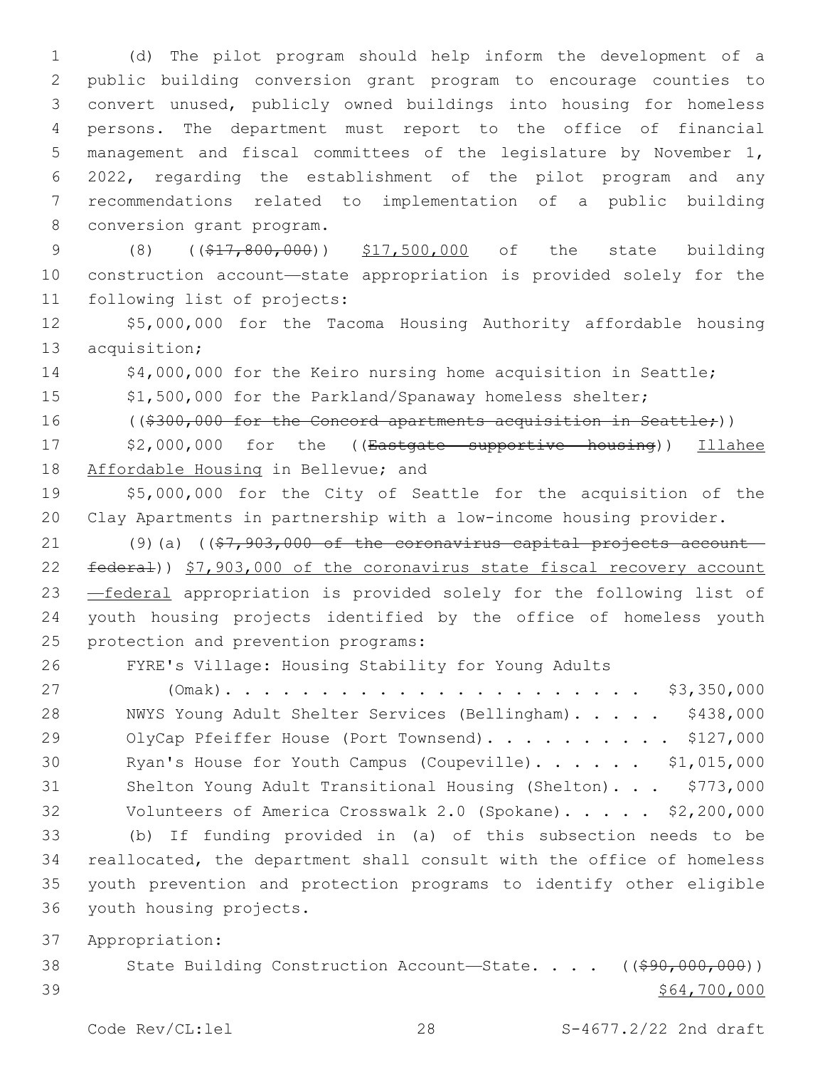(d) The pilot program should help inform the development of a public building conversion grant program to encourage counties to convert unused, publicly owned buildings into housing for homeless persons. The department must report to the office of financial management and fiscal committees of the legislature by November 1, 2022, regarding the establishment of the pilot program and any recommendations related to implementation of a public building conversion grant program.

(8) ((~~$17,800,000~~)) <u>$17,500,000</u> of the state building construction account—state appropriation is provided solely for the following list of projects:

$5,000,000 for the Tacoma Housing Authority affordable housing acquisition;

$4,000,000 for the Keiro nursing home acquisition in Seattle;

$1,500,000 for the Parkland/Spanaway homeless shelter;

((~~$300,000 for the Concord apartments acquisition in Seattle;~~))

$2,000,000 for the ((~~Eastgate supportive housing~~)) <u>Illahee Affordable Housing</u> in Bellevue; and

$5,000,000 for the City of Seattle for the acquisition of the Clay Apartments in partnership with a low-income housing provider.

(9)(a) ((~~$7,903,000 of the coronavirus capital projects account—federal~~)) <u>$7,903,000 of the coronavirus state fiscal recovery account—federal</u> appropriation is provided solely for the following list of youth housing projects identified by the office of homeless youth protection and prevention programs:

FYRE's Village: Housing Stability for Young Adults (Omak). . . . . . . . . . . . . . . . . . . . . . $3,350,000

NWYS Young Adult Shelter Services (Bellingham). . . . . $438,000

OlyCap Pfeiffer House (Port Townsend). . . . . . . . . . $127,000

Ryan's House for Youth Campus (Coupeville). . . . . . $1,015,000

Shelton Young Adult Transitional Housing (Shelton). . . $773,000

Volunteers of America Crosswalk 2.0 (Spokane). . . . . $2,200,000

(b) If funding provided in (a) of this subsection needs to be reallocated, the department shall consult with the office of homeless youth prevention and protection programs to identify other eligible youth housing projects.

Appropriation:

State Building Construction Account—State. . . . ((~~$90,000,000~~)) <u>$64,700,000</u>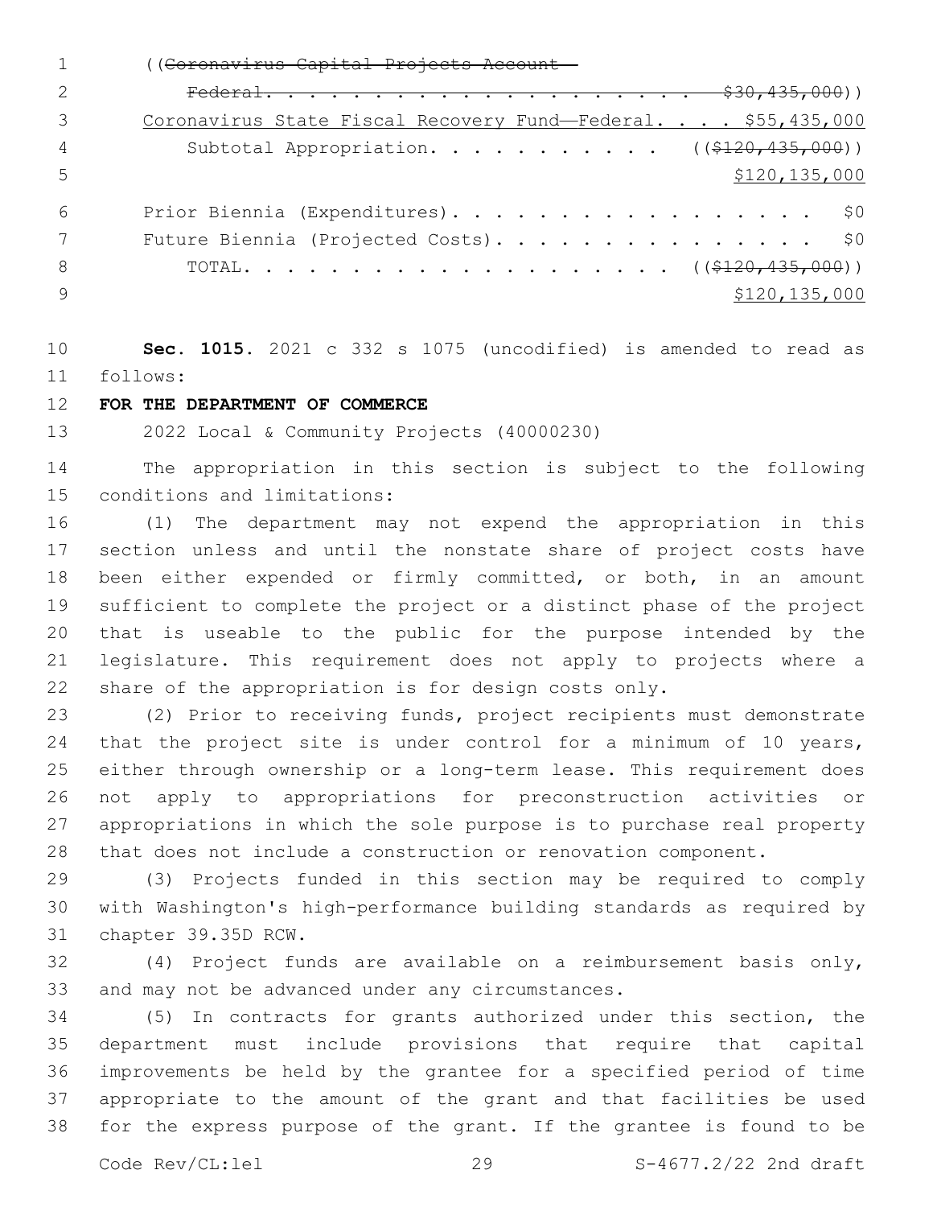((~~Coronavirus Capital Projects Account—~~
~~Federal. . . . . . . . . . . . . . . . . . . . . $30,435,000~~))
Coronavirus State Fiscal Recovery Fund—Federal. . . . $55,435,000
Subtotal Appropriation. . . . . . . . . . . ((~~$120,435,000~~))
$120,135,000

Prior Biennia (Expenditures). . . . . . . . . . . . . . . . . . $0
Future Biennia (Projected Costs). . . . . . . . . . . . . . . . $0
TOTAL. . . . . . . . . . . . . . . . . . . . ((~~$120,435,000~~))
$120,135,000

**Sec. 1015.** 2021 c 332 s 1075 (uncodified) is amended to read as follows:

**FOR THE DEPARTMENT OF COMMERCE**

2022 Local & Community Projects (40000230)

The appropriation in this section is subject to the following conditions and limitations:

(1) The department may not expend the appropriation in this section unless and until the nonstate share of project costs have been either expended or firmly committed, or both, in an amount sufficient to complete the project or a distinct phase of the project that is useable to the public for the purpose intended by the legislature. This requirement does not apply to projects where a share of the appropriation is for design costs only.

(2) Prior to receiving funds, project recipients must demonstrate that the project site is under control for a minimum of 10 years, either through ownership or a long-term lease. This requirement does not apply to appropriations for preconstruction activities or appropriations in which the sole purpose is to purchase real property that does not include a construction or renovation component.

(3) Projects funded in this section may be required to comply with Washington's high-performance building standards as required by chapter 39.35D RCW.

(4) Project funds are available on a reimbursement basis only, and may not be advanced under any circumstances.

(5) In contracts for grants authorized under this section, the department must include provisions that require that capital improvements be held by the grantee for a specified period of time appropriate to the amount of the grant and that facilities be used for the express purpose of the grant. If the grantee is found to be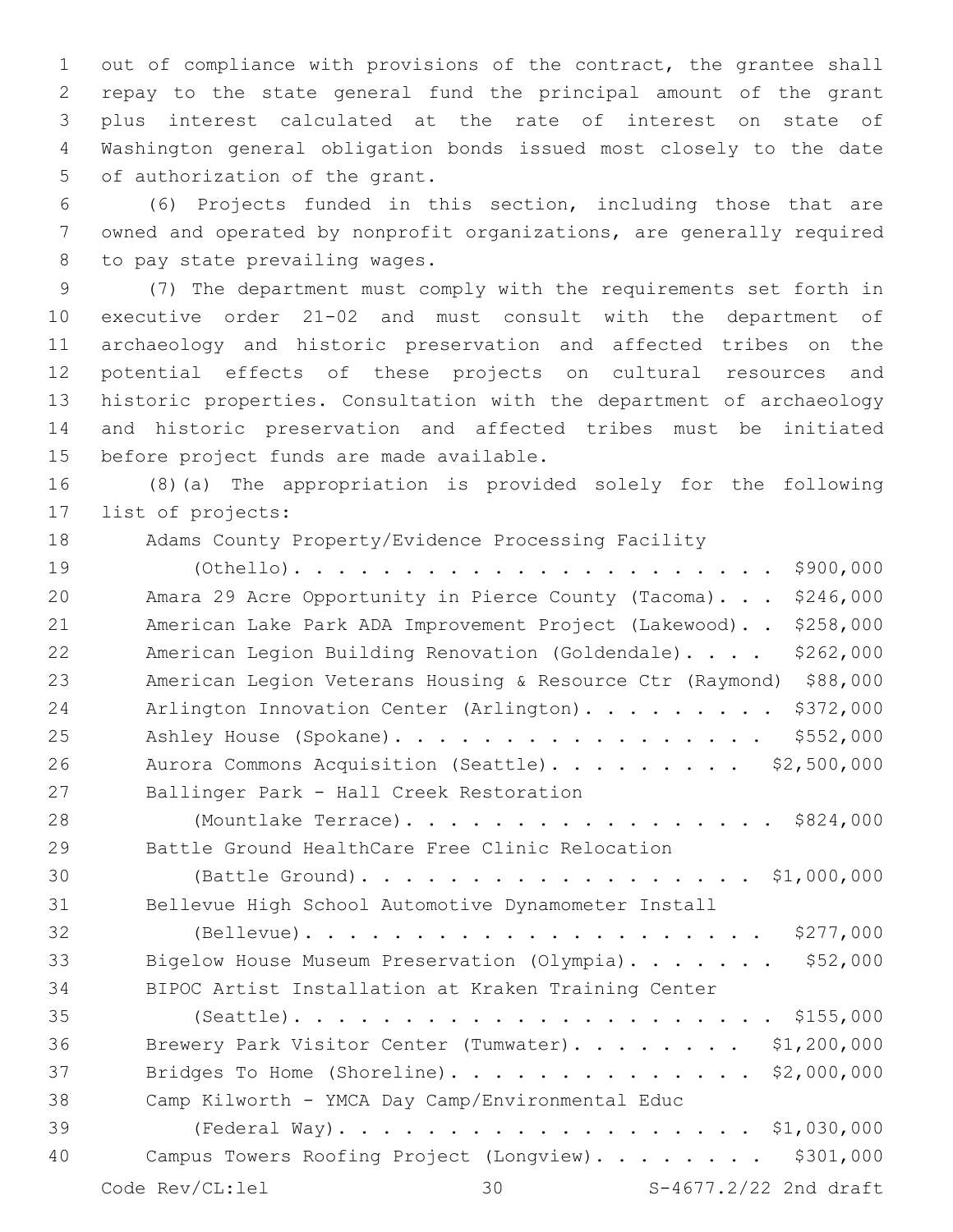out of compliance with provisions of the contract, the grantee shall repay to the state general fund the principal amount of the grant plus interest calculated at the rate of interest on state of Washington general obligation bonds issued most closely to the date of authorization of the grant.

(6) Projects funded in this section, including those that are owned and operated by nonprofit organizations, are generally required to pay state prevailing wages.

(7) The department must comply with the requirements set forth in executive order 21-02 and must consult with the department of archaeology and historic preservation and affected tribes on the potential effects of these projects on cultural resources and historic properties. Consultation with the department of archaeology and historic preservation and affected tribes must be initiated before project funds are made available.

(8)(a) The appropriation is provided solely for the following list of projects:

Adams County Property/Evidence Processing Facility (Othello). . . . . . . . . . . . . . . . . . . . . . . $900,000
Amara 29 Acre Opportunity in Pierce County (Tacoma). . . $246,000
American Lake Park ADA Improvement Project (Lakewood). . $258,000
American Legion Building Renovation (Goldendale). . . . $262,000
American Legion Veterans Housing & Resource Ctr (Raymond) $88,000
Arlington Innovation Center (Arlington). . . . . . . . . $372,000
Ashley House (Spokane). . . . . . . . . . . . . . . . . $552,000
Aurora Commons Acquisition (Seattle). . . . . . . . . $2,500,000
Ballinger Park - Hall Creek Restoration (Mountlake Terrace). . . . . . . . . . . . . . . . . $824,000
Battle Ground HealthCare Free Clinic Relocation (Battle Ground). . . . . . . . . . . . . . . . . $1,000,000
Bellevue High School Automotive Dynamometer Install (Bellevue). . . . . . . . . . . . . . . . . . . . . $277,000
Bigelow House Museum Preservation (Olympia). . . . . . . $52,000
BIPOC Artist Installation at Kraken Training Center (Seattle). . . . . . . . . . . . . . . . . . . . . $155,000
Brewery Park Visitor Center (Tumwater). . . . . . . . $1,200,000
Bridges To Home (Shoreline). . . . . . . . . . . . . $2,000,000
Camp Kilworth - YMCA Day Camp/Environmental Educ (Federal Way). . . . . . . . . . . . . . . . . . $1,030,000
Campus Towers Roofing Project (Longview). . . . . . . . $301,000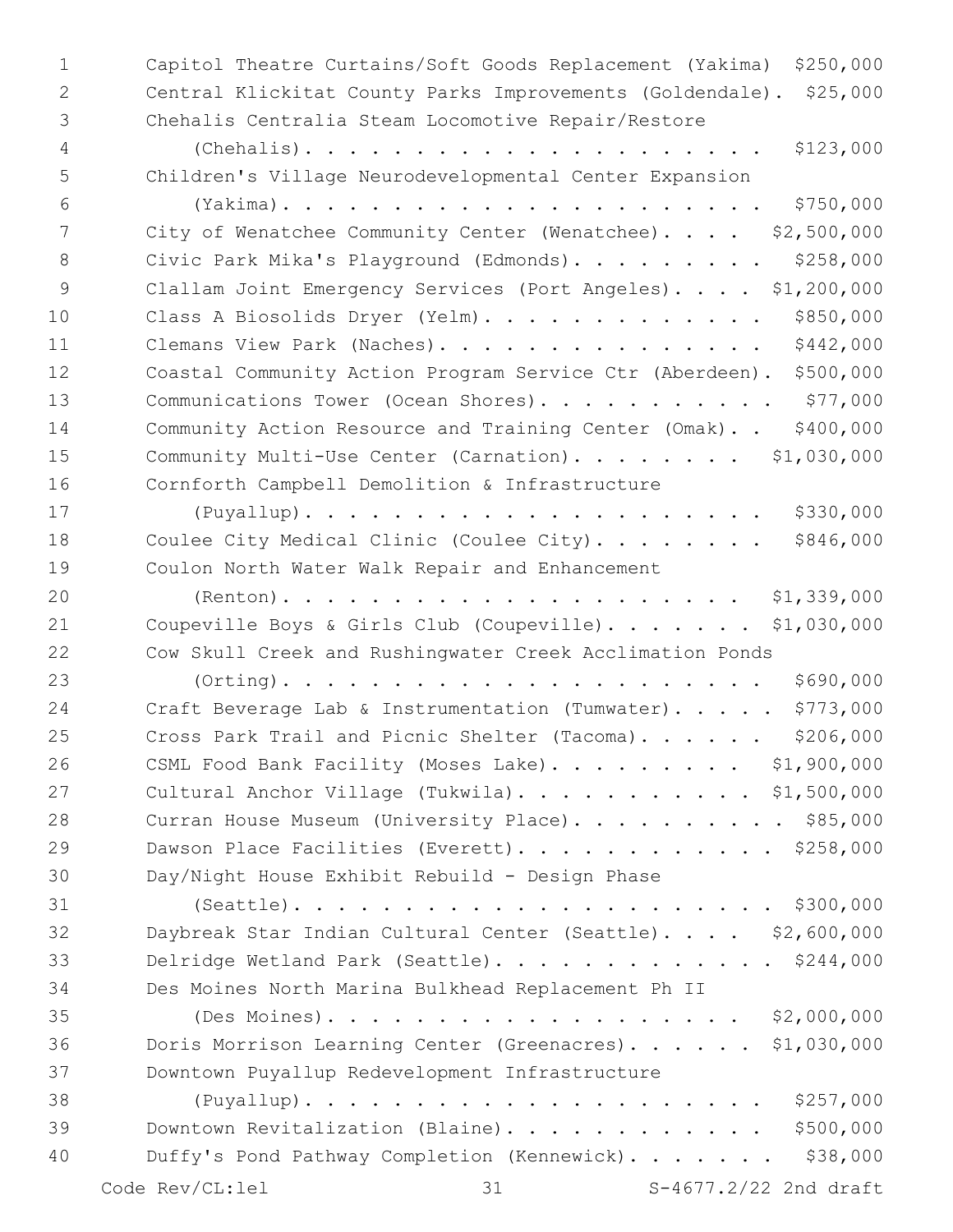Capitol Theatre Curtains/Soft Goods Replacement (Yakima) $250,000
Central Klickitat County Parks Improvements (Goldendale). $25,000
Chehalis Centralia Steam Locomotive Repair/Restore (Chehalis). . . . . . . . . . . . . . . . . . . . . $123,000
Children's Village Neurodevelopmental Center Expansion (Yakima). . . . . . . . . . . . . . . . . . . . . . $750,000
City of Wenatchee Community Center (Wenatchee). . . . $2,500,000
Civic Park Mika's Playground (Edmonds). . . . . . . . . $258,000
Clallam Joint Emergency Services (Port Angeles). . . . $1,200,000
Class A Biosolids Dryer (Yelm). . . . . . . . . . . . . $850,000
Clemans View Park (Naches). . . . . . . . . . . . . . . $442,000
Coastal Community Action Program Service Ctr (Aberdeen). $500,000
Communications Tower (Ocean Shores). . . . . . . . . . . $77,000
Community Action Resource and Training Center (Omak). . $400,000
Community Multi-Use Center (Carnation). . . . . . . . $1,030,000
Cornforth Campbell Demolition & Infrastructure (Puyallup). . . . . . . . . . . . . . . . . . . . . . $330,000
Coulee City Medical Clinic (Coulee City). . . . . . . . $846,000
Coulon North Water Walk Repair and Enhancement (Renton). . . . . . . . . . . . . . . . . . . . . . $1,339,000
Coupeville Boys & Girls Club (Coupeville). . . . . . . $1,030,000
Cow Skull Creek and Rushingwater Creek Acclimation Ponds (Orting). . . . . . . . . . . . . . . . . . . . . . . $690,000
Craft Beverage Lab & Instrumentation (Tumwater). . . . . $773,000
Cross Park Trail and Picnic Shelter (Tacoma). . . . . . $206,000
CSML Food Bank Facility (Moses Lake). . . . . . . . . $1,900,000
Cultural Anchor Village (Tukwila). . . . . . . . . . . $1,500,000
Curran House Museum (University Place). . . . . . . . . . $85,000
Dawson Place Facilities (Everett). . . . . . . . . . . . $258,000
Day/Night House Exhibit Rebuild - Design Phase (Seattle). . . . . . . . . . . . . . . . . . . . . . $300,000
Daybreak Star Indian Cultural Center (Seattle). . . . $2,600,000
Delridge Wetland Park (Seattle). . . . . . . . . . . . . $244,000
Des Moines North Marina Bulkhead Replacement Ph II (Des Moines). . . . . . . . . . . . . . . . . . . . $2,000,000
Doris Morrison Learning Center (Greenacres). . . . . . $1,030,000
Downtown Puyallup Redevelopment Infrastructure (Puyallup). . . . . . . . . . . . . . . . . . . . . . $257,000
Downtown Revitalization (Blaine). . . . . . . . . . . . $500,000
Duffy's Pond Pathway Completion (Kennewick). . . . . . . $38,000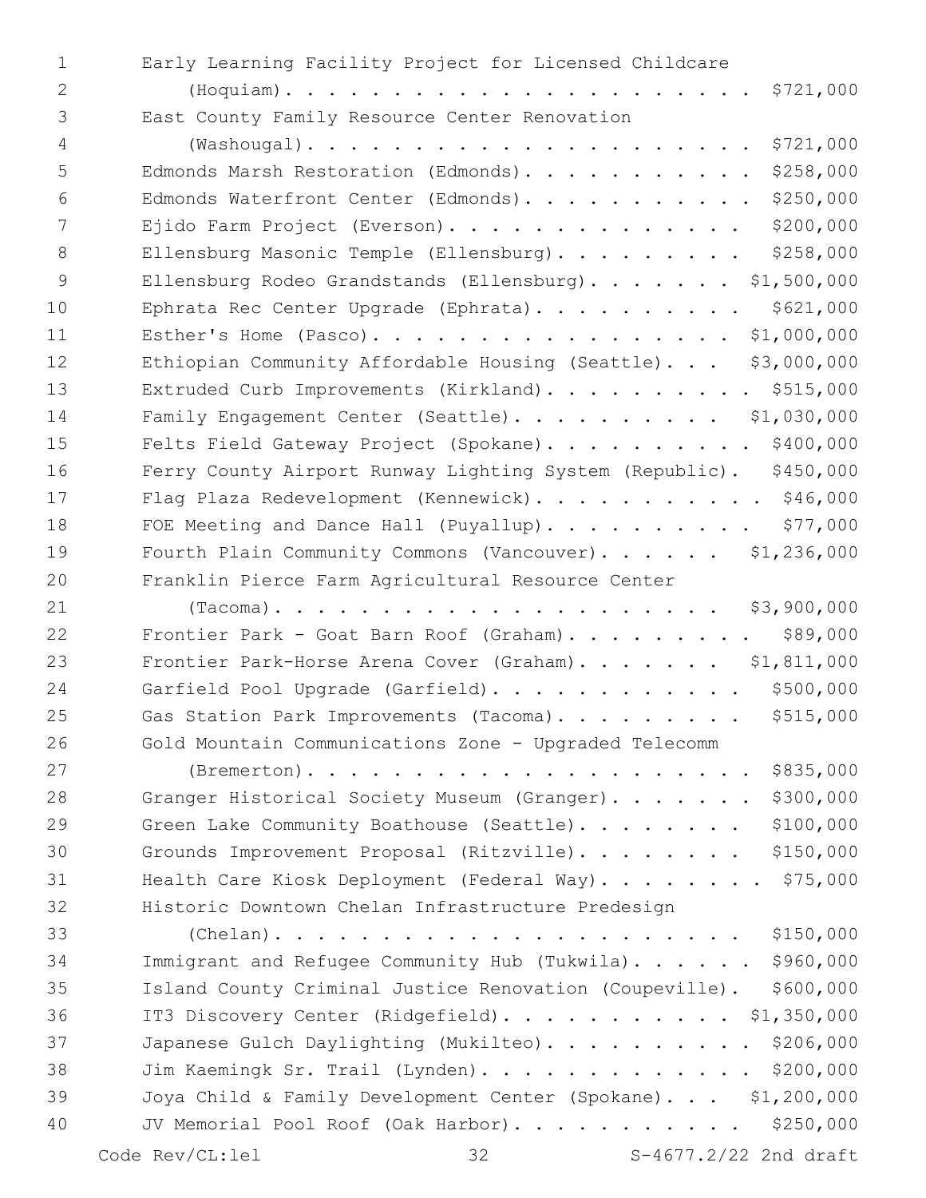Early Learning Facility Project for Licensed Childcare (Hoquiam). . . . . . . . . . . . . . . . . . . . . . $721,000
East County Family Resource Center Renovation (Washougal). . . . . . . . . . . . . . . . . . . . . . $721,000
Edmonds Marsh Restoration (Edmonds). . . . . . . . . . . $258,000
Edmonds Waterfront Center (Edmonds). . . . . . . . . . . $250,000
Ejido Farm Project (Everson). . . . . . . . . . . . . . $200,000
Ellensburg Masonic Temple (Ellensburg). . . . . . . . . $258,000
Ellensburg Rodeo Grandstands (Ellensburg). . . . . . . $1,500,000
Ephrata Rec Center Upgrade (Ephrata). . . . . . . . . . $621,000
Esther's Home (Pasco). . . . . . . . . . . . . . . . $1,000,000
Ethiopian Community Affordable Housing (Seattle). . . $3,000,000
Extruded Curb Improvements (Kirkland). . . . . . . . . . $515,000
Family Engagement Center (Seattle). . . . . . . . . . $1,030,000
Felts Field Gateway Project (Spokane). . . . . . . . . . $400,000
Ferry County Airport Runway Lighting System (Republic). $450,000
Flag Plaza Redevelopment (Kennewick). . . . . . . . . . . $46,000
FOE Meeting and Dance Hall (Puyallup). . . . . . . . . . $77,000
Fourth Plain Community Commons (Vancouver). . . . . . $1,236,000
Franklin Pierce Farm Agricultural Resource Center (Tacoma). . . . . . . . . . . . . . . . . . . . . . $3,900,000
Frontier Park - Goat Barn Roof (Graham). . . . . . . . . $89,000
Frontier Park-Horse Arena Cover (Graham). . . . . . . $1,811,000
Garfield Pool Upgrade (Garfield). . . . . . . . . . . . $500,000
Gas Station Park Improvements (Tacoma). . . . . . . . . $515,000
Gold Mountain Communications Zone - Upgraded Telecomm (Bremerton). . . . . . . . . . . . . . . . . . . . $835,000
Granger Historical Society Museum (Granger). . . . . . . $300,000
Green Lake Community Boathouse (Seattle). . . . . . . . $100,000
Grounds Improvement Proposal (Ritzville). . . . . . . . $150,000
Health Care Kiosk Deployment (Federal Way). . . . . . . . $75,000
Historic Downtown Chelan Infrastructure Predesign (Chelan). . . . . . . . . . . . . . . . . . . . . . . $150,000
Immigrant and Refugee Community Hub (Tukwila). . . . . . $960,000
Island County Criminal Justice Renovation (Coupeville). $600,000
IT3 Discovery Center (Ridgefield). . . . . . . . . . . $1,350,000
Japanese Gulch Daylighting (Mukilteo). . . . . . . . . . $206,000
Jim Kaemingk Sr. Trail (Lynden). . . . . . . . . . . . . $200,000
Joya Child & Family Development Center (Spokane). . . $1,200,000
JV Memorial Pool Roof (Oak Harbor). . . . . . . . . . . $250,000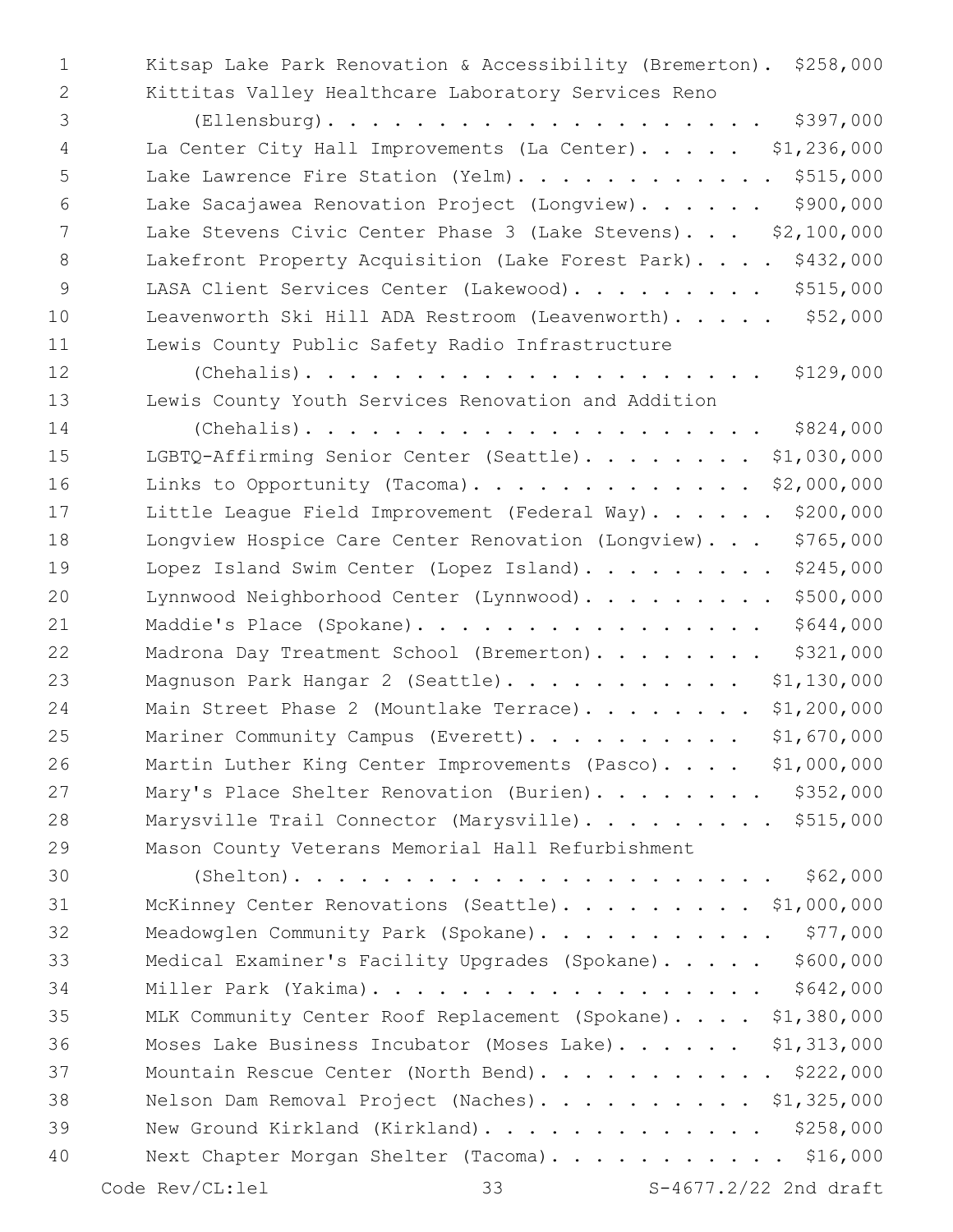Kitsap Lake Park Renovation & Accessibility (Bremerton). $258,000

Kittitas Valley Healthcare Laboratory Services Reno (Ellensburg). . . . . . . . . . . . . . . . . . . . $397,000

La Center City Hall Improvements (La Center). . . . . $1,236,000

Lake Lawrence Fire Station (Yelm). . . . . . . . . . . . $515,000

Lake Sacajawea Renovation Project (Longview). . . . . . $900,000

Lake Stevens Civic Center Phase 3 (Lake Stevens). . . $2,100,000

Lakefront Property Acquisition (Lake Forest Park). . . . $432,000

LASA Client Services Center (Lakewood). . . . . . . . . $515,000

Leavenworth Ski Hill ADA Restroom (Leavenworth). . . . . $52,000

Lewis County Public Safety Radio Infrastructure (Chehalis). . . . . . . . . . . . . . . . . . . . . $129,000

Lewis County Youth Services Renovation and Addition (Chehalis). . . . . . . . . . . . . . . . . . . . . $824,000

LGBTQ-Affirming Senior Center (Seattle). . . . . . . . $1,030,000

Links to Opportunity (Tacoma). . . . . . . . . . . . . $2,000,000

Little League Field Improvement (Federal Way). . . . . . $200,000

Longview Hospice Care Center Renovation (Longview). . . $765,000

Lopez Island Swim Center (Lopez Island). . . . . . . . . $245,000

Lynnwood Neighborhood Center (Lynnwood). . . . . . . . . $500,000

Maddie's Place (Spokane). . . . . . . . . . . . . . . . $644,000

Madrona Day Treatment School (Bremerton). . . . . . . . $321,000

Magnuson Park Hangar 2 (Seattle). . . . . . . . . . . $1,130,000

Main Street Phase 2 (Mountlake Terrace). . . . . . . . $1,200,000

Mariner Community Campus (Everett). . . . . . . . . . $1,670,000

Martin Luther King Center Improvements (Pasco). . . . $1,000,000

Mary's Place Shelter Renovation (Burien). . . . . . . . $352,000

Marysville Trail Connector (Marysville). . . . . . . . . $515,000

Mason County Veterans Memorial Hall Refurbishment (Shelton). . . . . . . . . . . . . . . . . . . . . . $62,000

McKinney Center Renovations (Seattle). . . . . . . . . $1,000,000

Meadowglen Community Park (Spokane). . . . . . . . . . . $77,000

Medical Examiner's Facility Upgrades (Spokane). . . . . $600,000

Miller Park (Yakima). . . . . . . . . . . . . . . . . . $642,000

MLK Community Center Roof Replacement (Spokane). . . . $1,380,000

Moses Lake Business Incubator (Moses Lake). . . . . . $1,313,000

Mountain Rescue Center (North Bend). . . . . . . . . . . $222,000

Nelson Dam Removal Project (Naches). . . . . . . . . . $1,325,000

New Ground Kirkland (Kirkland). . . . . . . . . . . . . $258,000

Next Chapter Morgan Shelter (Tacoma). . . . . . . . . . . $16,000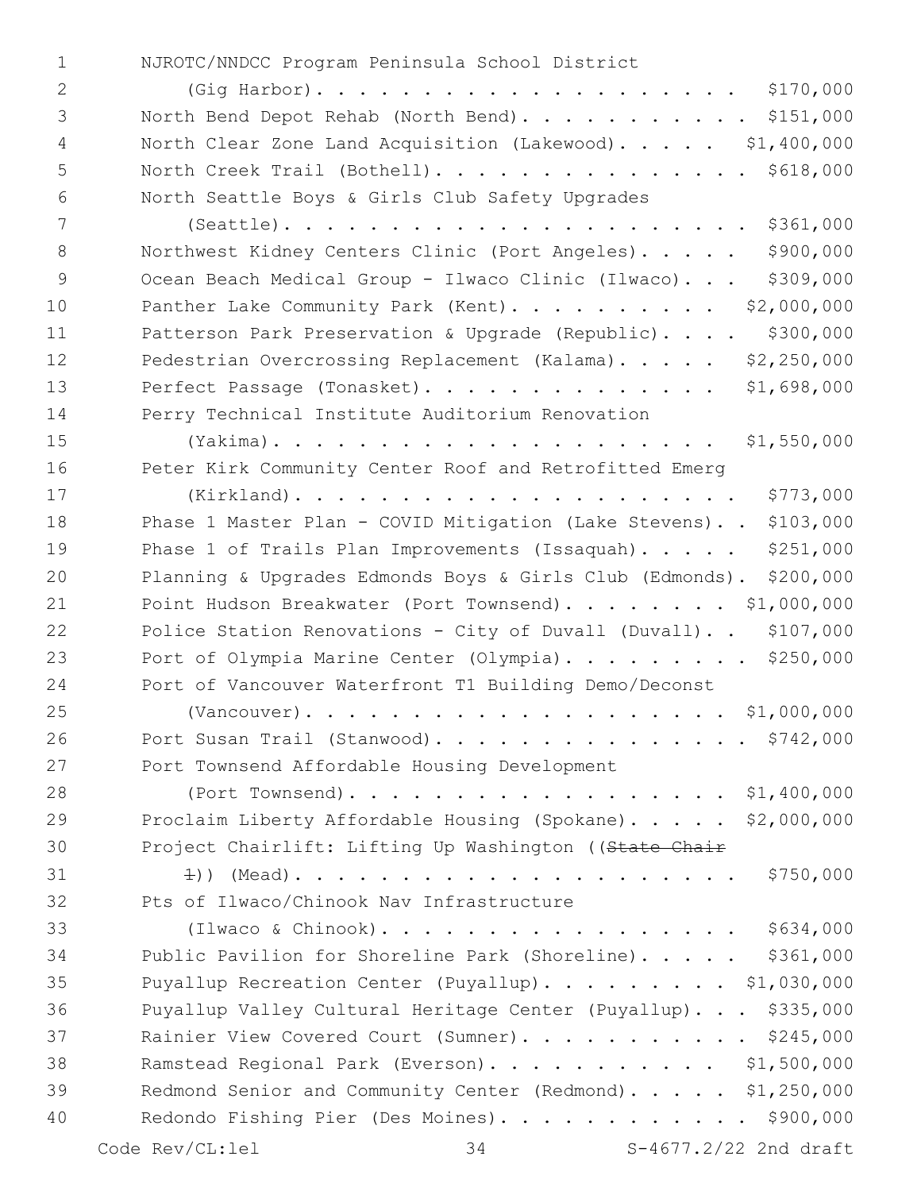NJROTC/NNDCC Program Peninsula School District (Gig Harbor). . . . . . . . . . . . . . . . . . . . . $170,000
North Bend Depot Rehab (North Bend). . . . . . . . . . . . $151,000
North Clear Zone Land Acquisition (Lakewood). . . . . $1,400,000
North Creek Trail (Bothell). . . . . . . . . . . . . . . $618,000
North Seattle Boys & Girls Club Safety Upgrades (Seattle). . . . . . . . . . . . . . . . . . . . . . $361,000
Northwest Kidney Centers Clinic (Port Angeles). . . . . $900,000
Ocean Beach Medical Group - Ilwaco Clinic (Ilwaco). . . $309,000
Panther Lake Community Park (Kent). . . . . . . . . . $2,000,000
Patterson Park Preservation & Upgrade (Republic). . . . $300,000
Pedestrian Overcrossing Replacement (Kalama). . . . . $2,250,000
Perfect Passage (Tonasket). . . . . . . . . . . . . . $1,698,000
Perry Technical Institute Auditorium Renovation (Yakima). . . . . . . . . . . . . . . . . . . . . $1,550,000
Peter Kirk Community Center Roof and Retrofitted Emerg (Kirkland). . . . . . . . . . . . . . . . . . . . . $773,000
Phase 1 Master Plan - COVID Mitigation (Lake Stevens). . $103,000
Phase 1 of Trails Plan Improvements (Issaquah). . . . . $251,000
Planning & Upgrades Edmonds Boys & Girls Club (Edmonds). $200,000
Point Hudson Breakwater (Port Townsend). . . . . . . . $1,000,000
Police Station Renovations - City of Duvall (Duvall). . $107,000
Port of Olympia Marine Center (Olympia). . . . . . . . . $250,000
Port of Vancouver Waterfront T1 Building Demo/Deconst (Vancouver). . . . . . . . . . . . . . . . . . . $1,000,000
Port Susan Trail (Stanwood). . . . . . . . . . . . . . . $742,000
Port Townsend Affordable Housing Development (Port Townsend). . . . . . . . . . . . . . . . . . $1,400,000
Proclaim Liberty Affordable Housing (Spokane). . . . . $2,000,000
Project Chairlift: Lifting Up Washington ((~~State Chair 1~~)) (Mead). . . . . . . . . . . . . . . . . . . . . $750,000
Pts of Ilwaco/Chinook Nav Infrastructure (Ilwaco & Chinook). . . . . . . . . . . . . . . . . $634,000
Public Pavilion for Shoreline Park (Shoreline). . . . . $361,000
Puyallup Recreation Center (Puyallup). . . . . . . . . $1,030,000
Puyallup Valley Cultural Heritage Center (Puyallup). . . $335,000
Rainier View Covered Court (Sumner). . . . . . . . . . . $245,000
Ramstead Regional Park (Everson). . . . . . . . . . . $1,500,000
Redmond Senior and Community Center (Redmond). . . . . $1,250,000
Redondo Fishing Pier (Des Moines). . . . . . . . . . . . $900,000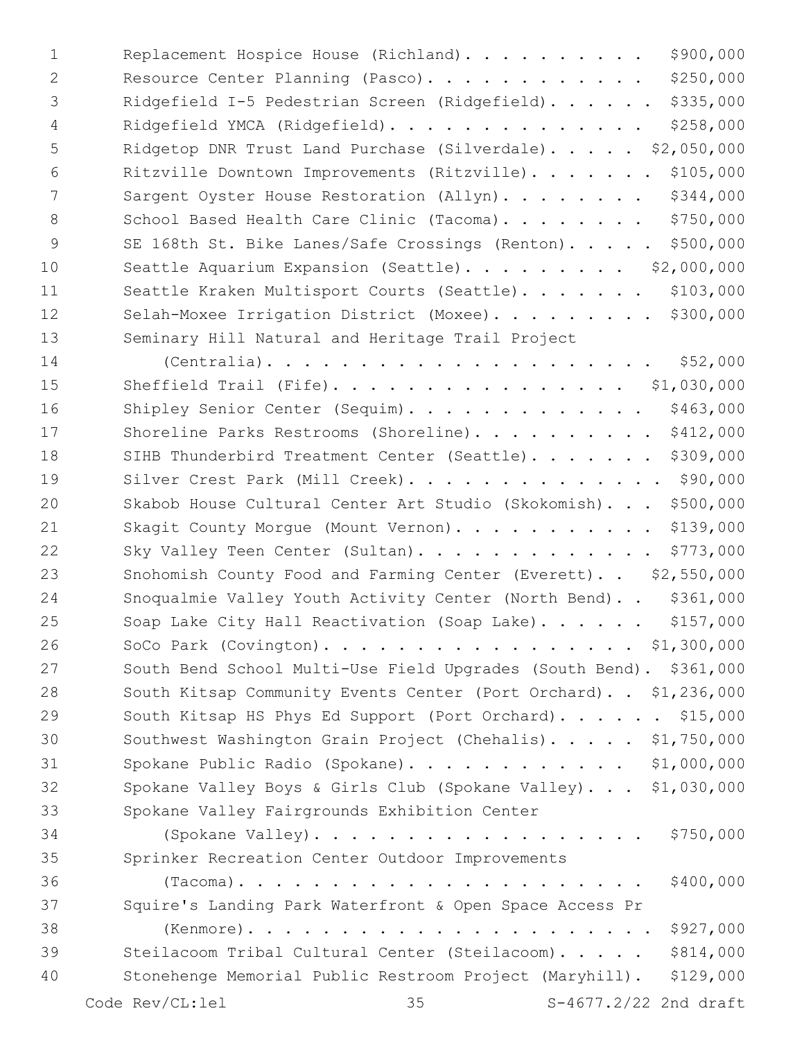Replacement Hospice House (Richland). . . . . . . . . . . $900,000
Resource Center Planning (Pasco). . . . . . . . . . . . . $250,000
Ridgefield I-5 Pedestrian Screen (Ridgefield). . . . . . . $335,000
Ridgefield YMCA (Ridgefield). . . . . . . . . . . . . . . $258,000
Ridgetop DNR Trust Land Purchase (Silverdale). . . . . . $2,050,000
Ritzville Downtown Improvements (Ritzville). . . . . . . . $105,000
Sargent Oyster House Restoration (Allyn). . . . . . . . . $344,000
School Based Health Care Clinic (Tacoma). . . . . . . . . $750,000
SE 168th St. Bike Lanes/Safe Crossings (Renton). . . . . . $500,000
Seattle Aquarium Expansion (Seattle). . . . . . . . . . $2,000,000
Seattle Kraken Multisport Courts (Seattle). . . . . . . . $103,000
Selah-Moxee Irrigation District (Moxee). . . . . . . . . . $300,000
Seminary Hill Natural and Heritage Trail Project
(Centralia). . . . . . . . . . . . . . . . . . . . . . $52,000
Sheffield Trail (Fife). . . . . . . . . . . . . . . . . $1,030,000
Shipley Senior Center (Sequim). . . . . . . . . . . . . . $463,000
Shoreline Parks Restrooms (Shoreline). . . . . . . . . . . $412,000
SIHB Thunderbird Treatment Center (Seattle). . . . . . . . $309,000
Silver Crest Park (Mill Creek). . . . . . . . . . . . . . . $90,000
Skabob House Cultural Center Art Studio (Skokomish). . . . $500,000
Skagit County Morgue (Mount Vernon). . . . . . . . . . . . $139,000
Sky Valley Teen Center (Sultan). . . . . . . . . . . . . . $773,000
Snohomish County Food and Farming Center (Everett). . . $2,550,000
Snoqualmie Valley Youth Activity Center (North Bend). . . $361,000
Soap Lake City Hall Reactivation (Soap Lake). . . . . . . $157,000
SoCo Park (Covington). . . . . . . . . . . . . . . . . . $1,300,000
South Bend School Multi-Use Field Upgrades (South Bend). $361,000
South Kitsap Community Events Center (Port Orchard). . . $1,236,000
South Kitsap HS Phys Ed Support (Port Orchard). . . . . . . $15,000
Southwest Washington Grain Project (Chehalis). . . . . . $1,750,000
Spokane Public Radio (Spokane). . . . . . . . . . . . . $1,000,000
Spokane Valley Boys & Girls Club (Spokane Valley). . . . $1,030,000
Spokane Valley Fairgrounds Exhibition Center
(Spokane Valley). . . . . . . . . . . . . . . . . . . $750,000
Sprinker Recreation Center Outdoor Improvements
(Tacoma). . . . . . . . . . . . . . . . . . . . . . . $400,000
Squire's Landing Park Waterfront & Open Space Access Pr
(Kenmore). . . . . . . . . . . . . . . . . . . . . . . $927,000
Steilacoom Tribal Cultural Center (Steilacoom). . . . . . $814,000
Stonehenge Memorial Public Restroom Project (Maryhill). $129,000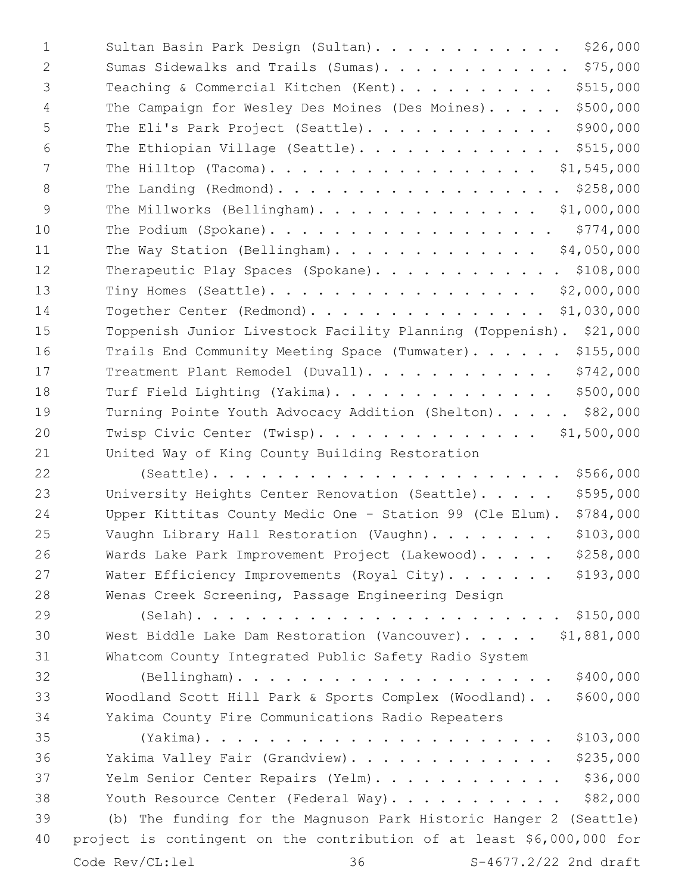Sultan Basin Park Design (Sultan). . . . . . . . . . . . . $26,000
Sumas Sidewalks and Trails (Sumas). . . . . . . . . . . . . $75,000
Teaching & Commercial Kitchen (Kent). . . . . . . . . . . $515,000
The Campaign for Wesley Des Moines (Des Moines). . . . . $500,000
The Eli's Park Project (Seattle). . . . . . . . . . . . . $900,000
The Ethiopian Village (Seattle). . . . . . . . . . . . . $515,000
The Hilltop (Tacoma). . . . . . . . . . . . . . . . . . $1,545,000
The Landing (Redmond). . . . . . . . . . . . . . . . . . . $258,000
The Millworks (Bellingham). . . . . . . . . . . . . . . $1,000,000
The Podium (Spokane). . . . . . . . . . . . . . . . . . . $774,000
The Way Station (Bellingham). . . . . . . . . . . . . . $4,050,000
Therapeutic Play Spaces (Spokane). . . . . . . . . . . . $108,000
Tiny Homes (Seattle). . . . . . . . . . . . . . . . . . $2,000,000
Together Center (Redmond). . . . . . . . . . . . . . . $1,030,000
Toppenish Junior Livestock Facility Planning (Toppenish). $21,000
Trails End Community Meeting Space (Tumwater). . . . . . $155,000
Treatment Plant Remodel (Duvall). . . . . . . . . . . . $742,000
Turf Field Lighting (Yakima). . . . . . . . . . . . . . $500,000
Turning Pointe Youth Advocacy Addition (Shelton). . . . . $82,000
Twisp Civic Center (Twisp). . . . . . . . . . . . . . $1,500,000
United Way of King County Building Restoration
(Seattle). . . . . . . . . . . . . . . . . . . . . . $566,000
University Heights Center Renovation (Seattle). . . . . $595,000
Upper Kittitas County Medic One - Station 99 (Cle Elum). $784,000
Vaughn Library Hall Restoration (Vaughn). . . . . . . . $103,000
Wards Lake Park Improvement Project (Lakewood). . . . . $258,000
Water Efficiency Improvements (Royal City). . . . . . . $193,000
Wenas Creek Screening, Passage Engineering Design
(Selah). . . . . . . . . . . . . . . . . . . . . . . $150,000
West Biddle Lake Dam Restoration (Vancouver). . . . . $1,881,000
Whatcom County Integrated Public Safety Radio System
(Bellingham). . . . . . . . . . . . . . . . . . . . $400,000
Woodland Scott Hill Park & Sports Complex (Woodland). . $600,000
Yakima County Fire Communications Radio Repeaters
(Yakima). . . . . . . . . . . . . . . . . . . . . . $103,000
Yakima Valley Fair (Grandview). . . . . . . . . . . . . $235,000
Yelm Senior Center Repairs (Yelm). . . . . . . . . . . . $36,000
Youth Resource Center (Federal Way). . . . . . . . . . . $82,000

(b) The funding for the Magnuson Park Historic Hanger 2 (Seattle) project is contingent on the contribution of at least $6,000,000 for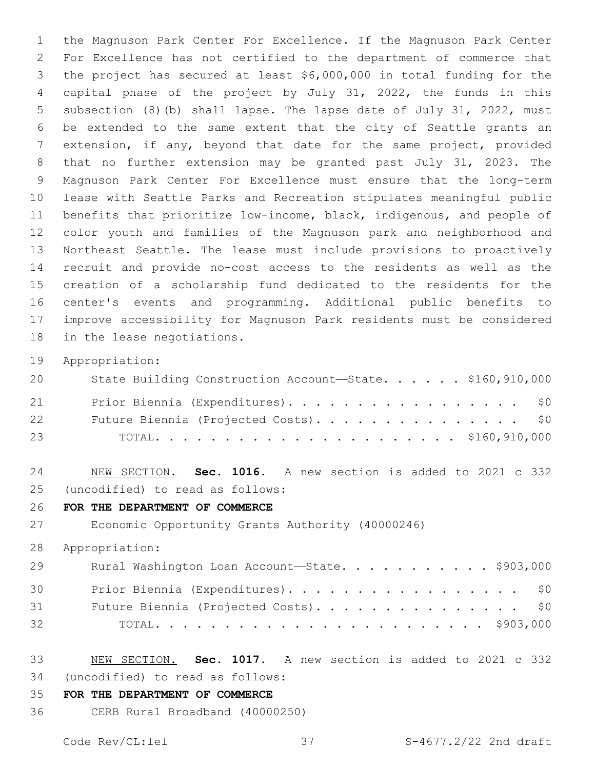the Magnuson Park Center For Excellence. If the Magnuson Park Center For Excellence has not certified to the department of commerce that the project has secured at least $6,000,000 in total funding for the capital phase of the project by July 31, 2022, the funds in this subsection (8)(b) shall lapse. The lapse date of July 31, 2022, must be extended to the same extent that the city of Seattle grants an extension, if any, beyond that date for the same project, provided that no further extension may be granted past July 31, 2023. The Magnuson Park Center For Excellence must ensure that the long-term lease with Seattle Parks and Recreation stipulates meaningful public benefits that prioritize low-income, black, indigenous, and people of color youth and families of the Magnuson park and neighborhood and Northeast Seattle. The lease must include provisions to proactively recruit and provide no-cost access to the residents as well as the creation of a scholarship fund dedicated to the residents for the center's events and programming. Additional public benefits to improve accessibility for Magnuson Park residents must be considered in the lease negotiations.

Appropriation:

| | |
|---|---|
| State Building Construction Account—State. . . . . . | $160,910,000 |
| Prior Biennia (Expenditures). . . . . . . . . . . . . . . . . . | $0 |
| Future Biennia (Projected Costs). . . . . . . . . . . . . . . . | $0 |
| TOTAL. . . . . . . . . . . . . . . . . . . . . . . . | $160,910,000 |

<u>NEW SECTION.</u> **Sec. 1016.** A new section is added to 2021 c 332 (uncodified) to read as follows:

**FOR THE DEPARTMENT OF COMMERCE**

Economic Opportunity Grants Authority (40000246)

Appropriation:

| | |
|---|---|
| Rural Washington Loan Account—State. . . . . . . . . . . . | $903,000 |
| Prior Biennia (Expenditures). . . . . . . . . . . . . . . . . . | $0 |
| Future Biennia (Projected Costs). . . . . . . . . . . . . . . . | $0 |
| TOTAL. . . . . . . . . . . . . . . . . . . . . . . . . . | $903,000 |

<u>NEW SECTION.</u> **Sec. 1017.** A new section is added to 2021 c 332 (uncodified) to read as follows:

**FOR THE DEPARTMENT OF COMMERCE**

CERB Rural Broadband (40000250)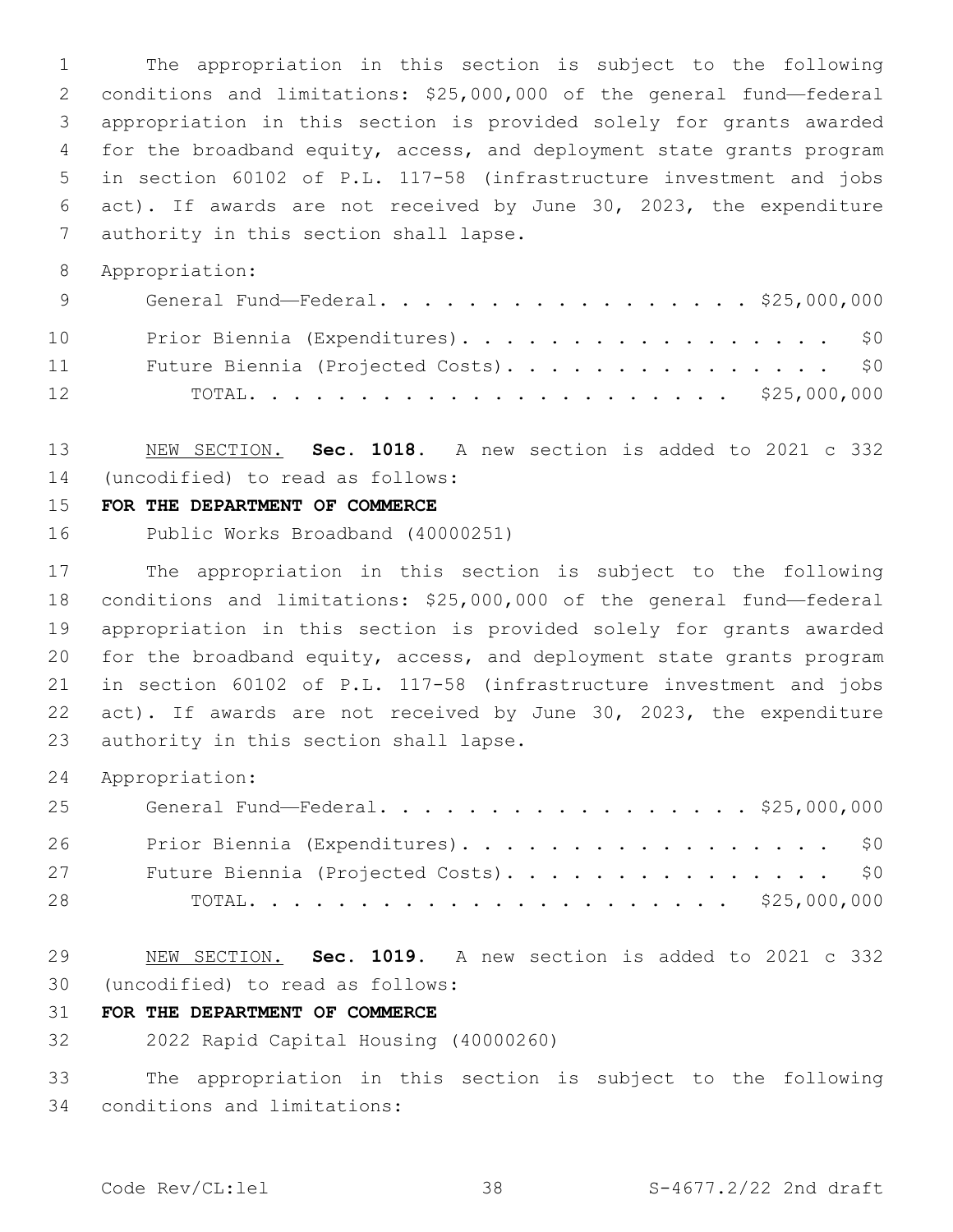The appropriation in this section is subject to the following conditions and limitations: $25,000,000 of the general fund—federal appropriation in this section is provided solely for grants awarded for the broadband equity, access, and deployment state grants program in section 60102 of P.L. 117-58 (infrastructure investment and jobs act). If awards are not received by June 30, 2023, the expenditure authority in this section shall lapse.

Appropriation:

| | |
|---|---|
| General Fund—Federal | $25,000,000 |
| Prior Biennia (Expenditures) | $0 |
| Future Biennia (Projected Costs) | $0 |
| TOTAL | $25,000,000 |

NEW SECTION. **Sec. 1018.** A new section is added to 2021 c 332 (uncodified) to read as follows:

**FOR THE DEPARTMENT OF COMMERCE**

Public Works Broadband (40000251)

The appropriation in this section is subject to the following conditions and limitations: $25,000,000 of the general fund—federal appropriation in this section is provided solely for grants awarded for the broadband equity, access, and deployment state grants program in section 60102 of P.L. 117-58 (infrastructure investment and jobs act). If awards are not received by June 30, 2023, the expenditure authority in this section shall lapse.

Appropriation:

| | |
|---|---|
| General Fund—Federal | $25,000,000 |
| Prior Biennia (Expenditures) | $0 |
| Future Biennia (Projected Costs) | $0 |
| TOTAL | $25,000,000 |

NEW SECTION. **Sec. 1019.** A new section is added to 2021 c 332 (uncodified) to read as follows:

**FOR THE DEPARTMENT OF COMMERCE**

2022 Rapid Capital Housing (40000260)

The appropriation in this section is subject to the following conditions and limitations: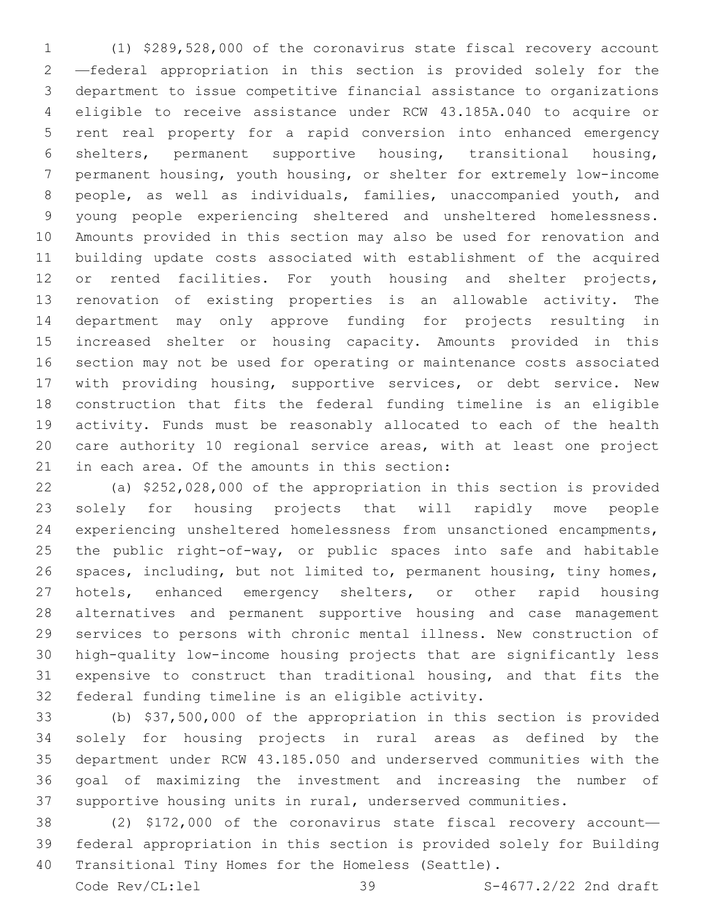(1) $289,528,000 of the coronavirus state fiscal recovery account —federal appropriation in this section is provided solely for the department to issue competitive financial assistance to organizations eligible to receive assistance under RCW 43.185A.040 to acquire or rent real property for a rapid conversion into enhanced emergency shelters, permanent supportive housing, transitional housing, permanent housing, youth housing, or shelter for extremely low-income people, as well as individuals, families, unaccompanied youth, and young people experiencing sheltered and unsheltered homelessness. Amounts provided in this section may also be used for renovation and building update costs associated with establishment of the acquired or rented facilities. For youth housing and shelter projects, renovation of existing properties is an allowable activity. The department may only approve funding for projects resulting in increased shelter or housing capacity. Amounts provided in this section may not be used for operating or maintenance costs associated with providing housing, supportive services, or debt service. New construction that fits the federal funding timeline is an eligible activity. Funds must be reasonably allocated to each of the health care authority 10 regional service areas, with at least one project in each area. Of the amounts in this section:

(a) $252,028,000 of the appropriation in this section is provided solely for housing projects that will rapidly move people experiencing unsheltered homelessness from unsanctioned encampments, the public right-of-way, or public spaces into safe and habitable spaces, including, but not limited to, permanent housing, tiny homes, hotels, enhanced emergency shelters, or other rapid housing alternatives and permanent supportive housing and case management services to persons with chronic mental illness. New construction of high-quality low-income housing projects that are significantly less expensive to construct than traditional housing, and that fits the federal funding timeline is an eligible activity.

(b) $37,500,000 of the appropriation in this section is provided solely for housing projects in rural areas as defined by the department under RCW 43.185.050 and underserved communities with the goal of maximizing the investment and increasing the number of supportive housing units in rural, underserved communities.

(2) $172,000 of the coronavirus state fiscal recovery account—federal appropriation in this section is provided solely for Building Transitional Tiny Homes for the Homeless (Seattle).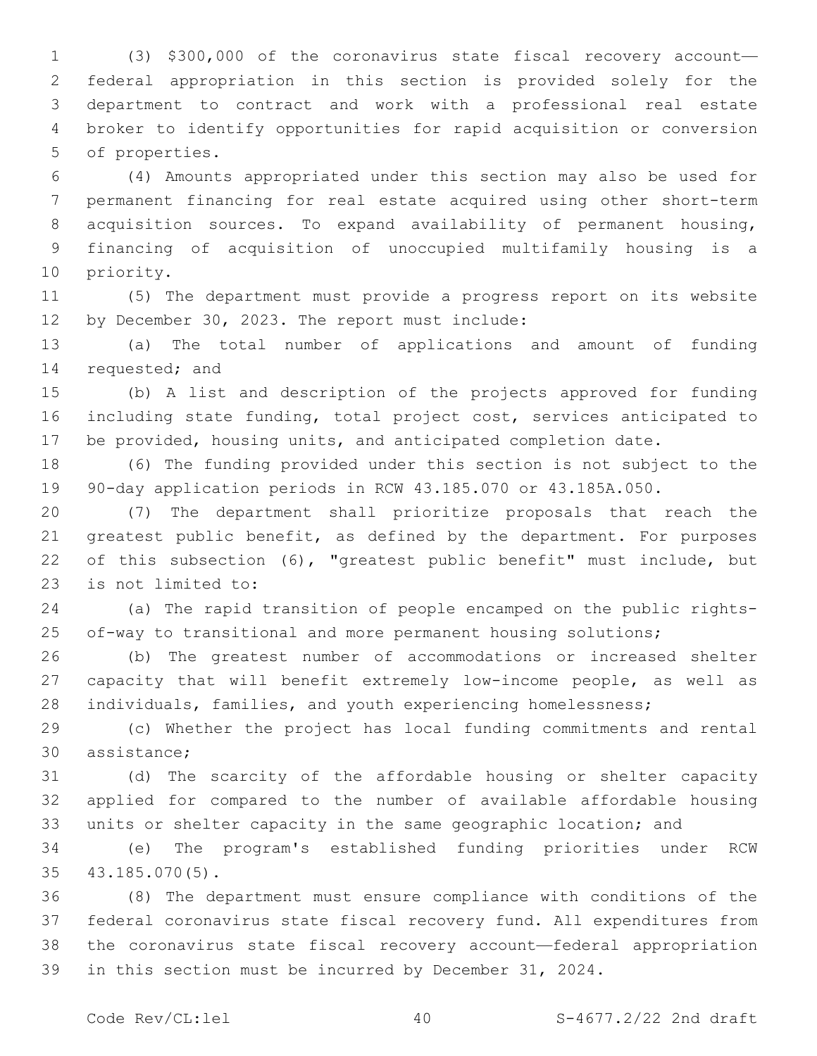(3) $300,000 of the coronavirus state fiscal recovery account—federal appropriation in this section is provided solely for the department to contract and work with a professional real estate broker to identify opportunities for rapid acquisition or conversion of properties.

(4) Amounts appropriated under this section may also be used for permanent financing for real estate acquired using other short-term acquisition sources. To expand availability of permanent housing, financing of acquisition of unoccupied multifamily housing is a priority.

(5) The department must provide a progress report on its website by December 30, 2023. The report must include:

(a) The total number of applications and amount of funding requested; and

(b) A list and description of the projects approved for funding including state funding, total project cost, services anticipated to be provided, housing units, and anticipated completion date.

(6) The funding provided under this section is not subject to the 90-day application periods in RCW 43.185.070 or 43.185A.050.

(7) The department shall prioritize proposals that reach the greatest public benefit, as defined by the department. For purposes of this subsection (6), "greatest public benefit" must include, but is not limited to:

(a) The rapid transition of people encamped on the public rights-of-way to transitional and more permanent housing solutions;

(b) The greatest number of accommodations or increased shelter capacity that will benefit extremely low-income people, as well as individuals, families, and youth experiencing homelessness;

(c) Whether the project has local funding commitments and rental assistance;

(d) The scarcity of the affordable housing or shelter capacity applied for compared to the number of available affordable housing units or shelter capacity in the same geographic location; and

(e) The program's established funding priorities under RCW 43.185.070(5).

(8) The department must ensure compliance with conditions of the federal coronavirus state fiscal recovery fund. All expenditures from the coronavirus state fiscal recovery account—federal appropriation in this section must be incurred by December 31, 2024.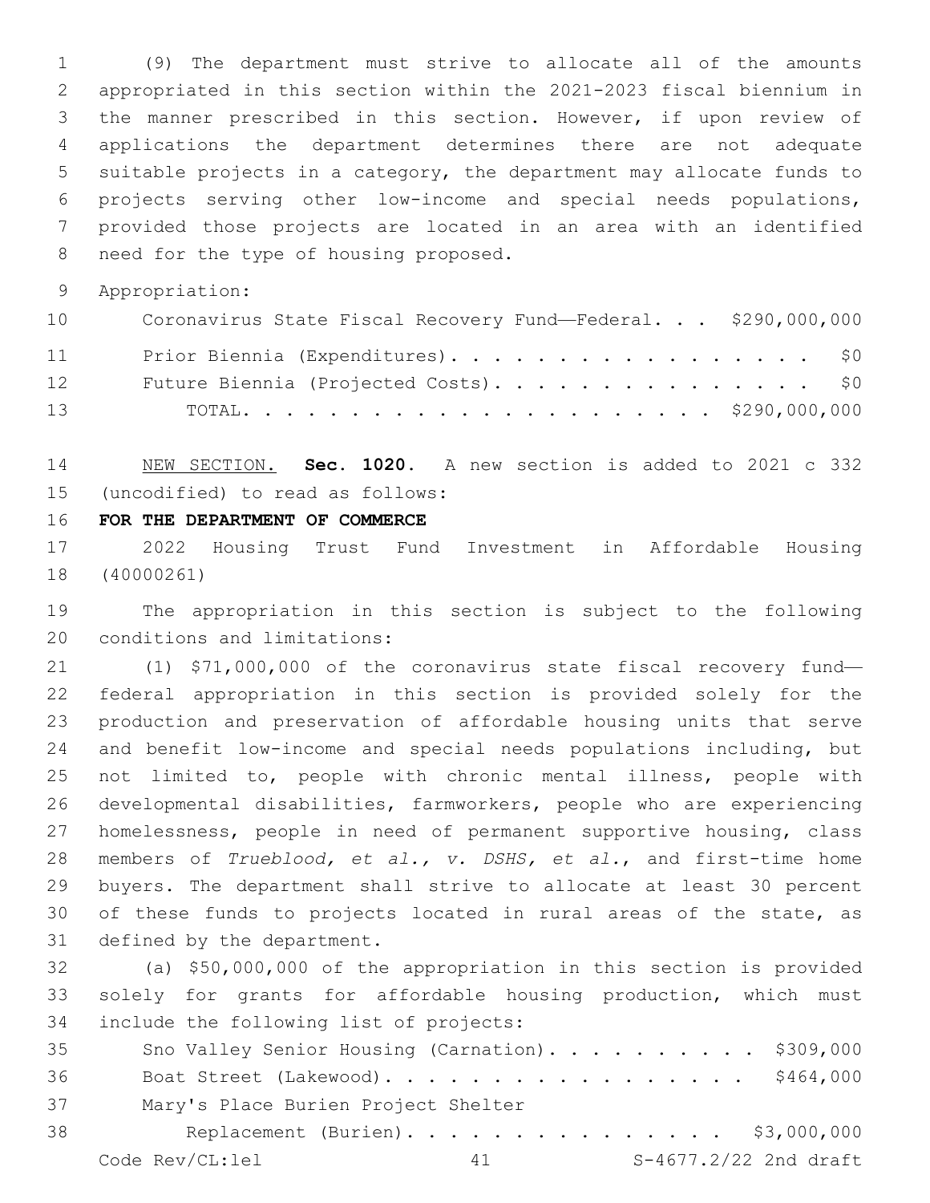(9) The department must strive to allocate all of the amounts appropriated in this section within the 2021-2023 fiscal biennium in the manner prescribed in this section. However, if upon review of applications the department determines there are not adequate suitable projects in a category, the department may allocate funds to projects serving other low-income and special needs populations, provided those projects are located in an area with an identified need for the type of housing proposed.

Appropriation:

| | |
|---|---|
| Coronavirus State Fiscal Recovery Fund—Federal. . . | $290,000,000 |
| Prior Biennia (Expenditures). . . . . . . . . . . . . . . . . . | $0 |
| Future Biennia (Projected Costs). . . . . . . . . . . . . . . . | $0 |
| TOTAL. . . . . . . . . . . . . . . . . . . . . . | $290,000,000 |

NEW SECTION. **Sec. 1020.** A new section is added to 2021 c 332 (uncodified) to read as follows:

**FOR THE DEPARTMENT OF COMMERCE**

2022 Housing Trust Fund Investment in Affordable Housing (40000261)

The appropriation in this section is subject to the following conditions and limitations:

(1) $71,000,000 of the coronavirus state fiscal recovery fund—federal appropriation in this section is provided solely for the production and preservation of affordable housing units that serve and benefit low-income and special needs populations including, but not limited to, people with chronic mental illness, people with developmental disabilities, farmworkers, people who are experiencing homelessness, people in need of permanent supportive housing, class members of *Trueblood, et al., v. DSHS, et al.*, and first-time home buyers. The department shall strive to allocate at least 30 percent of these funds to projects located in rural areas of the state, as defined by the department.

(a) $50,000,000 of the appropriation in this section is provided solely for grants for affordable housing production, which must include the following list of projects:

| | |
|---|---|
| Sno Valley Senior Housing (Carnation). . . . . . . . . . . | $309,000 |
| Boat Street (Lakewood). . . . . . . . . . . . . . . . . . | $464,000 |
| Mary's Place Burien Project Shelter Replacement (Burien). . . . . . . . . . . . . . . . | $3,000,000 |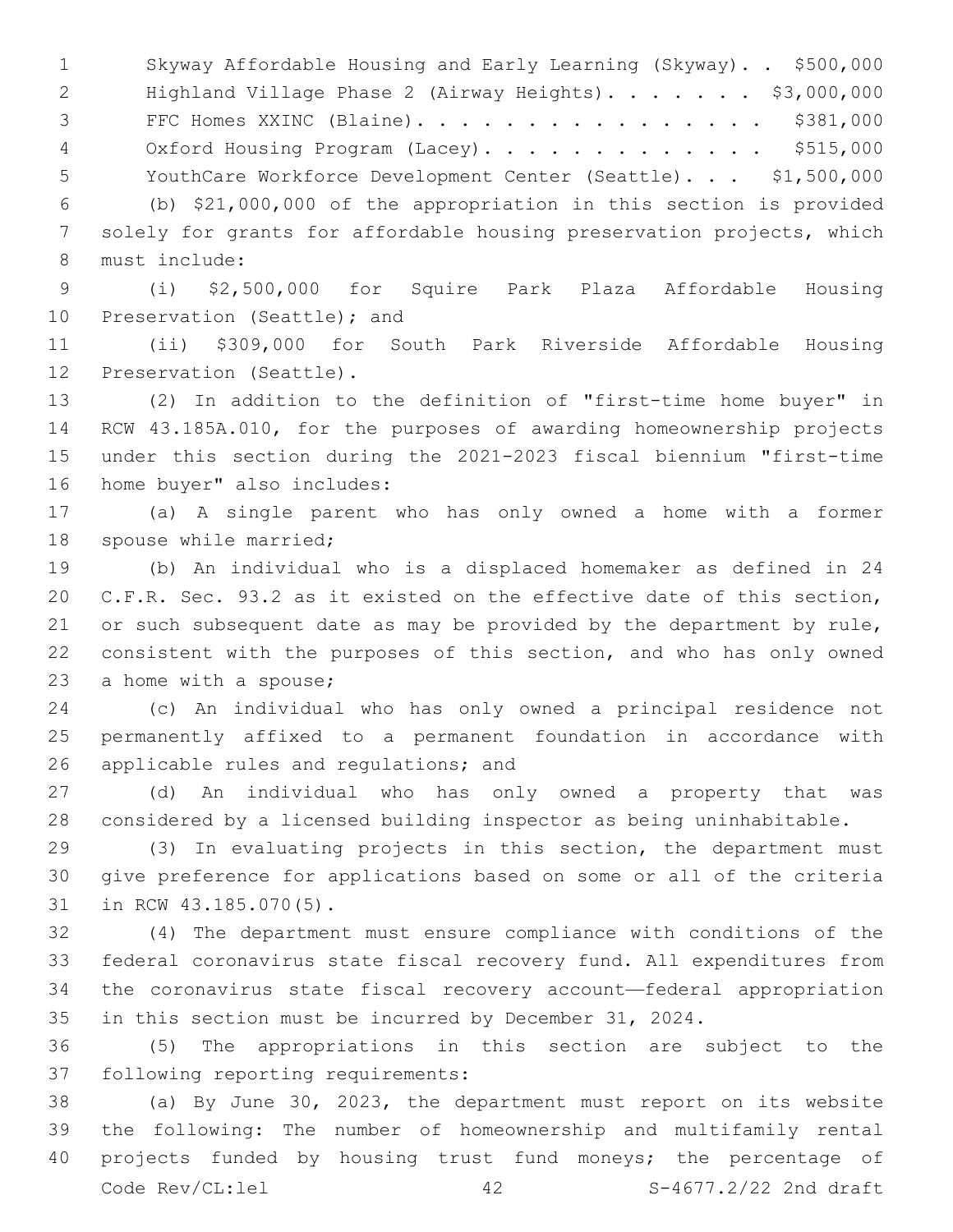Skyway Affordable Housing and Early Learning (Skyway). . $500,000
Highland Village Phase 2 (Airway Heights). . . . . . . $3,000,000
FFC Homes XXINC (Blaine). . . . . . . . . . . . . . . . $381,000
Oxford Housing Program (Lacey). . . . . . . . . . . . . $515,000
YouthCare Workforce Development Center (Seattle). . . $1,500,000

(b) $21,000,000 of the appropriation in this section is provided solely for grants for affordable housing preservation projects, which must include:

(i) $2,500,000 for Squire Park Plaza Affordable Housing Preservation (Seattle); and

(ii) $309,000 for South Park Riverside Affordable Housing Preservation (Seattle).

(2) In addition to the definition of "first-time home buyer" in RCW 43.185A.010, for the purposes of awarding homeownership projects under this section during the 2021-2023 fiscal biennium "first-time home buyer" also includes:

(a) A single parent who has only owned a home with a former spouse while married;

(b) An individual who is a displaced homemaker as defined in 24 C.F.R. Sec. 93.2 as it existed on the effective date of this section, or such subsequent date as may be provided by the department by rule, consistent with the purposes of this section, and who has only owned a home with a spouse;

(c) An individual who has only owned a principal residence not permanently affixed to a permanent foundation in accordance with applicable rules and regulations; and

(d) An individual who has only owned a property that was considered by a licensed building inspector as being uninhabitable.

(3) In evaluating projects in this section, the department must give preference for applications based on some or all of the criteria in RCW 43.185.070(5).

(4) The department must ensure compliance with conditions of the federal coronavirus state fiscal recovery fund. All expenditures from the coronavirus state fiscal recovery account—federal appropriation in this section must be incurred by December 31, 2024.

(5) The appropriations in this section are subject to the following reporting requirements:

(a) By June 30, 2023, the department must report on its website the following: The number of homeownership and multifamily rental projects funded by housing trust fund moneys; the percentage of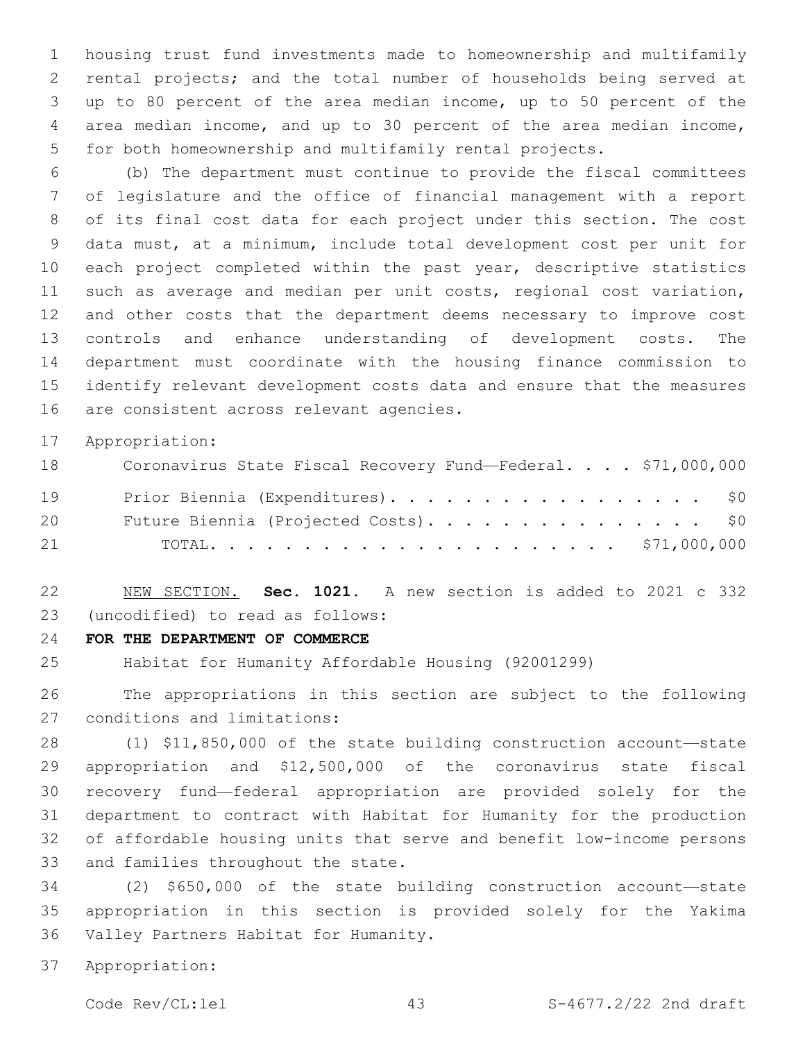housing trust fund investments made to homeownership and multifamily rental projects; and the total number of households being served at up to 80 percent of the area median income, up to 50 percent of the area median income, and up to 30 percent of the area median income, for both homeownership and multifamily rental projects.

(b) The department must continue to provide the fiscal committees of legislature and the office of financial management with a report of its final cost data for each project under this section. The cost data must, at a minimum, include total development cost per unit for each project completed within the past year, descriptive statistics such as average and median per unit costs, regional cost variation, and other costs that the department deems necessary to improve cost controls and enhance understanding of development costs. The department must coordinate with the housing finance commission to identify relevant development costs data and ensure that the measures are consistent across relevant agencies.

Appropriation:

| | |
|---|---|
| Coronavirus State Fiscal Recovery Fund—Federal. . . . | $71,000,000 |
| Prior Biennia (Expenditures). . . . . . . . . . . . . . . . . . | $0 |
| Future Biennia (Projected Costs). . . . . . . . . . . . . . . . | $0 |
| TOTAL. . . . . . . . . . . . . . . . . . . . . . | $71,000,000 |

NEW SECTION. **Sec. 1021.** A new section is added to 2021 c 332 (uncodified) to read as follows:

**FOR THE DEPARTMENT OF COMMERCE**

Habitat for Humanity Affordable Housing (92001299)

The appropriations in this section are subject to the following conditions and limitations:

(1) $11,850,000 of the state building construction account—state appropriation and $12,500,000 of the coronavirus state fiscal recovery fund—federal appropriation are provided solely for the department to contract with Habitat for Humanity for the production of affordable housing units that serve and benefit low-income persons and families throughout the state.

(2) $650,000 of the state building construction account—state appropriation in this section is provided solely for the Yakima Valley Partners Habitat for Humanity.

Appropriation: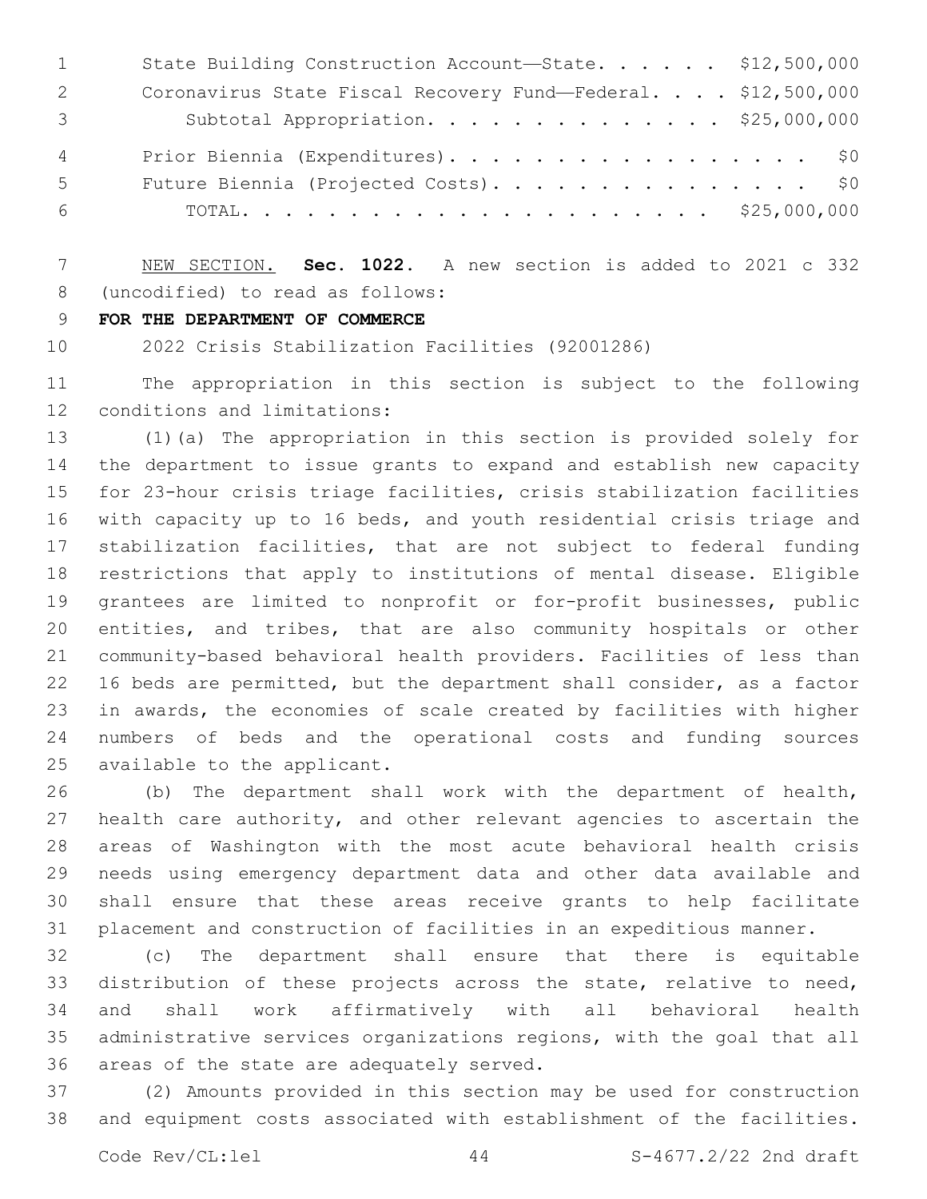| | |
|---|---|
| State Building Construction Account—State | $12,500,000 |
| Coronavirus State Fiscal Recovery Fund—Federal | $12,500,000 |
| Subtotal Appropriation | $25,000,000 |
| Prior Biennia (Expenditures) | $0 |
| Future Biennia (Projected Costs) | $0 |
| TOTAL | $25,000,000 |

NEW SECTION. **Sec. 1022.** A new section is added to 2021 c 332 (uncodified) to read as follows:

**FOR THE DEPARTMENT OF COMMERCE**

2022 Crisis Stabilization Facilities (92001286)

The appropriation in this section is subject to the following conditions and limitations:

(1)(a) The appropriation in this section is provided solely for the department to issue grants to expand and establish new capacity for 23-hour crisis triage facilities, crisis stabilization facilities with capacity up to 16 beds, and youth residential crisis triage and stabilization facilities, that are not subject to federal funding restrictions that apply to institutions of mental disease. Eligible grantees are limited to nonprofit or for-profit businesses, public entities, and tribes, that are also community hospitals or other community-based behavioral health providers. Facilities of less than 16 beds are permitted, but the department shall consider, as a factor in awards, the economies of scale created by facilities with higher numbers of beds and the operational costs and funding sources available to the applicant.

(b) The department shall work with the department of health, health care authority, and other relevant agencies to ascertain the areas of Washington with the most acute behavioral health crisis needs using emergency department data and other data available and shall ensure that these areas receive grants to help facilitate placement and construction of facilities in an expeditious manner.

(c) The department shall ensure that there is equitable distribution of these projects across the state, relative to need, and shall work affirmatively with all behavioral health administrative services organizations regions, with the goal that all areas of the state are adequately served.

(2) Amounts provided in this section may be used for construction and equipment costs associated with establishment of the facilities.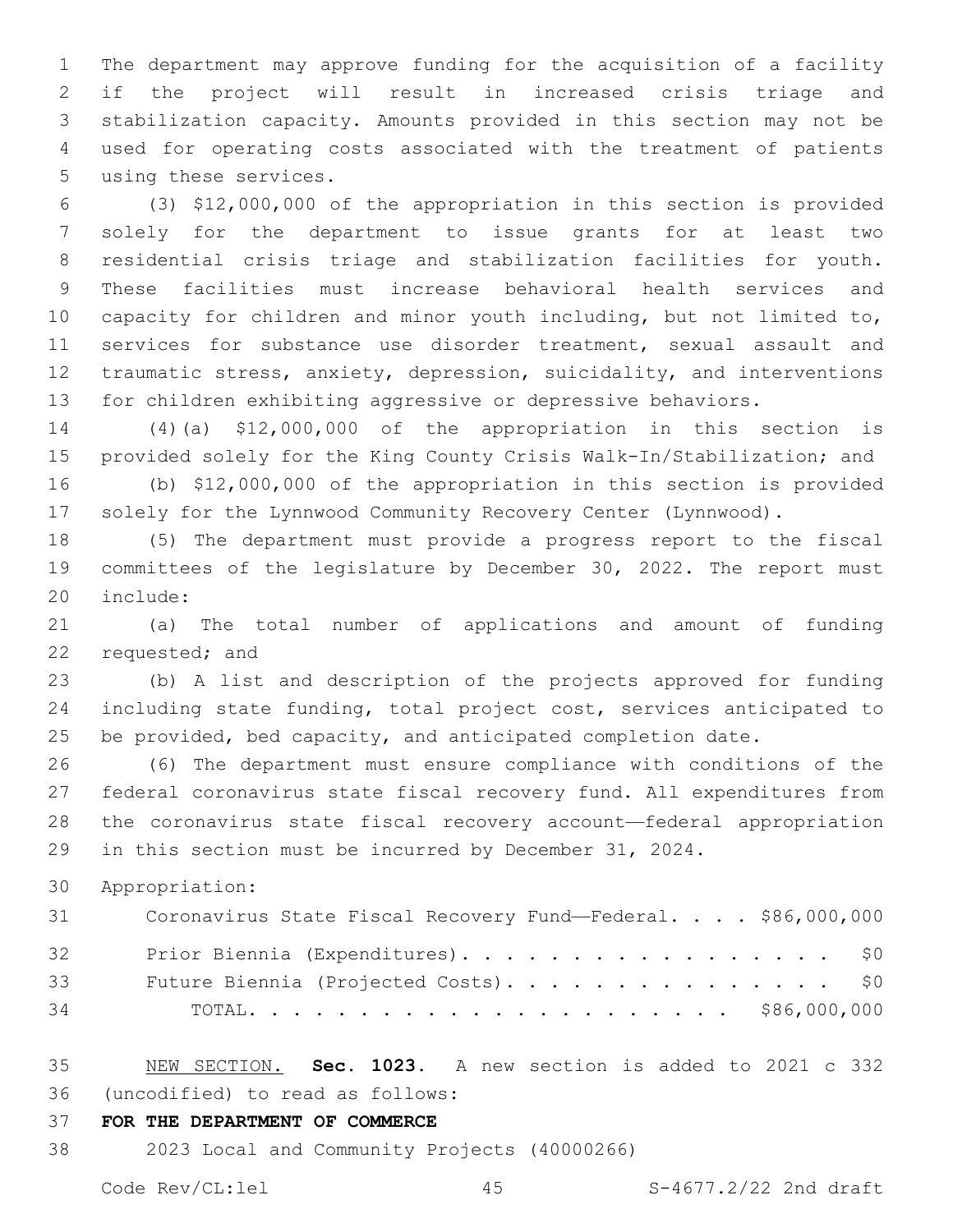The department may approve funding for the acquisition of a facility if the project will result in increased crisis triage and stabilization capacity. Amounts provided in this section may not be used for operating costs associated with the treatment of patients using these services.

(3) $12,000,000 of the appropriation in this section is provided solely for the department to issue grants for at least two residential crisis triage and stabilization facilities for youth. These facilities must increase behavioral health services and capacity for children and minor youth including, but not limited to, services for substance use disorder treatment, sexual assault and traumatic stress, anxiety, depression, suicidality, and interventions for children exhibiting aggressive or depressive behaviors.

(4)(a) $12,000,000 of the appropriation in this section is provided solely for the King County Crisis Walk-In/Stabilization; and

(b) $12,000,000 of the appropriation in this section is provided solely for the Lynnwood Community Recovery Center (Lynnwood).

(5) The department must provide a progress report to the fiscal committees of the legislature by December 30, 2022. The report must include:

(a) The total number of applications and amount of funding requested; and

(b) A list and description of the projects approved for funding including state funding, total project cost, services anticipated to be provided, bed capacity, and anticipated completion date.

(6) The department must ensure compliance with conditions of the federal coronavirus state fiscal recovery fund. All expenditures from the coronavirus state fiscal recovery account—federal appropriation in this section must be incurred by December 31, 2024.

Appropriation:

| | |
|---|---|
| Coronavirus State Fiscal Recovery Fund—Federal. . . . | $86,000,000 |
| Prior Biennia (Expenditures). . . . . . . . . . . . . . . . . . | $0 |
| Future Biennia (Projected Costs). . . . . . . . . . . . . . . . | $0 |
| TOTAL. . . . . . . . . . . . . . . . . . . . . . . | $86,000,000 |

NEW SECTION. **Sec. 1023.** A new section is added to 2021 c 332 (uncodified) to read as follows:

**FOR THE DEPARTMENT OF COMMERCE**

2023 Local and Community Projects (40000266)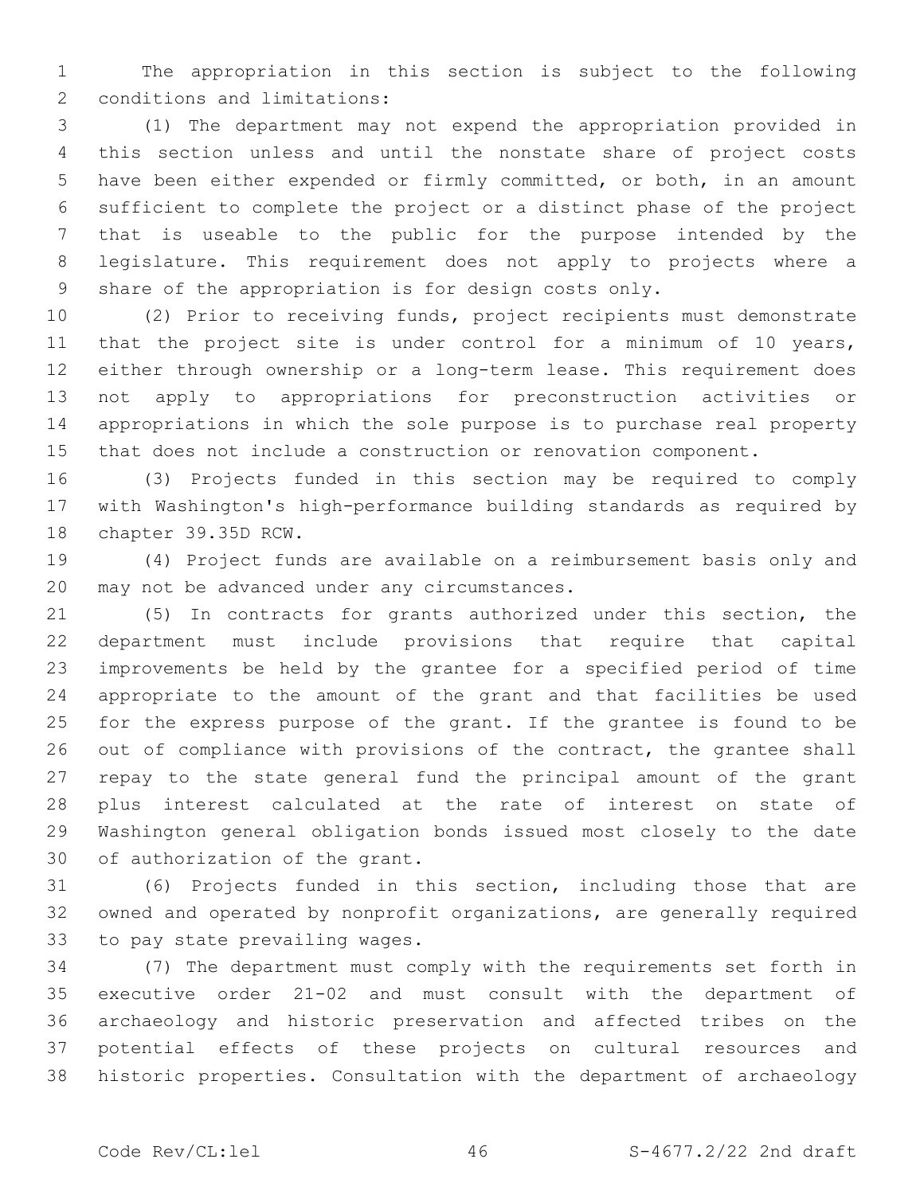The appropriation in this section is subject to the following conditions and limitations:

(1) The department may not expend the appropriation provided in this section unless and until the nonstate share of project costs have been either expended or firmly committed, or both, in an amount sufficient to complete the project or a distinct phase of the project that is useable to the public for the purpose intended by the legislature. This requirement does not apply to projects where a share of the appropriation is for design costs only.

(2) Prior to receiving funds, project recipients must demonstrate that the project site is under control for a minimum of 10 years, either through ownership or a long-term lease. This requirement does not apply to appropriations for preconstruction activities or appropriations in which the sole purpose is to purchase real property that does not include a construction or renovation component.

(3) Projects funded in this section may be required to comply with Washington's high-performance building standards as required by chapter 39.35D RCW.

(4) Project funds are available on a reimbursement basis only and may not be advanced under any circumstances.

(5) In contracts for grants authorized under this section, the department must include provisions that require that capital improvements be held by the grantee for a specified period of time appropriate to the amount of the grant and that facilities be used for the express purpose of the grant. If the grantee is found to be out of compliance with provisions of the contract, the grantee shall repay to the state general fund the principal amount of the grant plus interest calculated at the rate of interest on state of Washington general obligation bonds issued most closely to the date of authorization of the grant.

(6) Projects funded in this section, including those that are owned and operated by nonprofit organizations, are generally required to pay state prevailing wages.

(7) The department must comply with the requirements set forth in executive order 21-02 and must consult with the department of archaeology and historic preservation and affected tribes on the potential effects of these projects on cultural resources and historic properties. Consultation with the department of archaeology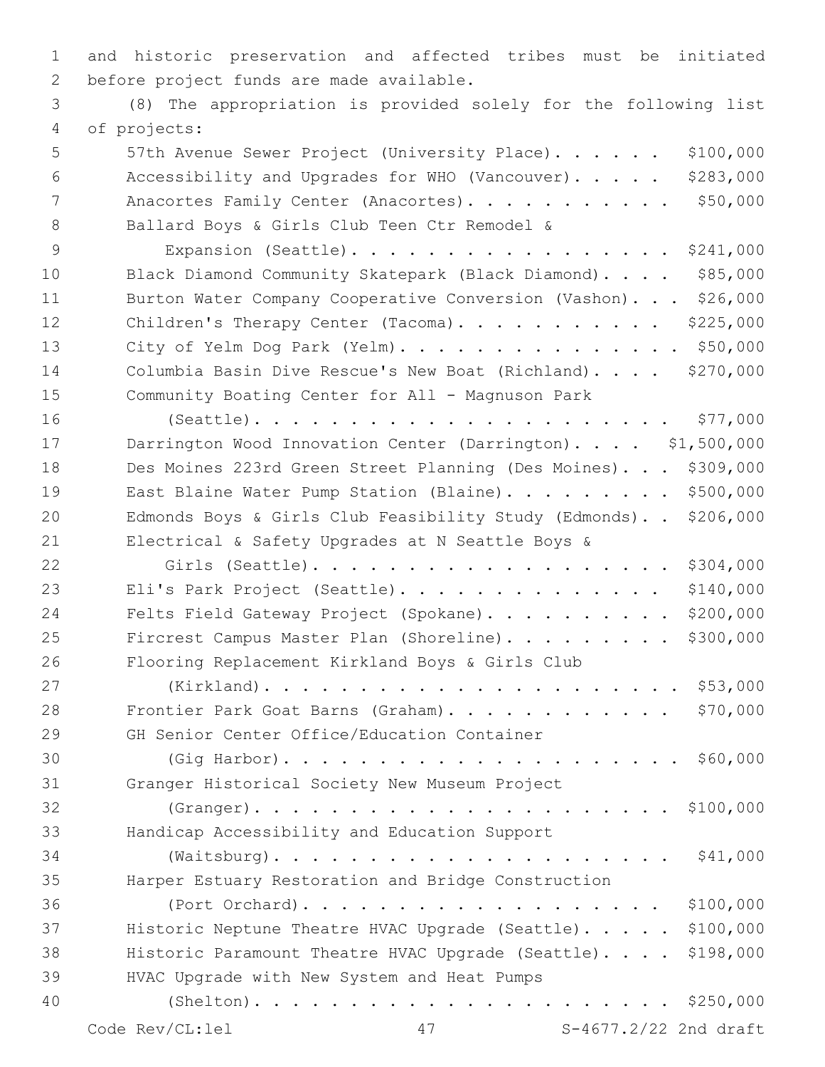and historic preservation and affected tribes must be initiated before project funds are made available.

(8) The appropriation is provided solely for the following list of projects:

57th Avenue Sewer Project (University Place). . . . . . $100,000
Accessibility and Upgrades for WHO (Vancouver). . . . . $283,000
Anacortes Family Center (Anacortes). . . . . . . . . . . $50,000
Ballard Boys & Girls Club Teen Ctr Remodel & Expansion (Seattle). . . . . . . . . . . . . . . . . $241,000
Black Diamond Community Skatepark (Black Diamond). . . . $85,000
Burton Water Company Cooperative Conversion (Vashon). . . $26,000
Children's Therapy Center (Tacoma). . . . . . . . . . . $225,000
City of Yelm Dog Park (Yelm). . . . . . . . . . . . . . . $50,000
Columbia Basin Dive Rescue's New Boat (Richland). . . . $270,000
Community Boating Center for All - Magnuson Park (Seattle). . . . . . . . . . . . . . . . . . . . . $77,000
Darrington Wood Innovation Center (Darrington). . . . $1,500,000
Des Moines 223rd Green Street Planning (Des Moines). . . $309,000
East Blaine Water Pump Station (Blaine). . . . . . . . . $500,000
Edmonds Boys & Girls Club Feasibility Study (Edmonds). . $206,000
Electrical & Safety Upgrades at N Seattle Boys & Girls (Seattle). . . . . . . . . . . . . . . . . . $304,000
Eli's Park Project (Seattle). . . . . . . . . . . . . . $140,000
Felts Field Gateway Project (Spokane). . . . . . . . . . $200,000
Fircrest Campus Master Plan (Shoreline). . . . . . . . . $300,000
Flooring Replacement Kirkland Boys & Girls Club (Kirkland). . . . . . . . . . . . . . . . . . . . . . $53,000
Frontier Park Goat Barns (Graham). . . . . . . . . . . . $70,000
GH Senior Center Office/Education Container (Gig Harbor). . . . . . . . . . . . . . . . . . . . . $60,000
Granger Historical Society New Museum Project (Granger). . . . . . . . . . . . . . . . . . . . . . $100,000
Handicap Accessibility and Education Support (Waitsburg). . . . . . . . . . . . . . . . . . . . . $41,000
Harper Estuary Restoration and Bridge Construction (Port Orchard). . . . . . . . . . . . . . . . . . $100,000
Historic Neptune Theatre HVAC Upgrade (Seattle). . . . . $100,000
Historic Paramount Theatre HVAC Upgrade (Seattle). . . . $198,000
HVAC Upgrade with New System and Heat Pumps (Shelton). . . . . . . . . . . . . . . . . . . . . . $250,000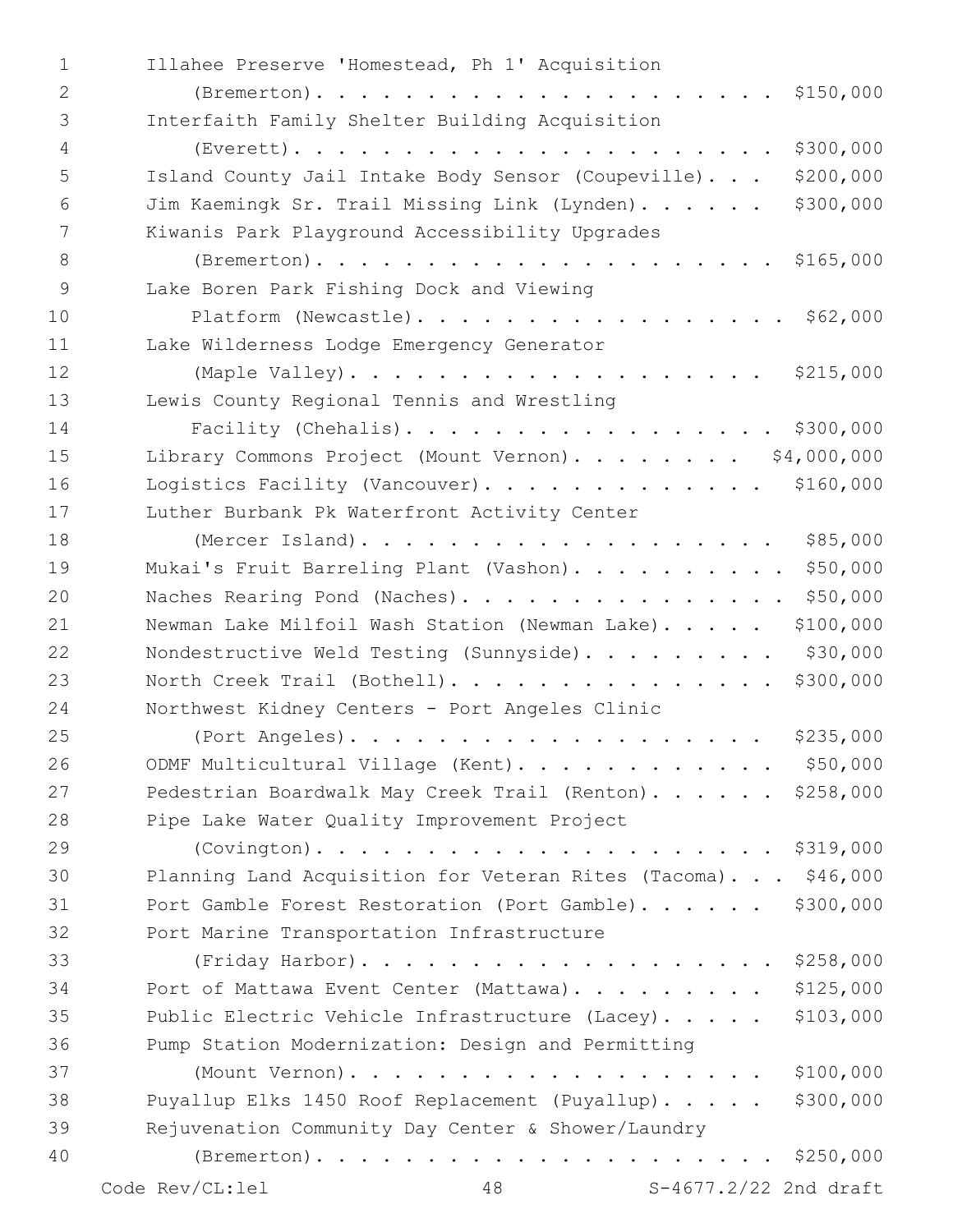Illahee Preserve 'Homestead, Ph 1' Acquisition (Bremerton). . . . . . . . . . . . . . . . . . . . . $150,000
Interfaith Family Shelter Building Acquisition (Everett). . . . . . . . . . . . . . . . . . . . . $300,000
Island County Jail Intake Body Sensor (Coupeville). . . $200,000
Jim Kaemingk Sr. Trail Missing Link (Lynden). . . . . . $300,000
Kiwanis Park Playground Accessibility Upgrades (Bremerton). . . . . . . . . . . . . . . . . . . . . $165,000
Lake Boren Park Fishing Dock and Viewing Platform (Newcastle). . . . . . . . . . . . . . . . . . $62,000
Lake Wilderness Lodge Emergency Generator (Maple Valley). . . . . . . . . . . . . . . . . . . $215,000
Lewis County Regional Tennis and Wrestling Facility (Chehalis). . . . . . . . . . . . . . . . . $300,000
Library Commons Project (Mount Vernon). . . . . . . . $4,000,000
Logistics Facility (Vancouver). . . . . . . . . . . . . $160,000
Luther Burbank Pk Waterfront Activity Center (Mercer Island). . . . . . . . . . . . . . . . . . $85,000
Mukai's Fruit Barreling Plant (Vashon). . . . . . . . . . $50,000
Naches Rearing Pond (Naches). . . . . . . . . . . . . . . $50,000
Newman Lake Milfoil Wash Station (Newman Lake). . . . . $100,000
Nondestructive Weld Testing (Sunnyside). . . . . . . . . $30,000
North Creek Trail (Bothell). . . . . . . . . . . . . . . $300,000
Northwest Kidney Centers - Port Angeles Clinic (Port Angeles). . . . . . . . . . . . . . . . . . . $235,000
ODMF Multicultural Village (Kent). . . . . . . . . . . . $50,000
Pedestrian Boardwalk May Creek Trail (Renton). . . . . . $258,000
Pipe Lake Water Quality Improvement Project (Covington). . . . . . . . . . . . . . . . . . . . . $319,000
Planning Land Acquisition for Veteran Rites (Tacoma). . . $46,000
Port Gamble Forest Restoration (Port Gamble). . . . . . $300,000
Port Marine Transportation Infrastructure (Friday Harbor). . . . . . . . . . . . . . . . . . . $258,000
Port of Mattawa Event Center (Mattawa). . . . . . . . . $125,000
Public Electric Vehicle Infrastructure (Lacey). . . . . $103,000
Pump Station Modernization: Design and Permitting (Mount Vernon). . . . . . . . . . . . . . . . . . . $100,000
Puyallup Elks 1450 Roof Replacement (Puyallup). . . . . $300,000
Rejuvenation Community Day Center & Shower/Laundry (Bremerton). . . . . . . . . . . . . . . . . . . . . $250,000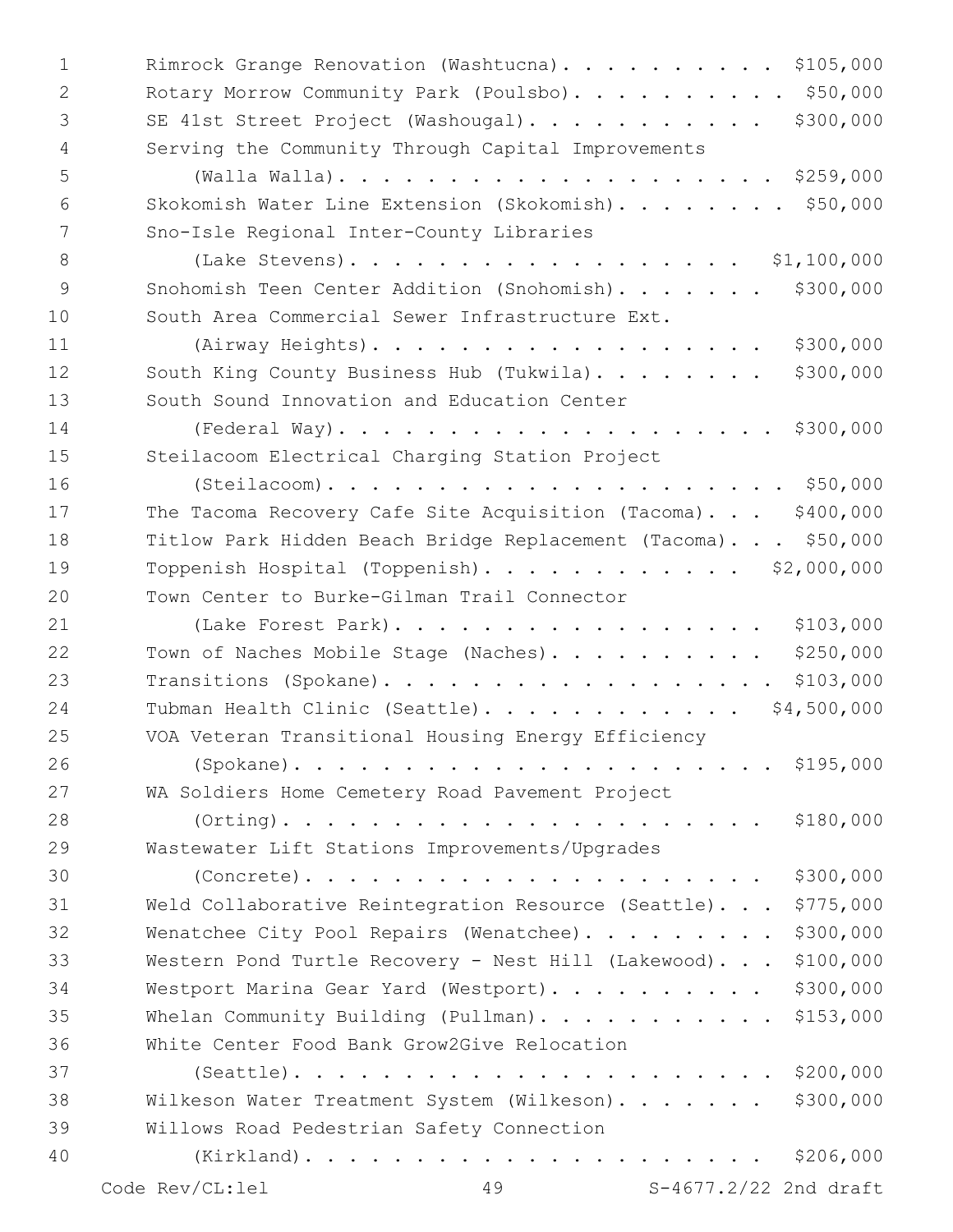Rimrock Grange Renovation (Washtucna). . . . . . . . . . . $105,000
Rotary Morrow Community Park (Poulsbo). . . . . . . . . . $50,000
SE 41st Street Project (Washougal). . . . . . . . . . . $300,000
Serving the Community Through Capital Improvements
(Walla Walla). . . . . . . . . . . . . . . . . . . . $259,000
Skokomish Water Line Extension (Skokomish). . . . . . . . $50,000
Sno-Isle Regional Inter-County Libraries
(Lake Stevens). . . . . . . . . . . . . . . . . . $1,100,000
Snohomish Teen Center Addition (Snohomish). . . . . . . $300,000
South Area Commercial Sewer Infrastructure Ext.
(Airway Heights). . . . . . . . . . . . . . . . . $300,000
South King County Business Hub (Tukwila). . . . . . . . $300,000
South Sound Innovation and Education Center
(Federal Way). . . . . . . . . . . . . . . . . . . . $300,000
Steilacoom Electrical Charging Station Project
(Steilacoom). . . . . . . . . . . . . . . . . . . . . $50,000
The Tacoma Recovery Cafe Site Acquisition (Tacoma). . . $400,000
Titlow Park Hidden Beach Bridge Replacement (Tacoma). . . $50,000
Toppenish Hospital (Toppenish). . . . . . . . . . . $2,000,000
Town Center to Burke-Gilman Trail Connector
(Lake Forest Park). . . . . . . . . . . . . . . . $103,000
Town of Naches Mobile Stage (Naches). . . . . . . . . . $250,000
Transitions (Spokane). . . . . . . . . . . . . . . . . . $103,000
Tubman Health Clinic (Seattle). . . . . . . . . . . $4,500,000
VOA Veteran Transitional Housing Energy Efficiency
(Spokane). . . . . . . . . . . . . . . . . . . . . . $195,000
WA Soldiers Home Cemetery Road Pavement Project
(Orting). . . . . . . . . . . . . . . . . . . . . . $180,000
Wastewater Lift Stations Improvements/Upgrades
(Concrete). . . . . . . . . . . . . . . . . . . . . $300,000
Weld Collaborative Reintegration Resource (Seattle). . . $775,000
Wenatchee City Pool Repairs (Wenatchee). . . . . . . . . $300,000
Western Pond Turtle Recovery - Nest Hill (Lakewood). . . $100,000
Westport Marina Gear Yard (Westport). . . . . . . . . . $300,000
Whelan Community Building (Pullman). . . . . . . . . . . $153,000
White Center Food Bank Grow2Give Relocation
(Seattle). . . . . . . . . . . . . . . . . . . . . . $200,000
Wilkeson Water Treatment System (Wilkeson). . . . . . . $300,000
Willows Road Pedestrian Safety Connection
(Kirkland). . . . . . . . . . . . . . . . . . . . . $206,000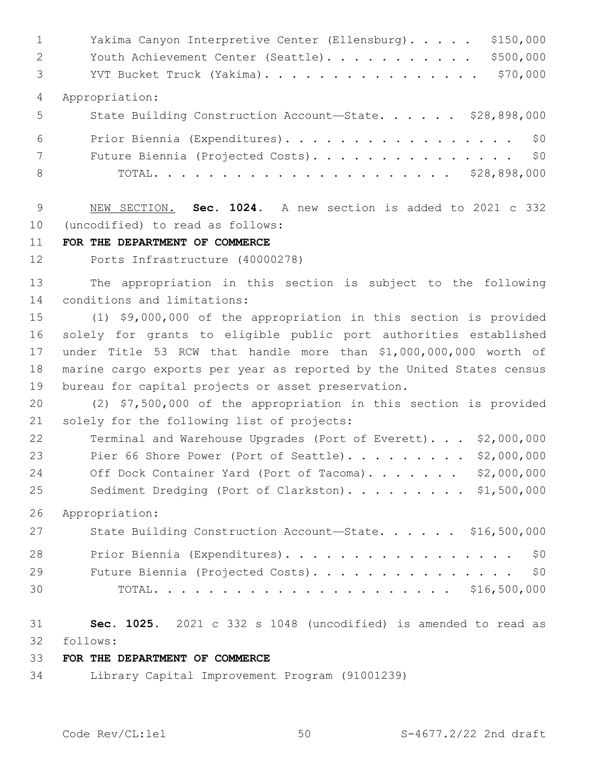Yakima Canyon Interpretive Center (Ellensburg). . . . . $150,000
Youth Achievement Center (Seattle). . . . . . . . . . . $500,000
YVT Bucket Truck (Yakima). . . . . . . . . . . . . . . . $70,000

Appropriation:

State Building Construction Account—State. . . . . . $28,898,000
Prior Biennia (Expenditures). . . . . . . . . . . . . . . . . . $0
Future Biennia (Projected Costs). . . . . . . . . . . . . . . . $0
TOTAL. . . . . . . . . . . . . . . . . . . . . . $28,898,000

NEW SECTION. **Sec. 1024.** A new section is added to 2021 c 332 (uncodified) to read as follows:

**FOR THE DEPARTMENT OF COMMERCE**

Ports Infrastructure (40000278)

The appropriation in this section is subject to the following conditions and limitations:

(1) $9,000,000 of the appropriation in this section is provided solely for grants to eligible public port authorities established under Title 53 RCW that handle more than $1,000,000,000 worth of marine cargo exports per year as reported by the United States census bureau for capital projects or asset preservation.

(2) $7,500,000 of the appropriation in this section is provided solely for the following list of projects:

Terminal and Warehouse Upgrades (Port of Everett). . . $2,000,000
Pier 66 Shore Power (Port of Seattle). . . . . . . . . $2,000,000
Off Dock Container Yard (Port of Tacoma). . . . . . . $2,000,000
Sediment Dredging (Port of Clarkston). . . . . . . . . $1,500,000

Appropriation:

State Building Construction Account—State. . . . . . $16,500,000
Prior Biennia (Expenditures). . . . . . . . . . . . . . . . . . $0
Future Biennia (Projected Costs). . . . . . . . . . . . . . . . $0
TOTAL. . . . . . . . . . . . . . . . . . . . . . $16,500,000

**Sec. 1025.** 2021 c 332 s 1048 (uncodified) is amended to read as follows:

**FOR THE DEPARTMENT OF COMMERCE**

Library Capital Improvement Program (91001239)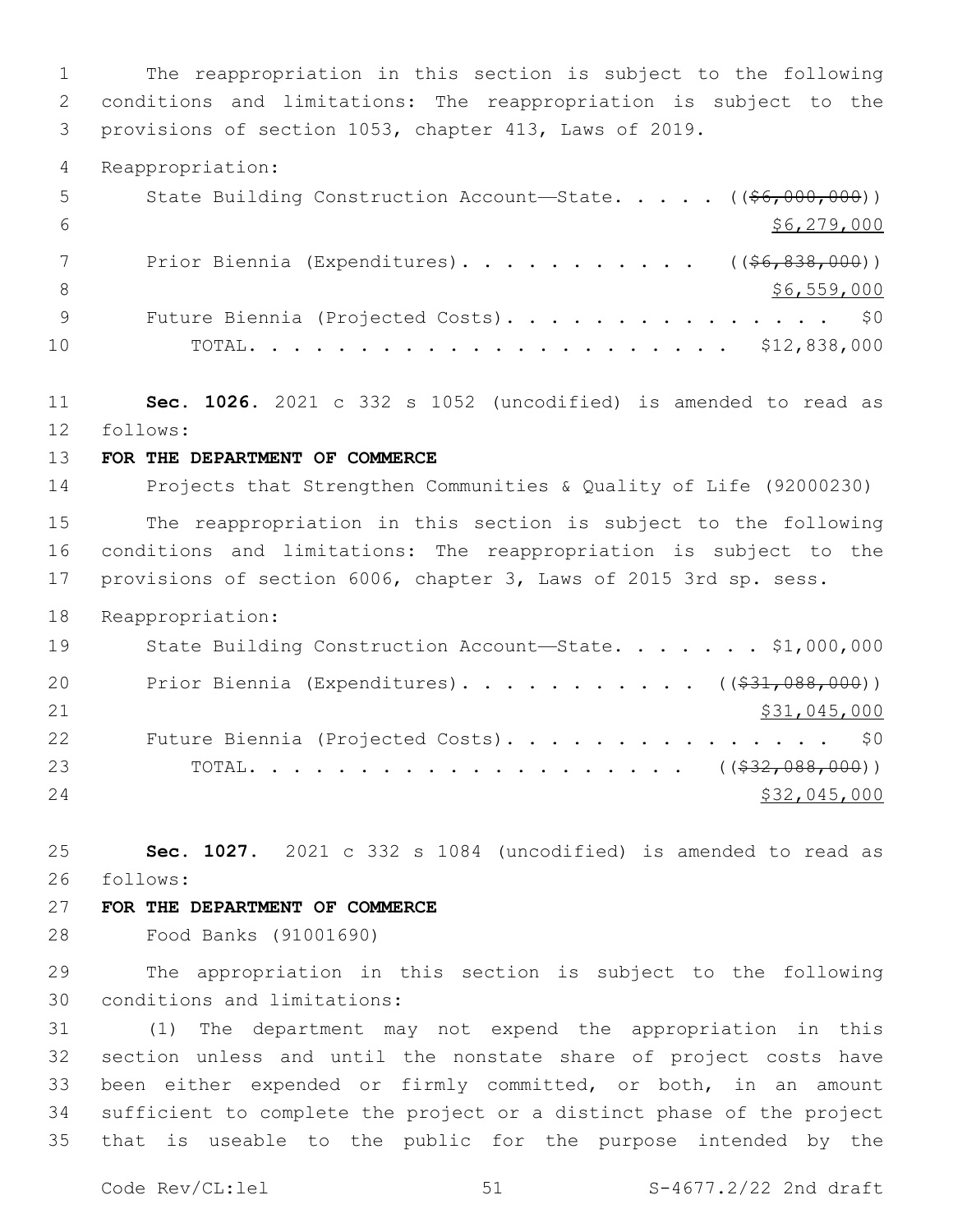The reappropriation in this section is subject to the following conditions and limitations: The reappropriation is subject to the provisions of section 1053, chapter 413, Laws of 2019.

Reappropriation:

State Building Construction Account—State. . . . . ((~~$6,000,000~~))
<u>$6,279,000</u>

Prior Biennia (Expenditures). . . . . . . . . . . ((~~$6,838,000~~))
<u>$6,559,000</u>

Future Biennia (Projected Costs). . . . . . . . . . . . . . . $0

TOTAL. . . . . . . . . . . . . . . . . . . . . . $12,838,000

**Sec. 1026.** 2021 c 332 s 1052 (uncodified) is amended to read as follows:

**FOR THE DEPARTMENT OF COMMERCE**

Projects that Strengthen Communities & Quality of Life (92000230)

The reappropriation in this section is subject to the following conditions and limitations: The reappropriation is subject to the provisions of section 6006, chapter 3, Laws of 2015 3rd sp. sess.

Reappropriation:

State Building Construction Account—State. . . . . . . $1,000,000

Prior Biennia (Expenditures). . . . . . . . . . . ((~~$31,088,000~~))
<u>$31,045,000</u>

Future Biennia (Projected Costs). . . . . . . . . . . . . . . $0

TOTAL. . . . . . . . . . . . . . . . . . . . . ((~~$32,088,000~~))
<u>$32,045,000</u>

**Sec. 1027.** 2021 c 332 s 1084 (uncodified) is amended to read as follows:

**FOR THE DEPARTMENT OF COMMERCE**

Food Banks (91001690)

The appropriation in this section is subject to the following conditions and limitations:

(1) The department may not expend the appropriation in this section unless and until the nonstate share of project costs have been either expended or firmly committed, or both, in an amount sufficient to complete the project or a distinct phase of the project that is useable to the public for the purpose intended by the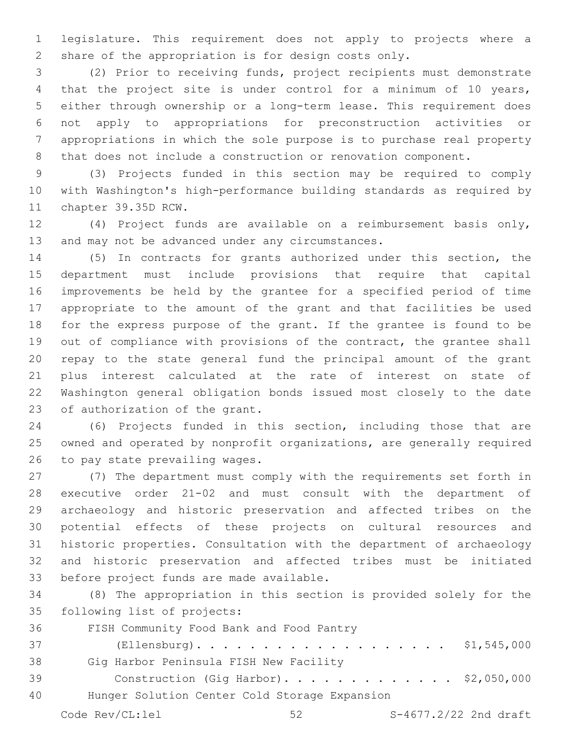legislature. This requirement does not apply to projects where a share of the appropriation is for design costs only.

(2) Prior to receiving funds, project recipients must demonstrate that the project site is under control for a minimum of 10 years, either through ownership or a long-term lease. This requirement does not apply to appropriations for preconstruction activities or appropriations in which the sole purpose is to purchase real property that does not include a construction or renovation component.

(3) Projects funded in this section may be required to comply with Washington's high-performance building standards as required by chapter 39.35D RCW.

(4) Project funds are available on a reimbursement basis only, and may not be advanced under any circumstances.

(5) In contracts for grants authorized under this section, the department must include provisions that require that capital improvements be held by the grantee for a specified period of time appropriate to the amount of the grant and that facilities be used for the express purpose of the grant. If the grantee is found to be out of compliance with provisions of the contract, the grantee shall repay to the state general fund the principal amount of the grant plus interest calculated at the rate of interest on state of Washington general obligation bonds issued most closely to the date of authorization of the grant.

(6) Projects funded in this section, including those that are owned and operated by nonprofit organizations, are generally required to pay state prevailing wages.

(7) The department must comply with the requirements set forth in executive order 21-02 and must consult with the department of archaeology and historic preservation and affected tribes on the potential effects of these projects on cultural resources and historic properties. Consultation with the department of archaeology and historic preservation and affected tribes must be initiated before project funds are made available.

(8) The appropriation in this section is provided solely for the following list of projects:

FISH Community Food Bank and Food Pantry (Ellensburg). . . . . . . . . . . . . . . . . . . . $1,545,000

Gig Harbor Peninsula FISH New Facility Construction (Gig Harbor). . . . . . . . . . . . . $2,050,000

Hunger Solution Center Cold Storage Expansion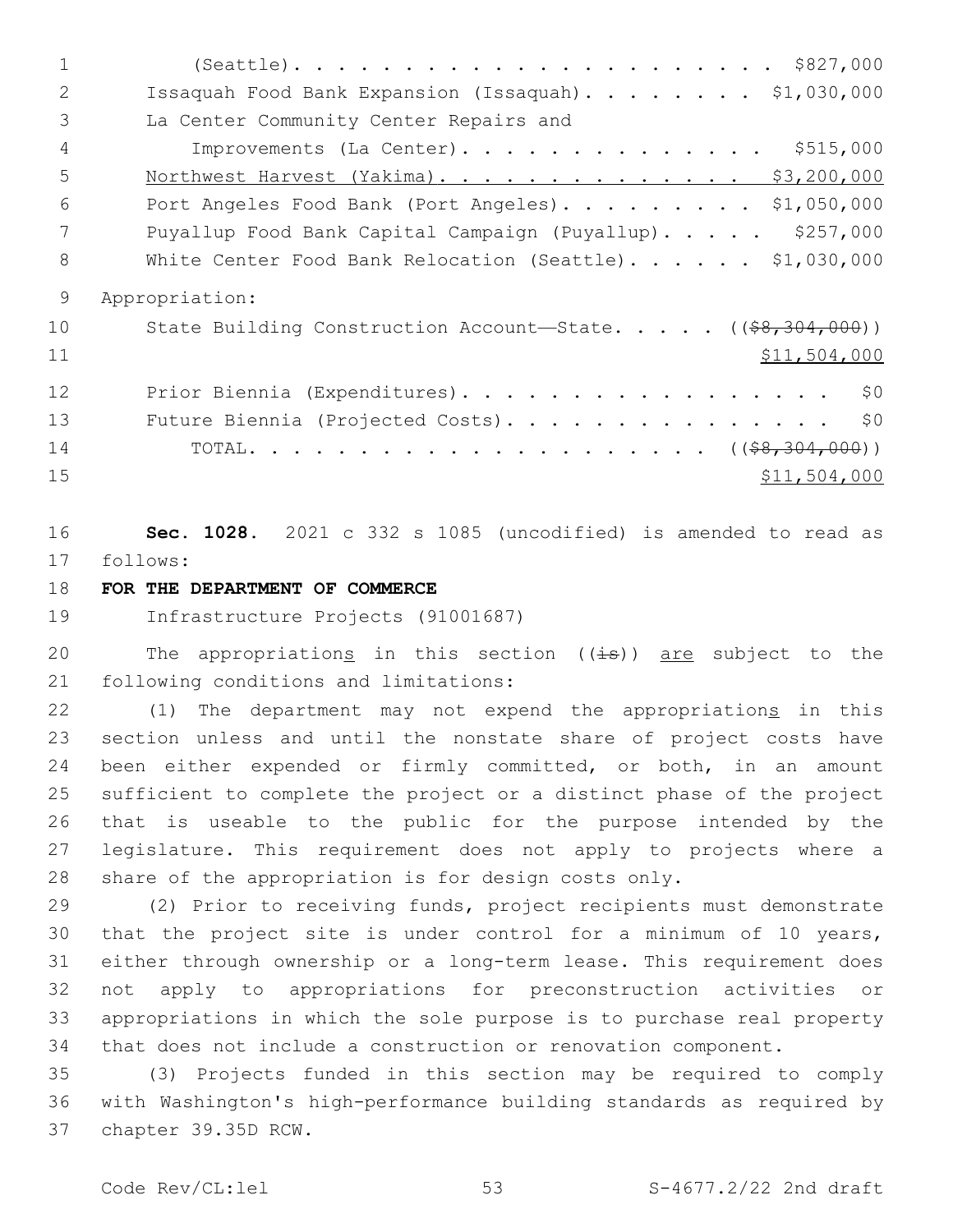(Seattle). . . . . . . . . . . . . . . . . . . . . . . $827,000

Issaquah Food Bank Expansion (Issaquah). . . . . . . . $1,030,000

La Center Community Center Repairs and Improvements (La Center). . . . . . . . . . . . . . . $515,000

<u>Northwest Harvest (Yakima). . . . . . . . . . . . . . . $3,200,000</u>

Port Angeles Food Bank (Port Angeles). . . . . . . . . $1,050,000

Puyallup Food Bank Capital Campaign (Puyallup). . . . . $257,000

White Center Food Bank Relocation (Seattle). . . . . . $1,030,000

Appropriation:

State Building Construction Account—State. . . . . ((~~$8,304,000~~)) <u>$11,504,000</u>

Prior Biennia (Expenditures). . . . . . . . . . . . . . . . . $0

Future Biennia (Projected Costs). . . . . . . . . . . . . . . $0

TOTAL. . . . . . . . . . . . . . . . . . . . . ((~~$8,304,000~~)) <u>$11,504,000</u>

**Sec. 1028.** 2021 c 332 s 1085 (uncodified) is amended to read as follows:

**FOR THE DEPARTMENT OF COMMERCE**

Infrastructure Projects (91001687)

The appropriation<u>s</u> in this section ((~~is~~)) <u>are</u> subject to the following conditions and limitations:

(1) The department may not expend the appropriation<u>s</u> in this section unless and until the nonstate share of project costs have been either expended or firmly committed, or both, in an amount sufficient to complete the project or a distinct phase of the project that is useable to the public for the purpose intended by the legislature. This requirement does not apply to projects where a share of the appropriation is for design costs only.

(2) Prior to receiving funds, project recipients must demonstrate that the project site is under control for a minimum of 10 years, either through ownership or a long-term lease. This requirement does not apply to appropriations for preconstruction activities or appropriations in which the sole purpose is to purchase real property that does not include a construction or renovation component.

(3) Projects funded in this section may be required to comply with Washington's high-performance building standards as required by chapter 39.35D RCW.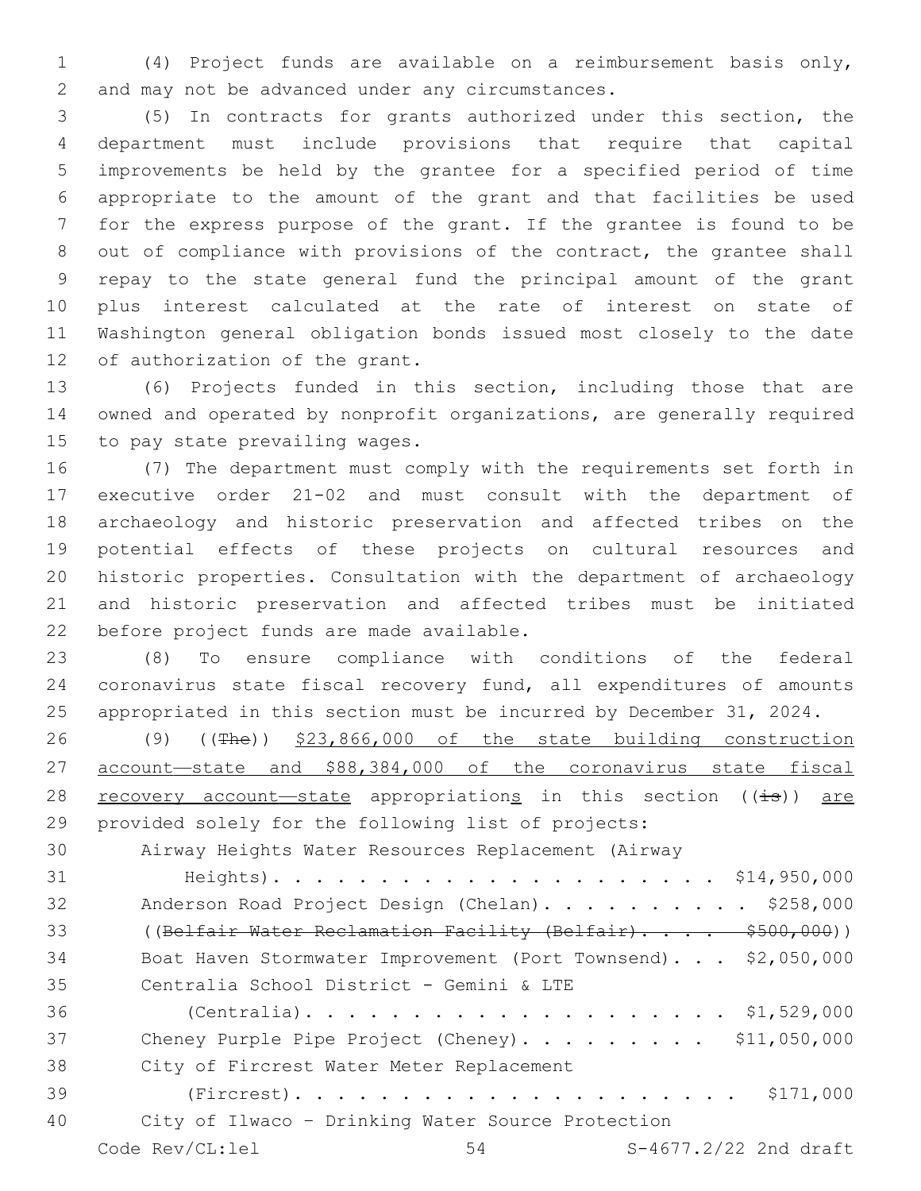(4) Project funds are available on a reimbursement basis only, and may not be advanced under any circumstances.

(5) In contracts for grants authorized under this section, the department must include provisions that require that capital improvements be held by the grantee for a specified period of time appropriate to the amount of the grant and that facilities be used for the express purpose of the grant. If the grantee is found to be out of compliance with provisions of the contract, the grantee shall repay to the state general fund the principal amount of the grant plus interest calculated at the rate of interest on state of Washington general obligation bonds issued most closely to the date of authorization of the grant.

(6) Projects funded in this section, including those that are owned and operated by nonprofit organizations, are generally required to pay state prevailing wages.

(7) The department must comply with the requirements set forth in executive order 21-02 and must consult with the department of archaeology and historic preservation and affected tribes on the potential effects of these projects on cultural resources and historic properties. Consultation with the department of archaeology and historic preservation and affected tribes must be initiated before project funds are made available.

(8) To ensure compliance with conditions of the federal coronavirus state fiscal recovery fund, all expenditures of amounts appropriated in this section must be incurred by December 31, 2024.

(9) ((~~The~~)) $23,866,000 of the state building construction account—state and $88,384,000 of the coronavirus state fiscal recovery account—state appropriations in this section ((~~is~~)) are provided solely for the following list of projects:

Airway Heights Water Resources Replacement (Airway Heights) . . . . . . . . . . . . . . . . . . . . . $14,950,000

Anderson Road Project Design (Chelan) . . . . . . . . . . $258,000

((~~Belfair Water Reclamation Facility (Belfair) . . . . $500,000~~))

Boat Haven Stormwater Improvement (Port Townsend) . . . $2,050,000

Centralia School District - Gemini & LTE (Centralia) . . . . . . . . . . . . . . . . . . . . . $1,529,000

Cheney Purple Pipe Project (Cheney) . . . . . . . . . $11,050,000

City of Fircrest Water Meter Replacement (Fircrest) . . . . . . . . . . . . . . . . . . . . . . $171,000

City of Ilwaco – Drinking Water Source Protection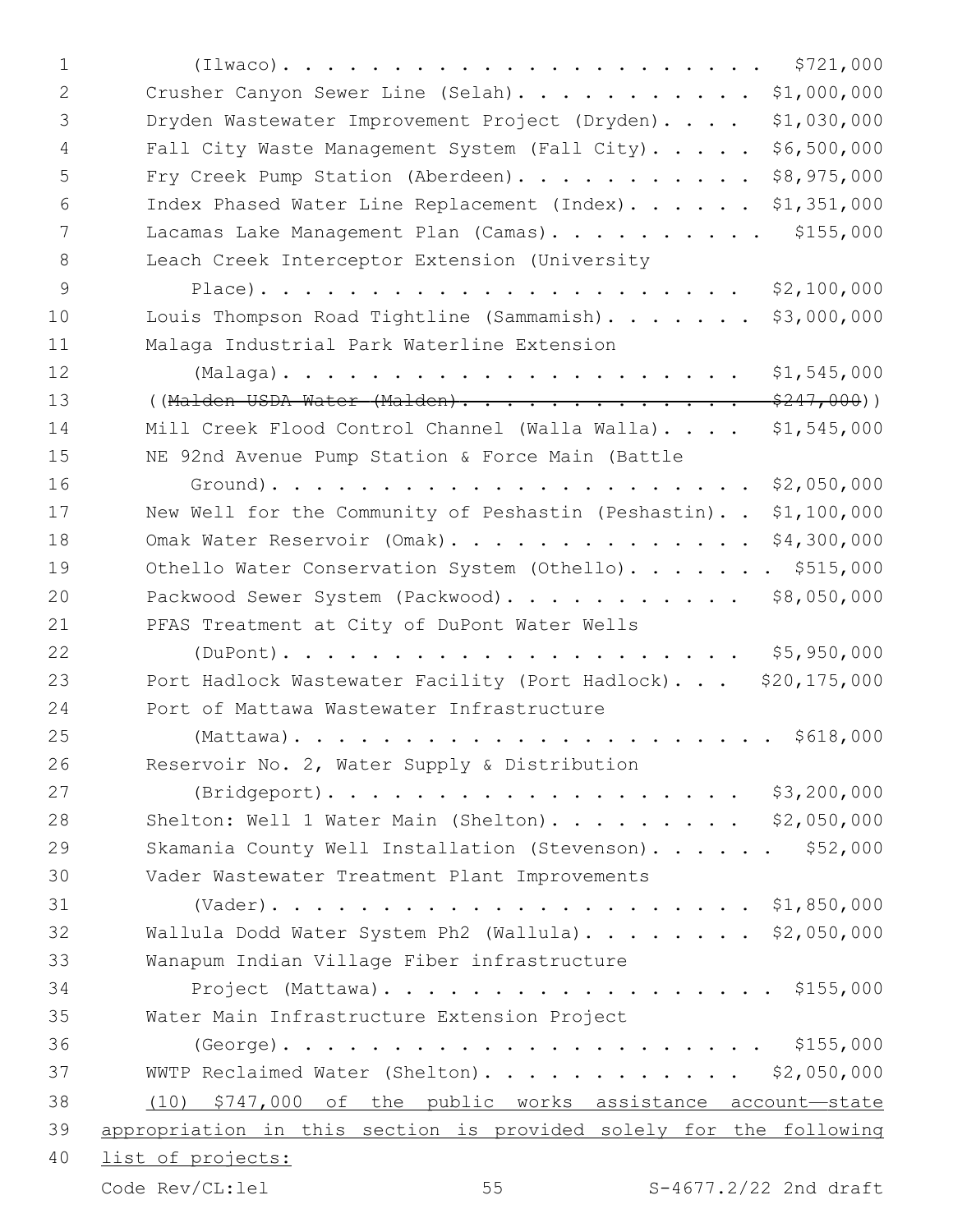(Ilwaco). . . . . . . . . . . . . . . . . . . . . . $721,000
Crusher Canyon Sewer Line (Selah). . . . . . . . . . . $1,000,000
Dryden Wastewater Improvement Project (Dryden). . . . $1,030,000
Fall City Waste Management System (Fall City). . . . . $6,500,000
Fry Creek Pump Station (Aberdeen). . . . . . . . . . . $8,975,000
Index Phased Water Line Replacement (Index). . . . . . $1,351,000
Lacamas Lake Management Plan (Camas). . . . . . . . . . $155,000
Leach Creek Interceptor Extension (University
Place). . . . . . . . . . . . . . . . . . . . . . $2,100,000
Louis Thompson Road Tightline (Sammamish). . . . . . . $3,000,000
Malaga Industrial Park Waterline Extension
(Malaga). . . . . . . . . . . . . . . . . . . . . $1,545,000
((~~Malden USDA Water (Malden). . . . . . . . . . . . . $247,000~~))
Mill Creek Flood Control Channel (Walla Walla). . . . $1,545,000
NE 92nd Avenue Pump Station & Force Main (Battle
Ground). . . . . . . . . . . . . . . . . . . . . . $2,050,000
New Well for the Community of Peshastin (Peshastin). . $1,100,000
Omak Water Reservoir (Omak). . . . . . . . . . . . . . $4,300,000
Othello Water Conservation System (Othello). . . . . . . $515,000
Packwood Sewer System (Packwood). . . . . . . . . . . $8,050,000
PFAS Treatment at City of DuPont Water Wells
(DuPont). . . . . . . . . . . . . . . . . . . . . $5,950,000
Port Hadlock Wastewater Facility (Port Hadlock). . . $20,175,000
Port of Mattawa Wastewater Infrastructure
(Mattawa). . . . . . . . . . . . . . . . . . . . . . $618,000
Reservoir No. 2, Water Supply & Distribution
(Bridgeport). . . . . . . . . . . . . . . . . . . $3,200,000
Shelton: Well 1 Water Main (Shelton). . . . . . . . . $2,050,000
Skamania County Well Installation (Stevenson). . . . . . $52,000
Vader Wastewater Treatment Plant Improvements
(Vader). . . . . . . . . . . . . . . . . . . . . . $1,850,000
Wallula Dodd Water System Ph2 (Wallula). . . . . . . . $2,050,000
Wanapum Indian Village Fiber infrastructure
Project (Mattawa). . . . . . . . . . . . . . . . . . $155,000
Water Main Infrastructure Extension Project
(George). . . . . . . . . . . . . . . . . . . . . . . $155,000
WWTP Reclaimed Water (Shelton). . . . . . . . . . . . $2,050,000

(10) $747,000 of the public works assistance account—state appropriation in this section is provided solely for the following list of projects: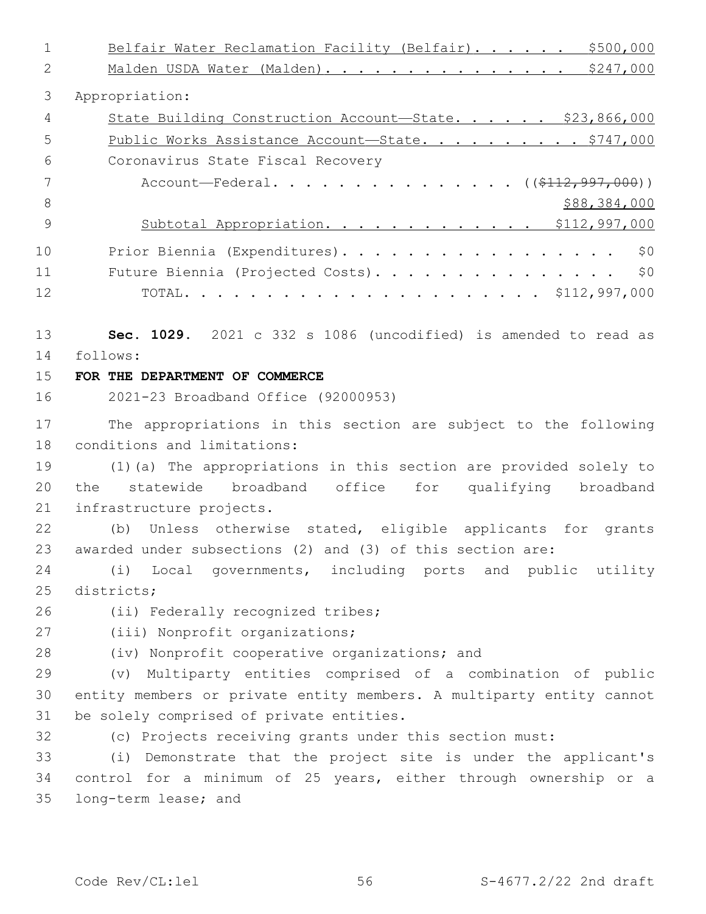Belfair Water Reclamation Facility (Belfair). . . . . . $500,000
Malden USDA Water (Malden). . . . . . . . . . . . . . . $247,000

Appropriation:

State Building Construction Account—State. . . . . . $23,866,000
Public Works Assistance Account—State. . . . . . . . . . $747,000
Coronavirus State Fiscal Recovery
Account—Federal. . . . . . . . . . . . . . . . (($112,997,000))
$88,384,000
Subtotal Appropriation. . . . . . . . . . . . . $112,997,000

Prior Biennia (Expenditures). . . . . . . . . . . . . . . . . . $0
Future Biennia (Projected Costs). . . . . . . . . . . . . . . . $0
TOTAL. . . . . . . . . . . . . . . . . . . . . . $112,997,000

**Sec. 1029.** 2021 c 332 s 1086 (uncodified) is amended to read as follows:

**FOR THE DEPARTMENT OF COMMERCE**

2021-23 Broadband Office (92000953)

The appropriations in this section are subject to the following conditions and limitations:

(1)(a) The appropriations in this section are provided solely to the statewide broadband office for qualifying broadband infrastructure projects.

(b) Unless otherwise stated, eligible applicants for grants awarded under subsections (2) and (3) of this section are:

(i) Local governments, including ports and public utility districts;

(ii) Federally recognized tribes;

(iii) Nonprofit organizations;

(iv) Nonprofit cooperative organizations; and

(v) Multiparty entities comprised of a combination of public entity members or private entity members. A multiparty entity cannot be solely comprised of private entities.

(c) Projects receiving grants under this section must:

(i) Demonstrate that the project site is under the applicant's control for a minimum of 25 years, either through ownership or a long-term lease; and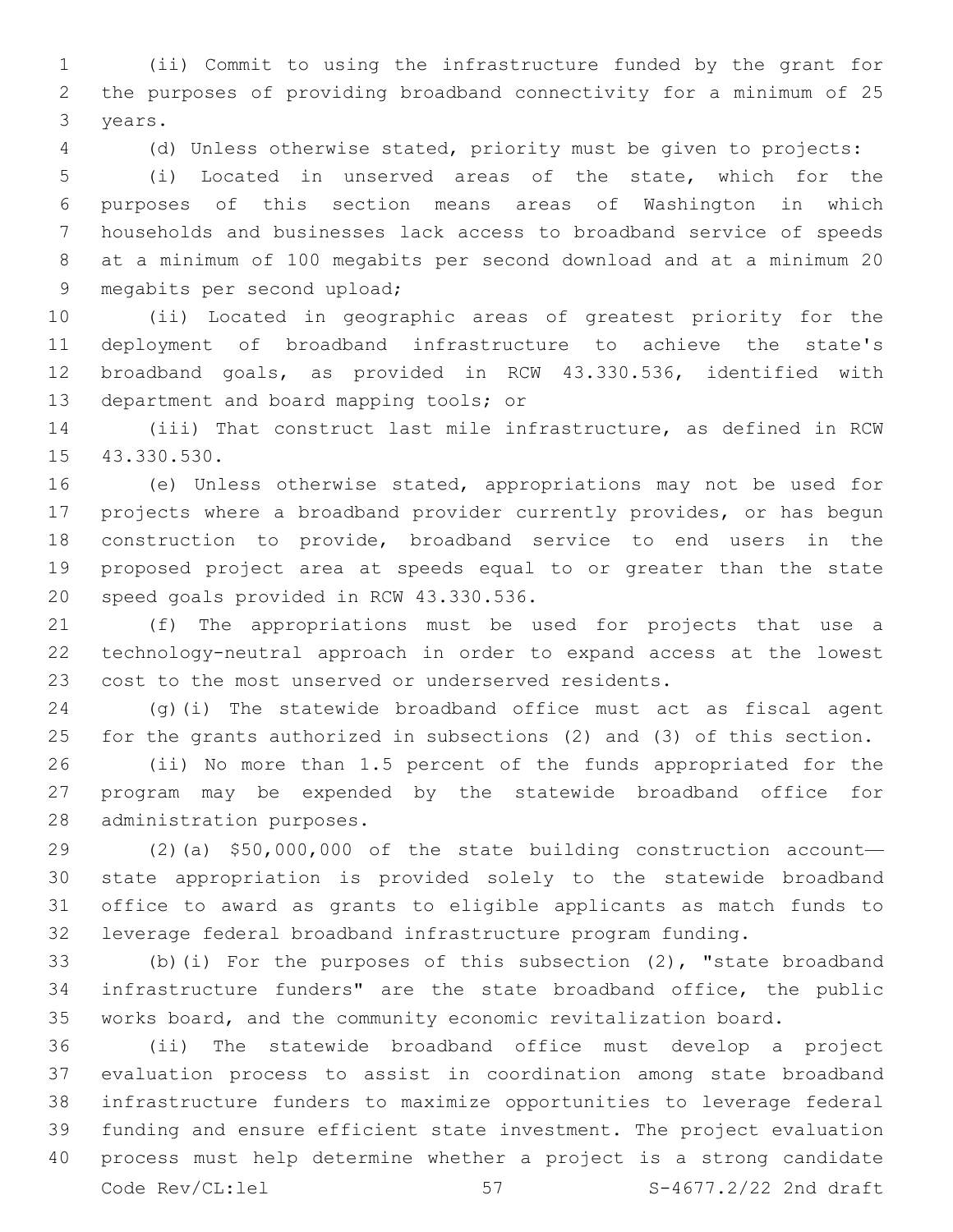(ii) Commit to using the infrastructure funded by the grant for the purposes of providing broadband connectivity for a minimum of 25 years.

(d) Unless otherwise stated, priority must be given to projects:

(i) Located in unserved areas of the state, which for the purposes of this section means areas of Washington in which households and businesses lack access to broadband service of speeds at a minimum of 100 megabits per second download and at a minimum 20 megabits per second upload;

(ii) Located in geographic areas of greatest priority for the deployment of broadband infrastructure to achieve the state's broadband goals, as provided in RCW 43.330.536, identified with department and board mapping tools; or

(iii) That construct last mile infrastructure, as defined in RCW 43.330.530.

(e) Unless otherwise stated, appropriations may not be used for projects where a broadband provider currently provides, or has begun construction to provide, broadband service to end users in the proposed project area at speeds equal to or greater than the state speed goals provided in RCW 43.330.536.

(f) The appropriations must be used for projects that use a technology-neutral approach in order to expand access at the lowest cost to the most unserved or underserved residents.

(g)(i) The statewide broadband office must act as fiscal agent for the grants authorized in subsections (2) and (3) of this section.

(ii) No more than 1.5 percent of the funds appropriated for the program may be expended by the statewide broadband office for administration purposes.

(2)(a) $50,000,000 of the state building construction account—state appropriation is provided solely to the statewide broadband office to award as grants to eligible applicants as match funds to leverage federal broadband infrastructure program funding.

(b)(i) For the purposes of this subsection (2), "state broadband infrastructure funders" are the state broadband office, the public works board, and the community economic revitalization board.

(ii) The statewide broadband office must develop a project evaluation process to assist in coordination among state broadband infrastructure funders to maximize opportunities to leverage federal funding and ensure efficient state investment. The project evaluation process must help determine whether a project is a strong candidate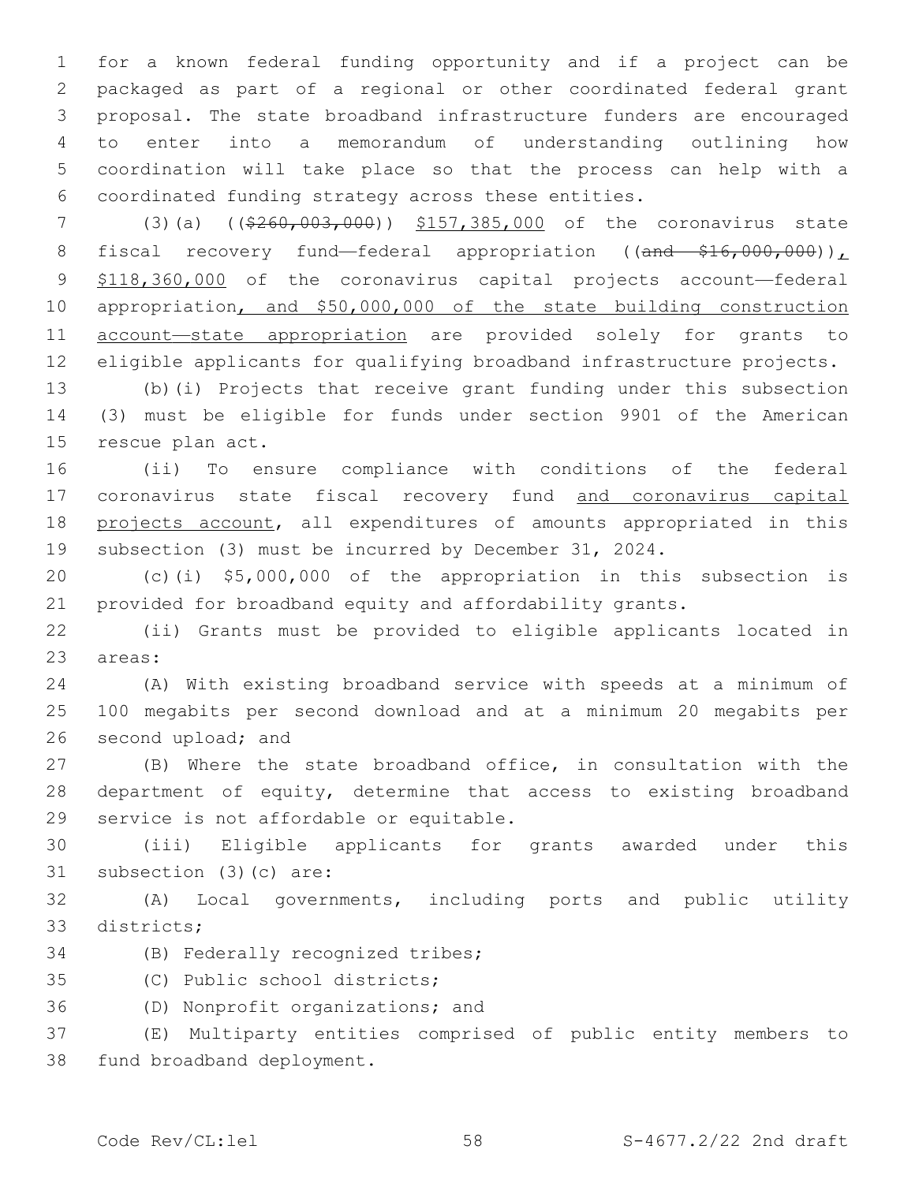for a known federal funding opportunity and if a project can be packaged as part of a regional or other coordinated federal grant proposal. The state broadband infrastructure funders are encouraged to enter into a memorandum of understanding outlining how coordination will take place so that the process can help with a coordinated funding strategy across these entities.

(3)(a) ((~~$260,003,000~~)) <u>$157,385,000</u> of the coronavirus state fiscal recovery fund—federal appropriation ((~~and $16,000,000~~))<u>, $118,360,000</u> of the coronavirus capital projects account—federal appropriation<u>, and $50,000,000 of the state building construction account—state appropriation</u> are provided solely for grants to eligible applicants for qualifying broadband infrastructure projects.

(b)(i) Projects that receive grant funding under this subsection (3) must be eligible for funds under section 9901 of the American rescue plan act.

(ii) To ensure compliance with conditions of the federal coronavirus state fiscal recovery fund <u>and coronavirus capital projects account</u>, all expenditures of amounts appropriated in this subsection (3) must be incurred by December 31, 2024.

(c)(i) $5,000,000 of the appropriation in this subsection is provided for broadband equity and affordability grants.

(ii) Grants must be provided to eligible applicants located in areas:

(A) With existing broadband service with speeds at a minimum of 100 megabits per second download and at a minimum 20 megabits per second upload; and

(B) Where the state broadband office, in consultation with the department of equity, determine that access to existing broadband service is not affordable or equitable.

(iii) Eligible applicants for grants awarded under this subsection (3)(c) are:

(A) Local governments, including ports and public utility districts;

(B) Federally recognized tribes;

(C) Public school districts;

(D) Nonprofit organizations; and

(E) Multiparty entities comprised of public entity members to fund broadband deployment.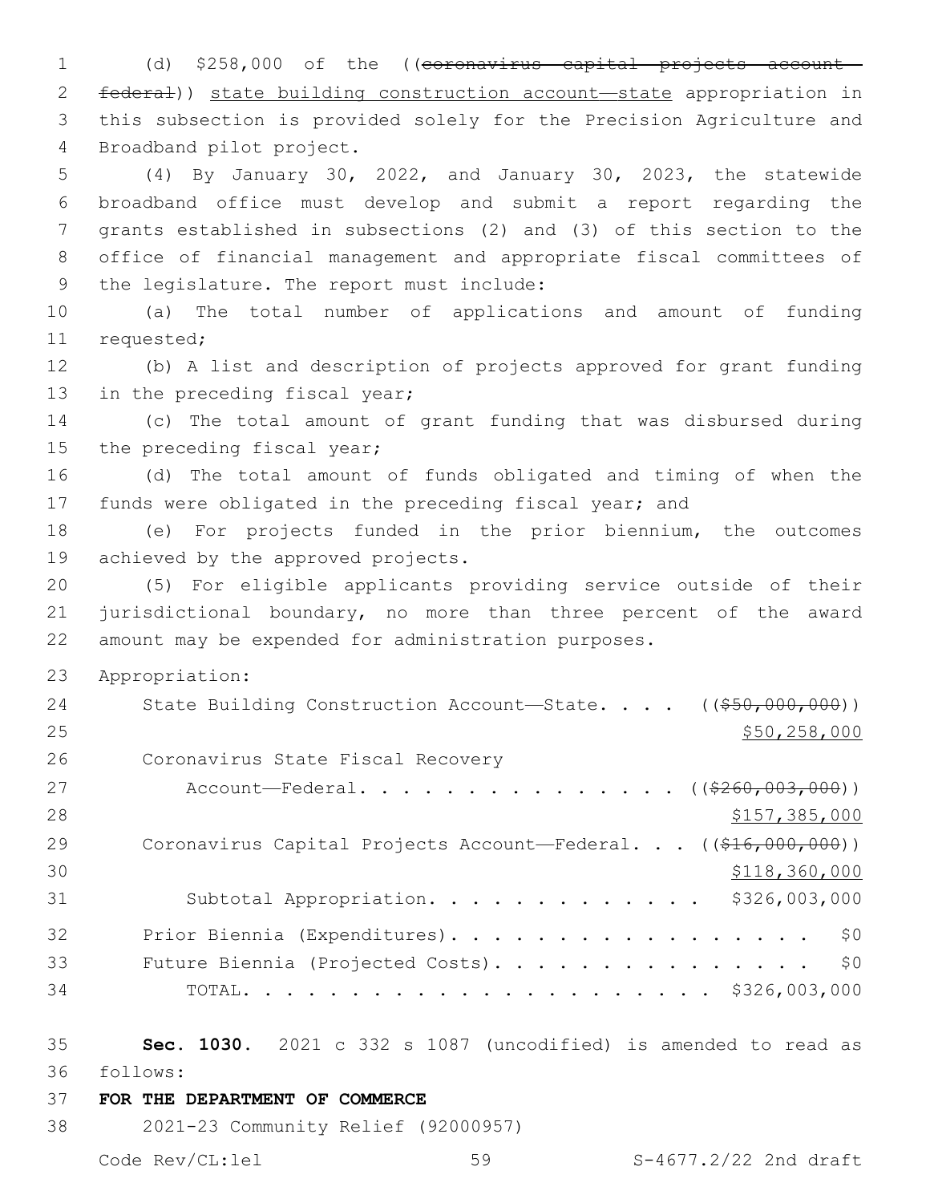(d) $258,000 of the ((~~coronavirus capital projects account—federal~~)) <u>state building construction account—state</u> appropriation in this subsection is provided solely for the Precision Agriculture and Broadband pilot project.

(4) By January 30, 2022, and January 30, 2023, the statewide broadband office must develop and submit a report regarding the grants established in subsections (2) and (3) of this section to the office of financial management and appropriate fiscal committees of the legislature. The report must include:

(a) The total number of applications and amount of funding requested;

(b) A list and description of projects approved for grant funding in the preceding fiscal year;

(c) The total amount of grant funding that was disbursed during the preceding fiscal year;

(d) The total amount of funds obligated and timing of when the funds were obligated in the preceding fiscal year; and

(e) For projects funded in the prior biennium, the outcomes achieved by the approved projects.

(5) For eligible applicants providing service outside of their jurisdictional boundary, no more than three percent of the award amount may be expended for administration purposes.

Appropriation:

| | |
|---|---|
| State Building Construction Account—State. . . . | ((~~$50,000,000~~)) <u>$50,258,000</u> |
| Coronavirus State Fiscal Recovery Account—Federal. . . . . . . . . . . . . . . . | ((~~$260,003,000~~)) <u>$157,385,000</u> |
| Coronavirus Capital Projects Account—Federal. . . | ((~~$16,000,000~~)) <u>$118,360,000</u> |
| Subtotal Appropriation. . . . . . . . . . . . . | $326,003,000 |
| Prior Biennia (Expenditures). . . . . . . . . . . . . . . . . . . | $0 |
| Future Biennia (Projected Costs). . . . . . . . . . . . . . . . | $0 |
| TOTAL. . . . . . . . . . . . . . . . . . . . . . . | $326,003,000 |

**Sec. 1030.** 2021 c 332 s 1087 (uncodified) is amended to read as follows:

**FOR THE DEPARTMENT OF COMMERCE**

2021-23 Community Relief (92000957)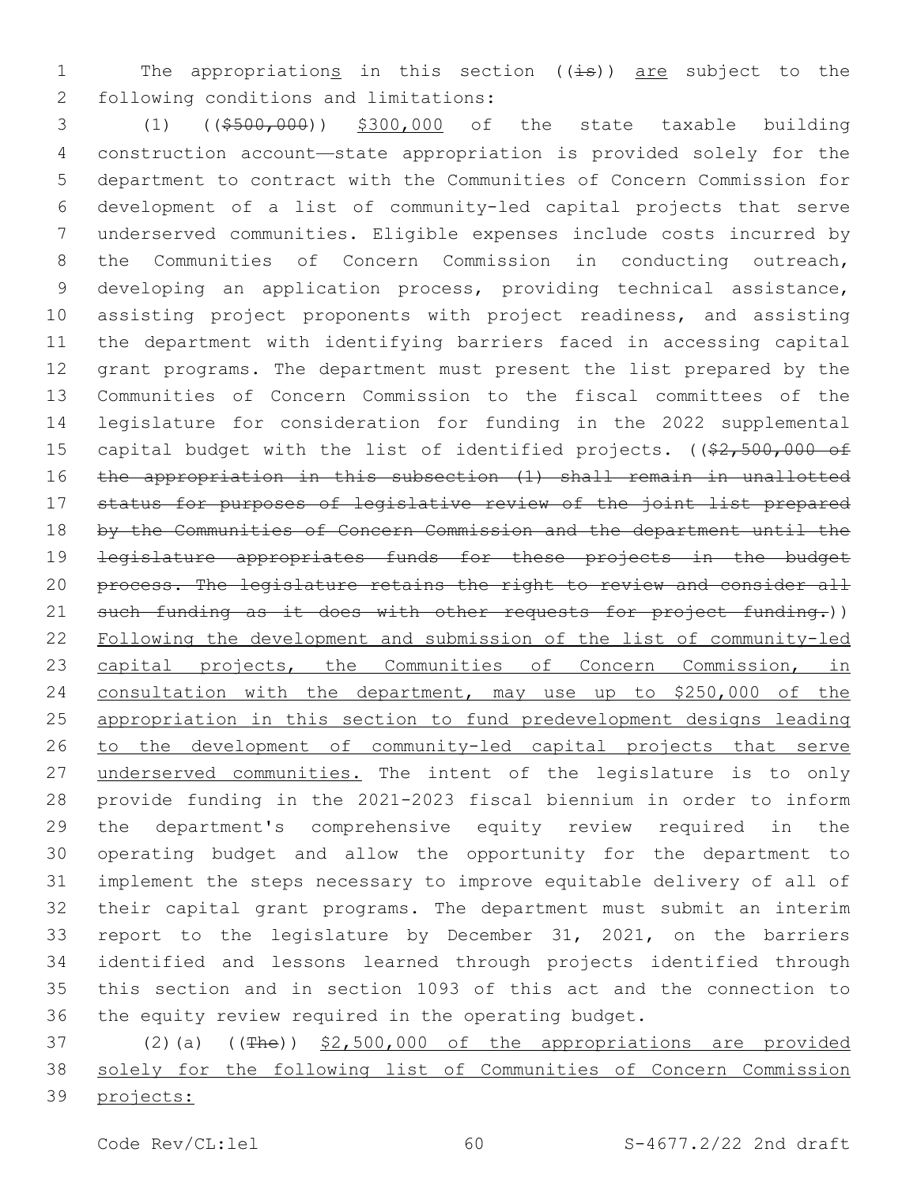The appropriations in this section ((~~is~~)) <u>are</u> subject to the following conditions and limitations:

(1) ((~~$500,000~~)) <u>$300,000</u> of the state taxable building construction account—state appropriation is provided solely for the department to contract with the Communities of Concern Commission for development of a list of community-led capital projects that serve underserved communities. Eligible expenses include costs incurred by the Communities of Concern Commission in conducting outreach, developing an application process, providing technical assistance, assisting project proponents with project readiness, and assisting the department with identifying barriers faced in accessing capital grant programs. The department must present the list prepared by the Communities of Concern Commission to the fiscal committees of the legislature for consideration for funding in the 2022 supplemental capital budget with the list of identified projects. ((~~$2,500,000 of the appropriation in this subsection (1) shall remain in unallotted status for purposes of legislative review of the joint list prepared by the Communities of Concern Commission and the department until the legislature appropriates funds for these projects in the budget process. The legislature retains the right to review and consider all such funding as it does with other requests for project funding.~~)) <u>Following the development and submission of the list of community-led capital projects, the Communities of Concern Commission, in consultation with the department, may use up to $250,000 of the appropriation in this section to fund predevelopment designs leading to the development of community-led capital projects that serve underserved communities.</u> The intent of the legislature is to only provide funding in the 2021-2023 fiscal biennium in order to inform the department's comprehensive equity review required in the operating budget and allow the opportunity for the department to implement the steps necessary to improve equitable delivery of all of their capital grant programs. The department must submit an interim report to the legislature by December 31, 2021, on the barriers identified and lessons learned through projects identified through this section and in section 1093 of this act and the connection to the equity review required in the operating budget.

(2)(a) ((~~The~~)) <u>$2,500,000 of the appropriations are provided solely for the following list of Communities of Concern Commission projects:</u>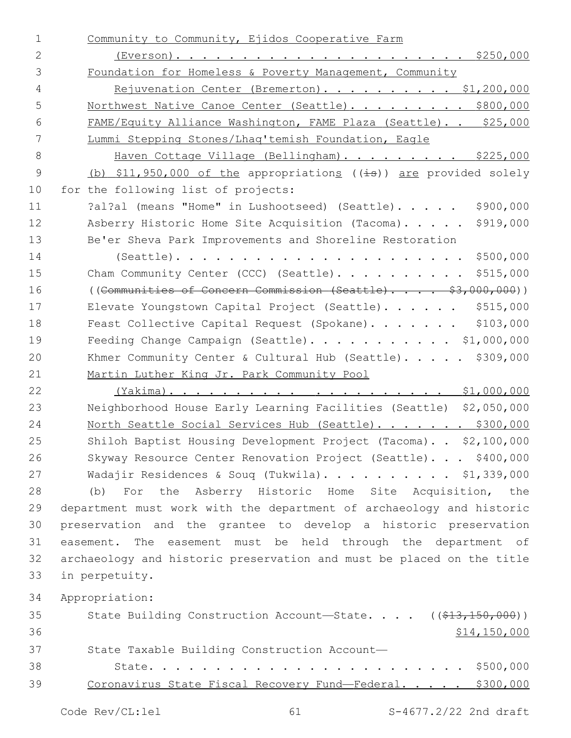Community to Community, Ejidos Cooperative Farm (Everson). . . . . . . . . . . . . . . . . . . . . . $250,000

Foundation for Homeless & Poverty Management, Community Rejuvenation Center (Bremerton). . . . . . . . . . $1,200,000

Northwest Native Canoe Center (Seattle). . . . . . . . . $800,000

FAME/Equity Alliance Washington, FAME Plaza (Seattle). . $25,000

Lummi Stepping Stones/Lhaq'temish Foundation, Eagle Haven Cottage Village (Bellingham). . . . . . . . . $225,000

(b) $11,950,000 of the appropriations ((is)) are provided solely for the following list of projects:

?al?al (means "Home" in Lushootseed) (Seattle). . . . . $900,000

Asberry Historic Home Site Acquisition (Tacoma). . . . . $919,000

Be'er Sheva Park Improvements and Shoreline Restoration (Seattle). . . . . . . . . . . . . . . . . . . . . . $500,000

Cham Community Center (CCC) (Seattle). . . . . . . . . . $515,000

((~~Communities of Concern Commission (Seattle). . . . $3,000,000~~))

Elevate Youngstown Capital Project (Seattle). . . . . . $515,000

Feast Collective Capital Request (Spokane). . . . . . . $103,000

Feeding Change Campaign (Seattle). . . . . . . . . . . $1,000,000

Khmer Community Center & Cultural Hub (Seattle). . . . . $309,000

Martin Luther King Jr. Park Community Pool (Yakima). . . . . . . . . . . . . . . . . . . . $1,000,000

Neighborhood House Early Learning Facilities (Seattle) $2,050,000

North Seattle Social Services Hub (Seattle). . . . . . . $300,000

Shiloh Baptist Housing Development Project (Tacoma). . $2,100,000

Skyway Resource Center Renovation Project (Seattle). . . $400,000

Wadajir Residences & Souq (Tukwila). . . . . . . . . . $1,339,000

(b) For the Asberry Historic Home Site Acquisition, the department must work with the department of archaeology and historic preservation and the grantee to develop a historic preservation easement. The easement must be held through the department of archaeology and historic preservation and must be placed on the title in perpetuity.

Appropriation:

State Building Construction Account—State. . . . ((~~$13,150,000~~)) $14,150,000

State Taxable Building Construction Account—State. . . . . . . . . . . . . . . . . . . . . . . . $500,000

Coronavirus State Fiscal Recovery Fund—Federal. . . . . $300,000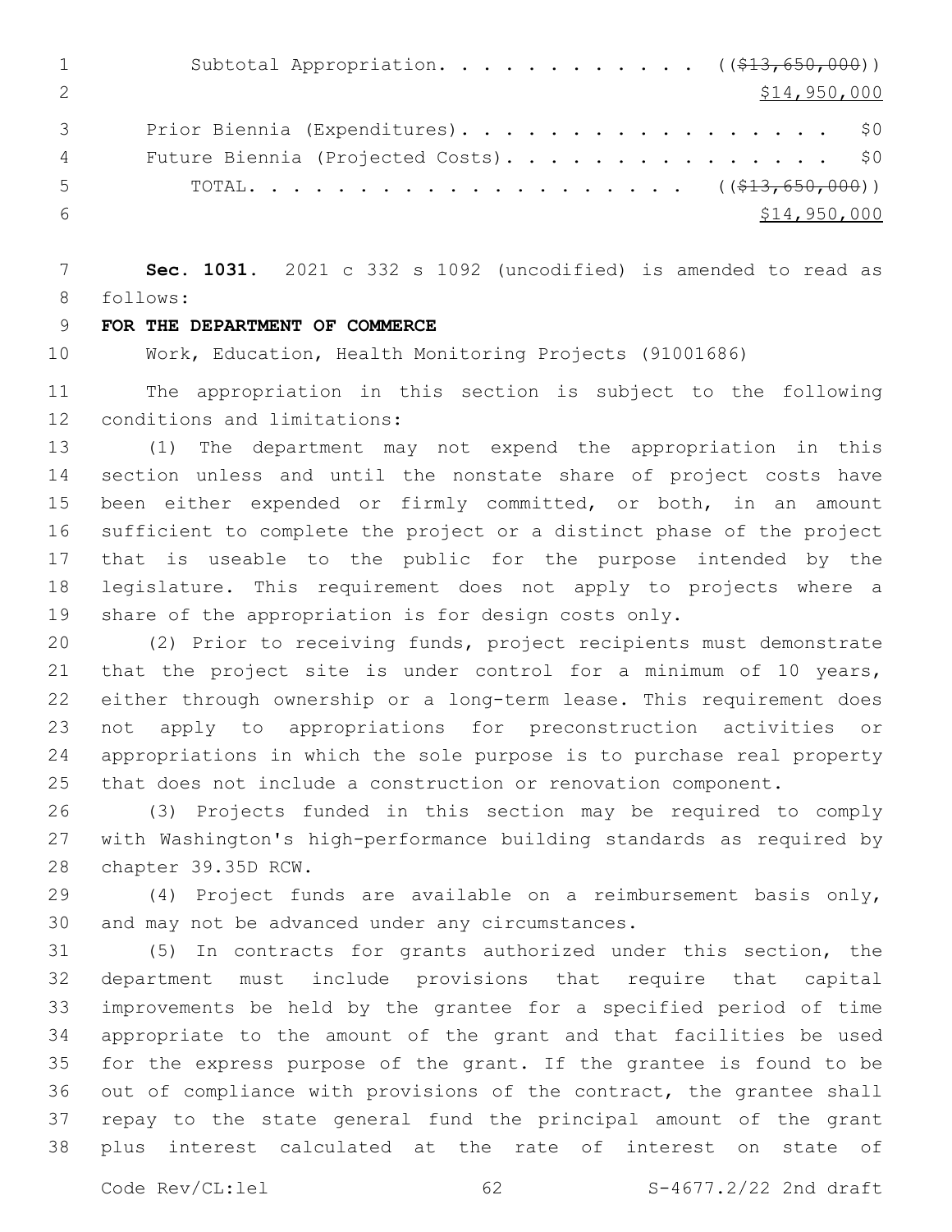Subtotal Appropriation. . . . . . . . . . . . ~~((\$13,650,000))~~
$14,950,000

Prior Biennia (Expenditures). . . . . . . . . . . . . . . . . . $0

Future Biennia (Projected Costs). . . . . . . . . . . . . . . . $0

TOTAL. . . . . . . . . . . . . . . . . . . . ~~((\$13,650,000))~~
$14,950,000

**Sec. 1031.** 2021 c 332 s 1092 (uncodified) is amended to read as follows:

**FOR THE DEPARTMENT OF COMMERCE**

Work, Education, Health Monitoring Projects (91001686)

The appropriation in this section is subject to the following conditions and limitations:

(1) The department may not expend the appropriation in this section unless and until the nonstate share of project costs have been either expended or firmly committed, or both, in an amount sufficient to complete the project or a distinct phase of the project that is useable to the public for the purpose intended by the legislature. This requirement does not apply to projects where a share of the appropriation is for design costs only.

(2) Prior to receiving funds, project recipients must demonstrate that the project site is under control for a minimum of 10 years, either through ownership or a long-term lease. This requirement does not apply to appropriations for preconstruction activities or appropriations in which the sole purpose is to purchase real property that does not include a construction or renovation component.

(3) Projects funded in this section may be required to comply with Washington's high-performance building standards as required by chapter 39.35D RCW.

(4) Project funds are available on a reimbursement basis only, and may not be advanced under any circumstances.

(5) In contracts for grants authorized under this section, the department must include provisions that require that capital improvements be held by the grantee for a specified period of time appropriate to the amount of the grant and that facilities be used for the express purpose of the grant. If the grantee is found to be out of compliance with provisions of the contract, the grantee shall repay to the state general fund the principal amount of the grant plus interest calculated at the rate of interest on state of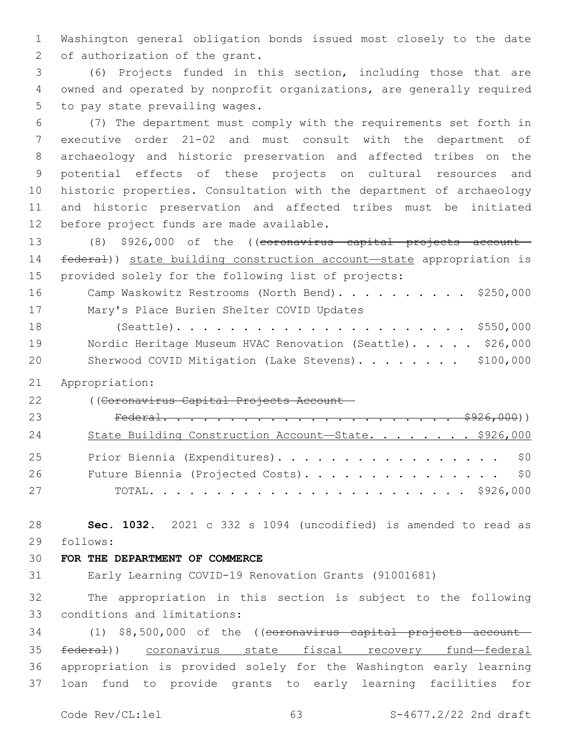Washington general obligation bonds issued most closely to the date of authorization of the grant.

(6) Projects funded in this section, including those that are owned and operated by nonprofit organizations, are generally required to pay state prevailing wages.

(7) The department must comply with the requirements set forth in executive order 21-02 and must consult with the department of archaeology and historic preservation and affected tribes on the potential effects of these projects on cultural resources and historic properties. Consultation with the department of archaeology and historic preservation and affected tribes must be initiated before project funds are made available.

(8) $926,000 of the ((~~coronavirus capital projects account—federal~~)) state building construction account—state appropriation is provided solely for the following list of projects:

| | |
|---|---|
| Camp Waskowitz Restrooms (North Bend) | $250,000 |
| Mary's Place Burien Shelter COVID Updates (Seattle) | $550,000 |
| Nordic Heritage Museum HVAC Renovation (Seattle) | $26,000 |
| Sherwood COVID Mitigation (Lake Stevens) | $100,000 |

Appropriation:

| | |
|---|---|
| ((~~Coronavirus Capital Projects Account—Federal~~ | ~~$926,000~~)) |
| State Building Construction Account—State | $926,000 |
| Prior Biennia (Expenditures) | $0 |
| Future Biennia (Projected Costs) | $0 |
| TOTAL | $926,000 |

**Sec. 1032.** 2021 c 332 s 1094 (uncodified) is amended to read as follows:

**FOR THE DEPARTMENT OF COMMERCE**

Early Learning COVID-19 Renovation Grants (91001681)

The appropriation in this section is subject to the following conditions and limitations:

(1) $8,500,000 of the ((~~coronavirus capital projects account—federal~~)) coronavirus state fiscal recovery fund—federal appropriation is provided solely for the Washington early learning loan fund to provide grants to early learning facilities for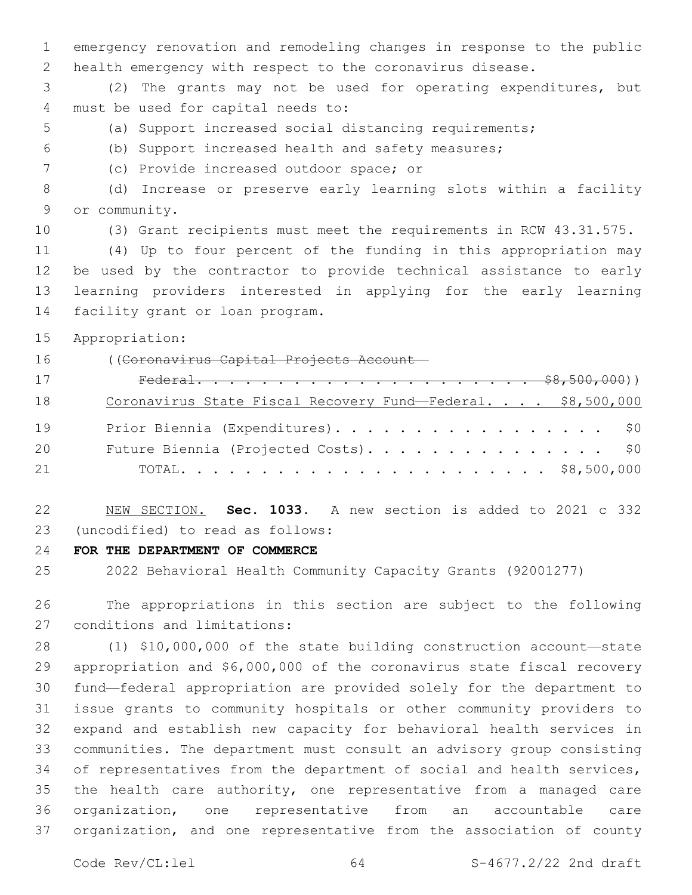emergency renovation and remodeling changes in response to the public health emergency with respect to the coronavirus disease.

(2) The grants may not be used for operating expenditures, but must be used for capital needs to:

(a) Support increased social distancing requirements;

(b) Support increased health and safety measures;

(c) Provide increased outdoor space; or

(d) Increase or preserve early learning slots within a facility or community.

(3) Grant recipients must meet the requirements in RCW 43.31.575.

(4) Up to four percent of the funding in this appropriation may be used by the contractor to provide technical assistance to early learning providers interested in applying for the early learning facility grant or loan program.

Appropriation:

((~~Coronavirus Capital Projects Account—Federal. . . . . . . . . . . . . . . . . . . . . . . $8,500,000~~))

Coronavirus State Fiscal Recovery Fund—Federal. . . . $8,500,000

Prior Biennia (Expenditures). . . . . . . . . . . . . . . . . . $0

Future Biennia (Projected Costs). . . . . . . . . . . . . . . . $0

TOTAL. . . . . . . . . . . . . . . . . . . . . . . $8,500,000

NEW SECTION. **Sec. 1033.** A new section is added to 2021 c 332 (uncodified) to read as follows:

**FOR THE DEPARTMENT OF COMMERCE**

2022 Behavioral Health Community Capacity Grants (92001277)

The appropriations in this section are subject to the following conditions and limitations:

(1) $10,000,000 of the state building construction account—state appropriation and $6,000,000 of the coronavirus state fiscal recovery fund—federal appropriation are provided solely for the department to issue grants to community hospitals or other community providers to expand and establish new capacity for behavioral health services in communities. The department must consult an advisory group consisting of representatives from the department of social and health services, the health care authority, one representative from a managed care organization, one representative from an accountable care organization, and one representative from the association of county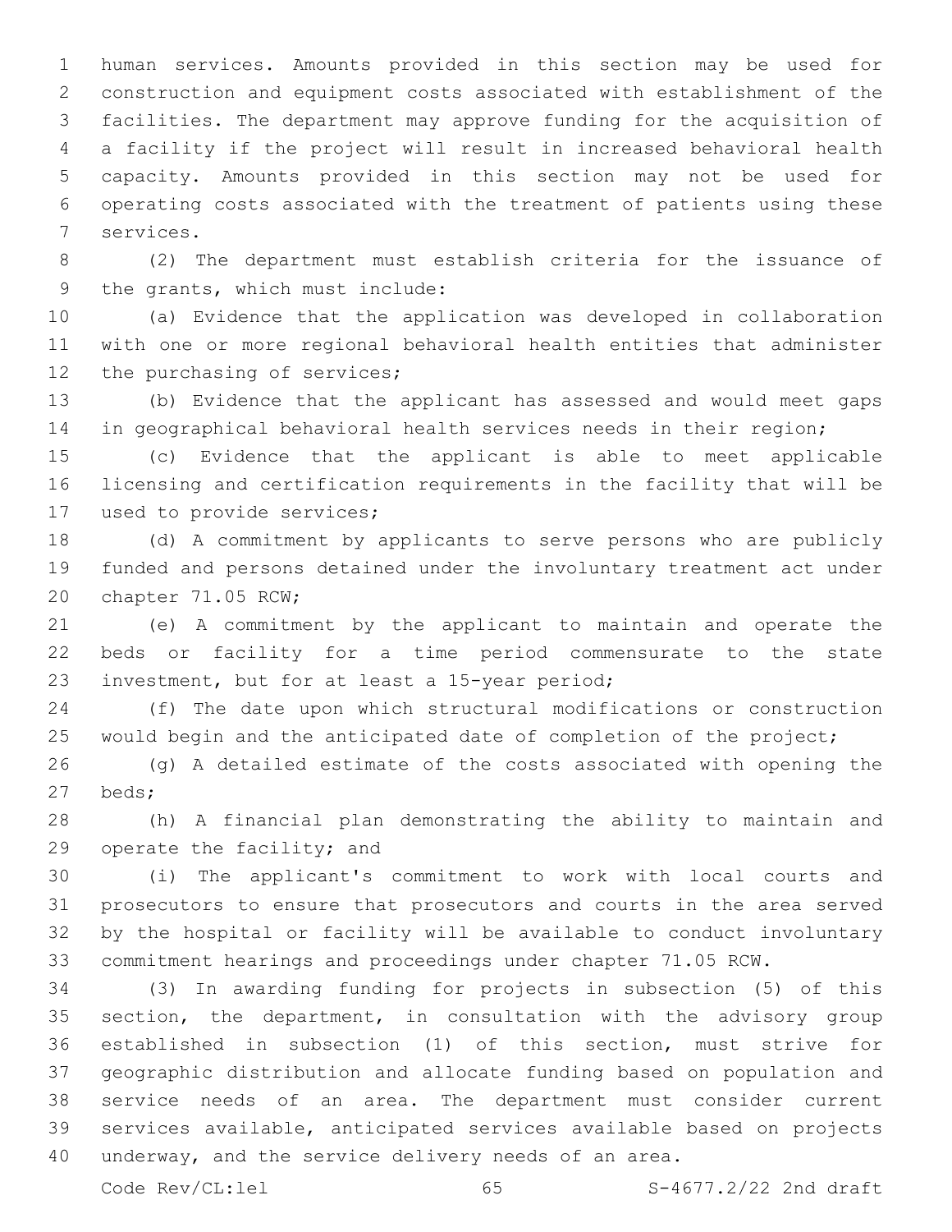human services. Amounts provided in this section may be used for construction and equipment costs associated with establishment of the facilities. The department may approve funding for the acquisition of a facility if the project will result in increased behavioral health capacity. Amounts provided in this section may not be used for operating costs associated with the treatment of patients using these services.

(2) The department must establish criteria for the issuance of the grants, which must include:

(a) Evidence that the application was developed in collaboration with one or more regional behavioral health entities that administer the purchasing of services;

(b) Evidence that the applicant has assessed and would meet gaps in geographical behavioral health services needs in their region;

(c) Evidence that the applicant is able to meet applicable licensing and certification requirements in the facility that will be used to provide services;

(d) A commitment by applicants to serve persons who are publicly funded and persons detained under the involuntary treatment act under chapter 71.05 RCW;

(e) A commitment by the applicant to maintain and operate the beds or facility for a time period commensurate to the state investment, but for at least a 15-year period;

(f) The date upon which structural modifications or construction would begin and the anticipated date of completion of the project;

(g) A detailed estimate of the costs associated with opening the beds;

(h) A financial plan demonstrating the ability to maintain and operate the facility; and

(i) The applicant's commitment to work with local courts and prosecutors to ensure that prosecutors and courts in the area served by the hospital or facility will be available to conduct involuntary commitment hearings and proceedings under chapter 71.05 RCW.

(3) In awarding funding for projects in subsection (5) of this section, the department, in consultation with the advisory group established in subsection (1) of this section, must strive for geographic distribution and allocate funding based on population and service needs of an area. The department must consider current services available, anticipated services available based on projects underway, and the service delivery needs of an area.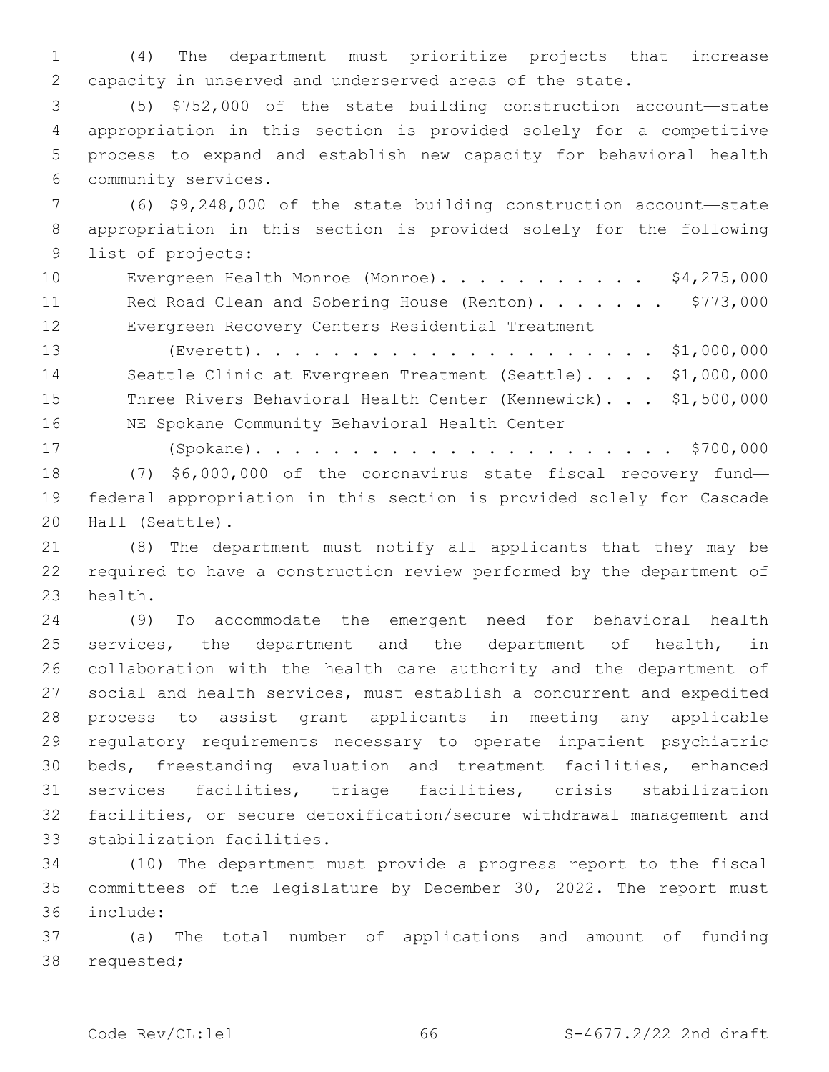(4) The department must prioritize projects that increase capacity in unserved and underserved areas of the state.

(5) $752,000 of the state building construction account—state appropriation in this section is provided solely for a competitive process to expand and establish new capacity for behavioral health community services.

(6) $9,248,000 of the state building construction account—state appropriation in this section is provided solely for the following list of projects:

| | |
|---|---|
| Evergreen Health Monroe (Monroe). . . . . . . . . . . | $4,275,000 |
| Red Road Clean and Sobering House (Renton). . . . . . . | $773,000 |
| Evergreen Recovery Centers Residential Treatment (Everett). . . . . . . . . . . . . . . . . . . . . | $1,000,000 |
| Seattle Clinic at Evergreen Treatment (Seattle). . . . | $1,000,000 |
| Three Rivers Behavioral Health Center (Kennewick). . . | $1,500,000 |
| NE Spokane Community Behavioral Health Center (Spokane). . . . . . . . . . . . . . . . . . . . . | $700,000 |

(7) $6,000,000 of the coronavirus state fiscal recovery fund—federal appropriation in this section is provided solely for Cascade Hall (Seattle).

(8) The department must notify all applicants that they may be required to have a construction review performed by the department of health.

(9) To accommodate the emergent need for behavioral health services, the department and the department of health, in collaboration with the health care authority and the department of social and health services, must establish a concurrent and expedited process to assist grant applicants in meeting any applicable regulatory requirements necessary to operate inpatient psychiatric beds, freestanding evaluation and treatment facilities, enhanced services facilities, triage facilities, crisis stabilization facilities, or secure detoxification/secure withdrawal management and stabilization facilities.

(10) The department must provide a progress report to the fiscal committees of the legislature by December 30, 2022. The report must include:

(a) The total number of applications and amount of funding requested;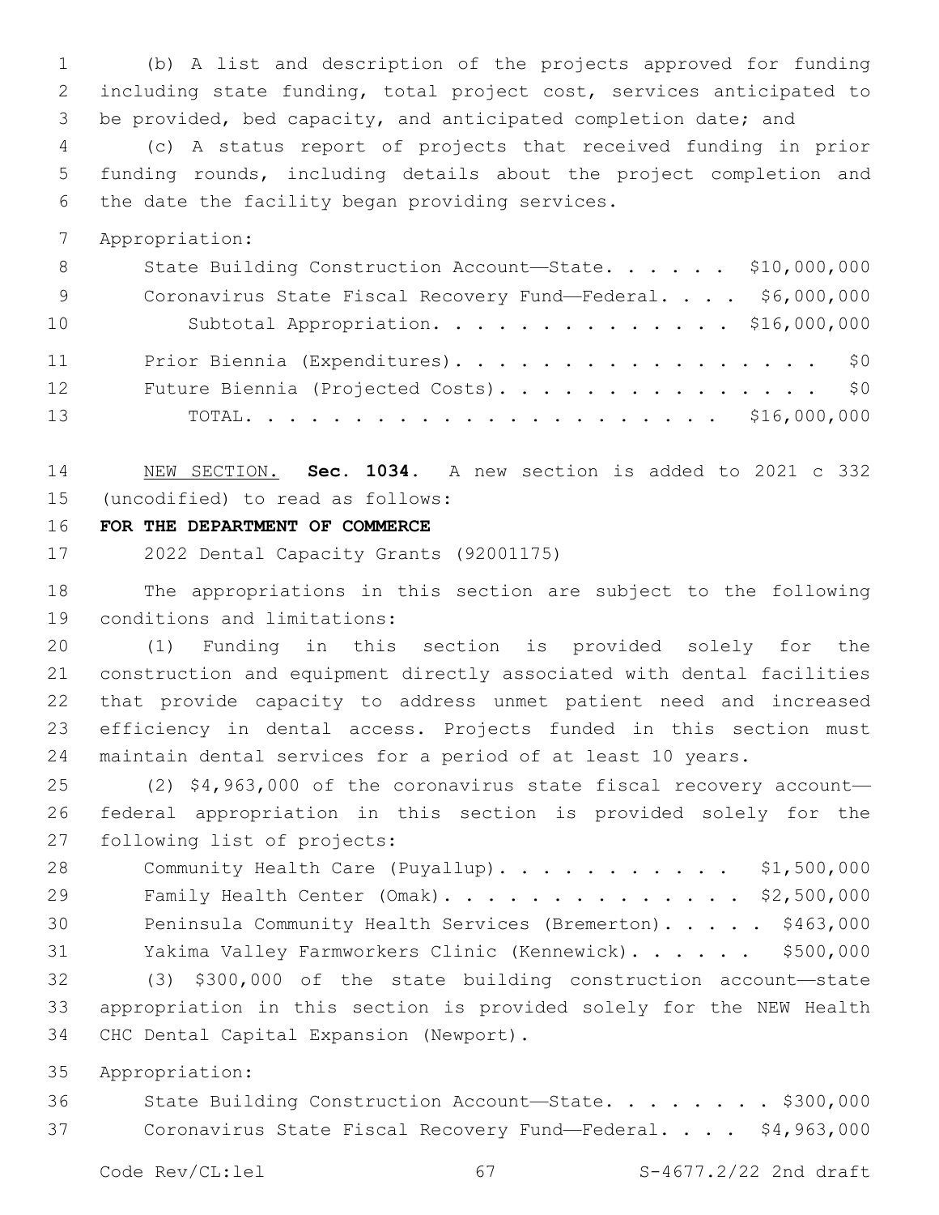(b) A list and description of the projects approved for funding including state funding, total project cost, services anticipated to be provided, bed capacity, and anticipated completion date; and

(c) A status report of projects that received funding in prior funding rounds, including details about the project completion and the date the facility began providing services.

Appropriation:

| | |
|---|---|
| State Building Construction Account—State | $10,000,000 |
| Coronavirus State Fiscal Recovery Fund—Federal | $6,000,000 |
| Subtotal Appropriation | $16,000,000 |
| Prior Biennia (Expenditures) | $0 |
| Future Biennia (Projected Costs) | $0 |
| TOTAL | $16,000,000 |

NEW SECTION. **Sec. 1034.** A new section is added to 2021 c 332 (uncodified) to read as follows:

**FOR THE DEPARTMENT OF COMMERCE**

2022 Dental Capacity Grants (92001175)

The appropriations in this section are subject to the following conditions and limitations:

(1) Funding in this section is provided solely for the construction and equipment directly associated with dental facilities that provide capacity to address unmet patient need and increased efficiency in dental access. Projects funded in this section must maintain dental services for a period of at least 10 years.

(2) $4,963,000 of the coronavirus state fiscal recovery account—federal appropriation in this section is provided solely for the following list of projects:

| | |
|---|---|
| Community Health Care (Puyallup) | $1,500,000 |
| Family Health Center (Omak) | $2,500,000 |
| Peninsula Community Health Services (Bremerton) | $463,000 |
| Yakima Valley Farmworkers Clinic (Kennewick) | $500,000 |

(3) $300,000 of the state building construction account—state appropriation in this section is provided solely for the NEW Health CHC Dental Capital Expansion (Newport).

Appropriation:

| | |
|---|---|
| State Building Construction Account—State | $300,000 |
| Coronavirus State Fiscal Recovery Fund—Federal | $4,963,000 |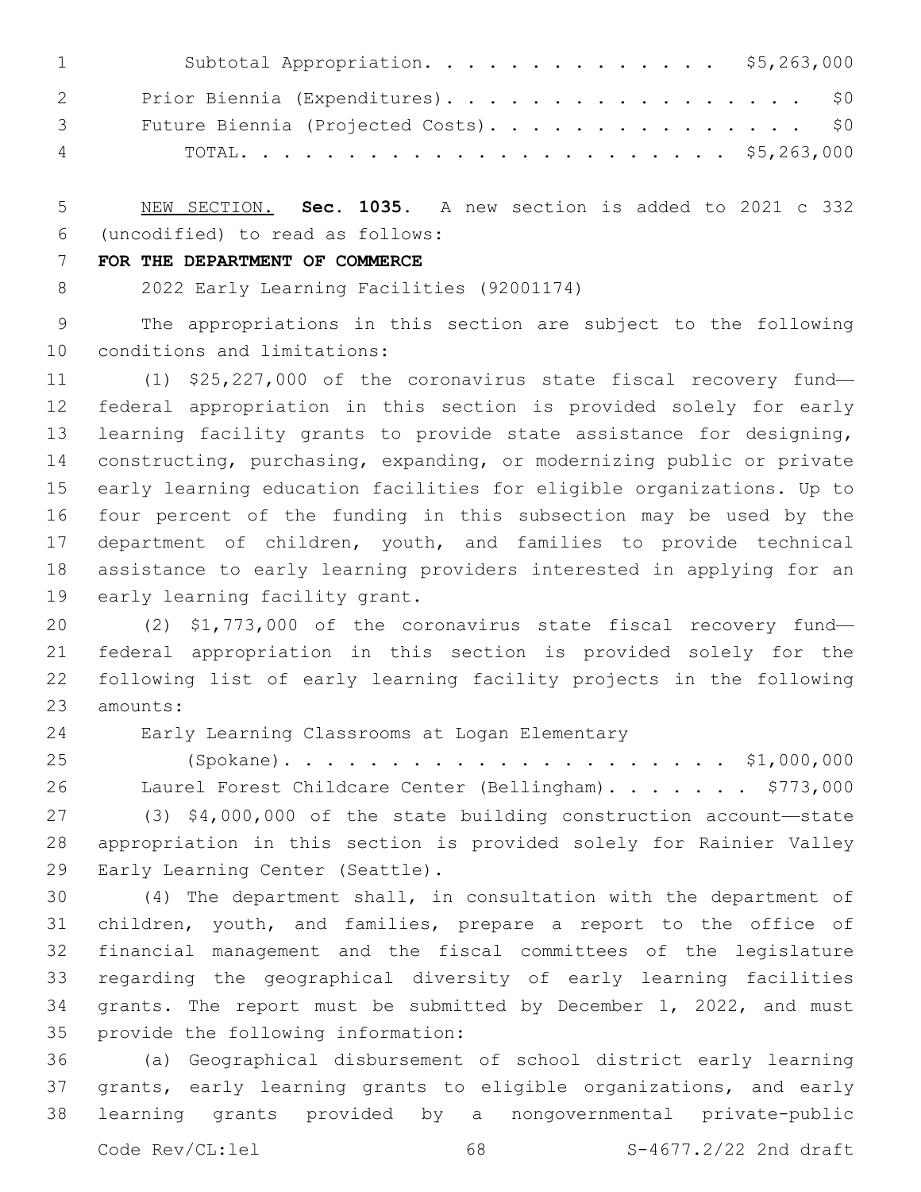Subtotal Appropriation. . . . . . . . . . . . . . $5,263,000

Prior Biennia (Expenditures). . . . . . . . . . . . . . . . . . $0

Future Biennia (Projected Costs). . . . . . . . . . . . . . . . $0

TOTAL. . . . . . . . . . . . . . . . . . . . . . . $5,263,000

NEW SECTION. **Sec. 1035.** A new section is added to 2021 c 332 (uncodified) to read as follows:

**FOR THE DEPARTMENT OF COMMERCE**

2022 Early Learning Facilities (92001174)

The appropriations in this section are subject to the following conditions and limitations:

(1) $25,227,000 of the coronavirus state fiscal recovery fund—federal appropriation in this section is provided solely for early learning facility grants to provide state assistance for designing, constructing, purchasing, expanding, or modernizing public or private early learning education facilities for eligible organizations. Up to four percent of the funding in this subsection may be used by the department of children, youth, and families to provide technical assistance to early learning providers interested in applying for an early learning facility grant.

(2) $1,773,000 of the coronavirus state fiscal recovery fund—federal appropriation in this section is provided solely for the following list of early learning facility projects in the following amounts:

Early Learning Classrooms at Logan Elementary (Spokane). . . . . . . . . . . . . . . . . . . . . $1,000,000

Laurel Forest Childcare Center (Bellingham). . . . . . . $773,000

(3) $4,000,000 of the state building construction account—state appropriation in this section is provided solely for Rainier Valley Early Learning Center (Seattle).

(4) The department shall, in consultation with the department of children, youth, and families, prepare a report to the office of financial management and the fiscal committees of the legislature regarding the geographical diversity of early learning facilities grants. The report must be submitted by December 1, 2022, and must provide the following information:

(a) Geographical disbursement of school district early learning grants, early learning grants to eligible organizations, and early learning grants provided by a nongovernmental private-public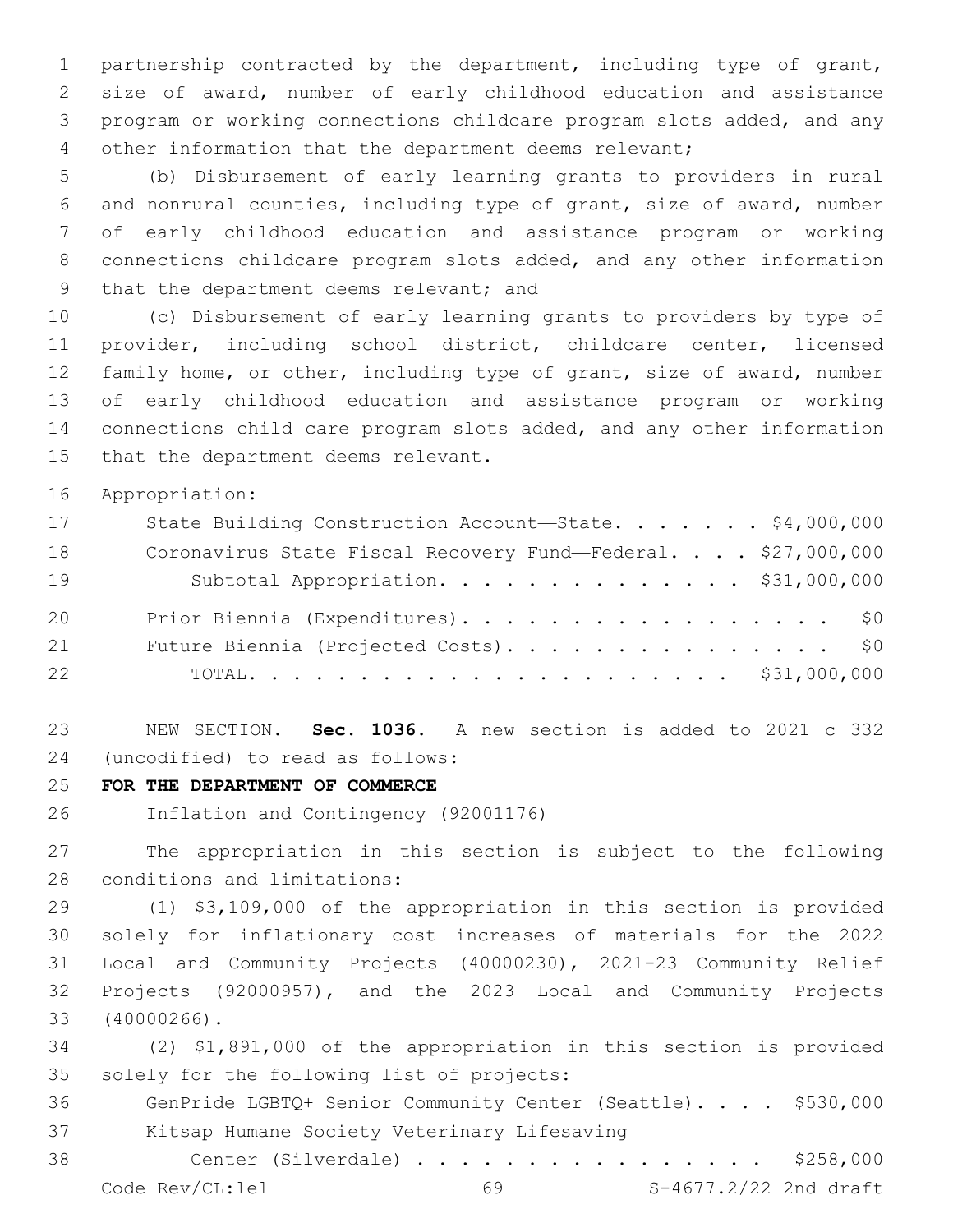partnership contracted by the department, including type of grant, size of award, number of early childhood education and assistance program or working connections childcare program slots added, and any other information that the department deems relevant;

(b) Disbursement of early learning grants to providers in rural and nonrural counties, including type of grant, size of award, number of early childhood education and assistance program or working connections childcare program slots added, and any other information that the department deems relevant; and

(c) Disbursement of early learning grants to providers by type of provider, including school district, childcare center, licensed family home, or other, including type of grant, size of award, number of early childhood education and assistance program or working connections child care program slots added, and any other information that the department deems relevant.

Appropriation:

| | |
|---|---|
| State Building Construction Account—State. . . . . . . | $4,000,000 |
| Coronavirus State Fiscal Recovery Fund—Federal. . . . | $27,000,000 |
| Subtotal Appropriation. . . . . . . . . . . . . . | $31,000,000 |
| Prior Biennia (Expenditures). . . . . . . . . . . . . . . . . | $0 |
| Future Biennia (Projected Costs). . . . . . . . . . . . . . . | $0 |
| TOTAL. . . . . . . . . . . . . . . . . . . . . . | $31,000,000 |

NEW SECTION. **Sec. 1036.** A new section is added to 2021 c 332 (uncodified) to read as follows:

**FOR THE DEPARTMENT OF COMMERCE**

Inflation and Contingency (92001176)

The appropriation in this section is subject to the following conditions and limitations:

(1) $3,109,000 of the appropriation in this section is provided solely for inflationary cost increases of materials for the 2022 Local and Community Projects (40000230), 2021-23 Community Relief Projects (92000957), and the 2023 Local and Community Projects (40000266).

(2) $1,891,000 of the appropriation in this section is provided solely for the following list of projects:

| | |
|---|---|
| GenPride LGBTQ+ Senior Community Center (Seattle). . . . | $530,000 |
| Kitsap Humane Society Veterinary Lifesaving Center (Silverdale) . . . . . . . . . . . . . . . . . | $258,000 |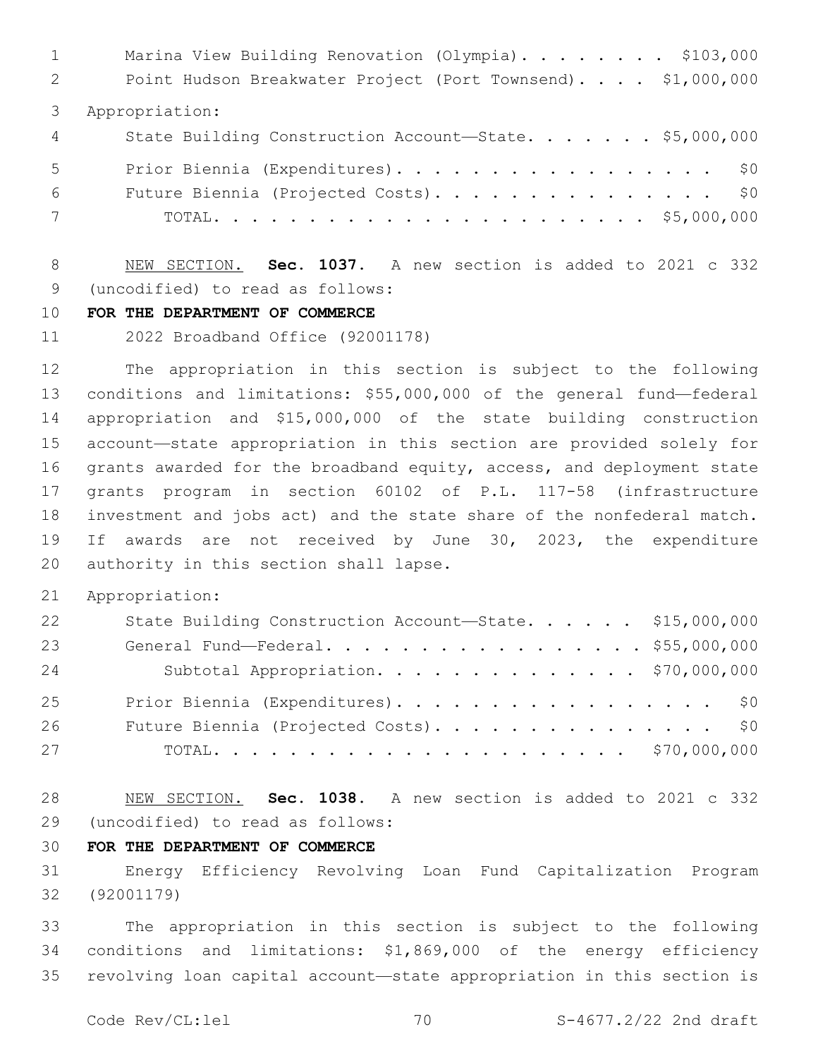Marina View Building Renovation (Olympia). . . . . . . . $103,000
Point Hudson Breakwater Project (Port Townsend). . . . $1,000,000

Appropriation:

| | |
|---|---|
| State Building Construction Account—State. . . . . . . | $5,000,000 |
| Prior Biennia (Expenditures). . . . . . . . . . . . . . . . . . | $0 |
| Future Biennia (Projected Costs). . . . . . . . . . . . . . . . | $0 |
| TOTAL. . . . . . . . . . . . . . . . . . . . . . . . | $5,000,000 |

NEW SECTION. **Sec. 1037.** A new section is added to 2021 c 332 (uncodified) to read as follows:

**FOR THE DEPARTMENT OF COMMERCE**

2022 Broadband Office (92001178)

The appropriation in this section is subject to the following conditions and limitations: $55,000,000 of the general fund—federal appropriation and $15,000,000 of the state building construction account—state appropriation in this section are provided solely for grants awarded for the broadband equity, access, and deployment state grants program in section 60102 of P.L. 117-58 (infrastructure investment and jobs act) and the state share of the nonfederal match. If awards are not received by June 30, 2023, the expenditure authority in this section shall lapse.

Appropriation:

| | |
|---|---|
| State Building Construction Account—State. . . . . . | $15,000,000 |
| General Fund—Federal. . . . . . . . . . . . . . . . . . . | $55,000,000 |
| Subtotal Appropriation. . . . . . . . . . . . . . . | $70,000,000 |
| Prior Biennia (Expenditures). . . . . . . . . . . . . . . . . . | $0 |
| Future Biennia (Projected Costs). . . . . . . . . . . . . . . . | $0 |
| TOTAL. . . . . . . . . . . . . . . . . . . . . . . | $70,000,000 |

NEW SECTION. **Sec. 1038.** A new section is added to 2021 c 332 (uncodified) to read as follows:

**FOR THE DEPARTMENT OF COMMERCE**

Energy Efficiency Revolving Loan Fund Capitalization Program (92001179)

The appropriation in this section is subject to the following conditions and limitations: $1,869,000 of the energy efficiency revolving loan capital account—state appropriation in this section is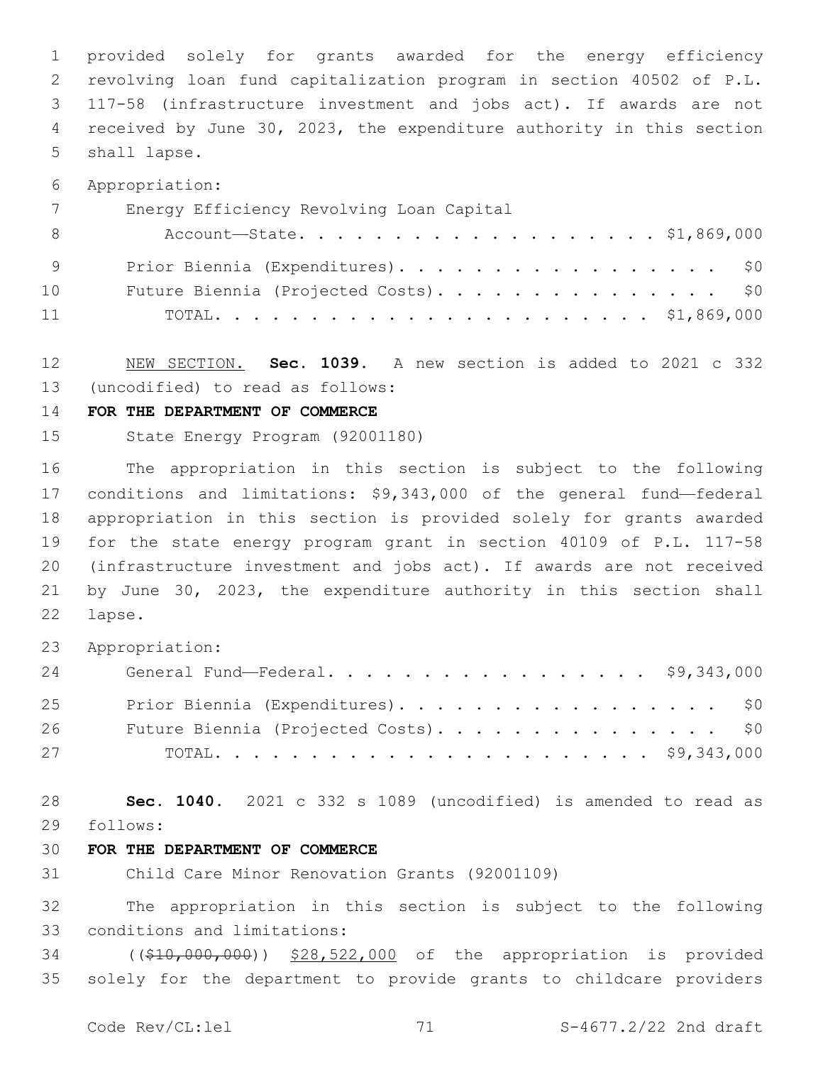provided solely for grants awarded for the energy efficiency revolving loan fund capitalization program in section 40502 of P.L. 117-58 (infrastructure investment and jobs act). If awards are not received by June 30, 2023, the expenditure authority in this section shall lapse.

Appropriation:

| | |
|---|---|
| Energy Efficiency Revolving Loan Capital Account—State | $1,869,000 |
| Prior Biennium (Expenditures) | $0 |
| Future Biennium (Projected Costs) | $0 |
| TOTAL | $1,869,000 |

NEW SECTION. **Sec. 1039.** A new section is added to 2021 c 332 (uncodified) to read as follows:

**FOR THE DEPARTMENT OF COMMERCE**

State Energy Program (92001180)

The appropriation in this section is subject to the following conditions and limitations: $9,343,000 of the general fund—federal appropriation in this section is provided solely for grants awarded for the state energy program grant in section 40109 of P.L. 117-58 (infrastructure investment and jobs act). If awards are not received by June 30, 2023, the expenditure authority in this section shall lapse.

Appropriation:

| | |
|---|---|
| General Fund—Federal | $9,343,000 |
| Prior Biennium (Expenditures) | $0 |
| Future Biennium (Projected Costs) | $0 |
| TOTAL | $9,343,000 |

**Sec. 1040.** 2021 c 332 s 1089 (uncodified) is amended to read as follows:

**FOR THE DEPARTMENT OF COMMERCE**

Child Care Minor Renovation Grants (92001109)

The appropriation in this section is subject to the following conditions and limitations:

(( ~~$10,000,000~~ )) $28,522,000 of the appropriation is provided solely for the department to provide grants to childcare providers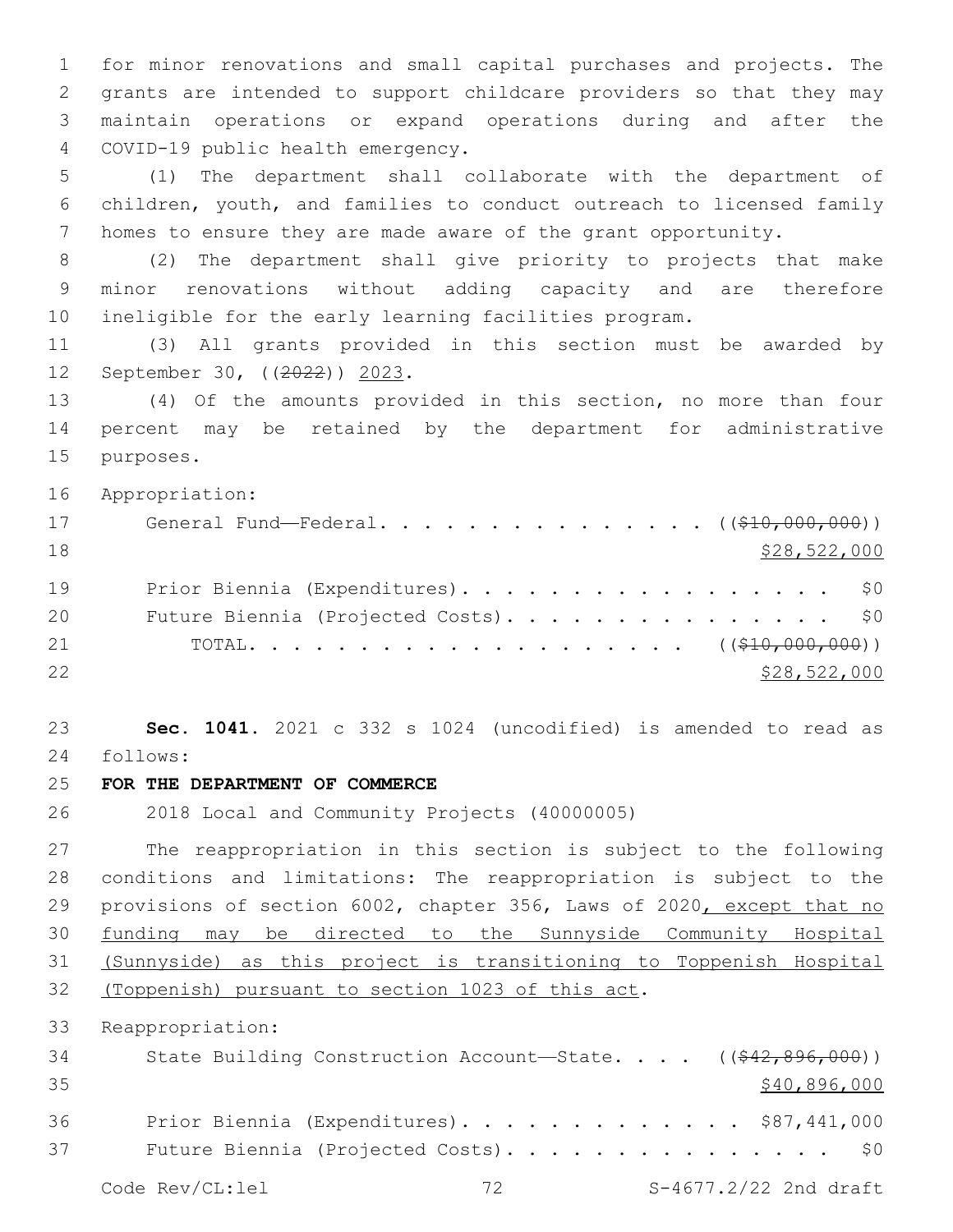for minor renovations and small capital purchases and projects. The grants are intended to support childcare providers so that they may maintain operations or expand operations during and after the COVID-19 public health emergency.

(1) The department shall collaborate with the department of children, youth, and families to conduct outreach to licensed family homes to ensure they are made aware of the grant opportunity.

(2) The department shall give priority to projects that make minor renovations without adding capacity and are therefore ineligible for the early learning facilities program.

(3) All grants provided in this section must be awarded by September 30, ((~~2022~~)) 2023.

(4) Of the amounts provided in this section, no more than four percent may be retained by the department for administrative purposes.

Appropriation:

General Fund—Federal. . . . . . . . . . . . . . . . . ((~~$10,000,000~~)) $28,522,000

Prior Biennia (Expenditures). . . . . . . . . . . . . . . . . . $0

Future Biennia (Projected Costs). . . . . . . . . . . . . . . . $0

TOTAL. . . . . . . . . . . . . . . . . . . . ((~~$10,000,000~~)) $28,522,000

**Sec. 1041.** 2021 c 332 s 1024 (uncodified) is amended to read as follows:

**FOR THE DEPARTMENT OF COMMERCE**

2018 Local and Community Projects (40000005)

The reappropriation in this section is subject to the following conditions and limitations: The reappropriation is subject to the provisions of section 6002, chapter 356, Laws of 2020, except that no funding may be directed to the Sunnyside Community Hospital (Sunnyside) as this project is transitioning to Toppenish Hospital (Toppenish) pursuant to section 1023 of this act.

Reappropriation:

State Building Construction Account—State. . . . ((~~$42,896,000~~)) $40,896,000

Prior Biennia (Expenditures). . . . . . . . . . . . . . $87,441,000

Future Biennia (Projected Costs). . . . . . . . . . . . . . . . $0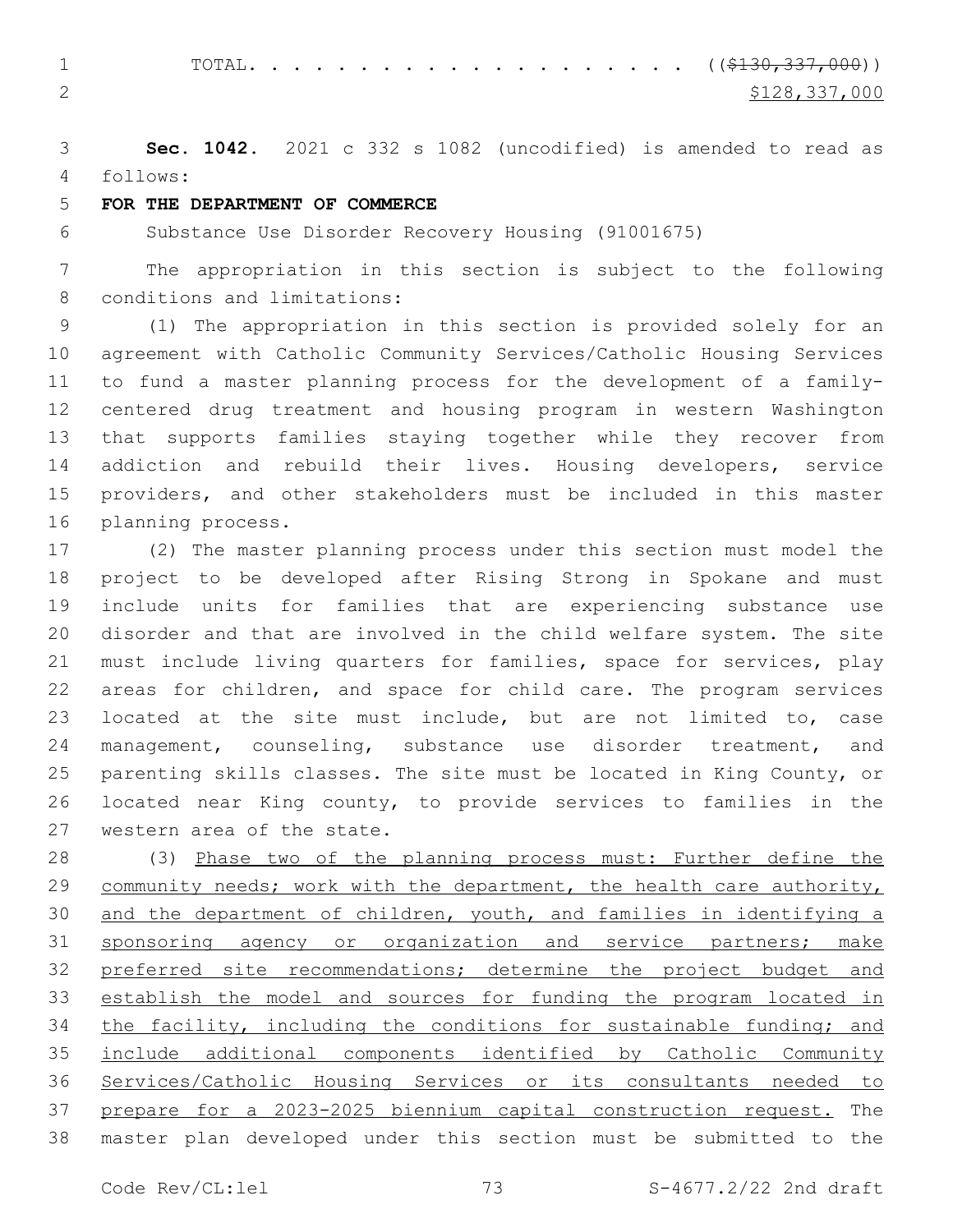TOTAL. . . . . . . . . . . . . . . . . . . . ((~~$130,337,000~~))
<u>$128,337,000</u>

**Sec. 1042.** 2021 c 332 s 1082 (uncodified) is amended to read as follows:

**FOR THE DEPARTMENT OF COMMERCE**

Substance Use Disorder Recovery Housing (91001675)

The appropriation in this section is subject to the following conditions and limitations:

(1) The appropriation in this section is provided solely for an agreement with Catholic Community Services/Catholic Housing Services to fund a master planning process for the development of a family-centered drug treatment and housing program in western Washington that supports families staying together while they recover from addiction and rebuild their lives. Housing developers, service providers, and other stakeholders must be included in this master planning process.

(2) The master planning process under this section must model the project to be developed after Rising Strong in Spokane and must include units for families that are experiencing substance use disorder and that are involved in the child welfare system. The site must include living quarters for families, space for services, play areas for children, and space for child care. The program services located at the site must include, but are not limited to, case management, counseling, substance use disorder treatment, and parenting skills classes. The site must be located in King County, or located near King county, to provide services to families in the western area of the state.

(3) <u>Phase two of the planning process must: Further define the community needs; work with the department, the health care authority, and the department of children, youth, and families in identifying a sponsoring agency or organization and service partners; make preferred site recommendations; determine the project budget and establish the model and sources for funding the program located in the facility, including the conditions for sustainable funding; and include additional components identified by Catholic Community Services/Catholic Housing Services or its consultants needed to prepare for a 2023-2025 biennium capital construction request.</u> The master plan developed under this section must be submitted to the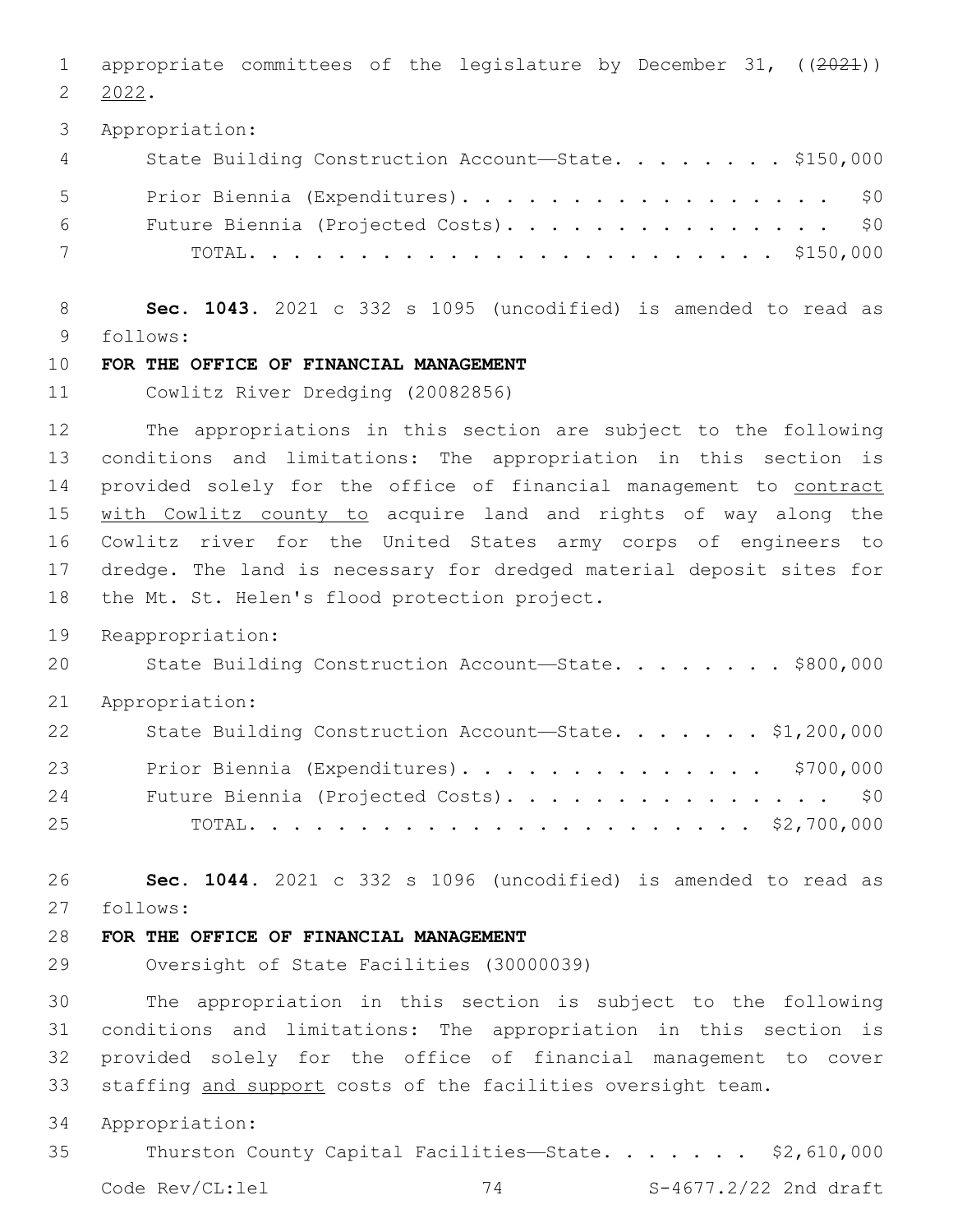appropriate committees of the legislature by December 31, ((~~2021~~)) <u>2022</u>.

Appropriation:

| | |
|---|---|
| State Building Construction Account—State | $150,000 |
| Prior Biennia (Expenditures) | $0 |
| Future Biennia (Projected Costs) | $0 |
| TOTAL | $150,000 |

**Sec. 1043.** 2021 c 332 s 1095 (uncodified) is amended to read as follows:

**FOR THE OFFICE OF FINANCIAL MANAGEMENT**

Cowlitz River Dredging (20082856)

The appropriations in this section are subject to the following conditions and limitations: The appropriation in this section is provided solely for the office of financial management to <u>contract with Cowlitz county to</u> acquire land and rights of way along the Cowlitz river for the United States army corps of engineers to dredge. The land is necessary for dredged material deposit sites for the Mt. St. Helen's flood protection project.

Reappropriation:

| | |
|---|---|
| State Building Construction Account—State | $800,000 |

Appropriation:

| | |
|---|---|
| State Building Construction Account—State | $1,200,000 |
| Prior Biennia (Expenditures) | $700,000 |
| Future Biennia (Projected Costs) | $0 |
| TOTAL | $2,700,000 |

**Sec. 1044.** 2021 c 332 s 1096 (uncodified) is amended to read as follows:

**FOR THE OFFICE OF FINANCIAL MANAGEMENT**

Oversight of State Facilities (30000039)

The appropriation in this section is subject to the following conditions and limitations: The appropriation in this section is provided solely for the office of financial management to cover staffing <u>and support</u> costs of the facilities oversight team.

Appropriation:

| | |
|---|---|
| Thurston County Capital Facilities—State | $2,610,000 |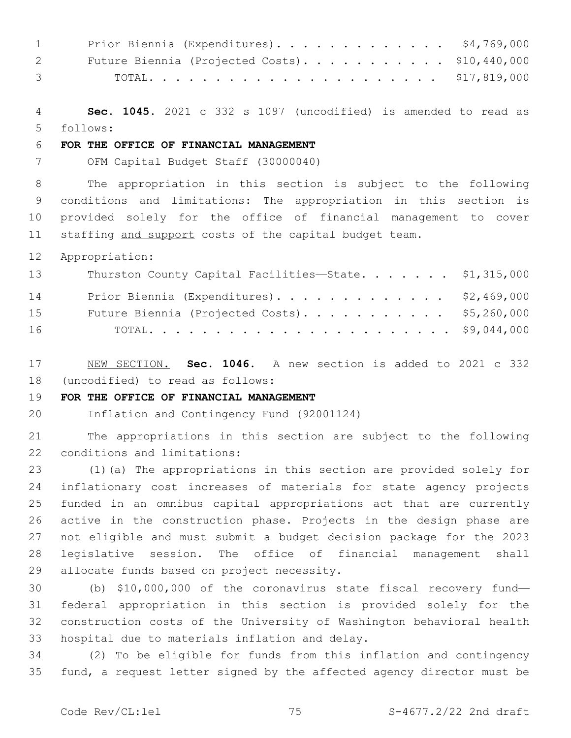| | |
|---|---|
| Prior Biennia (Expenditures) . . . . . . . . . . . . . | $4,769,000 |
| Future Biennia (Projected Costs) . . . . . . . . . . . | $10,440,000 |
| TOTAL . . . . . . . . . . . . . . . . . . . . . . . | $17,819,000 |

**Sec. 1045.** 2021 c 332 s 1097 (uncodified) is amended to read as follows:

**FOR THE OFFICE OF FINANCIAL MANAGEMENT**

OFM Capital Budget Staff (30000040)

The appropriation in this section is subject to the following conditions and limitations: The appropriation in this section is provided solely for the office of financial management to cover staffing <u>and support</u> costs of the capital budget team.

Appropriation:

| | |
|---|---|
| Thurston County Capital Facilities—State . . . . . . . | $1,315,000 |
| Prior Biennia (Expenditures) . . . . . . . . . . . . . | $2,469,000 |
| Future Biennia (Projected Costs) . . . . . . . . . . . | $5,260,000 |
| TOTAL . . . . . . . . . . . . . . . . . . . . . . . | $9,044,000 |

<u>NEW SECTION.</u> **Sec. 1046.** A new section is added to 2021 c 332 (uncodified) to read as follows:

**FOR THE OFFICE OF FINANCIAL MANAGEMENT**

Inflation and Contingency Fund (92001124)

The appropriations in this section are subject to the following conditions and limitations:

(1)(a) The appropriations in this section are provided solely for inflationary cost increases of materials for state agency projects funded in an omnibus capital appropriations act that are currently active in the construction phase. Projects in the design phase are not eligible and must submit a budget decision package for the 2023 legislative session. The office of financial management shall allocate funds based on project necessity.

(b) $10,000,000 of the coronavirus state fiscal recovery fund—federal appropriation in this section is provided solely for the construction costs of the University of Washington behavioral health hospital due to materials inflation and delay.

(2) To be eligible for funds from this inflation and contingency fund, a request letter signed by the affected agency director must be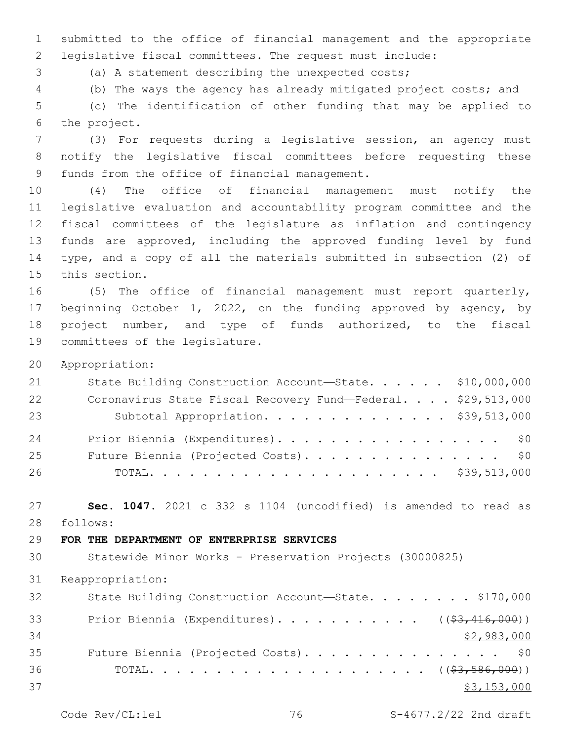submitted to the office of financial management and the appropriate legislative fiscal committees. The request must include:

(a) A statement describing the unexpected costs;

(b) The ways the agency has already mitigated project costs; and

(c) The identification of other funding that may be applied to the project.

(3) For requests during a legislative session, an agency must notify the legislative fiscal committees before requesting these funds from the office of financial management.

(4) The office of financial management must notify the legislative evaluation and accountability program committee and the fiscal committees of the legislature as inflation and contingency funds are approved, including the approved funding level by fund type, and a copy of all the materials submitted in subsection (2) of this section.

(5) The office of financial management must report quarterly, beginning October 1, 2022, on the funding approved by agency, by project number, and type of funds authorized, to the fiscal committees of the legislature.

Appropriation:

| | |
|---|---|
| State Building Construction Account—State | $10,000,000 |
| Coronavirus State Fiscal Recovery Fund—Federal | $29,513,000 |
| Subtotal Appropriation | $39,513,000 |
| Prior Biennia (Expenditures) | $0 |
| Future Biennia (Projected Costs) | $0 |
| TOTAL | $39,513,000 |

**Sec. 1047.** 2021 c 332 s 1104 (uncodified) is amended to read as follows:

**FOR THE DEPARTMENT OF ENTERPRISE SERVICES**

Statewide Minor Works - Preservation Projects (30000825)

Reappropriation:

| | |
|---|---|
| State Building Construction Account—State | $170,000 |
| Prior Biennia (Expenditures) | ((~~$3,416,000~~)) <u>$2,983,000</u> |
| Future Biennia (Projected Costs) | $0 |
| TOTAL | ((~~$3,586,000~~)) <u>$3,153,000</u> |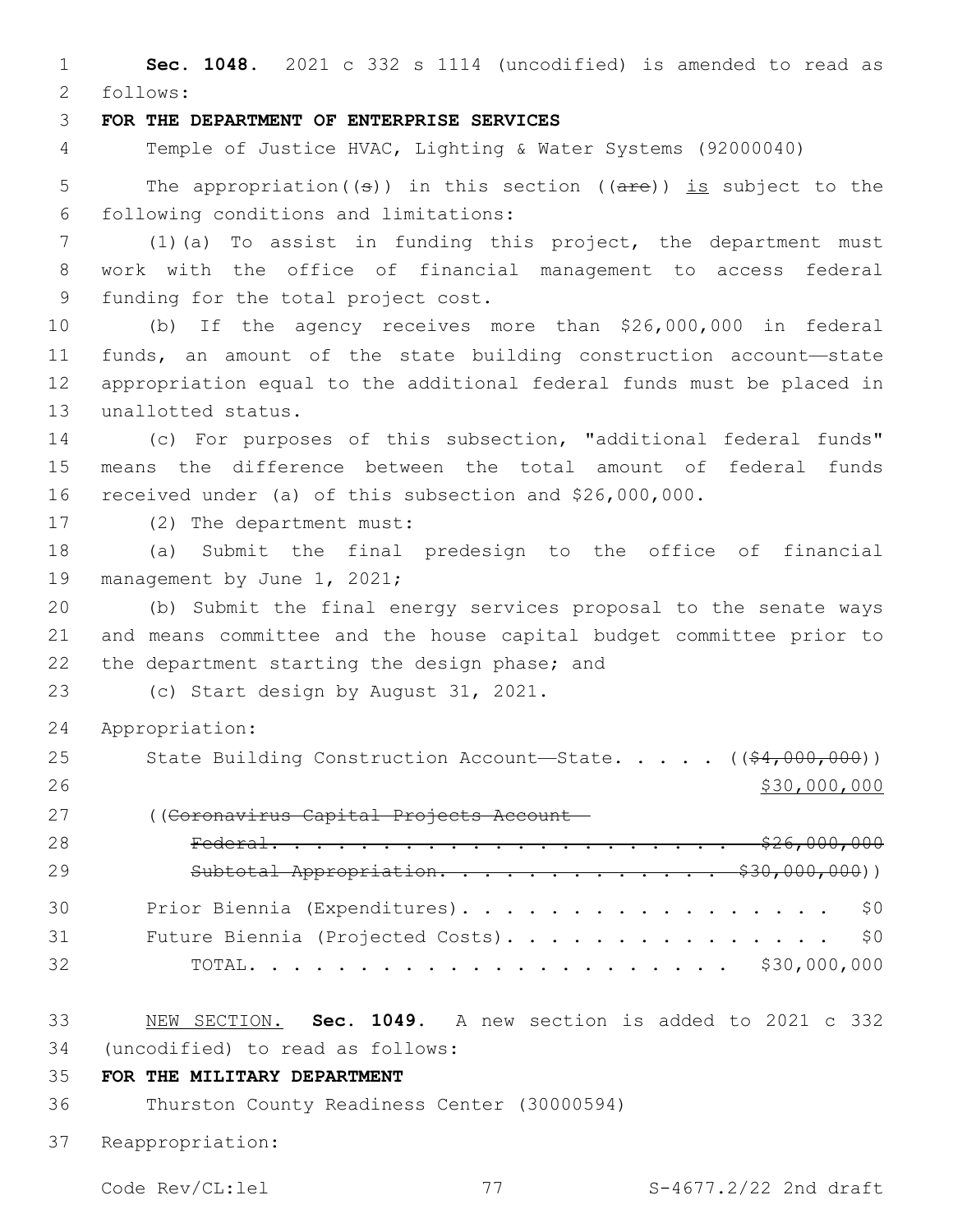**Sec. 1048.** 2021 c 332 s 1114 (uncodified) is amended to read as follows:

**FOR THE DEPARTMENT OF ENTERPRISE SERVICES**

Temple of Justice HVAC, Lighting & Water Systems (92000040)

The appropriation((~~s~~)) in this section ((~~are~~)) is subject to the following conditions and limitations:

(1)(a) To assist in funding this project, the department must work with the office of financial management to access federal funding for the total project cost.

(b) If the agency receives more than $26,000,000 in federal funds, an amount of the state building construction account—state appropriation equal to the additional federal funds must be placed in unallotted status.

(c) For purposes of this subsection, "additional federal funds" means the difference between the total amount of federal funds received under (a) of this subsection and $26,000,000.

(2) The department must:

(a) Submit the final predesign to the office of financial management by June 1, 2021;

(b) Submit the final energy services proposal to the senate ways and means committee and the house capital budget committee prior to the department starting the design phase; and

(c) Start design by August 31, 2021.

Appropriation:

State Building Construction Account—State. . . . . ((~~$4,000,000~~))
$30,000,000

((~~Coronavirus Capital Projects Account—~~
~~Federal. . . . . . . . . . . . . . . . . . . . . . $26,000,000~~
~~Subtotal Appropriation. . . . . . . . . . . . . . $30,000,000~~))

Prior Biennia (Expenditures). . . . . . . . . . . . . . . . . . $0
Future Biennia (Projected Costs). . . . . . . . . . . . . . . . $0
TOTAL. . . . . . . . . . . . . . . . . . . . . . . $30,000,000

NEW SECTION. **Sec. 1049.** A new section is added to 2021 c 332 (uncodified) to read as follows:

**FOR THE MILITARY DEPARTMENT**

Thurston County Readiness Center (30000594)

Reappropriation: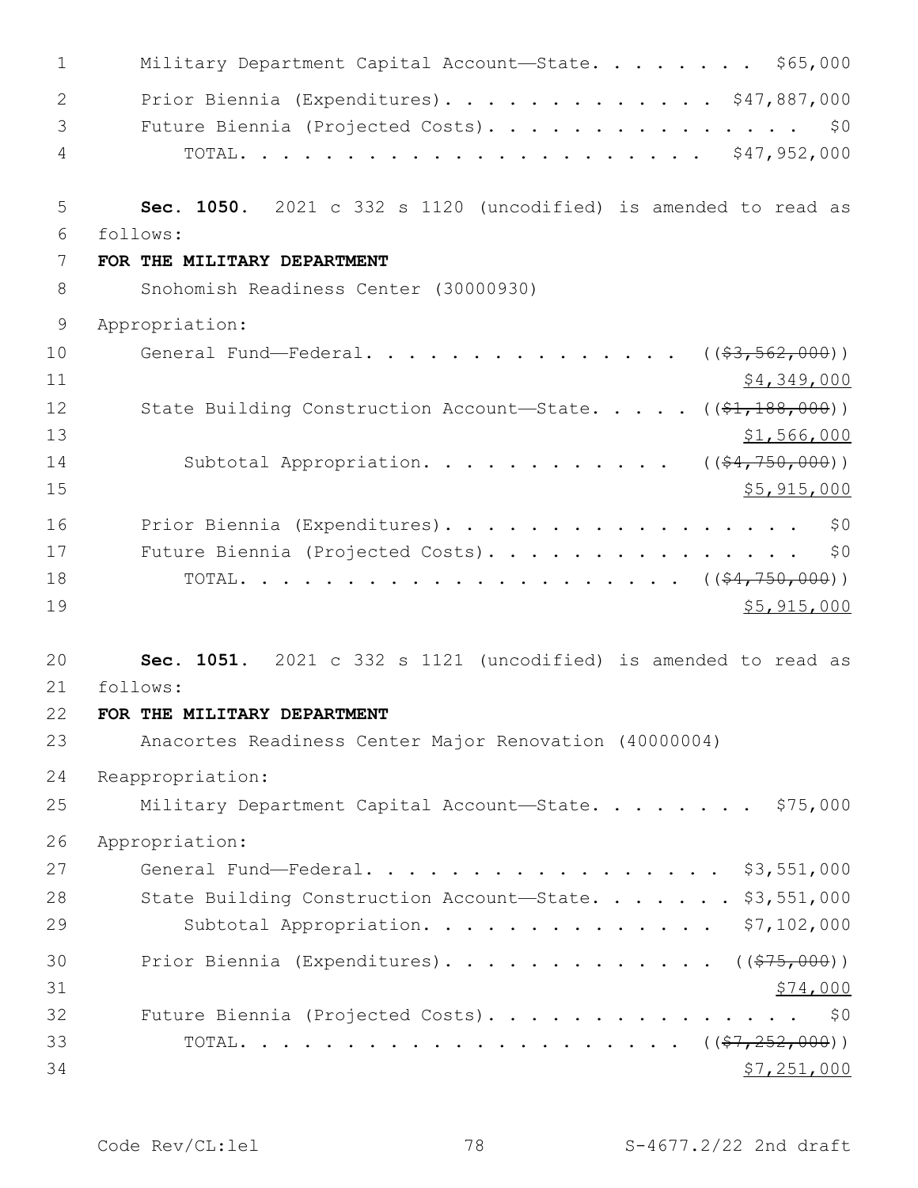Military Department Capital Account—State. . . . . . . . $65,000

Prior Biennia (Expenditures). . . . . . . . . . . . . . $47,887,000

Future Biennia (Projected Costs). . . . . . . . . . . . . . . . $0

TOTAL. . . . . . . . . . . . . . . . . . . . . . $47,952,000

**Sec. 1050.** 2021 c 332 s 1120 (uncodified) is amended to read as follows:

**FOR THE MILITARY DEPARTMENT**

Snohomish Readiness Center (30000930)

Appropriation:

General Fund—Federal. . . . . . . . . . . . . . . . (($3,562,000))

$4,349,000

State Building Construction Account—State. . . . . (($1,188,000))

$1,566,000

Subtotal Appropriation. . . . . . . . . . . . (($4,750,000))

$5,915,000

Prior Biennia (Expenditures). . . . . . . . . . . . . . . . . $0

Future Biennia (Projected Costs). . . . . . . . . . . . . . . . $0

TOTAL. . . . . . . . . . . . . . . . . . . . . (($4,750,000))

$5,915,000

**Sec. 1051.** 2021 c 332 s 1121 (uncodified) is amended to read as follows:

**FOR THE MILITARY DEPARTMENT**

Anacortes Readiness Center Major Renovation (40000004)

Reappropriation:

Military Department Capital Account—State. . . . . . . . $75,000

Appropriation:

General Fund—Federal. . . . . . . . . . . . . . . . . $3,551,000

State Building Construction Account—State. . . . . . . $3,551,000

Subtotal Appropriation. . . . . . . . . . . . . . $7,102,000

Prior Biennia (Expenditures). . . . . . . . . . . . . (($75,000))

$74,000

Future Biennia (Projected Costs). . . . . . . . . . . . . . . . $0

TOTAL. . . . . . . . . . . . . . . . . . . . . (($7,252,000))

$7,251,000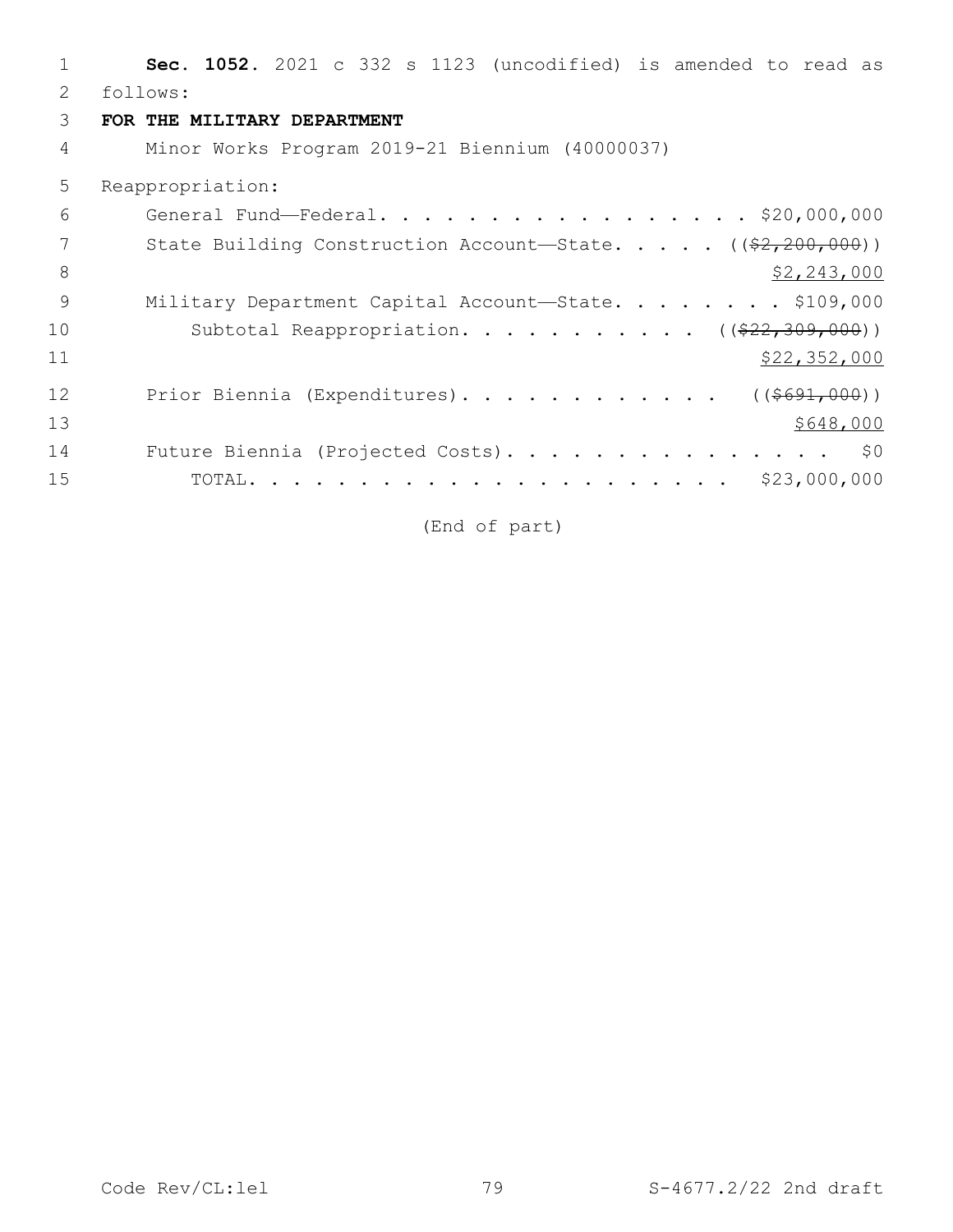**Sec. 1052.** 2021 c 332 s 1123 (uncodified) is amended to read as follows:

**FOR THE MILITARY DEPARTMENT**

Minor Works Program 2019-21 Biennium (40000037)

Reappropriation:

General Fund—Federal. . . . . . . . . . . . . . . . . . $20,000,000

State Building Construction Account—State. . . . . ((~~$2,200,000~~))

$2,243,000

Military Department Capital Account—State. . . . . . . . . $109,000

Subtotal Reappropriation. . . . . . . . . . . . ((~~$22,309,000~~))

$22,352,000

Prior Biennia (Expenditures). . . . . . . . . . . . ((~~$691,000~~))

$648,000

Future Biennia (Projected Costs). . . . . . . . . . . . . . . . $0

TOTAL. . . . . . . . . . . . . . . . . . . . . . . $23,000,000

(End of part)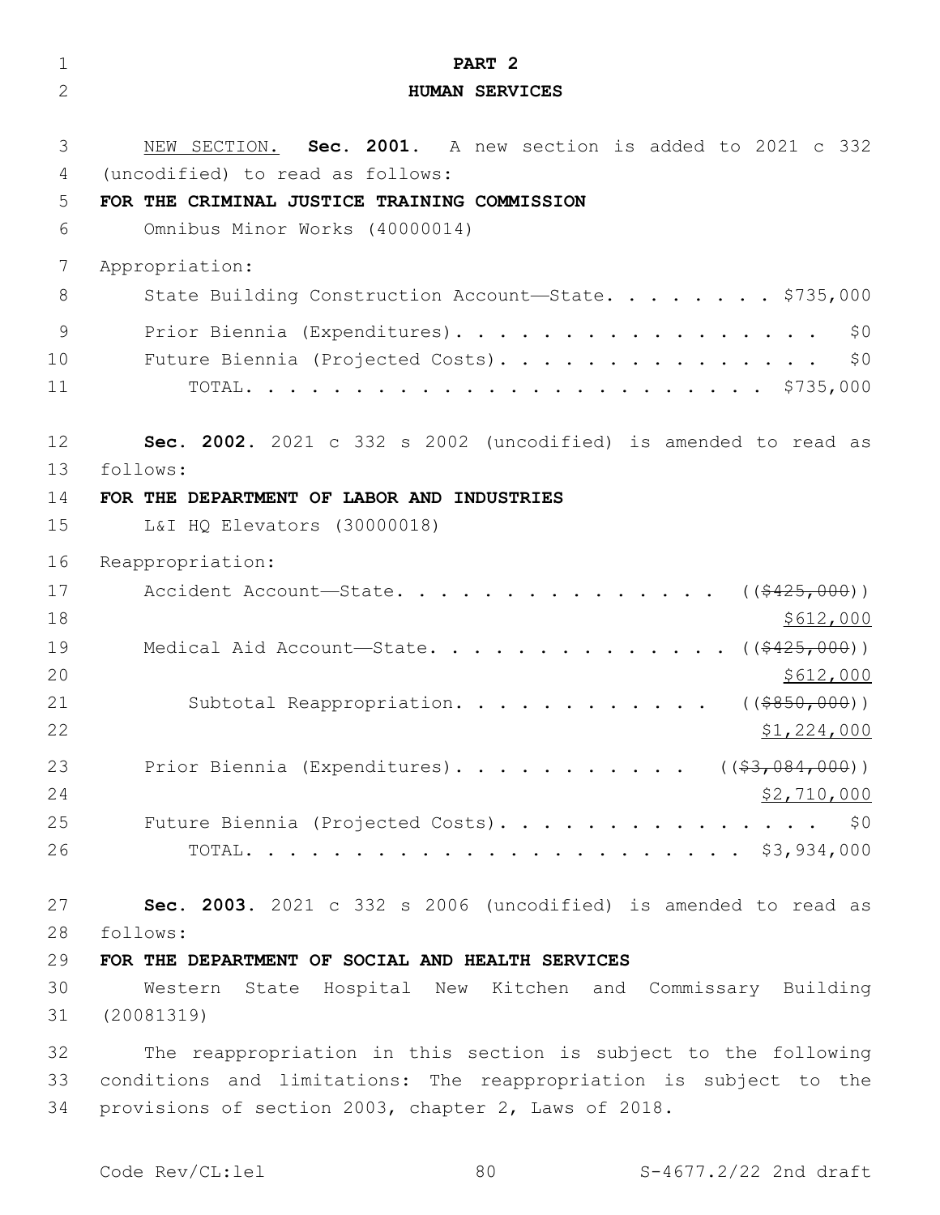## PART 2
## HUMAN SERVICES

NEW SECTION. **Sec. 2001.** A new section is added to 2021 c 332 (uncodified) to read as follows:

**FOR THE CRIMINAL JUSTICE TRAINING COMMISSION**

Omnibus Minor Works (40000014)

Appropriation:

State Building Construction Account—State. . . . . . . . . $735,000

Prior Biennia (Expenditures). . . . . . . . . . . . . . . . . . $0

Future Biennia (Projected Costs). . . . . . . . . . . . . . . . $0

TOTAL. . . . . . . . . . . . . . . . . . . . . . . . $735,000

**Sec. 2002.** 2021 c 332 s 2002 (uncodified) is amended to read as follows:

**FOR THE DEPARTMENT OF LABOR AND INDUSTRIES**

L&I HQ Elevators (30000018)

Reappropriation:

Accident Account—State. . . . . . . . . . . . . . . . ((~~$425,000~~))
$612,000

Medical Aid Account—State. . . . . . . . . . . . . . ((~~$425,000~~))
$612,000

Subtotal Reappropriation. . . . . . . . . . . . ((~~$850,000~~))
$1,224,000

Prior Biennia (Expenditures). . . . . . . . . . . ((~~$3,084,000~~))
$2,710,000

Future Biennia (Projected Costs). . . . . . . . . . . . . . . . $0

TOTAL. . . . . . . . . . . . . . . . . . . . . . . . $3,934,000

**Sec. 2003.** 2021 c 332 s 2006 (uncodified) is amended to read as follows:

**FOR THE DEPARTMENT OF SOCIAL AND HEALTH SERVICES**

Western State Hospital New Kitchen and Commissary Building (20081319)

The reappropriation in this section is subject to the following conditions and limitations: The reappropriation is subject to the provisions of section 2003, chapter 2, Laws of 2018.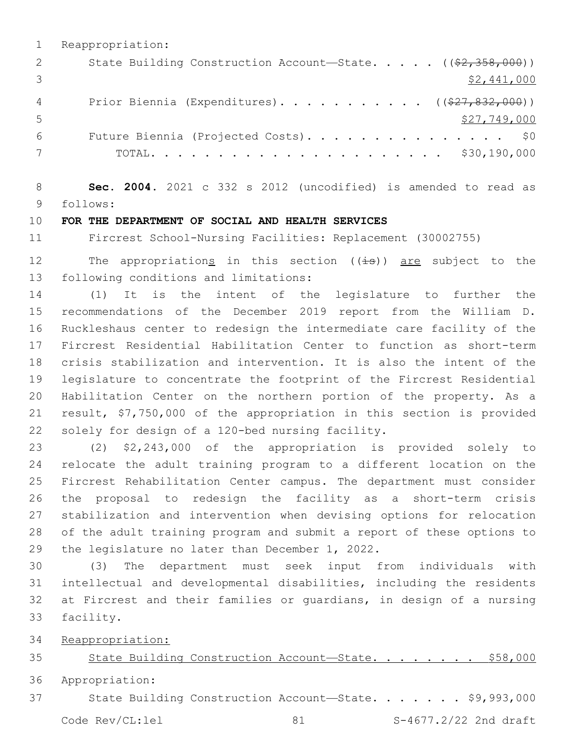Reappropriation:

State Building Construction Account—State. . . . . ((~~$2,358,000~~))
$\underline{\$2,441,000}$

Prior Biennia (Expenditures). . . . . . . . . . . ((~~$27,832,000~~))
$\underline{\$27,749,000}$

Future Biennia (Projected Costs). . . . . . . . . . . . . . . $0

TOTAL. . . . . . . . . . . . . . . . . . . . . . $30,190,000

**Sec. 2004.** 2021 c 332 s 2012 (uncodified) is amended to read as follows:

**FOR THE DEPARTMENT OF SOCIAL AND HEALTH SERVICES**

Fircrest School-Nursing Facilities: Replacement (30002755)

The appropriation<u>s</u> in this section ((~~is~~)) <u>are</u> subject to the following conditions and limitations:

(1) It is the intent of the legislature to further the recommendations of the December 2019 report from the William D. Ruckleshaus center to redesign the intermediate care facility of the Fircrest Residential Habilitation Center to function as short-term crisis stabilization and intervention. It is also the intent of the legislature to concentrate the footprint of the Fircrest Residential Habilitation Center on the northern portion of the property. As a result, $7,750,000 of the appropriation in this section is provided solely for design of a 120-bed nursing facility.

(2) $2,243,000 of the appropriation is provided solely to relocate the adult training program to a different location on the Fircrest Rehabilitation Center campus. The department must consider the proposal to redesign the facility as a short-term crisis stabilization and intervention when devising options for relocation of the adult training program and submit a report of these options to the legislature no later than December 1, 2022.

(3) The department must seek input from individuals with intellectual and developmental disabilities, including the residents at Fircrest and their families or guardians, in design of a nursing facility.

<u>Reappropriation:</u>

<u>State Building Construction Account—State. . . . . . . . $58,000</u>

Appropriation:

State Building Construction Account—State. . . . . . . $9,993,000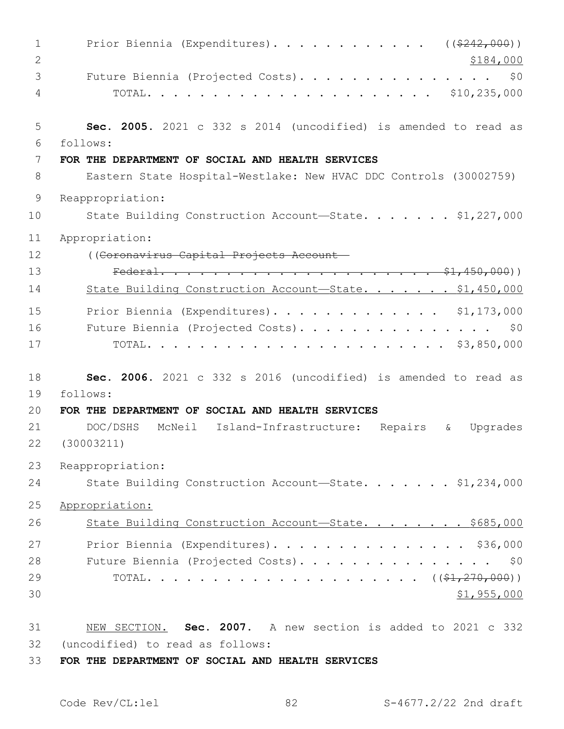Prior Biennia (Expenditures). . . . . . . . . . . . ((~~$242,000~~))
$184,000

Future Biennia (Projected Costs). . . . . . . . . . . . . . . $0

TOTAL. . . . . . . . . . . . . . . . . . . . . . $10,235,000

**Sec. 2005.** 2021 c 332 s 2014 (uncodified) is amended to read as follows:

**FOR THE DEPARTMENT OF SOCIAL AND HEALTH SERVICES**

Eastern State Hospital-Westlake: New HVAC DDC Controls (30002759)

Reappropriation:

State Building Construction Account—State. . . . . . . $1,227,000

Appropriation:

((~~Coronavirus Capital Projects Account—Federal. . . . . . . . . . . . . . . . . . . . . . $1,450,000~~))

<u>State Building Construction Account—State. . . . . . . $1,450,000</u>

Prior Biennia (Expenditures). . . . . . . . . . . . . $1,173,000

Future Biennia (Projected Costs). . . . . . . . . . . . . . . $0

TOTAL. . . . . . . . . . . . . . . . . . . . . . $3,850,000

**Sec. 2006.** 2021 c 332 s 2016 (uncodified) is amended to read as follows:

**FOR THE DEPARTMENT OF SOCIAL AND HEALTH SERVICES**

DOC/DSHS McNeil Island-Infrastructure: Repairs & Upgrades (30003211)

Reappropriation:

State Building Construction Account—State. . . . . . . $1,234,000

<u>Appropriation:</u>

<u>State Building Construction Account—State. . . . . . . . $685,000</u>

Prior Biennia (Expenditures). . . . . . . . . . . . . . . $36,000

Future Biennia (Projected Costs). . . . . . . . . . . . . . . $0

TOTAL. . . . . . . . . . . . . . . . . . . . . . ((~~$1,270,000~~))
<u>$1,955,000</u>

<u>NEW SECTION.</u> **Sec. 2007.** A new section is added to 2021 c 332 (uncodified) to read as follows:

**FOR THE DEPARTMENT OF SOCIAL AND HEALTH SERVICES**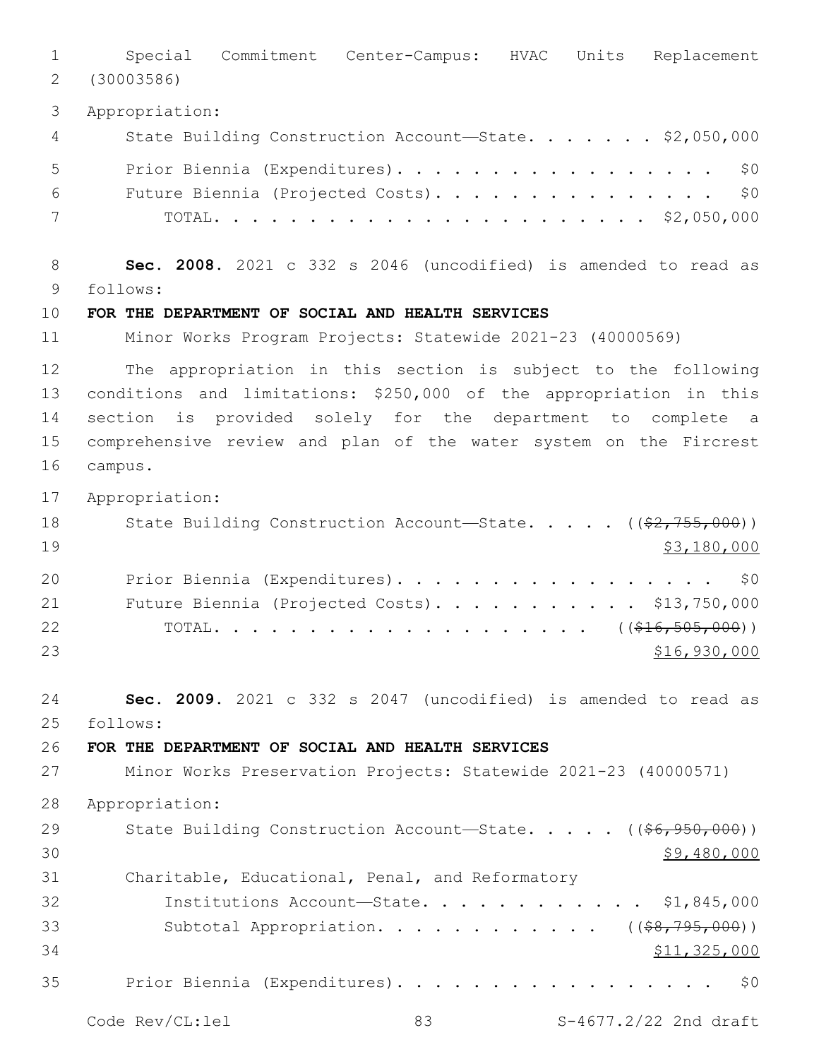Special Commitment Center-Campus: HVAC Units Replacement (30003586)

Appropriation:

State Building Construction Account—State. . . . . . . $2,050,000

Prior Biennia (Expenditures). . . . . . . . . . . . . . . . . . $0

Future Biennia (Projected Costs). . . . . . . . . . . . . . . . $0

TOTAL. . . . . . . . . . . . . . . . . . . . . . $2,050,000

**Sec. 2008.** 2021 c 332 s 2046 (uncodified) is amended to read as follows:

**FOR THE DEPARTMENT OF SOCIAL AND HEALTH SERVICES**

Minor Works Program Projects: Statewide 2021-23 (40000569)

The appropriation in this section is subject to the following conditions and limitations: $250,000 of the appropriation in this section is provided solely for the department to complete a comprehensive review and plan of the water system on the Fircrest campus.

Appropriation:

State Building Construction Account—State. . . . . ((~~$2,755,000~~))
<u>$3,180,000</u>

Prior Biennia (Expenditures). . . . . . . . . . . . . . . . . . $0

Future Biennia (Projected Costs). . . . . . . . . . . $13,750,000

TOTAL. . . . . . . . . . . . . . . . . . . . ((~~$16,505,000~~))
<u>$16,930,000</u>

**Sec. 2009.** 2021 c 332 s 2047 (uncodified) is amended to read as follows:

**FOR THE DEPARTMENT OF SOCIAL AND HEALTH SERVICES**

Minor Works Preservation Projects: Statewide 2021-23 (40000571)

Appropriation:

State Building Construction Account—State. . . . . ((~~$6,950,000~~))
<u>$9,480,000</u>

Charitable, Educational, Penal, and Reformatory Institutions Account—State. . . . . . . . . . . . . $1,845,000

Subtotal Appropriation. . . . . . . . . . . . ((~~$8,795,000~~))
<u>$11,325,000</u>

Prior Biennia (Expenditures). . . . . . . . . . . . . . . . . . $0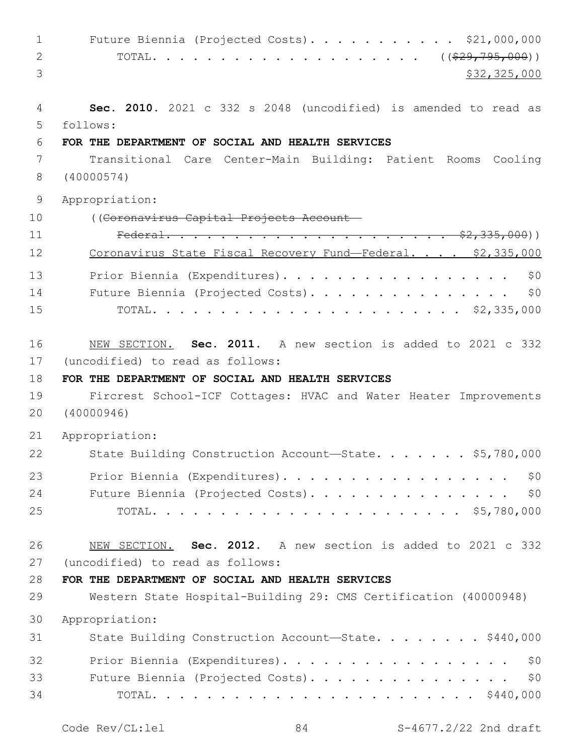Future Biennia (Projected Costs). . . . . . . . . . . . $21,000,000
TOTAL. . . . . . . . . . . . . . . . . . . . ((~~$29,795,000~~))
$32,325,000

**Sec. 2010.** 2021 c 332 s 2048 (uncodified) is amended to read as follows:

**FOR THE DEPARTMENT OF SOCIAL AND HEALTH SERVICES**

Transitional Care Center-Main Building: Patient Rooms Cooling (40000574)

Appropriation:

((~~Coronavirus Capital Projects Account—Federal. . . . . . . . . . . . . . . . . . . . . . . $2,335,000~~))

Coronavirus State Fiscal Recovery Fund—Federal. . . . $2,335,000

Prior Biennia (Expenditures). . . . . . . . . . . . . . . . . . $0
Future Biennia (Projected Costs). . . . . . . . . . . . . . . . $0
TOTAL. . . . . . . . . . . . . . . . . . . . . . . . $2,335,000

NEW SECTION. **Sec. 2011.** A new section is added to 2021 c 332 (uncodified) to read as follows:

**FOR THE DEPARTMENT OF SOCIAL AND HEALTH SERVICES**

Fircrest School-ICF Cottages: HVAC and Water Heater Improvements (40000946)

Appropriation:

State Building Construction Account—State. . . . . . . $5,780,000

Prior Biennia (Expenditures). . . . . . . . . . . . . . . . . . $0
Future Biennia (Projected Costs). . . . . . . . . . . . . . . . $0
TOTAL. . . . . . . . . . . . . . . . . . . . . . . . $5,780,000

NEW SECTION. **Sec. 2012.** A new section is added to 2021 c 332 (uncodified) to read as follows:

**FOR THE DEPARTMENT OF SOCIAL AND HEALTH SERVICES**

Western State Hospital-Building 29: CMS Certification (40000948)

Appropriation:

State Building Construction Account—State. . . . . . . . $440,000

Prior Biennia (Expenditures). . . . . . . . . . . . . . . . . . $0
Future Biennia (Projected Costs). . . . . . . . . . . . . . . . $0
TOTAL. . . . . . . . . . . . . . . . . . . . . . . . . $440,000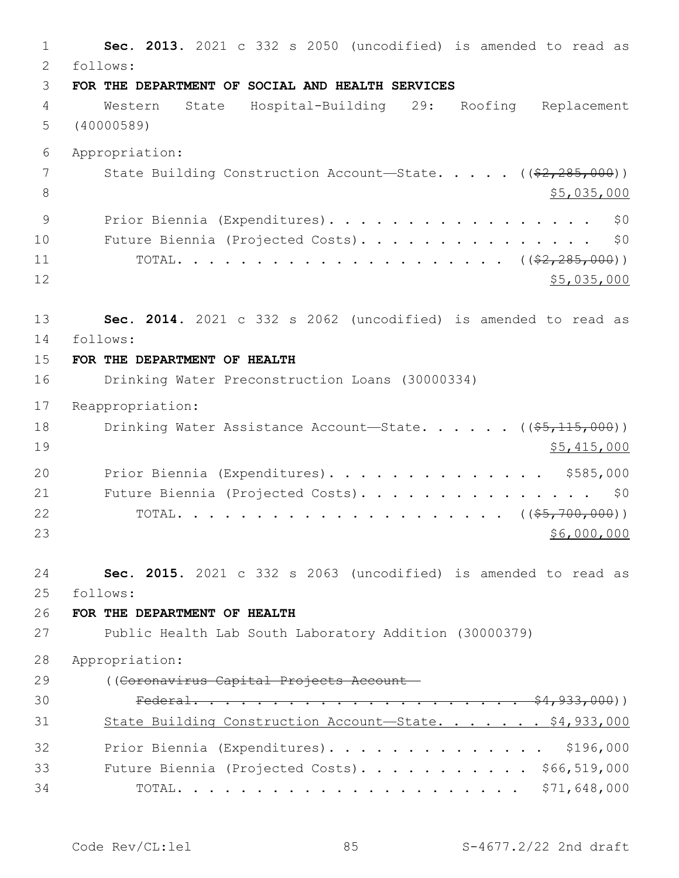**Sec. 2013.** 2021 c 332 s 2050 (uncodified) is amended to read as follows:

**FOR THE DEPARTMENT OF SOCIAL AND HEALTH SERVICES**

Western State Hospital-Building 29: Roofing Replacement (40000589)

Appropriation:

State Building Construction Account—State. . . . . ((~~$2,285,000~~)) <u>$5,035,000</u>

Prior Biennia (Expenditures). . . . . . . . . . . . . . . . . $0

Future Biennia (Projected Costs). . . . . . . . . . . . . . . $0

TOTAL. . . . . . . . . . . . . . . . . . . . . ((~~$2,285,000~~)) <u>$5,035,000</u>

**Sec. 2014.** 2021 c 332 s 2062 (uncodified) is amended to read as follows:

**FOR THE DEPARTMENT OF HEALTH**

Drinking Water Preconstruction Loans (30000334)

Reappropriation:

Drinking Water Assistance Account—State. . . . . . ((~~$5,115,000~~)) <u>$5,415,000</u>

Prior Biennia (Expenditures). . . . . . . . . . . . . . $585,000

Future Biennia (Projected Costs). . . . . . . . . . . . . . . $0

TOTAL. . . . . . . . . . . . . . . . . . . . . ((~~$5,700,000~~)) <u>$6,000,000</u>

**Sec. 2015.** 2021 c 332 s 2063 (uncodified) is amended to read as follows:

**FOR THE DEPARTMENT OF HEALTH**

Public Health Lab South Laboratory Addition (30000379)

Appropriation:

((~~Coronavirus Capital Projects Account—Federal. . . . . . . . . . . . . . . . . . . . . . . $4,933,000~~))

<u>State Building Construction Account—State. . . . . . . $4,933,000</u>

Prior Biennia (Expenditures). . . . . . . . . . . . . . $196,000

Future Biennia (Projected Costs). . . . . . . . . . . $66,519,000

TOTAL. . . . . . . . . . . . . . . . . . . . . . $71,648,000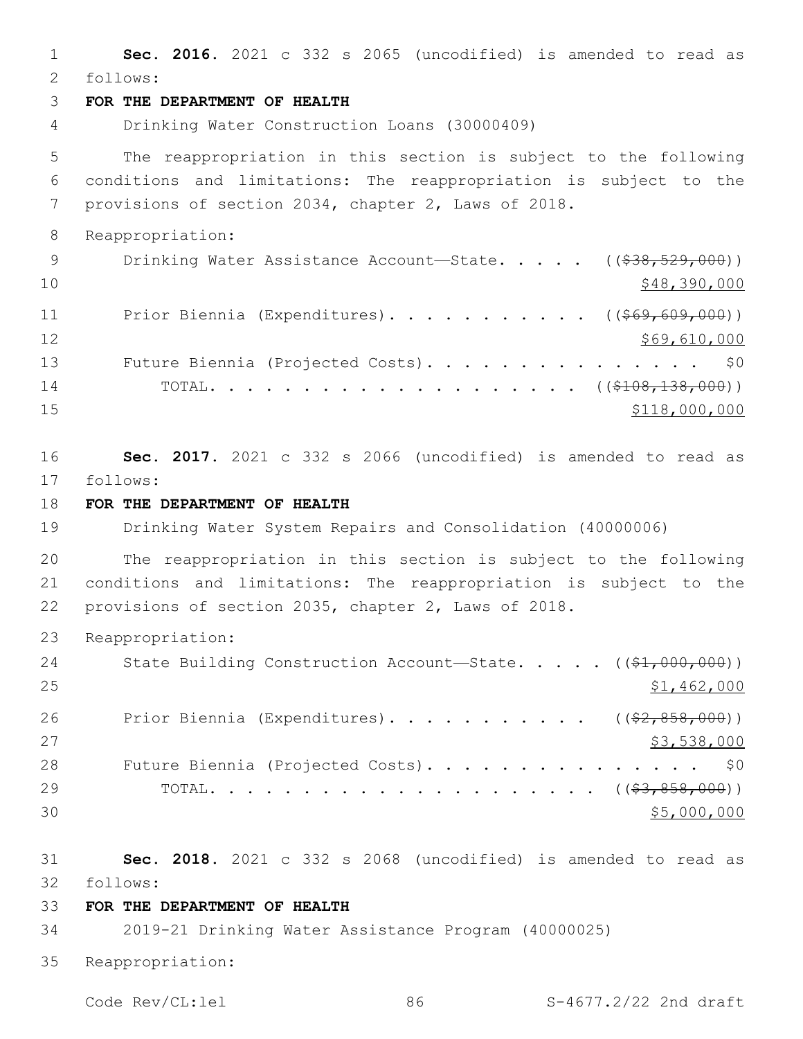**Sec. 2016.** 2021 c 332 s 2065 (uncodified) is amended to read as follows:

**FOR THE DEPARTMENT OF HEALTH**

Drinking Water Construction Loans (30000409)

The reappropriation in this section is subject to the following conditions and limitations: The reappropriation is subject to the provisions of section 2034, chapter 2, Laws of 2018.

Reappropriation:

Drinking Water Assistance Account—State. . . . . ((~~$38,529,000~~))
<u>$48,390,000</u>

Prior Biennia (Expenditures). . . . . . . . . . . ((~~$69,609,000~~))
<u>$69,610,000</u>

Future Biennia (Projected Costs). . . . . . . . . . . . . . . . $0

TOTAL. . . . . . . . . . . . . . . . . . . . ((~~$108,138,000~~))
<u>$118,000,000</u>

**Sec. 2017.** 2021 c 332 s 2066 (uncodified) is amended to read as follows:

**FOR THE DEPARTMENT OF HEALTH**

Drinking Water System Repairs and Consolidation (40000006)

The reappropriation in this section is subject to the following conditions and limitations: The reappropriation is subject to the provisions of section 2035, chapter 2, Laws of 2018.

Reappropriation:

State Building Construction Account—State. . . . . ((~~$1,000,000~~))
<u>$1,462,000</u>

Prior Biennia (Expenditures). . . . . . . . . . . ((~~$2,858,000~~))
<u>$3,538,000</u>

Future Biennia (Projected Costs). . . . . . . . . . . . . . . . $0

TOTAL. . . . . . . . . . . . . . . . . . . . . ((~~$3,858,000~~))
<u>$5,000,000</u>

**Sec. 2018.** 2021 c 332 s 2068 (uncodified) is amended to read as follows:

**FOR THE DEPARTMENT OF HEALTH**

2019-21 Drinking Water Assistance Program (40000025)

Reappropriation: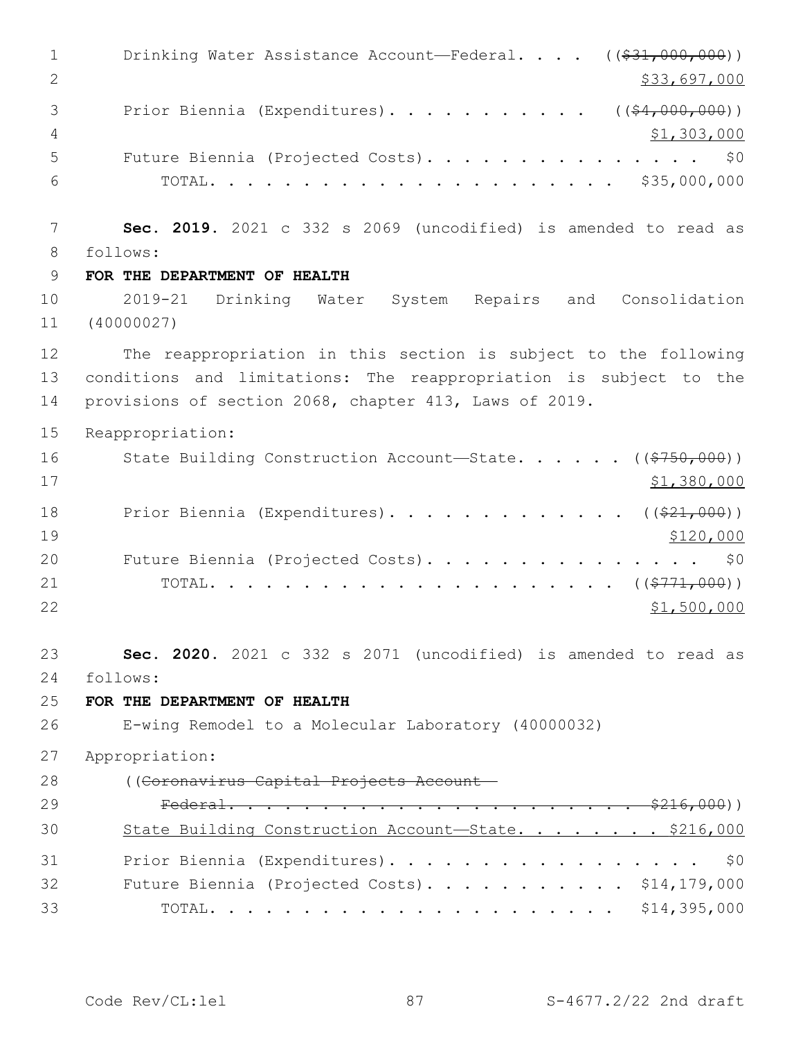Drinking Water Assistance Account—Federal. . . . ((~~$31,000,000~~))
<u>$33,697,000</u>

Prior Biennia (Expenditures). . . . . . . . . . . ((~~$4,000,000~~))
<u>$1,303,000</u>

Future Biennia (Projected Costs). . . . . . . . . . . . . . . $0

TOTAL. . . . . . . . . . . . . . . . . . . . . . $35,000,000

**Sec. 2019.** 2021 c 332 s 2069 (uncodified) is amended to read as follows:

**FOR THE DEPARTMENT OF HEALTH**

2019-21 Drinking Water System Repairs and Consolidation (40000027)

The reappropriation in this section is subject to the following conditions and limitations: The reappropriation is subject to the provisions of section 2068, chapter 413, Laws of 2019.

Reappropriation:

State Building Construction Account—State. . . . . . ((~~$750,000~~))
<u>$1,380,000</u>

Prior Biennia (Expenditures). . . . . . . . . . . . . ((~~$21,000~~))
<u>$120,000</u>

Future Biennia (Projected Costs). . . . . . . . . . . . . . . $0

TOTAL. . . . . . . . . . . . . . . . . . . . . . ((~~$771,000~~))
<u>$1,500,000</u>

**Sec. 2020.** 2021 c 332 s 2071 (uncodified) is amended to read as follows:

**FOR THE DEPARTMENT OF HEALTH**

E-wing Remodel to a Molecular Laboratory (40000032)

Appropriation:

((~~Coronavirus Capital Projects Account—Federal. . . . . . . . . . . . . . . . . . . . . . . $216,000~~))

<u>State Building Construction Account—State. . . . . . . . $216,000</u>

Prior Biennia (Expenditures). . . . . . . . . . . . . . . . . $0

Future Biennia (Projected Costs). . . . . . . . . . . $14,179,000

TOTAL. . . . . . . . . . . . . . . . . . . . . . $14,395,000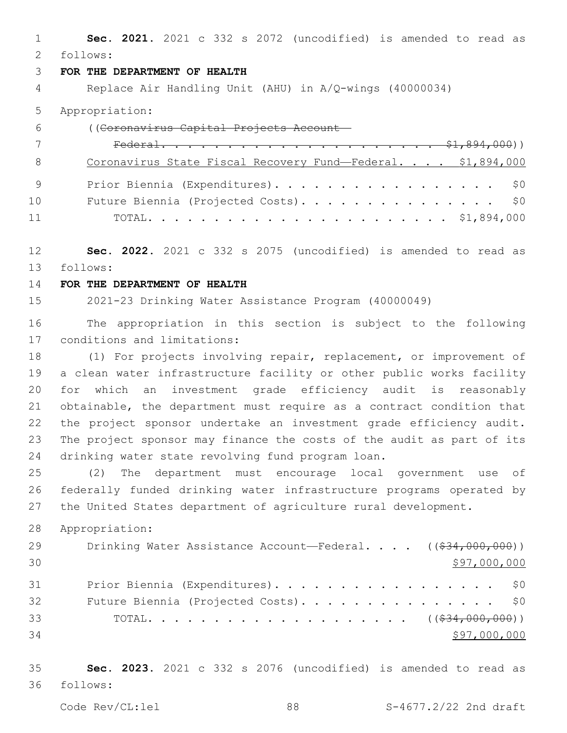**Sec. 2021.** 2021 c 332 s 2072 (uncodified) is amended to read as follows:

**FOR THE DEPARTMENT OF HEALTH**

Replace Air Handling Unit (AHU) in A/Q-wings (40000034)

Appropriation:

((~~Coronavirus Capital Projects Account—Federal. . . . . . . . . . . . . . . . . . . . . . . $1,894,000~~))

<u>Coronavirus State Fiscal Recovery Fund—Federal. . . . $1,894,000</u>

Prior Biennia (Expenditures). . . . . . . . . . . . . . . . . . $0

Future Biennia (Projected Costs). . . . . . . . . . . . . . . . $0

TOTAL. . . . . . . . . . . . . . . . . . . . . . . $1,894,000

**Sec. 2022.** 2021 c 332 s 2075 (uncodified) is amended to read as follows:

**FOR THE DEPARTMENT OF HEALTH**

2021-23 Drinking Water Assistance Program (40000049)

The appropriation in this section is subject to the following conditions and limitations:

(1) For projects involving repair, replacement, or improvement of a clean water infrastructure facility or other public works facility for which an investment grade efficiency audit is reasonably obtainable, the department must require as a contract condition that the project sponsor undertake an investment grade efficiency audit. The project sponsor may finance the costs of the audit as part of its drinking water state revolving fund program loan.

(2) The department must encourage local government use of federally funded drinking water infrastructure programs operated by the United States department of agriculture rural development.

Appropriation:

Drinking Water Assistance Account—Federal. . . . ((~~$34,000,000~~))
<u>$97,000,000</u>

Prior Biennia (Expenditures). . . . . . . . . . . . . . . . . . $0

Future Biennia (Projected Costs). . . . . . . . . . . . . . . . $0

TOTAL. . . . . . . . . . . . . . . . . . . . . ((~~$34,000,000~~))
<u>$97,000,000</u>

**Sec. 2023.** 2021 c 332 s 2076 (uncodified) is amended to read as follows: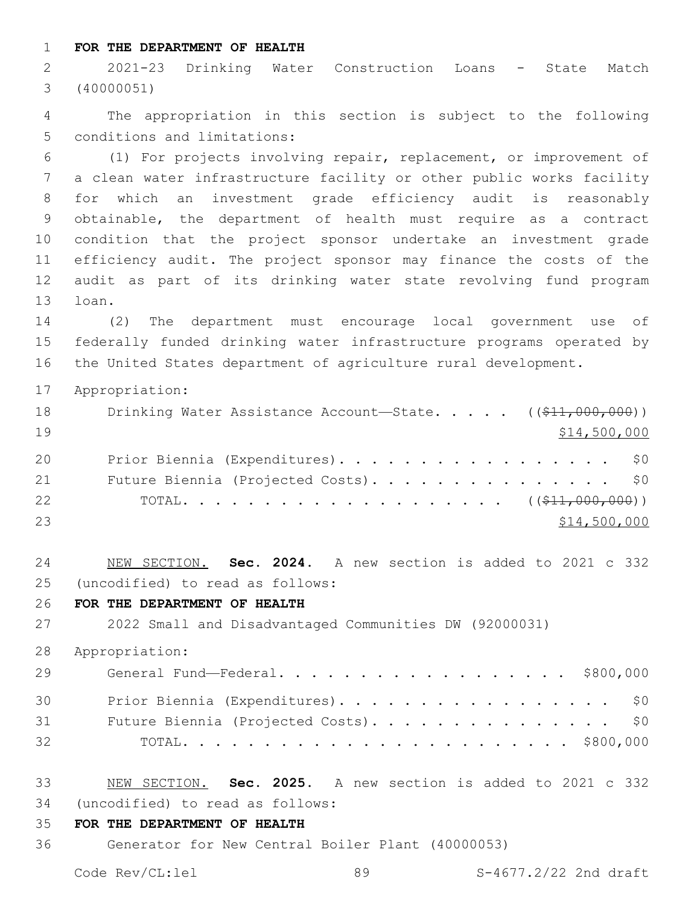**FOR THE DEPARTMENT OF HEALTH**

2021-23 Drinking Water Construction Loans - State Match (40000051)

The appropriation in this section is subject to the following conditions and limitations:

(1) For projects involving repair, replacement, or improvement of a clean water infrastructure facility or other public works facility for which an investment grade efficiency audit is reasonably obtainable, the department of health must require as a contract condition that the project sponsor undertake an investment grade efficiency audit. The project sponsor may finance the costs of the audit as part of its drinking water state revolving fund program loan.

(2) The department must encourage local government use of federally funded drinking water infrastructure programs operated by the United States department of agriculture rural development.

Appropriation:

| | |
|---|---|
| Drinking Water Assistance Account—State. . . . . | ((~~$11,000,000~~)) <u>$14,500,000</u> |
| Prior Biennia (Expenditures). . . . . . . . . . . . . . . . . . | $0 |
| Future Biennia (Projected Costs). . . . . . . . . . . . . . . . | $0 |
| TOTAL. . . . . . . . . . . . . . . . . . . . . . | ((~~$11,000,000~~)) <u>$14,500,000</u> |

<u>NEW SECTION.</u> **Sec. 2024.** A new section is added to 2021 c 332 (uncodified) to read as follows:

**FOR THE DEPARTMENT OF HEALTH**

2022 Small and Disadvantaged Communities DW (92000031)

Appropriation:

| | |
|---|---|
| General Fund—Federal. . . . . . . . . . . . . . . . . . . | $800,000 |
| Prior Biennia (Expenditures). . . . . . . . . . . . . . . . . . | $0 |
| Future Biennia (Projected Costs). . . . . . . . . . . . . . . . | $0 |
| TOTAL. . . . . . . . . . . . . . . . . . . . . . . . . | $800,000 |

<u>NEW SECTION.</u> **Sec. 2025.** A new section is added to 2021 c 332 (uncodified) to read as follows:

**FOR THE DEPARTMENT OF HEALTH**

Generator for New Central Boiler Plant (40000053)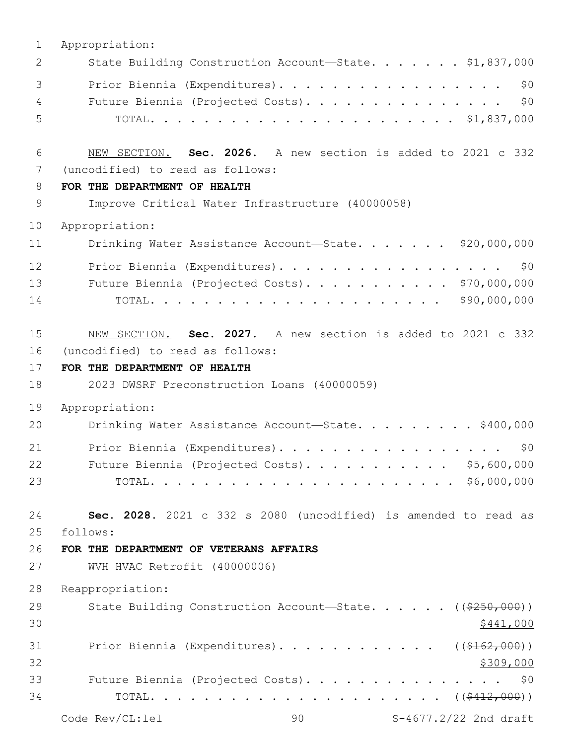Appropriation:

State Building Construction Account—State. . . . . . . $1,837,000

Prior Biennia (Expenditures). . . . . . . . . . . . . . . . . . $0

Future Biennia (Projected Costs). . . . . . . . . . . . . . . . $0

TOTAL. . . . . . . . . . . . . . . . . . . . . . . . $1,837,000

NEW SECTION. **Sec. 2026.** A new section is added to 2021 c 332 (uncodified) to read as follows:

**FOR THE DEPARTMENT OF HEALTH**

Improve Critical Water Infrastructure (40000058)

Appropriation:

Drinking Water Assistance Account—State. . . . . . . $20,000,000

Prior Biennia (Expenditures). . . . . . . . . . . . . . . . . . $0

Future Biennia (Projected Costs). . . . . . . . . . . $70,000,000

TOTAL. . . . . . . . . . . . . . . . . . . . . . . $90,000,000

NEW SECTION. **Sec. 2027.** A new section is added to 2021 c 332 (uncodified) to read as follows:

**FOR THE DEPARTMENT OF HEALTH**

2023 DWSRF Preconstruction Loans (40000059)

Appropriation:

Drinking Water Assistance Account—State. . . . . . . . . $400,000

Prior Biennia (Expenditures). . . . . . . . . . . . . . . . . . $0

Future Biennia (Projected Costs). . . . . . . . . . . $5,600,000

TOTAL. . . . . . . . . . . . . . . . . . . . . . . . $6,000,000

**Sec. 2028.** 2021 c 332 s 2080 (uncodified) is amended to read as follows:

**FOR THE DEPARTMENT OF VETERANS AFFAIRS**

WVH HVAC Retrofit (40000006)

Reappropriation:

State Building Construction Account—State. . . . . . ((~~$250,000~~))
$441,000

Prior Biennia (Expenditures). . . . . . . . . . . . ((~~$162,000~~))
$309,000

Future Biennia (Projected Costs). . . . . . . . . . . . . . . . $0

TOTAL. . . . . . . . . . . . . . . . . . . . . . ((~~$412,000~~))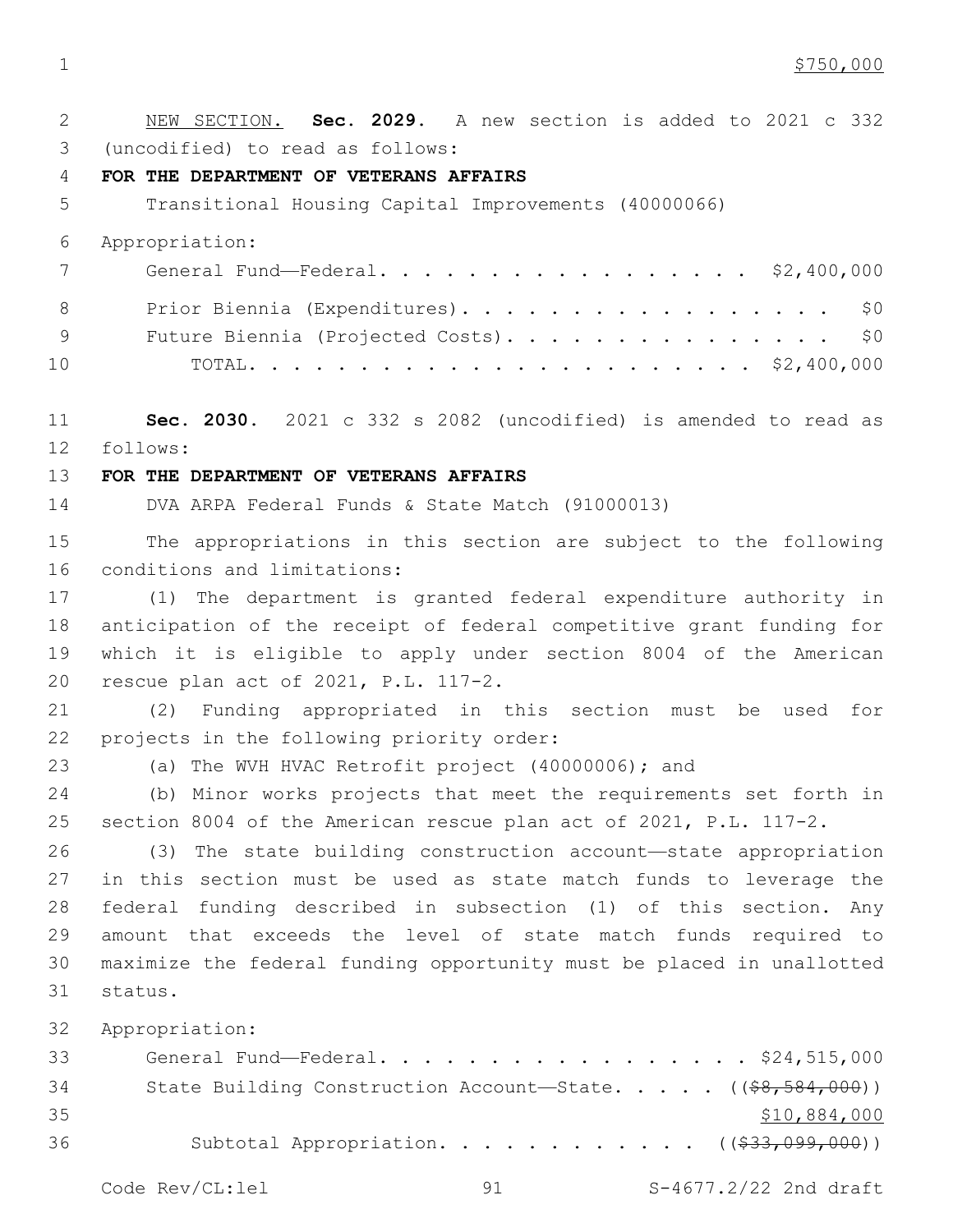$750,000

NEW SECTION. **Sec. 2029.** A new section is added to 2021 c 332 (uncodified) to read as follows:

**FOR THE DEPARTMENT OF VETERANS AFFAIRS**

Transitional Housing Capital Improvements (40000066)

Appropriation:

General Fund—Federal. . . . . . . . . . . . . . . . . . $2,400,000

Prior Biennia (Expenditures). . . . . . . . . . . . . . . . . . $0

Future Biennia (Projected Costs). . . . . . . . . . . . . . . . $0

TOTAL. . . . . . . . . . . . . . . . . . . . . . $2,400,000

**Sec. 2030.** 2021 c 332 s 2082 (uncodified) is amended to read as follows:

**FOR THE DEPARTMENT OF VETERANS AFFAIRS**

DVA ARPA Federal Funds & State Match (91000013)

The appropriations in this section are subject to the following conditions and limitations:

(1) The department is granted federal expenditure authority in anticipation of the receipt of federal competitive grant funding for which it is eligible to apply under section 8004 of the American rescue plan act of 2021, P.L. 117-2.

(2) Funding appropriated in this section must be used for projects in the following priority order:

(a) The WVH HVAC Retrofit project (40000006); and

(b) Minor works projects that meet the requirements set forth in section 8004 of the American rescue plan act of 2021, P.L. 117-2.

(3) The state building construction account—state appropriation in this section must be used as state match funds to leverage the federal funding described in subsection (1) of this section. Any amount that exceeds the level of state match funds required to maximize the federal funding opportunity must be placed in unallotted status.

Appropriation:

General Fund—Federal. . . . . . . . . . . . . . . . . . $24,515,000

State Building Construction Account—State. . . . . ((~~$8,584,000~~))

$10,884,000

Subtotal Appropriation. . . . . . . . . . . . ((~~$33,099,000~~))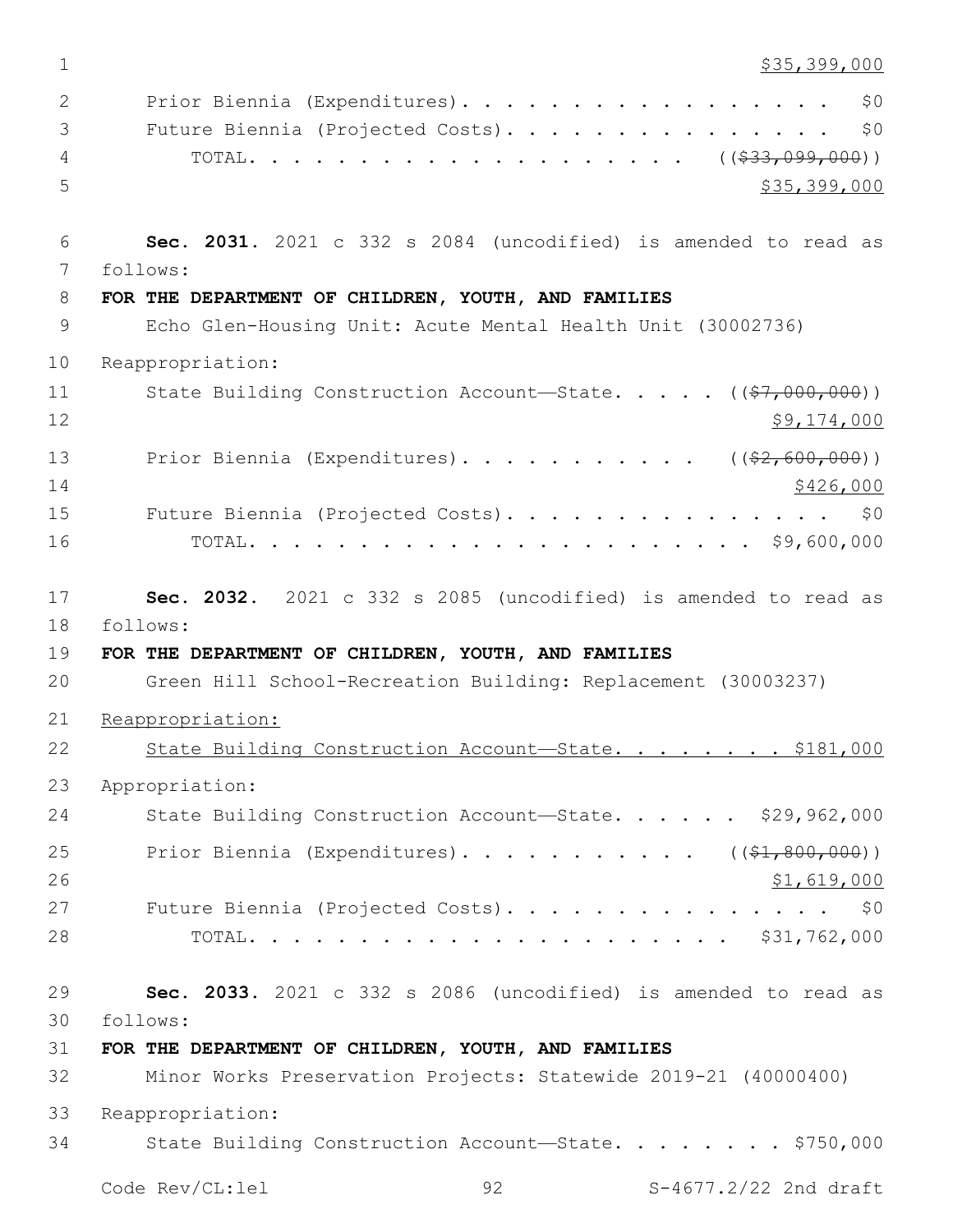$35,399,000

Prior Biennia (Expenditures). . . . . . . . . . . . . . . . . . $0

Future Biennia (Projected Costs). . . . . . . . . . . . . . . . $0

TOTAL. . . . . . . . . . . . . . . . . . . . . ((~~$33,099,000~~))

$35,399,000

**Sec. 2031.** 2021 c 332 s 2084 (uncodified) is amended to read as follows:

**FOR THE DEPARTMENT OF CHILDREN, YOUTH, AND FAMILIES**

Echo Glen-Housing Unit: Acute Mental Health Unit (30002736)

Reappropriation:

State Building Construction Account—State. . . . . ((~~$7,000,000~~))

$9,174,000

Prior Biennia (Expenditures). . . . . . . . . . . ((~~$2,600,000~~))

$426,000

Future Biennia (Projected Costs). . . . . . . . . . . . . . . $0

TOTAL. . . . . . . . . . . . . . . . . . . . . . . $9,600,000

**Sec. 2032.** 2021 c 332 s 2085 (uncodified) is amended to read as follows:

**FOR THE DEPARTMENT OF CHILDREN, YOUTH, AND FAMILIES**

Green Hill School-Recreation Building: Replacement (30003237)

Reappropriation:

State Building Construction Account—State. . . . . . . . $181,000

Appropriation:

State Building Construction Account—State. . . . . . $29,962,000

Prior Biennia (Expenditures). . . . . . . . . . . ((~~$1,800,000~~))

$1,619,000

Future Biennia (Projected Costs). . . . . . . . . . . . . . . $0

TOTAL. . . . . . . . . . . . . . . . . . . . . . $31,762,000

**Sec. 2033.** 2021 c 332 s 2086 (uncodified) is amended to read as follows:

**FOR THE DEPARTMENT OF CHILDREN, YOUTH, AND FAMILIES**

Minor Works Preservation Projects: Statewide 2019-21 (40000400)

Reappropriation:

State Building Construction Account—State. . . . . . . . $750,000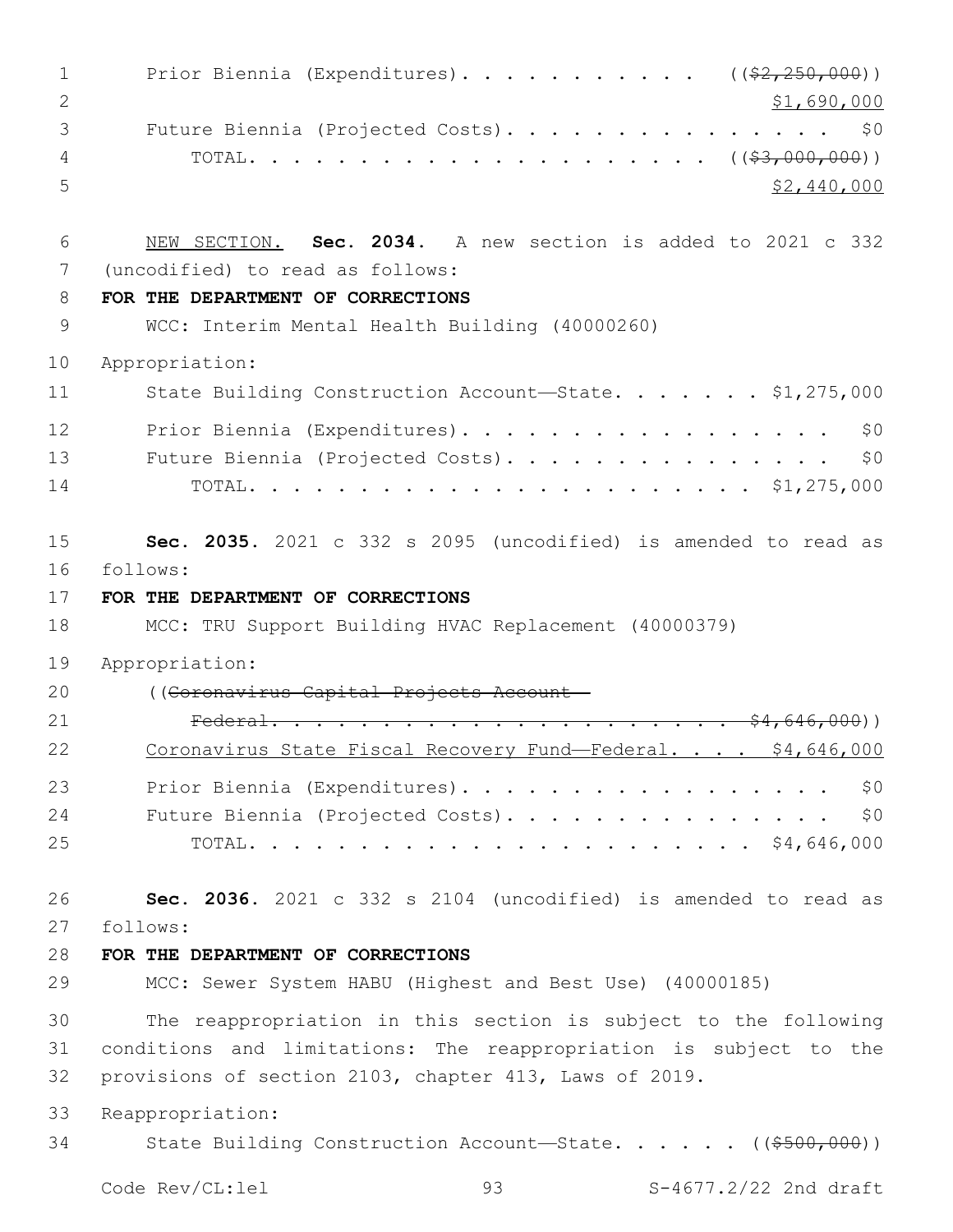Prior Biennia (Expenditures). . . . . . . . . . . ~~((\$2,250,000))~~
<u>\$1,690,000</u>
Future Biennia (Projected Costs). . . . . . . . . . . . . . . . \$0
TOTAL. . . . . . . . . . . . . . . . . . . . . ~~((\$3,000,000))~~
<u>\$2,440,000</u>

<u>NEW SECTION.</u> **Sec. 2034.** A new section is added to 2021 c 332 (uncodified) to read as follows:

**FOR THE DEPARTMENT OF CORRECTIONS**

WCC: Interim Mental Health Building (40000260)

Appropriation:

State Building Construction Account—State. . . . . . . \$1,275,000
Prior Biennia (Expenditures). . . . . . . . . . . . . . . . . . \$0
Future Biennia (Projected Costs). . . . . . . . . . . . . . . . \$0
TOTAL. . . . . . . . . . . . . . . . . . . . . . . . \$1,275,000

**Sec. 2035.** 2021 c 332 s 2095 (uncodified) is amended to read as follows:

**FOR THE DEPARTMENT OF CORRECTIONS**

MCC: TRU Support Building HVAC Replacement (40000379)

Appropriation:

~~((Coronavirus Capital Projects Account—~~
~~Federal. . . . . . . . . . . . . . . . . . . . . . \$4,646,000))~~
<u>Coronavirus State Fiscal Recovery Fund—Federal. . . . \$4,646,000</u>
Prior Biennia (Expenditures). . . . . . . . . . . . . . . . . . \$0
Future Biennia (Projected Costs). . . . . . . . . . . . . . . . \$0
TOTAL. . . . . . . . . . . . . . . . . . . . . . . . \$4,646,000

**Sec. 2036.** 2021 c 332 s 2104 (uncodified) is amended to read as follows:

**FOR THE DEPARTMENT OF CORRECTIONS**

MCC: Sewer System HABU (Highest and Best Use) (40000185)

The reappropriation in this section is subject to the following conditions and limitations: The reappropriation is subject to the provisions of section 2103, chapter 413, Laws of 2019.

Reappropriation:

State Building Construction Account—State. . . . . . ~~((\$500,000))~~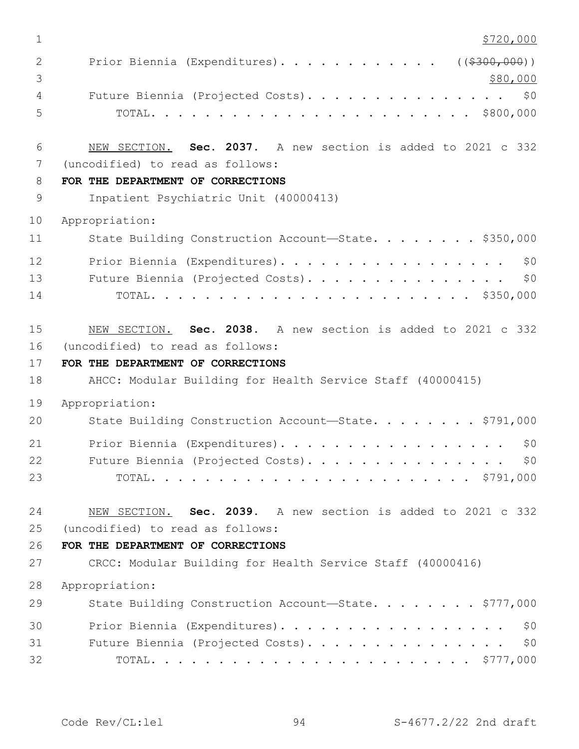$720,000

Prior Biennia (Expenditures). . . . . . . . . . . . ((~~$300,000~~))
$80,000

Future Biennia (Projected Costs). . . . . . . . . . . . . . . . $0

TOTAL. . . . . . . . . . . . . . . . . . . . . . . . . $800,000

NEW SECTION. **Sec. 2037.** A new section is added to 2021 c 332 (uncodified) to read as follows:

**FOR THE DEPARTMENT OF CORRECTIONS**

Inpatient Psychiatric Unit (40000413)

Appropriation:

State Building Construction Account—State. . . . . . . . . $350,000

Prior Biennia (Expenditures). . . . . . . . . . . . . . . . . . $0

Future Biennia (Projected Costs). . . . . . . . . . . . . . . . $0

TOTAL. . . . . . . . . . . . . . . . . . . . . . . . . $350,000

NEW SECTION. **Sec. 2038.** A new section is added to 2021 c 332 (uncodified) to read as follows:

**FOR THE DEPARTMENT OF CORRECTIONS**

AHCC: Modular Building for Health Service Staff (40000415)

Appropriation:

State Building Construction Account—State. . . . . . . . . $791,000

Prior Biennia (Expenditures). . . . . . . . . . . . . . . . . . $0

Future Biennia (Projected Costs). . . . . . . . . . . . . . . . $0

TOTAL. . . . . . . . . . . . . . . . . . . . . . . . . $791,000

NEW SECTION. **Sec. 2039.** A new section is added to 2021 c 332 (uncodified) to read as follows:

**FOR THE DEPARTMENT OF CORRECTIONS**

CRCC: Modular Building for Health Service Staff (40000416)

Appropriation:

State Building Construction Account—State. . . . . . . . . $777,000

Prior Biennia (Expenditures). . . . . . . . . . . . . . . . . . $0

Future Biennia (Projected Costs). . . . . . . . . . . . . . . . $0

TOTAL. . . . . . . . . . . . . . . . . . . . . . . . . $777,000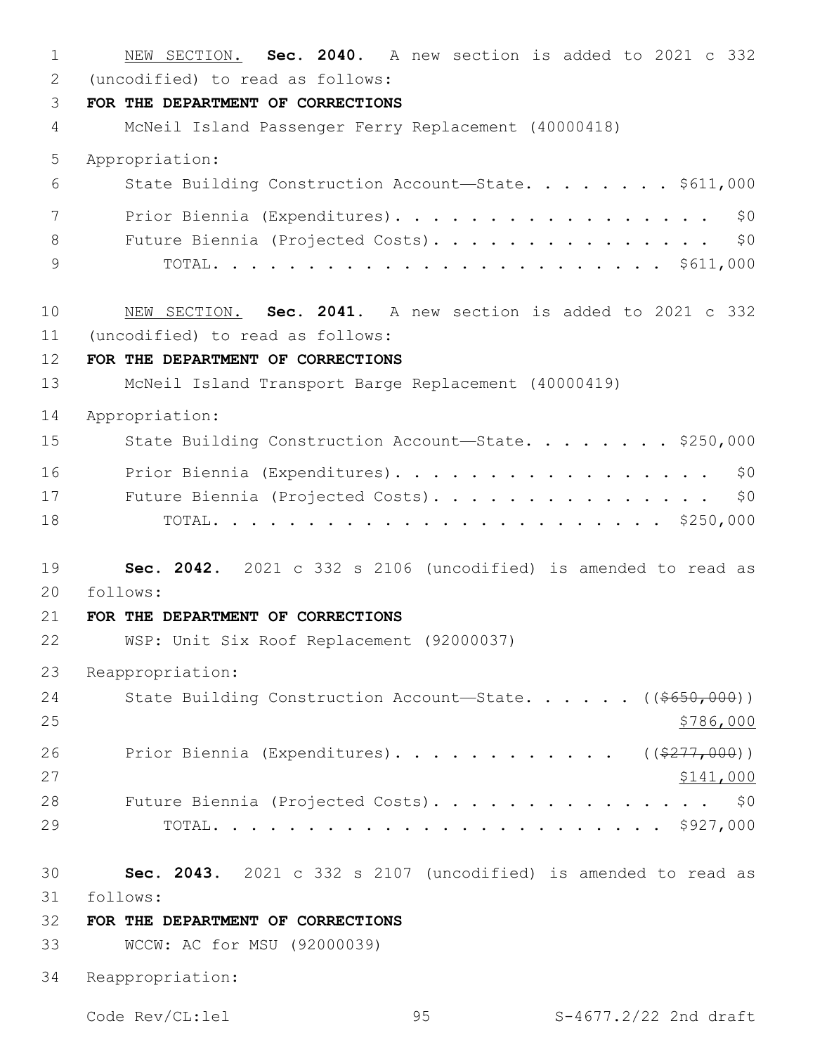NEW SECTION. **Sec. 2040.** A new section is added to 2021 c 332 (uncodified) to read as follows:

**FOR THE DEPARTMENT OF CORRECTIONS**

McNeil Island Passenger Ferry Replacement (40000418)

Appropriation:

State Building Construction Account—State. . . . . . . . . $611,000

Prior Biennia (Expenditures). . . . . . . . . . . . . . . . . . $0

Future Biennia (Projected Costs). . . . . . . . . . . . . . . . $0

TOTAL. . . . . . . . . . . . . . . . . . . . . . . . . $611,000

NEW SECTION. **Sec. 2041.** A new section is added to 2021 c 332 (uncodified) to read as follows:

**FOR THE DEPARTMENT OF CORRECTIONS**

McNeil Island Transport Barge Replacement (40000419)

Appropriation:

State Building Construction Account—State. . . . . . . . . $250,000

Prior Biennia (Expenditures). . . . . . . . . . . . . . . . . . $0

Future Biennia (Projected Costs). . . . . . . . . . . . . . . . $0

TOTAL. . . . . . . . . . . . . . . . . . . . . . . . . $250,000

**Sec. 2042.** 2021 c 332 s 2106 (uncodified) is amended to read as follows:

**FOR THE DEPARTMENT OF CORRECTIONS**

WSP: Unit Six Roof Replacement (92000037)

Reappropriation:

State Building Construction Account—State. . . . . . ((~~$650,000~~)) $786,000

Prior Biennia (Expenditures). . . . . . . . . . . . ((~~$277,000~~)) $141,000

Future Biennia (Projected Costs). . . . . . . . . . . . . . . . $0

TOTAL. . . . . . . . . . . . . . . . . . . . . . . . . $927,000

**Sec. 2043.** 2021 c 332 s 2107 (uncodified) is amended to read as follows:

**FOR THE DEPARTMENT OF CORRECTIONS**

WCCW: AC for MSU (92000039)

Reappropriation: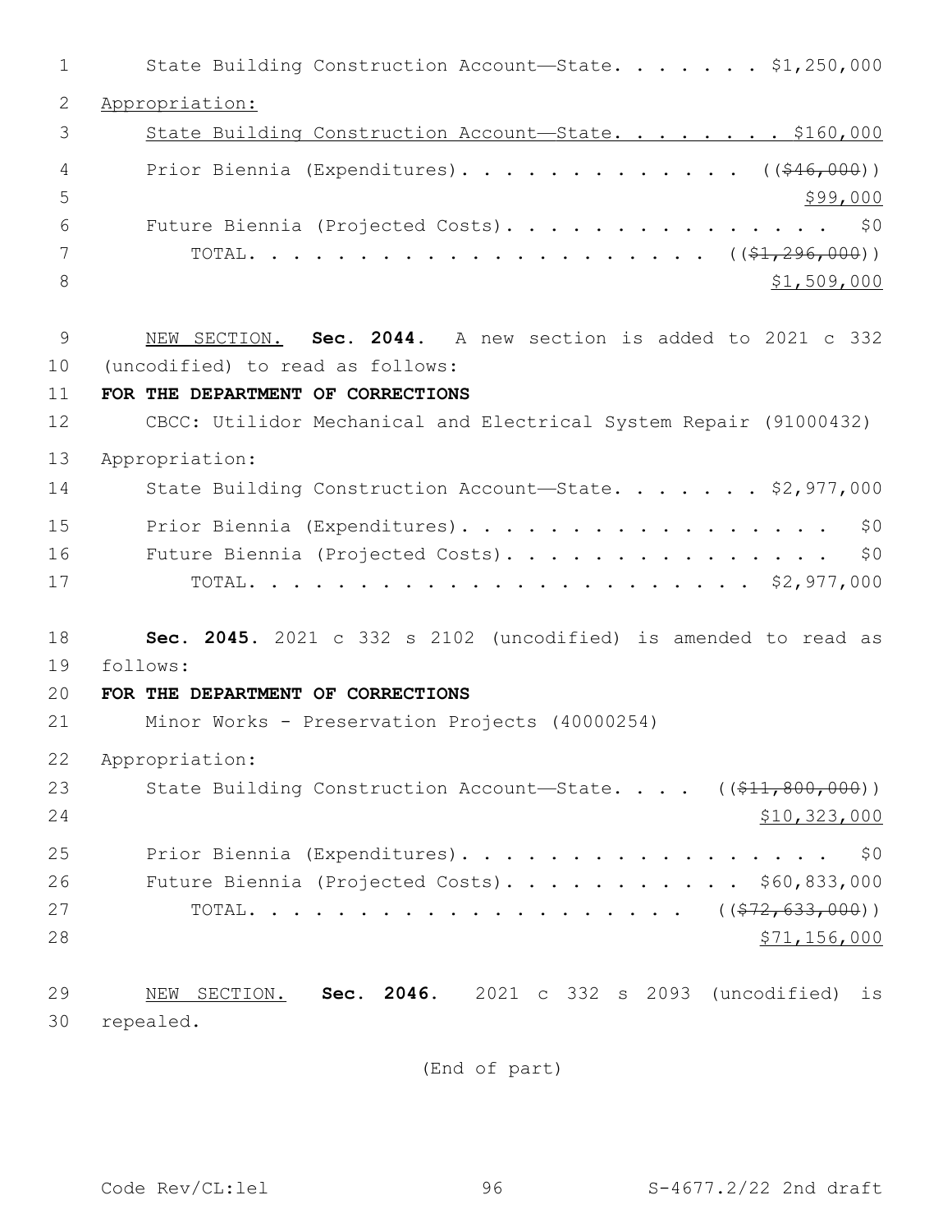State Building Construction Account—State. . . . . . . $1,250,000

Appropriation:

State Building Construction Account—State. . . . . . . . $160,000

Prior Biennia (Expenditures). . . . . . . . . . . . . . ((~~$46,000~~))
$99,000

Future Biennia (Projected Costs). . . . . . . . . . . . . . . . $0

TOTAL. . . . . . . . . . . . . . . . . . . . . . ((~~$1,296,000~~))
$1,509,000

NEW SECTION. **Sec. 2044.** A new section is added to 2021 c 332 (uncodified) to read as follows:

**FOR THE DEPARTMENT OF CORRECTIONS**

CBCC: Utilidor Mechanical and Electrical System Repair (91000432)

Appropriation:

State Building Construction Account—State. . . . . . . $2,977,000

Prior Biennia (Expenditures). . . . . . . . . . . . . . . . . . $0

Future Biennia (Projected Costs). . . . . . . . . . . . . . . . $0

TOTAL. . . . . . . . . . . . . . . . . . . . . . . $2,977,000

**Sec. 2045.** 2021 c 332 s 2102 (uncodified) is amended to read as follows:

**FOR THE DEPARTMENT OF CORRECTIONS**

Minor Works - Preservation Projects (40000254)

Appropriation:

State Building Construction Account—State. . . . ((~~$11,800,000~~))
$10,323,000

Prior Biennia (Expenditures). . . . . . . . . . . . . . . . . . $0

Future Biennia (Projected Costs). . . . . . . . . . . $60,833,000

TOTAL. . . . . . . . . . . . . . . . . . . . ((~~$72,633,000~~))
$71,156,000

NEW SECTION. **Sec. 2046.** 2021 c 332 s 2093 (uncodified) is repealed.

(End of part)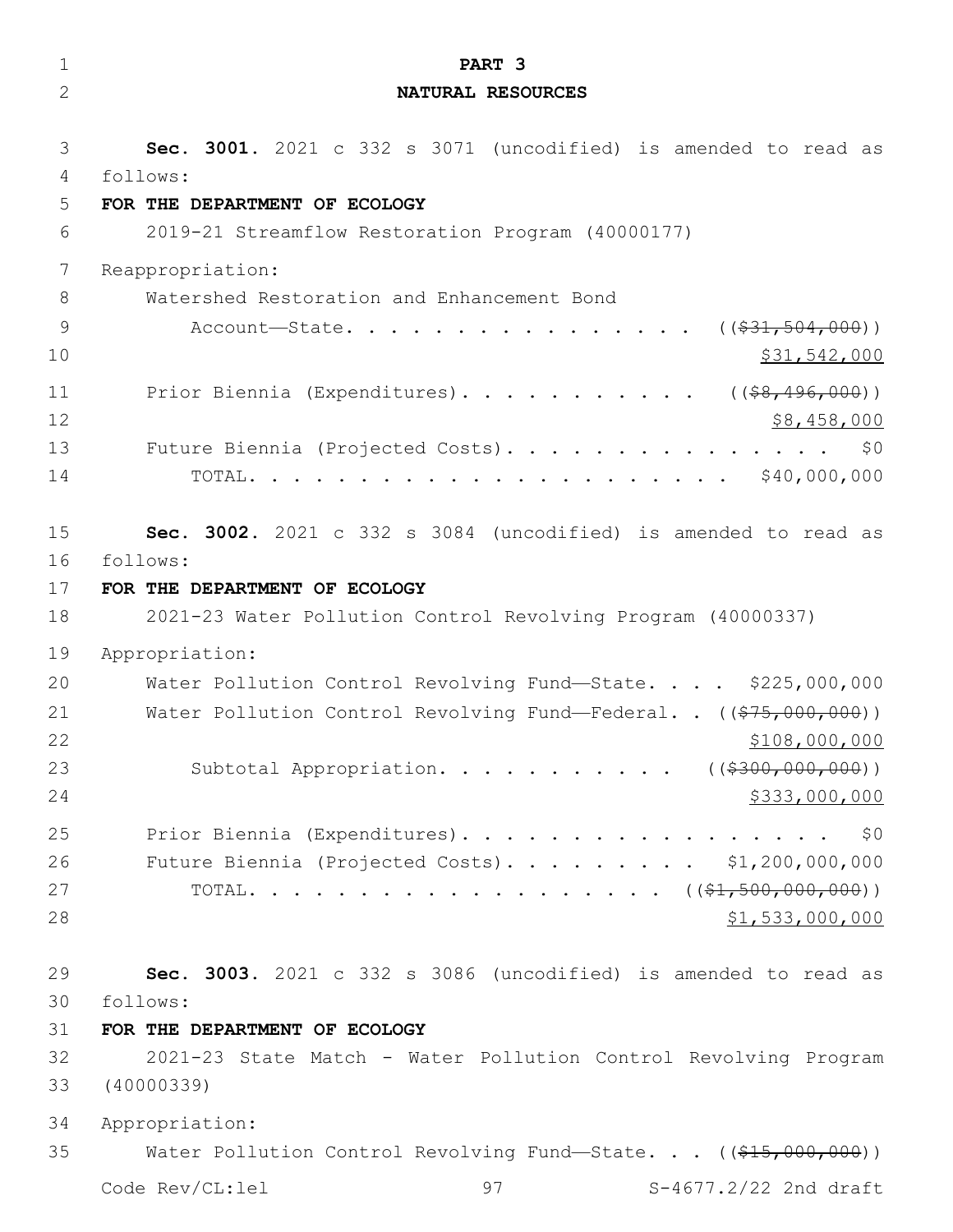## PART 3
## NATURAL RESOURCES

**Sec. 3001.** 2021 c 332 s 3071 (uncodified) is amended to read as follows:

**FOR THE DEPARTMENT OF ECOLOGY**

2019-21 Streamflow Restoration Program (40000177)

Reappropriation:

Watershed Restoration and Enhancement Bond Account—State. . . . . . . . . . . . . . . . . ((~~$31,504,000~~))
$31,542,000

Prior Biennia (Expenditures). . . . . . . . . . . ((~~$8,496,000~~))
$8,458,000

Future Biennia (Projected Costs). . . . . . . . . . . . . . . $0

TOTAL. . . . . . . . . . . . . . . . . . . . . . $40,000,000

**Sec. 3002.** 2021 c 332 s 3084 (uncodified) is amended to read as follows:

**FOR THE DEPARTMENT OF ECOLOGY**

2021-23 Water Pollution Control Revolving Program (40000337)

Appropriation:

Water Pollution Control Revolving Fund—State. . . . $225,000,000

Water Pollution Control Revolving Fund—Federal. . ((~~$75,000,000~~))
$108,000,000

Subtotal Appropriation. . . . . . . . . . . ((~~$300,000,000~~))
$333,000,000

Prior Biennia (Expenditures). . . . . . . . . . . . . . . . . $0

Future Biennia (Projected Costs). . . . . . . . . $1,200,000,000

TOTAL. . . . . . . . . . . . . . . . . . . ((~~$1,500,000,000~~))
$1,533,000,000

**Sec. 3003.** 2021 c 332 s 3086 (uncodified) is amended to read as follows:

**FOR THE DEPARTMENT OF ECOLOGY**

2021-23 State Match - Water Pollution Control Revolving Program (40000339)

Appropriation:

Water Pollution Control Revolving Fund—State. . . ((~~$15,000,000~~))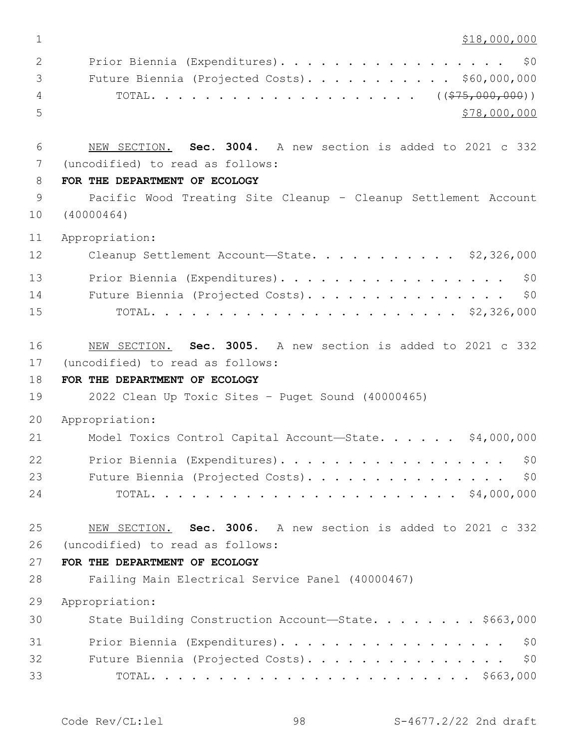$18,000,000

Prior Biennia (Expenditures). . . . . . . . . . . . . . . . . . $0
Future Biennia (Projected Costs). . . . . . . . . . . . $60,000,000
TOTAL. . . . . . . . . . . . . . . . . . . . . ((~~$75,000,000~~))
$78,000,000

NEW SECTION. **Sec. 3004.** A new section is added to 2021 c 332 (uncodified) to read as follows:

**FOR THE DEPARTMENT OF ECOLOGY**

Pacific Wood Treating Site Cleanup - Cleanup Settlement Account (40000464)

Appropriation:

Cleanup Settlement Account—State. . . . . . . . . . . . $2,326,000
Prior Biennia (Expenditures). . . . . . . . . . . . . . . . . . $0
Future Biennia (Projected Costs). . . . . . . . . . . . . . . . $0
TOTAL. . . . . . . . . . . . . . . . . . . . . . . . $2,326,000

NEW SECTION. **Sec. 3005.** A new section is added to 2021 c 332 (uncodified) to read as follows:

**FOR THE DEPARTMENT OF ECOLOGY**

2022 Clean Up Toxic Sites - Puget Sound (40000465)

Appropriation:

Model Toxics Control Capital Account—State. . . . . . $4,000,000
Prior Biennia (Expenditures). . . . . . . . . . . . . . . . . . $0
Future Biennia (Projected Costs). . . . . . . . . . . . . . . . $0
TOTAL. . . . . . . . . . . . . . . . . . . . . . . . $4,000,000

NEW SECTION. **Sec. 3006.** A new section is added to 2021 c 332 (uncodified) to read as follows:

**FOR THE DEPARTMENT OF ECOLOGY**

Failing Main Electrical Service Panel (40000467)

Appropriation:

State Building Construction Account—State. . . . . . . . $663,000
Prior Biennia (Expenditures). . . . . . . . . . . . . . . . . . $0
Future Biennia (Projected Costs). . . . . . . . . . . . . . . . $0
TOTAL. . . . . . . . . . . . . . . . . . . . . . . . . $663,000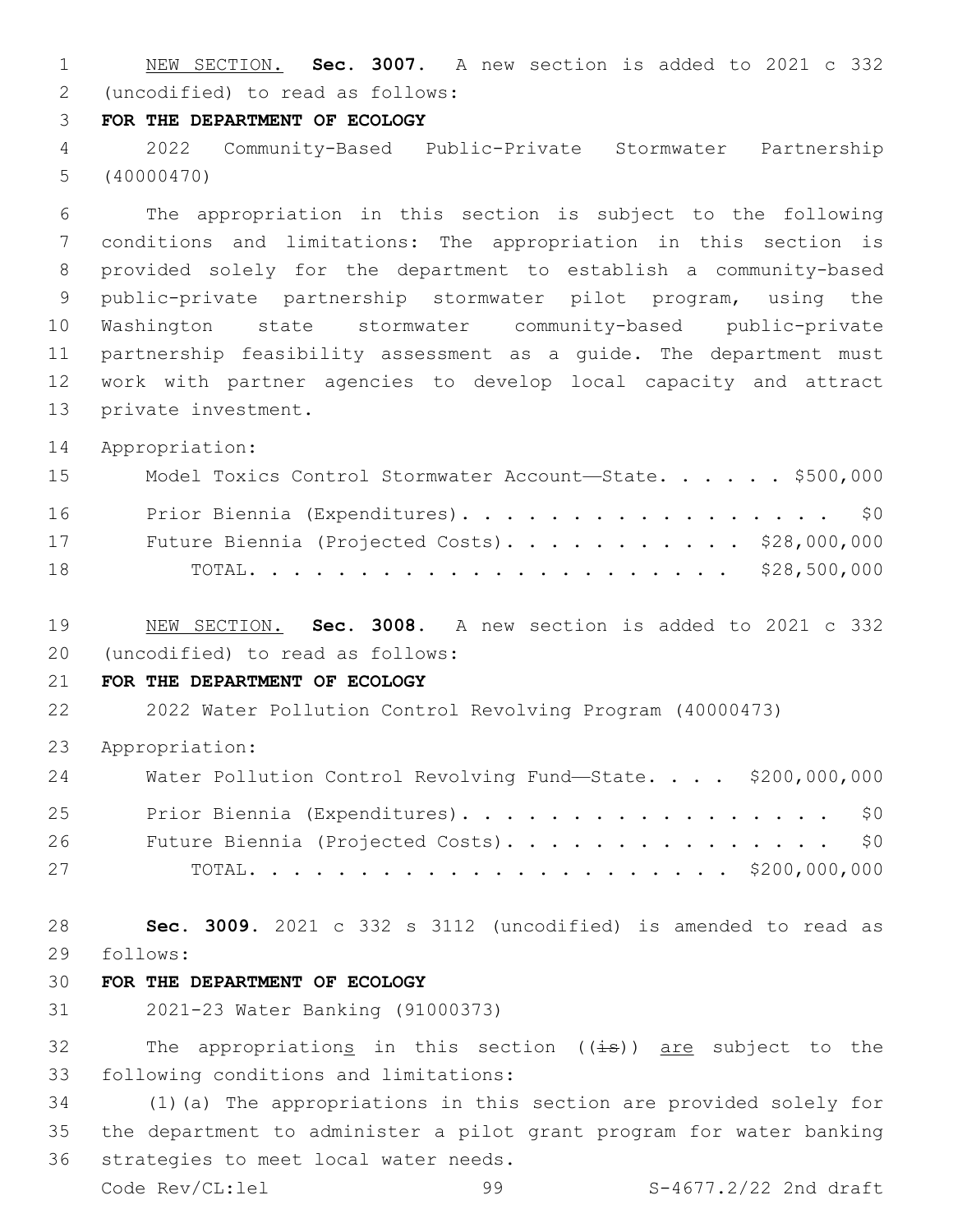NEW SECTION. **Sec. 3007.** A new section is added to 2021 c 332 (uncodified) to read as follows:

**FOR THE DEPARTMENT OF ECOLOGY**

2022 Community-Based Public-Private Stormwater Partnership (40000470)

The appropriation in this section is subject to the following conditions and limitations: The appropriation in this section is provided solely for the department to establish a community-based public-private partnership stormwater pilot program, using the Washington state stormwater community-based public-private partnership feasibility assessment as a guide. The department must work with partner agencies to develop local capacity and attract private investment.

Appropriation:

| | |
|---|---|
| Model Toxics Control Stormwater Account—State. . . . . . | $500,000 |
| Prior Biennia (Expenditures). . . . . . . . . . . . . . . . . . | $0 |
| Future Biennia (Projected Costs). . . . . . . . . . . . | $28,000,000 |
| TOTAL. . . . . . . . . . . . . . . . . . . . . . | $28,500,000 |

NEW SECTION. **Sec. 3008.** A new section is added to 2021 c 332 (uncodified) to read as follows:

**FOR THE DEPARTMENT OF ECOLOGY**

2022 Water Pollution Control Revolving Program (40000473)

Appropriation:

| | |
|---|---|
| Water Pollution Control Revolving Fund—State. . . . | $200,000,000 |
| Prior Biennia (Expenditures). . . . . . . . . . . . . . . . . . | $0 |
| Future Biennia (Projected Costs). . . . . . . . . . . . . . . . | $0 |
| TOTAL. . . . . . . . . . . . . . . . . . . . . . | $200,000,000 |

**Sec. 3009.** 2021 c 332 s 3112 (uncodified) is amended to read as follows:

**FOR THE DEPARTMENT OF ECOLOGY**

2021-23 Water Banking (91000373)

The appropriations in this section ((~~is~~)) are subject to the following conditions and limitations:

(1)(a) The appropriations in this section are provided solely for the department to administer a pilot grant program for water banking strategies to meet local water needs.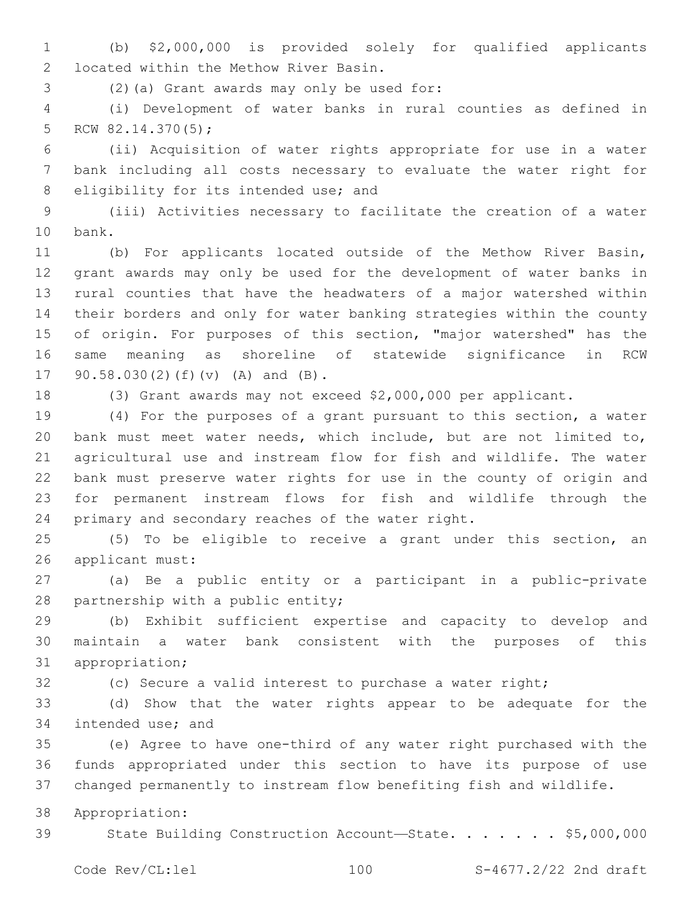(b) $2,000,000 is provided solely for qualified applicants located within the Methow River Basin.

(2)(a) Grant awards may only be used for:

(i) Development of water banks in rural counties as defined in RCW 82.14.370(5);

(ii) Acquisition of water rights appropriate for use in a water bank including all costs necessary to evaluate the water right for eligibility for its intended use; and

(iii) Activities necessary to facilitate the creation of a water bank.

(b) For applicants located outside of the Methow River Basin, grant awards may only be used for the development of water banks in rural counties that have the headwaters of a major watershed within their borders and only for water banking strategies within the county of origin. For purposes of this section, "major watershed" has the same meaning as shoreline of statewide significance in RCW 90.58.030(2)(f)(v) (A) and (B).

(3) Grant awards may not exceed $2,000,000 per applicant.

(4) For the purposes of a grant pursuant to this section, a water bank must meet water needs, which include, but are not limited to, agricultural use and instream flow for fish and wildlife. The water bank must preserve water rights for use in the county of origin and for permanent instream flows for fish and wildlife through the primary and secondary reaches of the water right.

(5) To be eligible to receive a grant under this section, an applicant must:

(a) Be a public entity or a participant in a public-private partnership with a public entity;

(b) Exhibit sufficient expertise and capacity to develop and maintain a water bank consistent with the purposes of this appropriation;

(c) Secure a valid interest to purchase a water right;

(d) Show that the water rights appear to be adequate for the intended use; and

(e) Agree to have one-third of any water right purchased with the funds appropriated under this section to have its purpose of use changed permanently to instream flow benefiting fish and wildlife.

Appropriation:

State Building Construction Account—State. . . . . . . $5,000,000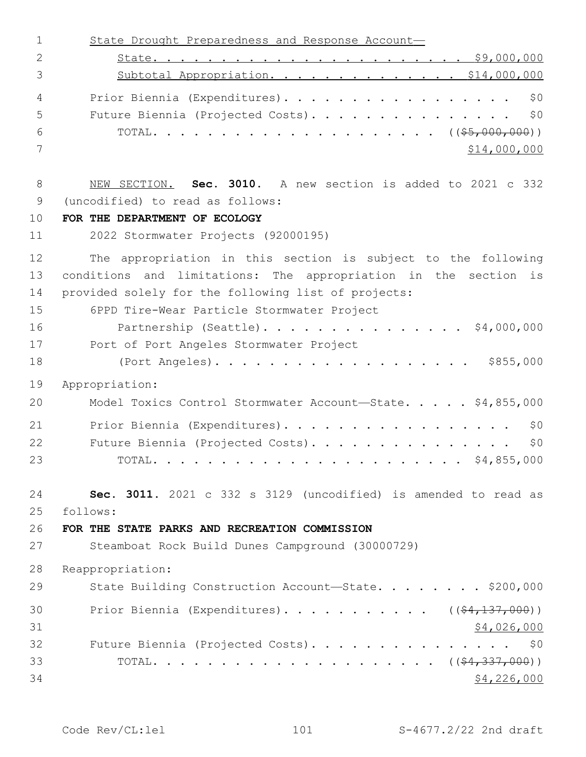State Drought Preparedness and Response Account—

State. . . . . . . . . . . . . . . . . . . . . . . $9,000,000

Subtotal Appropriation. . . . . . . . . . . . . . $14,000,000

Prior Biennia (Expenditures). . . . . . . . . . . . . . . . . . $0

Future Biennia (Projected Costs). . . . . . . . . . . . . . . . $0

TOTAL. . . . . . . . . . . . . . . . . . . . . . (($5,000,000))

$14,000,000

NEW SECTION. **Sec. 3010.** A new section is added to 2021 c 332 (uncodified) to read as follows:

**FOR THE DEPARTMENT OF ECOLOGY**

2022 Stormwater Projects (92000195)

The appropriation in this section is subject to the following conditions and limitations: The appropriation in the section is provided solely for the following list of projects:

6PPD Tire-Wear Particle Stormwater Project Partnership (Seattle). . . . . . . . . . . . . . . . $4,000,000

Port of Port Angeles Stormwater Project (Port Angeles). . . . . . . . . . . . . . . . . . . . $855,000

Appropriation:

Model Toxics Control Stormwater Account—State. . . . . $4,855,000

Prior Biennia (Expenditures). . . . . . . . . . . . . . . . . . $0

Future Biennia (Projected Costs). . . . . . . . . . . . . . . . $0

TOTAL. . . . . . . . . . . . . . . . . . . . . . . . $4,855,000

**Sec. 3011.** 2021 c 332 s 3129 (uncodified) is amended to read as follows:

**FOR THE STATE PARKS AND RECREATION COMMISSION**

Steamboat Rock Build Dunes Campground (30000729)

Reappropriation:

State Building Construction Account—State. . . . . . . . . $200,000

Prior Biennia (Expenditures). . . . . . . . . . . . (($4,137,000))

$4,026,000

Future Biennia (Projected Costs). . . . . . . . . . . . . . . . $0

TOTAL. . . . . . . . . . . . . . . . . . . . . . (($4,337,000))

$4,226,000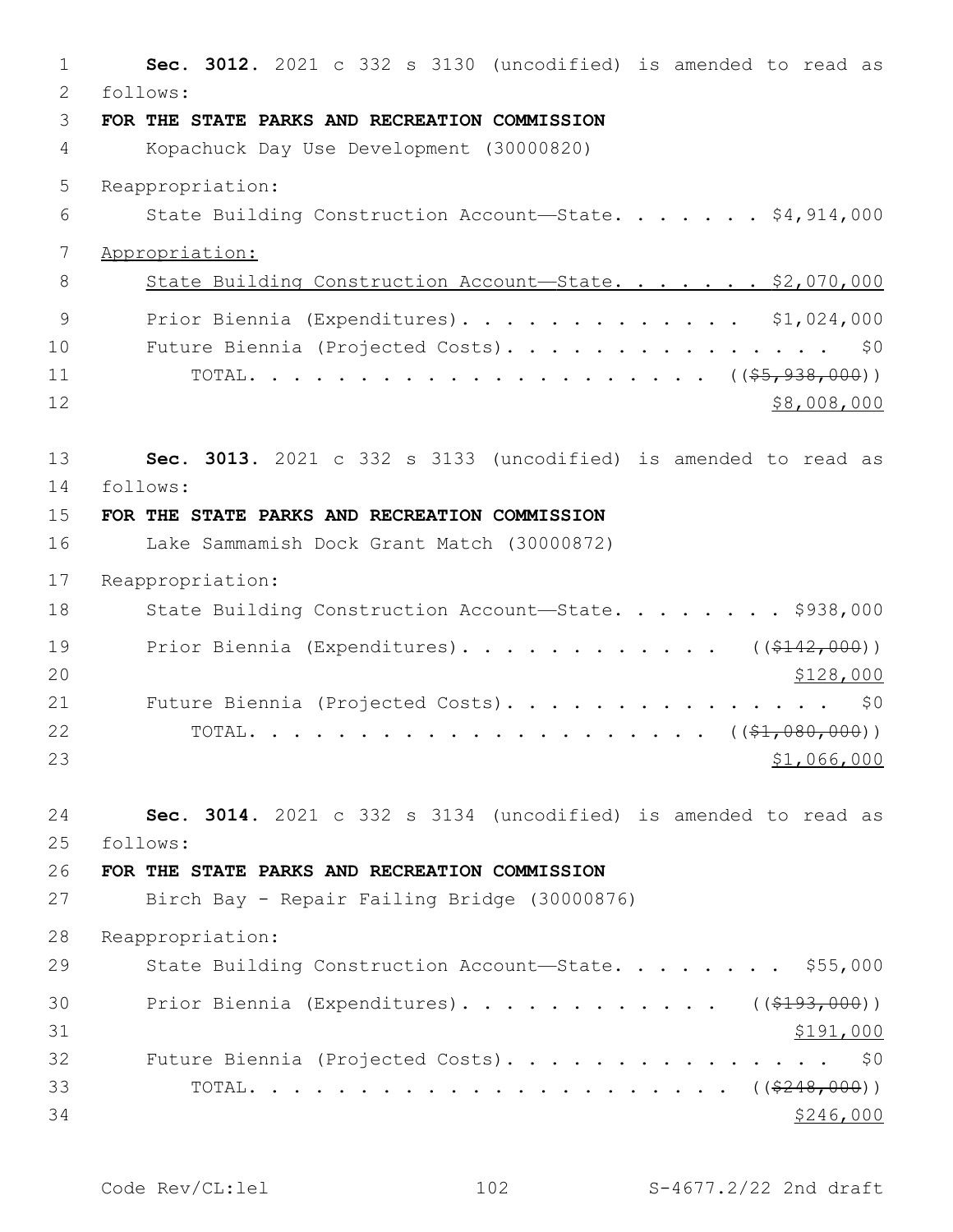**Sec. 3012.** 2021 c 332 s 3130 (uncodified) is amended to read as follows:

**FOR THE STATE PARKS AND RECREATION COMMISSION**

Kopachuck Day Use Development (30000820)

Reappropriation:

State Building Construction Account—State. . . . . . . $4,914,000

Appropriation:

State Building Construction Account—State. . . . . . . $2,070,000

Prior Biennia (Expenditures). . . . . . . . . . . . . $1,024,000

Future Biennia (Projected Costs). . . . . . . . . . . . . . . $0

TOTAL. . . . . . . . . . . . . . . . . . . . . ((~~$5,938,000~~))

$8,008,000

**Sec. 3013.** 2021 c 332 s 3133 (uncodified) is amended to read as follows:

**FOR THE STATE PARKS AND RECREATION COMMISSION**

Lake Sammamish Dock Grant Match (30000872)

Reappropriation:

State Building Construction Account—State. . . . . . . . $938,000

Prior Biennia (Expenditures). . . . . . . . . . . . ((~~$142,000~~))

$128,000

Future Biennia (Projected Costs). . . . . . . . . . . . . . . $0

TOTAL. . . . . . . . . . . . . . . . . . . . . ((~~$1,080,000~~))

$1,066,000

**Sec. 3014.** 2021 c 332 s 3134 (uncodified) is amended to read as follows:

**FOR THE STATE PARKS AND RECREATION COMMISSION**

Birch Bay - Repair Failing Bridge (30000876)

Reappropriation:

State Building Construction Account—State. . . . . . . . $55,000

Prior Biennia (Expenditures). . . . . . . . . . . . ((~~$193,000~~))

$191,000

Future Biennia (Projected Costs). . . . . . . . . . . . . . . $0

TOTAL. . . . . . . . . . . . . . . . . . . . . . ((~~$248,000~~))

$246,000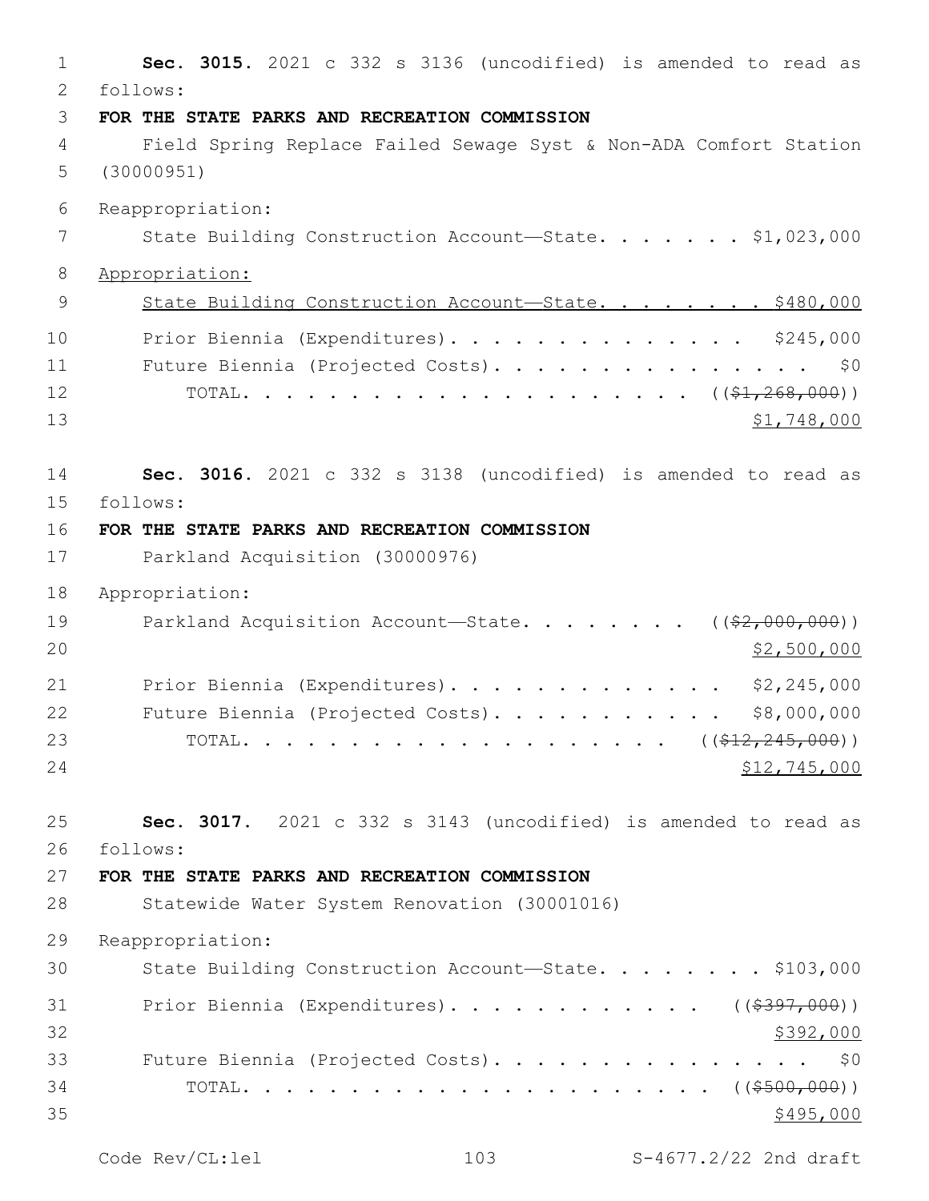**Sec. 3015.** 2021 c 332 s 3136 (uncodified) is amended to read as follows:

**FOR THE STATE PARKS AND RECREATION COMMISSION**

Field Spring Replace Failed Sewage Syst & Non-ADA Comfort Station (30000951)

Reappropriation:

State Building Construction Account—State. . . . . . . $1,023,000

Appropriation:

State Building Construction Account—State. . . . . . . . $480,000

Prior Biennia (Expenditures). . . . . . . . . . . . . . $245,000

Future Biennia (Projected Costs). . . . . . . . . . . . . . . $0

TOTAL. . . . . . . . . . . . . . . . . . . . . ((~~$1,268,000~~))

$1,748,000

**Sec. 3016.** 2021 c 332 s 3138 (uncodified) is amended to read as follows:

**FOR THE STATE PARKS AND RECREATION COMMISSION**

Parkland Acquisition (30000976)

Appropriation:

Parkland Acquisition Account—State. . . . . . . . ((~~$2,000,000~~))

$2,500,000

Prior Biennia (Expenditures). . . . . . . . . . . . . $2,245,000

Future Biennia (Projected Costs). . . . . . . . . . . $8,000,000

TOTAL. . . . . . . . . . . . . . . . . . . . ((~~$12,245,000~~))

$12,745,000

**Sec. 3017.** 2021 c 332 s 3143 (uncodified) is amended to read as follows:

**FOR THE STATE PARKS AND RECREATION COMMISSION**

Statewide Water System Renovation (30001016)

Reappropriation:

State Building Construction Account—State. . . . . . . . $103,000

Prior Biennia (Expenditures). . . . . . . . . . . . ((~~$397,000~~))

$392,000

Future Biennia (Projected Costs). . . . . . . . . . . . . . . $0

TOTAL. . . . . . . . . . . . . . . . . . . . . . . ((~~$500,000~~))

$495,000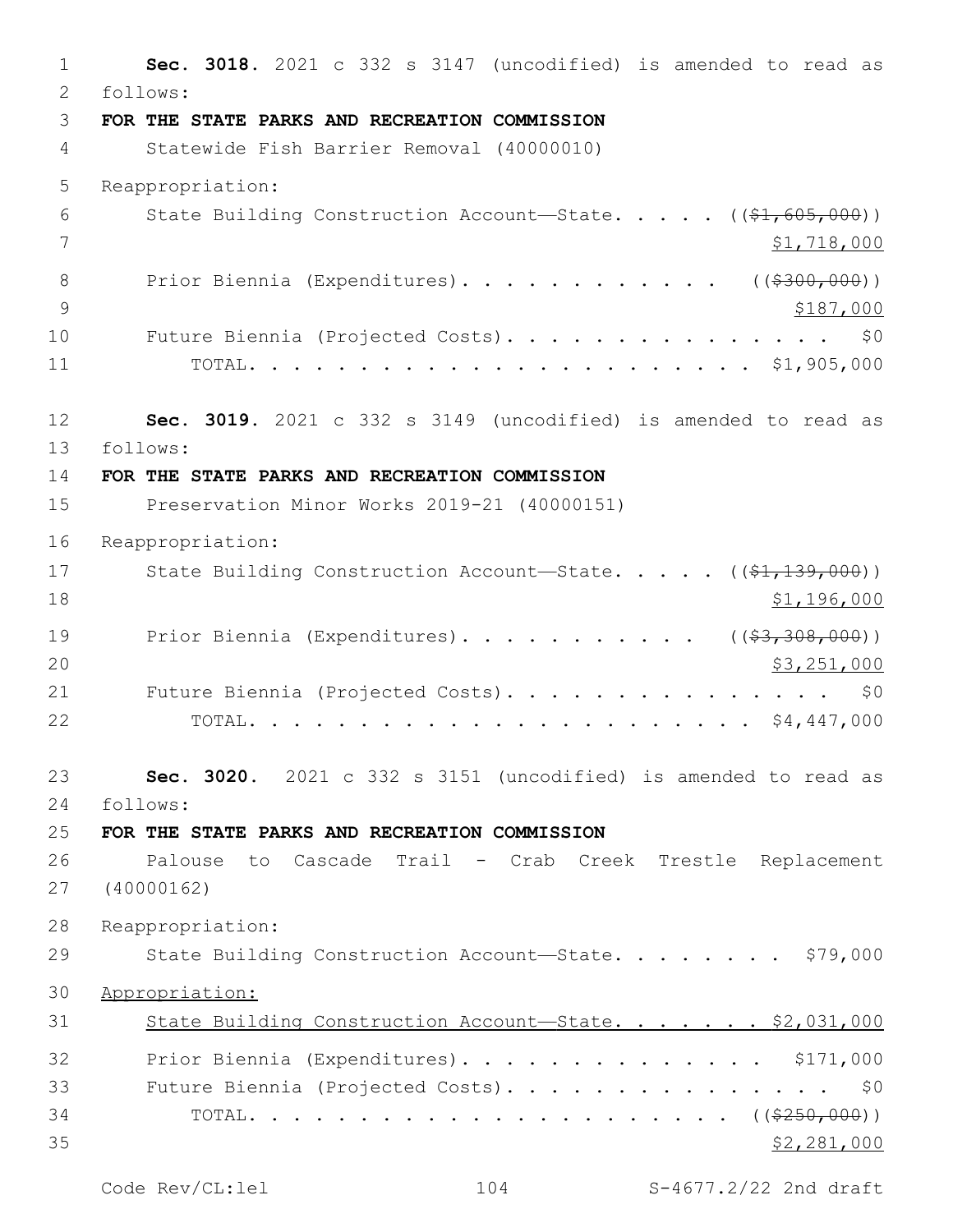**Sec. 3018.** 2021 c 332 s 3147 (uncodified) is amended to read as follows:

**FOR THE STATE PARKS AND RECREATION COMMISSION**

Statewide Fish Barrier Removal (40000010)

Reappropriation:

State Building Construction Account—State. . . . . ((~~$1,605,000~~)) <u>$1,718,000</u>

Prior Biennia (Expenditures). . . . . . . . . . . . ((~~$300,000~~)) <u>$187,000</u>

Future Biennia (Projected Costs). . . . . . . . . . . . . . . . $0

TOTAL. . . . . . . . . . . . . . . . . . . . . . . . $1,905,000

**Sec. 3019.** 2021 c 332 s 3149 (uncodified) is amended to read as follows:

**FOR THE STATE PARKS AND RECREATION COMMISSION**

Preservation Minor Works 2019-21 (40000151)

Reappropriation:

State Building Construction Account—State. . . . . ((~~$1,139,000~~)) <u>$1,196,000</u>

Prior Biennia (Expenditures). . . . . . . . . . . . ((~~$3,308,000~~)) <u>$3,251,000</u>

Future Biennia (Projected Costs). . . . . . . . . . . . . . . . $0

TOTAL. . . . . . . . . . . . . . . . . . . . . . . . $4,447,000

**Sec. 3020.** 2021 c 332 s 3151 (uncodified) is amended to read as follows:

**FOR THE STATE PARKS AND RECREATION COMMISSION**

Palouse to Cascade Trail - Crab Creek Trestle Replacement (40000162)

Reappropriation:

State Building Construction Account—State. . . . . . . . . $79,000

<u>Appropriation:</u>

<u>State Building Construction Account—State. . . . . . . . $2,031,000</u>

Prior Biennia (Expenditures). . . . . . . . . . . . . . . . $171,000

Future Biennia (Projected Costs). . . . . . . . . . . . . . . . $0

TOTAL. . . . . . . . . . . . . . . . . . . . . . . . ((~~$250,000~~)) <u>$2,281,000</u>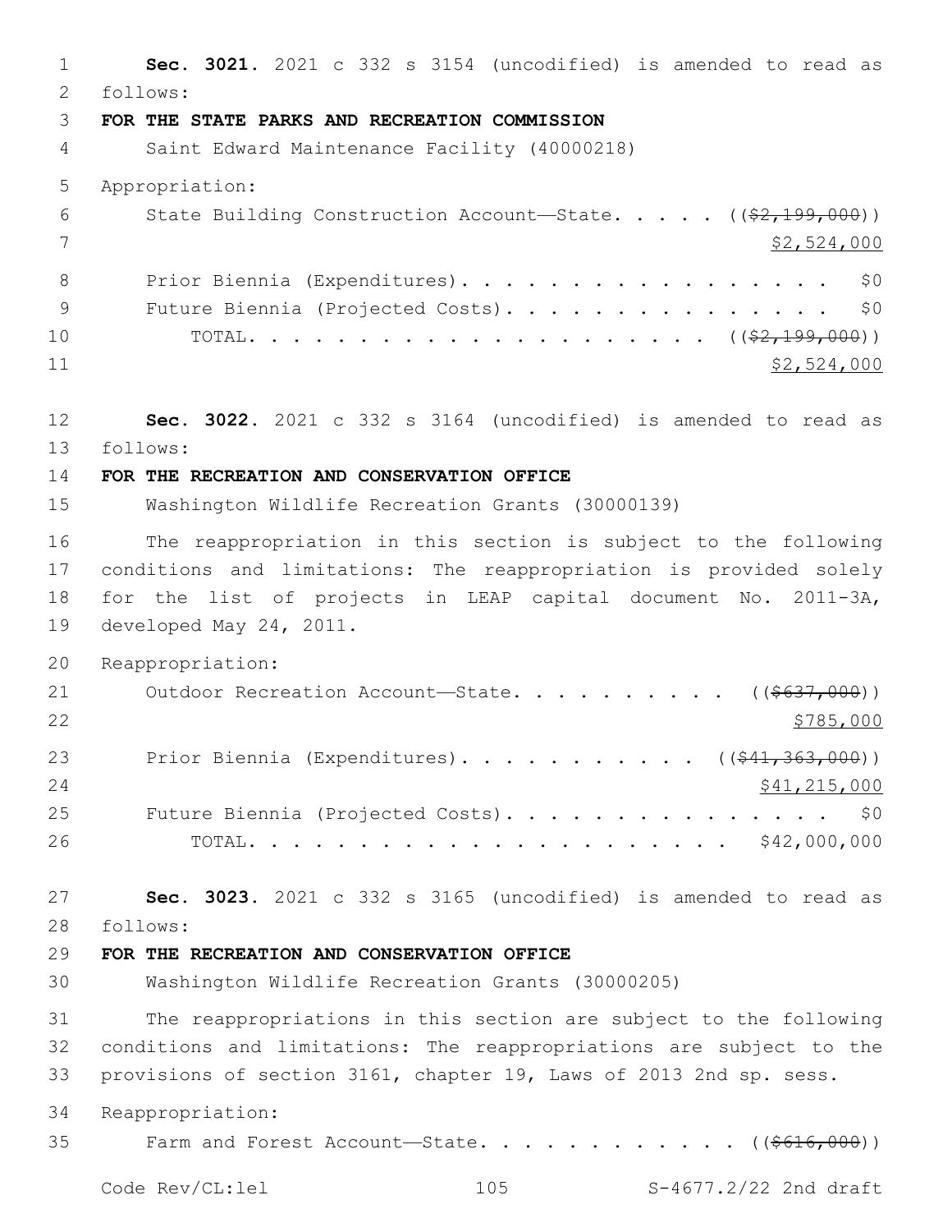**Sec. 3021.** 2021 c 332 s 3154 (uncodified) is amended to read as follows:

**FOR THE STATE PARKS AND RECREATION COMMISSION**

Saint Edward Maintenance Facility (40000218)

Appropriation:

State Building Construction Account—State. . . . . ((~~$2,199,000~~))
<u>$2,524,000</u>

Prior Biennia (Expenditures). . . . . . . . . . . . . . . . . . $0

Future Biennia (Projected Costs). . . . . . . . . . . . . . . . $0

TOTAL. . . . . . . . . . . . . . . . . . . . . ((~~$2,199,000~~))
<u>$2,524,000</u>

**Sec. 3022.** 2021 c 332 s 3164 (uncodified) is amended to read as follows:

**FOR THE RECREATION AND CONSERVATION OFFICE**

Washington Wildlife Recreation Grants (30000139)

The reappropriation in this section is subject to the following conditions and limitations: The reappropriation is provided solely for the list of projects in LEAP capital document No. 2011-3A, developed May 24, 2011.

Reappropriation:

Outdoor Recreation Account—State. . . . . . . . . . . ((~~$637,000~~))
<u>$785,000</u>

Prior Biennia (Expenditures). . . . . . . . . . . ((~~$41,363,000~~))
<u>$41,215,000</u>

Future Biennia (Projected Costs). . . . . . . . . . . . . . . . $0

TOTAL. . . . . . . . . . . . . . . . . . . . . . . . $42,000,000

**Sec. 3023.** 2021 c 332 s 3165 (uncodified) is amended to read as follows:

**FOR THE RECREATION AND CONSERVATION OFFICE**

Washington Wildlife Recreation Grants (30000205)

The reappropriations in this section are subject to the following conditions and limitations: The reappropriations are subject to the provisions of section 3161, chapter 19, Laws of 2013 2nd sp. sess.

Reappropriation:

Farm and Forest Account—State. . . . . . . . . . . . . ((~~$616,000~~))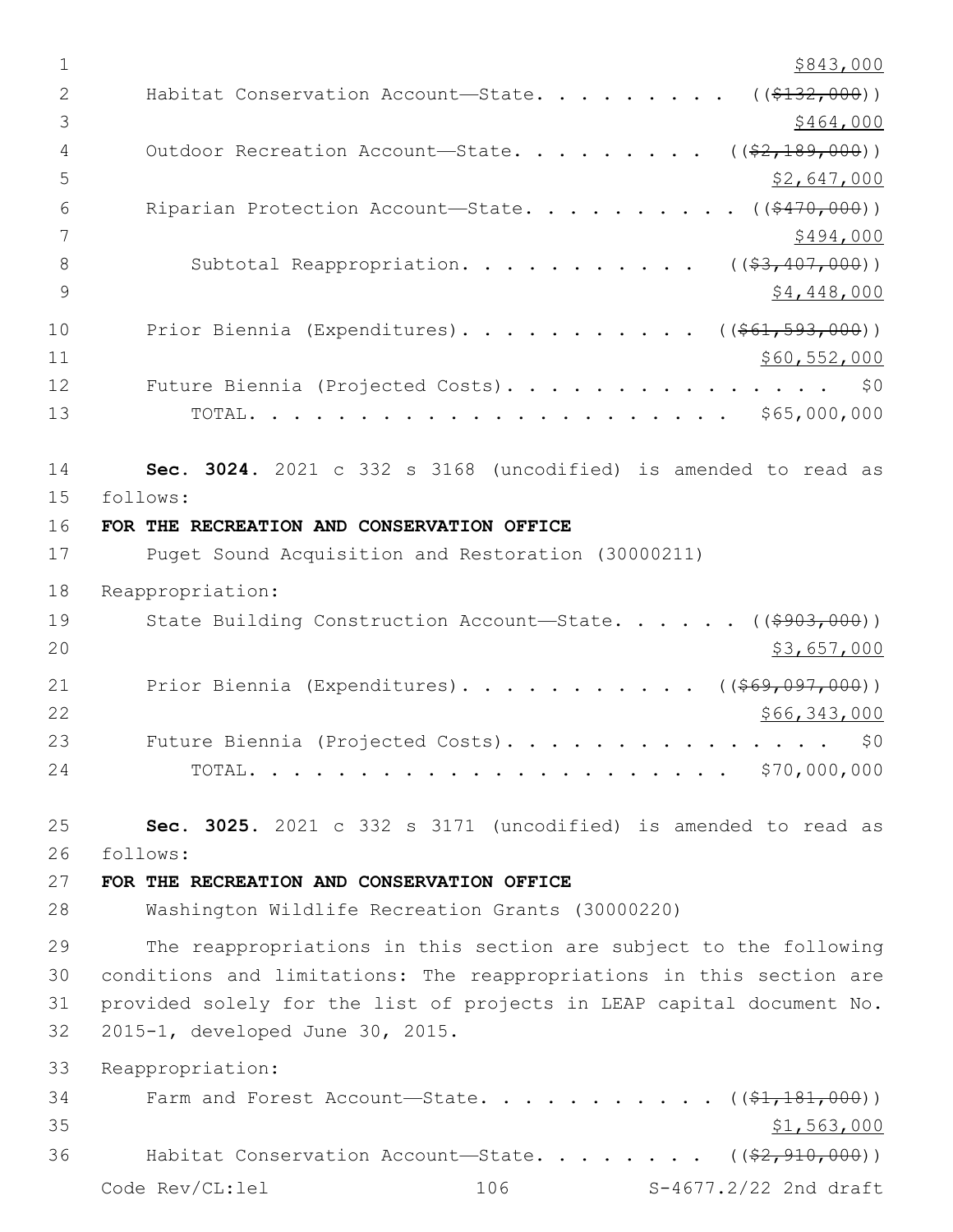$843,000

Habitat Conservation Account—State. . . . . . . . . ~~(($132,000))~~ $464,000

Outdoor Recreation Account—State. . . . . . . . . . ~~(($2,189,000))~~ $2,647,000

Riparian Protection Account—State. . . . . . . . . . ~~(($470,000))~~ $494,000

Subtotal Reappropriation. . . . . . . . . . . ~~(($3,407,000))~~ $4,448,000

Prior Biennia (Expenditures). . . . . . . . . . . ~~(($61,593,000))~~ $60,552,000

Future Biennia (Projected Costs). . . . . . . . . . . . . . . $0

TOTAL. . . . . . . . . . . . . . . . . . . . . . $65,000,000

**Sec. 3024.** 2021 c 332 s 3168 (uncodified) is amended to read as follows:

**FOR THE RECREATION AND CONSERVATION OFFICE**

Puget Sound Acquisition and Restoration (30000211)

Reappropriation:

State Building Construction Account—State. . . . . . ~~(($903,000))~~ $3,657,000

Prior Biennia (Expenditures). . . . . . . . . . . ~~(($69,097,000))~~ $66,343,000

Future Biennia (Projected Costs). . . . . . . . . . . . . . . $0

TOTAL. . . . . . . . . . . . . . . . . . . . . . $70,000,000

**Sec. 3025.** 2021 c 332 s 3171 (uncodified) is amended to read as follows:

**FOR THE RECREATION AND CONSERVATION OFFICE**

Washington Wildlife Recreation Grants (30000220)

The reappropriations in this section are subject to the following conditions and limitations: The reappropriations in this section are provided solely for the list of projects in LEAP capital document No. 2015-1, developed June 30, 2015.

Reappropriation:

Farm and Forest Account—State. . . . . . . . . . . ~~(($1,181,000))~~ $1,563,000

Habitat Conservation Account—State. . . . . . . . ~~(($2,910,000))~~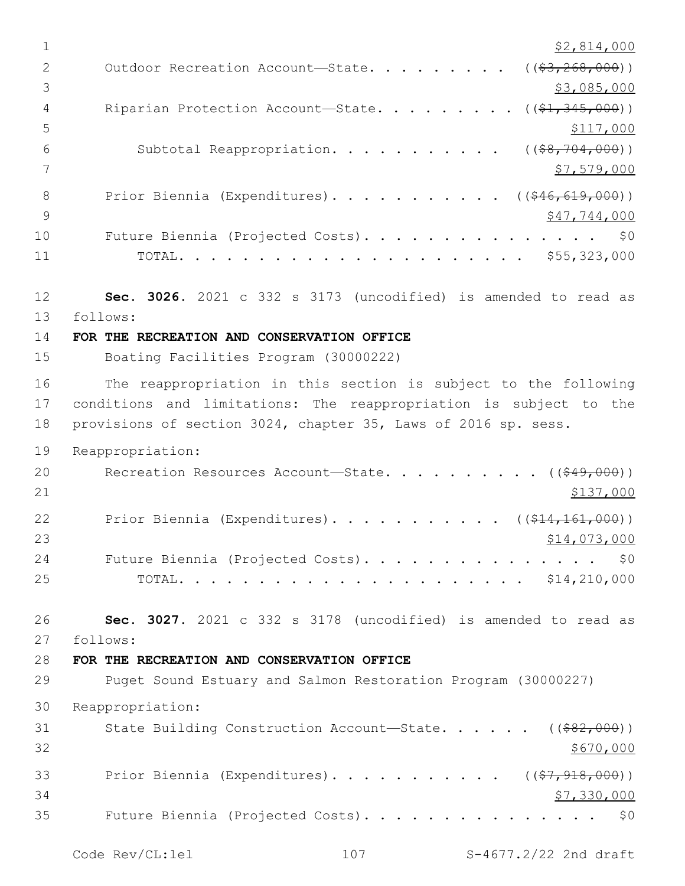$2,814,000

Outdoor Recreation Account—State. . . . . . . . . ((~~$3,268,000~~))
$3,085,000

Riparian Protection Account—State. . . . . . . . . ((~~$1,345,000~~))
$117,000

Subtotal Reappropriation. . . . . . . . . . . ((~~$8,704,000~~))
$7,579,000

Prior Biennia (Expenditures). . . . . . . . . . . ((~~$46,619,000~~))
$47,744,000

Future Biennia (Projected Costs). . . . . . . . . . . . . . . $0

TOTAL. . . . . . . . . . . . . . . . . . . . . . $55,323,000

**Sec. 3026.** 2021 c 332 s 3173 (uncodified) is amended to read as follows:

**FOR THE RECREATION AND CONSERVATION OFFICE**

Boating Facilities Program (30000222)

The reappropriation in this section is subject to the following conditions and limitations: The reappropriation is subject to the provisions of section 3024, chapter 35, Laws of 2016 sp. sess.

Reappropriation:

Recreation Resources Account—State. . . . . . . . . . ((~~$49,000~~))
$137,000

Prior Biennia (Expenditures). . . . . . . . . . . ((~~$14,161,000~~))
$14,073,000

Future Biennia (Projected Costs). . . . . . . . . . . . . . . $0

TOTAL. . . . . . . . . . . . . . . . . . . . . . $14,210,000

**Sec. 3027.** 2021 c 332 s 3178 (uncodified) is amended to read as follows:

**FOR THE RECREATION AND CONSERVATION OFFICE**

Puget Sound Estuary and Salmon Restoration Program (30000227)

Reappropriation:

State Building Construction Account—State. . . . . . ((~~$82,000~~))
$670,000

Prior Biennia (Expenditures). . . . . . . . . . . ((~~$7,918,000~~))
$7,330,000

Future Biennia (Projected Costs). . . . . . . . . . . . . . . $0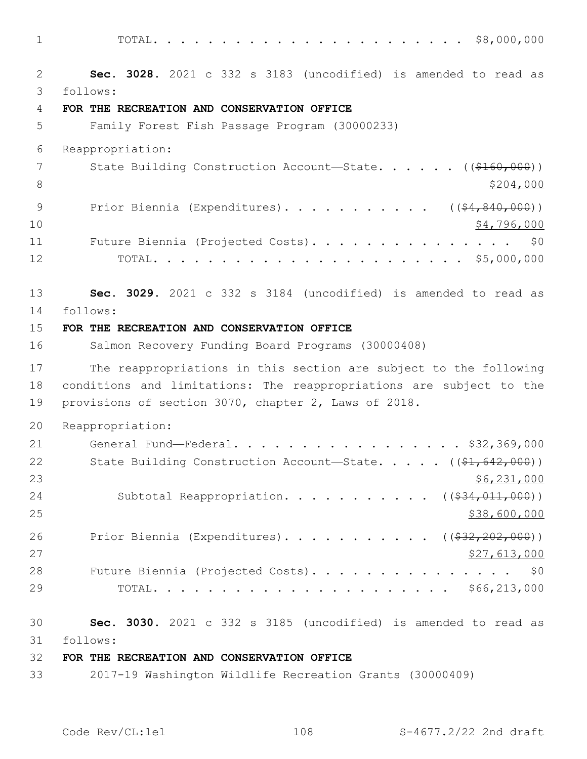TOTAL. . . . . . . . . . . . . . . . . . . . . . $8,000,000

**Sec. 3028.** 2021 c 332 s 3183 (uncodified) is amended to read as follows:

**FOR THE RECREATION AND CONSERVATION OFFICE**

Family Forest Fish Passage Program (30000233)

Reappropriation:

State Building Construction Account—State. . . . . . ((~~$160,000~~)) <u>$204,000</u>

Prior Biennia (Expenditures). . . . . . . . . . . ((~~$4,840,000~~)) <u>$4,796,000</u>

Future Biennia (Projected Costs). . . . . . . . . . . . . . . . $0

TOTAL. . . . . . . . . . . . . . . . . . . . . . $5,000,000

**Sec. 3029.** 2021 c 332 s 3184 (uncodified) is amended to read as follows:

**FOR THE RECREATION AND CONSERVATION OFFICE**

Salmon Recovery Funding Board Programs (30000408)

The reappropriations in this section are subject to the following conditions and limitations: The reappropriations are subject to the provisions of section 3070, chapter 2, Laws of 2018.

Reappropriation:

General Fund—Federal. . . . . . . . . . . . . . . . . . $32,369,000

State Building Construction Account—State. . . . . ((~~$1,642,000~~)) <u>$6,231,000</u>

Subtotal Reappropriation. . . . . . . . . . . ((~~$34,011,000~~)) <u>$38,600,000</u>

Prior Biennia (Expenditures). . . . . . . . . . . ((~~$32,202,000~~)) <u>$27,613,000</u>

Future Biennia (Projected Costs). . . . . . . . . . . . . . . $0

TOTAL. . . . . . . . . . . . . . . . . . . . . . $66,213,000

**Sec. 3030.** 2021 c 332 s 3185 (uncodified) is amended to read as follows:

**FOR THE RECREATION AND CONSERVATION OFFICE**

2017-19 Washington Wildlife Recreation Grants (30000409)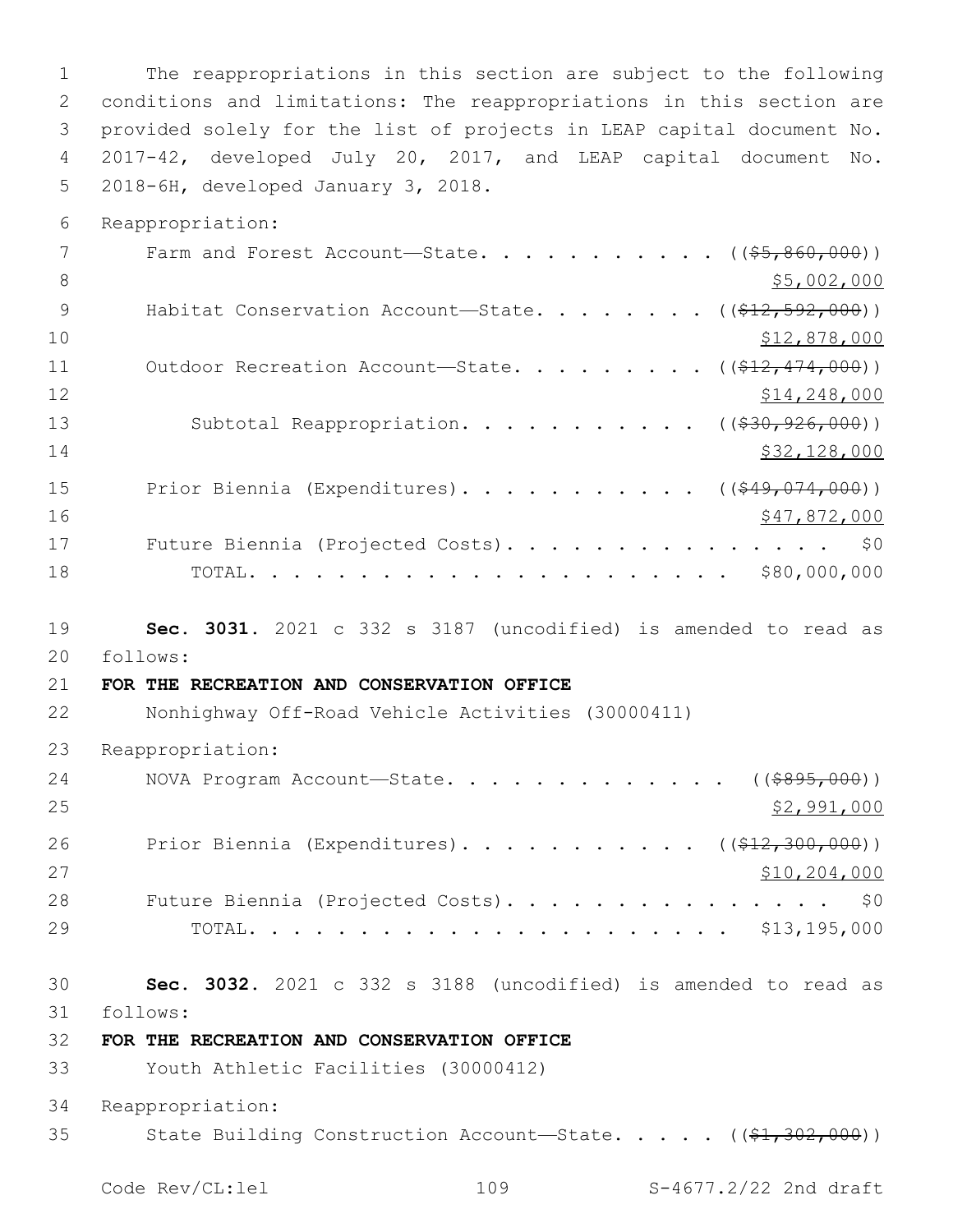The reappropriations in this section are subject to the following conditions and limitations: The reappropriations in this section are provided solely for the list of projects in LEAP capital document No. 2017-42, developed July 20, 2017, and LEAP capital document No. 2018-6H, developed January 3, 2018.

Reappropriation:

Farm and Forest Account—State. . . . . . . . . . . . ((~~$5,860,000~~))
<u>$5,002,000</u>

Habitat Conservation Account—State. . . . . . . . . ((~~$12,592,000~~))
<u>$12,878,000</u>

Outdoor Recreation Account—State. . . . . . . . . . ((~~$12,474,000~~))
<u>$14,248,000</u>

Subtotal Reappropriation. . . . . . . . . . . . ((~~$30,926,000~~))
<u>$32,128,000</u>

Prior Biennia (Expenditures). . . . . . . . . . . . ((~~$49,074,000~~))
<u>$47,872,000</u>

Future Biennia (Projected Costs). . . . . . . . . . . . . . . . $0

TOTAL. . . . . . . . . . . . . . . . . . . . . . . $80,000,000

**Sec. 3031.** 2021 c 332 s 3187 (uncodified) is amended to read as follows:

**FOR THE RECREATION AND CONSERVATION OFFICE**

Nonhighway Off-Road Vehicle Activities (30000411)

Reappropriation:

NOVA Program Account—State. . . . . . . . . . . . . . ((~~$895,000~~))
<u>$2,991,000</u>

Prior Biennia (Expenditures). . . . . . . . . . . . ((~~$12,300,000~~))
<u>$10,204,000</u>

Future Biennia (Projected Costs). . . . . . . . . . . . . . . . $0

TOTAL. . . . . . . . . . . . . . . . . . . . . . . $13,195,000

**Sec. 3032.** 2021 c 332 s 3188 (uncodified) is amended to read as follows:

**FOR THE RECREATION AND CONSERVATION OFFICE**

Youth Athletic Facilities (30000412)

Reappropriation:

State Building Construction Account—State. . . . . ((~~$1,302,000~~))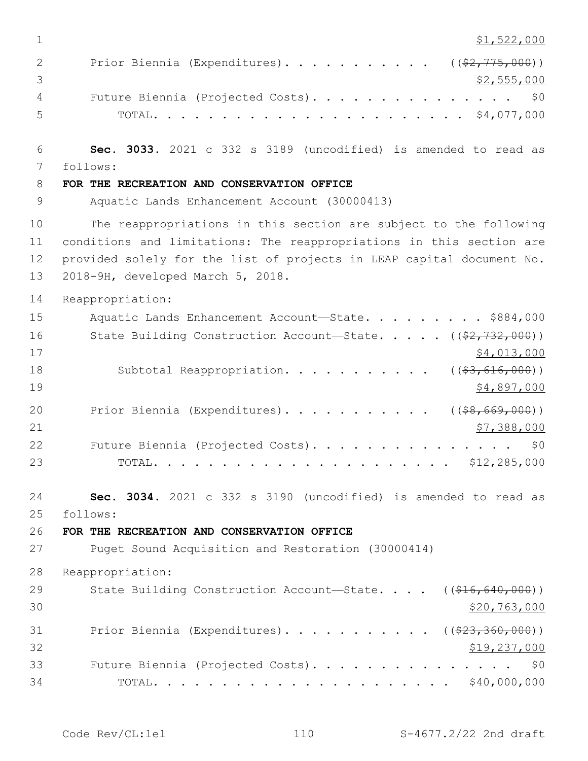$1,522,000

Prior Biennia (Expenditures). . . . . . . . . . . ((~~$2,775,000~~))
$2,555,000

Future Biennia (Projected Costs). . . . . . . . . . . . . . . $0

TOTAL. . . . . . . . . . . . . . . . . . . . . . . $4,077,000

**Sec. 3033.** 2021 c 332 s 3189 (uncodified) is amended to read as follows:

**FOR THE RECREATION AND CONSERVATION OFFICE**

Aquatic Lands Enhancement Account (30000413)

The reappropriations in this section are subject to the following conditions and limitations: The reappropriations in this section are provided solely for the list of projects in LEAP capital document No. 2018-9H, developed March 5, 2018.

Reappropriation:

Aquatic Lands Enhancement Account—State. . . . . . . . . . $884,000

State Building Construction Account—State. . . . . ((~~$2,732,000~~))
$4,013,000

Subtotal Reappropriation. . . . . . . . . . . ((~~$3,616,000~~))
$4,897,000

Prior Biennia (Expenditures). . . . . . . . . . . ((~~$8,669,000~~))
$7,388,000

Future Biennia (Projected Costs). . . . . . . . . . . . . . . $0

TOTAL. . . . . . . . . . . . . . . . . . . . . . $12,285,000

**Sec. 3034.** 2021 c 332 s 3190 (uncodified) is amended to read as follows:

**FOR THE RECREATION AND CONSERVATION OFFICE**

Puget Sound Acquisition and Restoration (30000414)

Reappropriation:

State Building Construction Account—State. . . . ((~~$16,640,000~~))
$20,763,000

Prior Biennia (Expenditures). . . . . . . . . . . ((~~$23,360,000~~))
$19,237,000

Future Biennia (Projected Costs). . . . . . . . . . . . . . . $0

TOTAL. . . . . . . . . . . . . . . . . . . . . . $40,000,000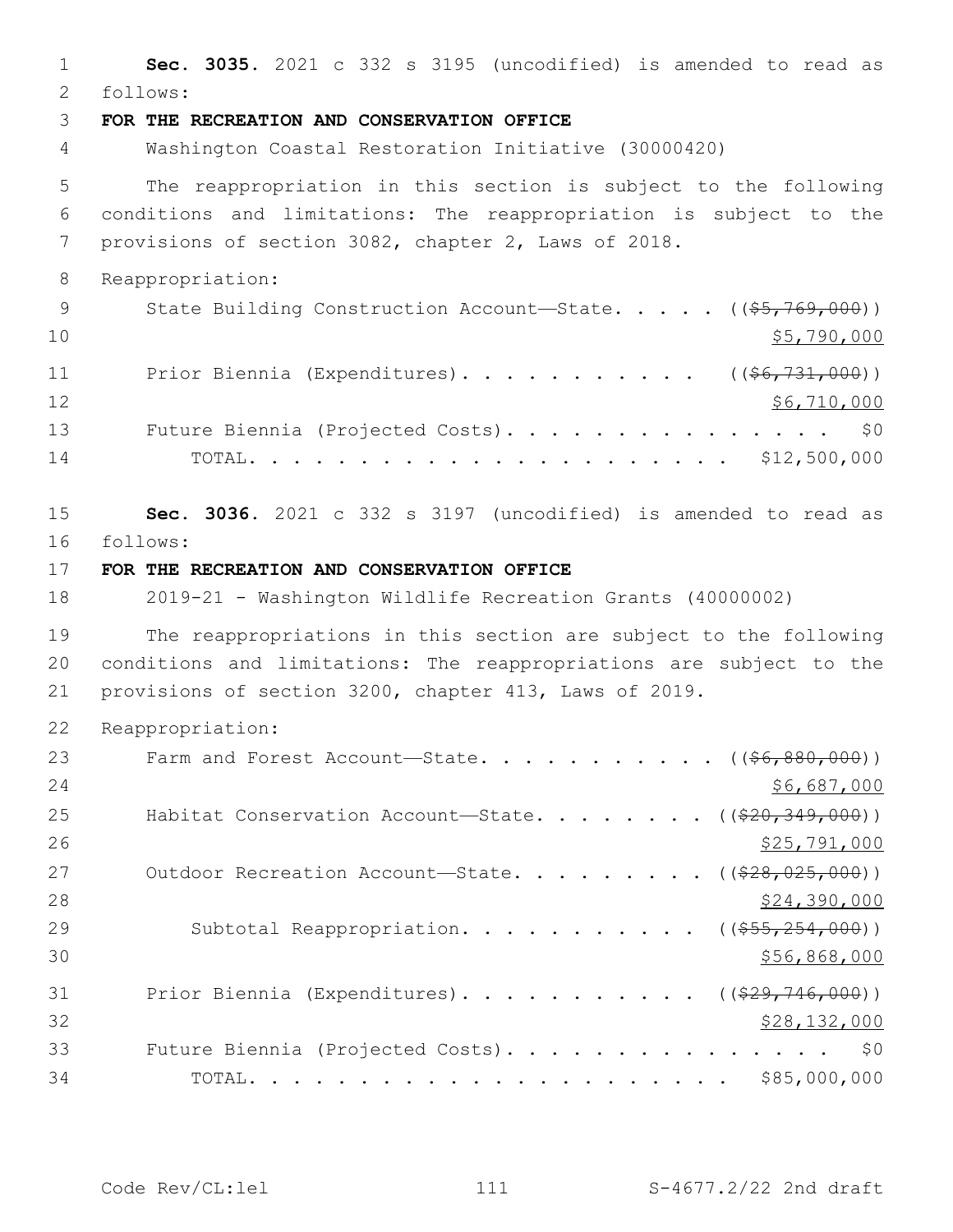**Sec. 3035.** 2021 c 332 s 3195 (uncodified) is amended to read as follows:

**FOR THE RECREATION AND CONSERVATION OFFICE**

Washington Coastal Restoration Initiative (30000420)

The reappropriation in this section is subject to the following conditions and limitations: The reappropriation is subject to the provisions of section 3082, chapter 2, Laws of 2018.

Reappropriation:

State Building Construction Account—State. . . . . ((~~$5,769,000~~)) $5,790,000

Prior Biennia (Expenditures). . . . . . . . . . . ((~~$6,731,000~~)) $6,710,000

Future Biennia (Projected Costs). . . . . . . . . . . . . . . $0

TOTAL. . . . . . . . . . . . . . . . . . . . . . $12,500,000

**Sec. 3036.** 2021 c 332 s 3197 (uncodified) is amended to read as follows:

**FOR THE RECREATION AND CONSERVATION OFFICE**

2019-21 - Washington Wildlife Recreation Grants (40000002)

The reappropriations in this section are subject to the following conditions and limitations: The reappropriations are subject to the provisions of section 3200, chapter 413, Laws of 2019.

Reappropriation:

Farm and Forest Account—State. . . . . . . . . . . ((~~$6,880,000~~)) $6,687,000

Habitat Conservation Account—State. . . . . . . . ((~~$20,349,000~~)) $25,791,000

Outdoor Recreation Account—State. . . . . . . . . ((~~$28,025,000~~)) $24,390,000

Subtotal Reappropriation. . . . . . . . . . . ((~~$55,254,000~~)) $56,868,000

Prior Biennia (Expenditures). . . . . . . . . . . ((~~$29,746,000~~)) $28,132,000

Future Biennia (Projected Costs). . . . . . . . . . . . . . . $0

TOTAL. . . . . . . . . . . . . . . . . . . . . . $85,000,000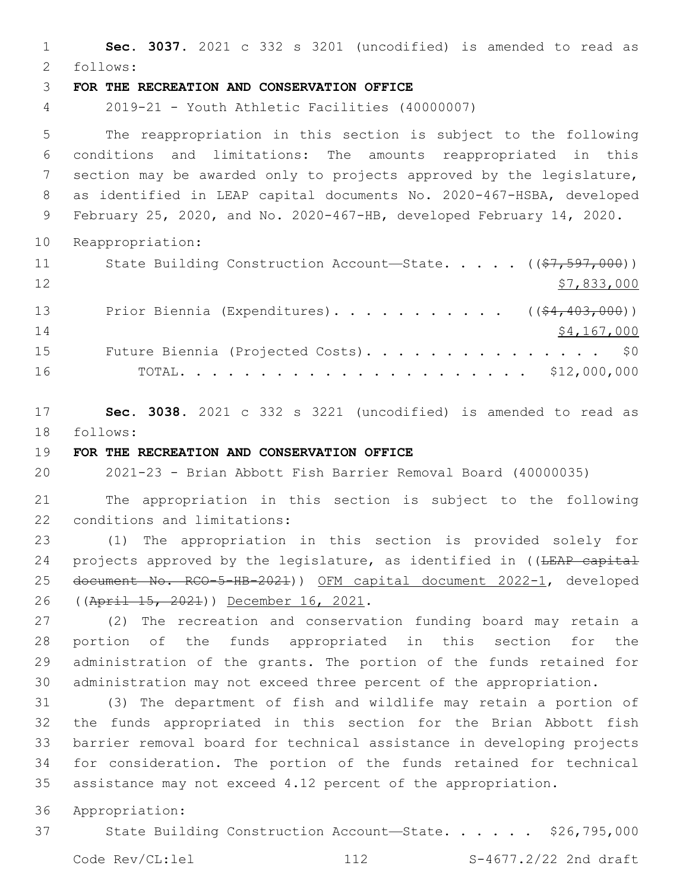**Sec. 3037.** 2021 c 332 s 3201 (uncodified) is amended to read as follows:

**FOR THE RECREATION AND CONSERVATION OFFICE**

2019-21 - Youth Athletic Facilities (40000007)

The reappropriation in this section is subject to the following conditions and limitations: The amounts reappropriated in this section may be awarded only to projects approved by the legislature, as identified in LEAP capital documents No. 2020-467-HSBA, developed February 25, 2020, and No. 2020-467-HB, developed February 14, 2020.

Reappropriation:

State Building Construction Account—State. . . . . ((~~$7,597,000~~)) <u>$7,833,000</u>

Prior Biennia (Expenditures). . . . . . . . . . . ((~~$4,403,000~~)) <u>$4,167,000</u>

Future Biennia (Projected Costs). . . . . . . . . . . . . . . . $0

TOTAL. . . . . . . . . . . . . . . . . . . . . . $12,000,000

**Sec. 3038.** 2021 c 332 s 3221 (uncodified) is amended to read as follows:

**FOR THE RECREATION AND CONSERVATION OFFICE**

2021-23 - Brian Abbott Fish Barrier Removal Board (40000035)

The appropriation in this section is subject to the following conditions and limitations:

(1) The appropriation in this section is provided solely for projects approved by the legislature, as identified in ((~~LEAP capital document No. RCO-5-HB-2021~~)) <u>OFM capital document 2022-1</u>, developed ((~~April 15, 2021~~)) <u>December 16, 2021</u>.

(2) The recreation and conservation funding board may retain a portion of the funds appropriated in this section for the administration of the grants. The portion of the funds retained for administration may not exceed three percent of the appropriation.

(3) The department of fish and wildlife may retain a portion of the funds appropriated in this section for the Brian Abbott fish barrier removal board for technical assistance in developing projects for consideration. The portion of the funds retained for technical assistance may not exceed 4.12 percent of the appropriation.

Appropriation:

State Building Construction Account—State. . . . . . $26,795,000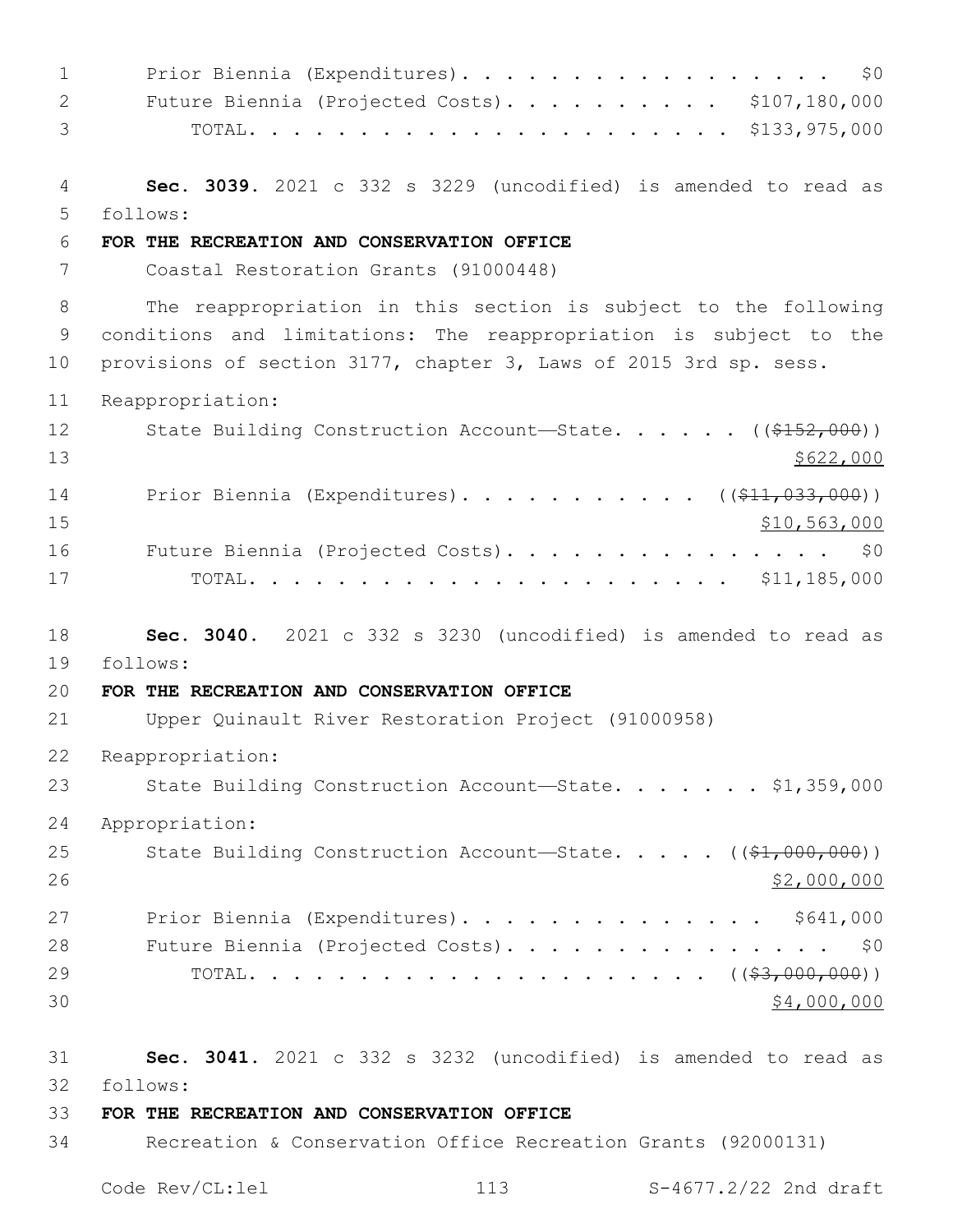Prior Biennia (Expenditures). . . . . . . . . . . . . . . . . . $0
Future Biennia (Projected Costs). . . . . . . . . . . $107,180,000
TOTAL. . . . . . . . . . . . . . . . . . . . . . . $133,975,000

**Sec. 3039.** 2021 c 332 s 3229 (uncodified) is amended to read as follows:

**FOR THE RECREATION AND CONSERVATION OFFICE**

Coastal Restoration Grants (91000448)

The reappropriation in this section is subject to the following conditions and limitations: The reappropriation is subject to the provisions of section 3177, chapter 3, Laws of 2015 3rd sp. sess.

Reappropriation:

State Building Construction Account—State. . . . . . ((~~$152,000~~))
<u>$622,000</u>

Prior Biennia (Expenditures). . . . . . . . . . . ((~~$11,033,000~~))
<u>$10,563,000</u>

Future Biennia (Projected Costs). . . . . . . . . . . . . . . . $0
TOTAL. . . . . . . . . . . . . . . . . . . . . . . $11,185,000

**Sec. 3040.** 2021 c 332 s 3230 (uncodified) is amended to read as follows:

**FOR THE RECREATION AND CONSERVATION OFFICE**

Upper Quinault River Restoration Project (91000958)

Reappropriation:

State Building Construction Account—State. . . . . . . $1,359,000

Appropriation:

State Building Construction Account—State. . . . . ((~~$1,000,000~~))
<u>$2,000,000</u>

Prior Biennia (Expenditures). . . . . . . . . . . . . . $641,000
Future Biennia (Projected Costs). . . . . . . . . . . . . . . . $0
TOTAL. . . . . . . . . . . . . . . . . . . . . ((~~$3,000,000~~))
<u>$4,000,000</u>

**Sec. 3041.** 2021 c 332 s 3232 (uncodified) is amended to read as follows:

**FOR THE RECREATION AND CONSERVATION OFFICE**

Recreation & Conservation Office Recreation Grants (92000131)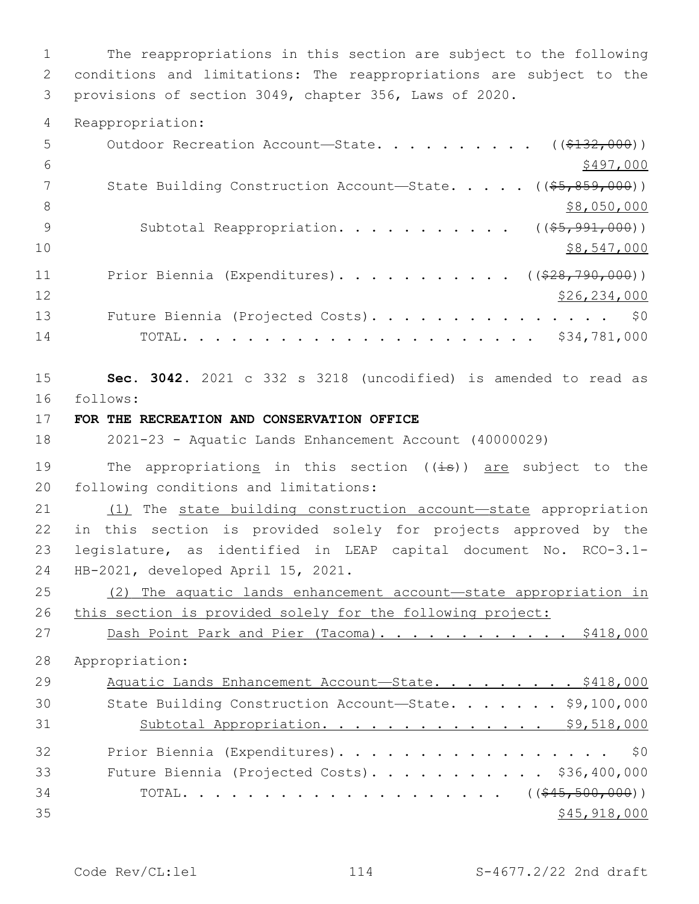The reappropriations in this section are subject to the following conditions and limitations: The reappropriations are subject to the provisions of section 3049, chapter 356, Laws of 2020.

Reappropriation:

| | |
|---|---|
| Outdoor Recreation Account—State | ((~~$132,000~~)) <u>$497,000</u> |
| State Building Construction Account—State | ((~~$5,859,000~~)) <u>$8,050,000</u> |
| Subtotal Reappropriation | ((~~$5,991,000~~)) <u>$8,547,000</u> |
| Prior Biennia (Expenditures) | ((~~$28,790,000~~)) <u>$26,234,000</u> |
| Future Biennia (Projected Costs) | $0 |
| TOTAL | $34,781,000 |

**Sec. 3042.** 2021 c 332 s 3218 (uncodified) is amended to read as follows:

**FOR THE RECREATION AND CONSERVATION OFFICE**

2021-23 - Aquatic Lands Enhancement Account (40000029)

The appropriation<u>s</u> in this section ((~~is~~)) <u>are</u> subject to the following conditions and limitations:

<u>(1)</u> The <u>state building construction account—state</u> appropriation in this section is provided solely for projects approved by the legislature, as identified in LEAP capital document No. RCO-3.1-HB-2021, developed April 15, 2021.

<u>(2) The aquatic lands enhancement account—state appropriation in this section is provided solely for the following project:</u>

| | |
|---|---|
| <u>Dash Point Park and Pier (Tacoma)</u> | <u>$418,000</u> |

Appropriation:

| | |
|---|---|
| <u>Aquatic Lands Enhancement Account—State</u> | <u>$418,000</u> |
| State Building Construction Account—State | $9,100,000 |
| <u>Subtotal Appropriation</u> | <u>$9,518,000</u> |
| Prior Biennia (Expenditures) | $0 |
| Future Biennia (Projected Costs) | $36,400,000 |
| TOTAL | ((~~$45,500,000~~)) <u>$45,918,000</u> |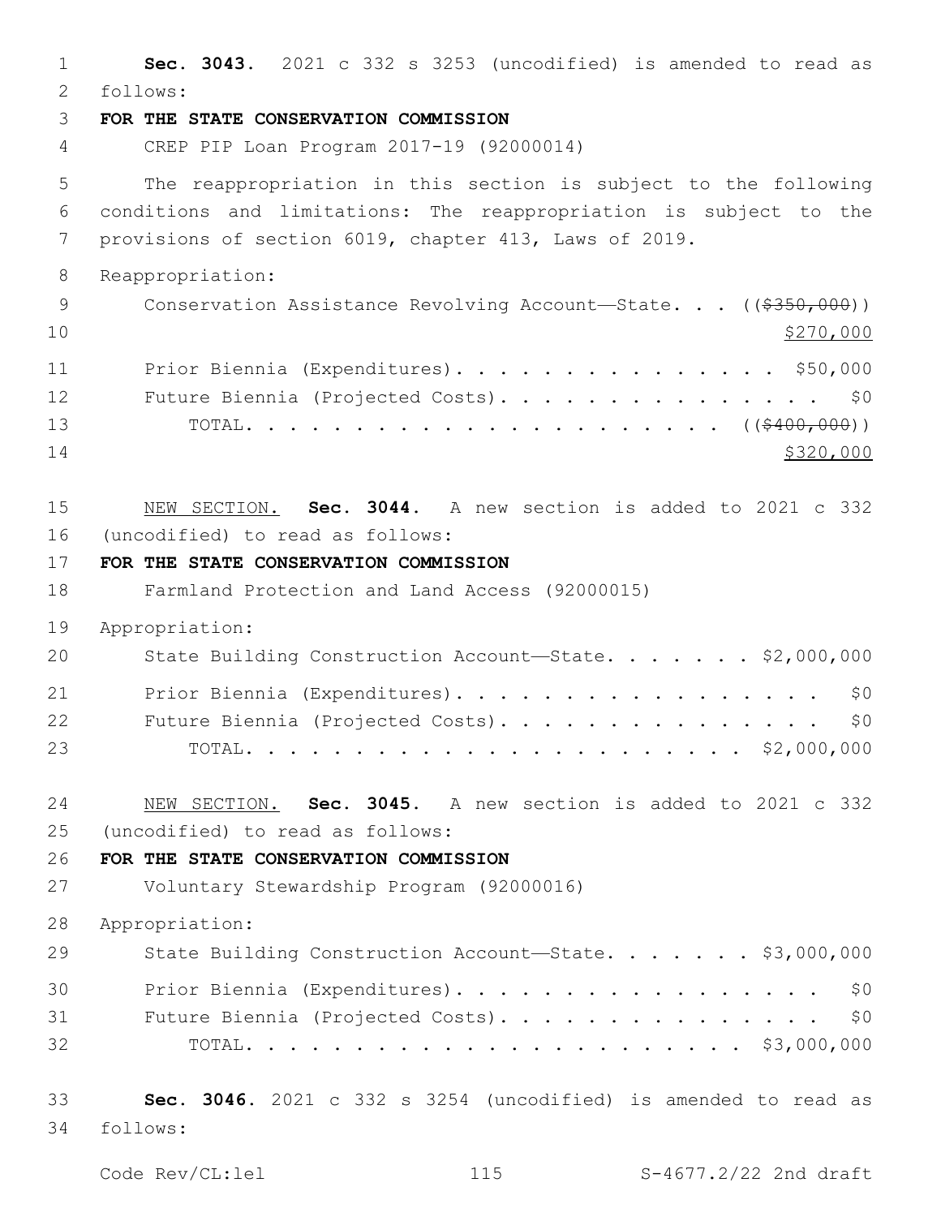**Sec. 3043.** 2021 c 332 s 3253 (uncodified) is amended to read as follows:

**FOR THE STATE CONSERVATION COMMISSION**

CREP PIP Loan Program 2017-19 (92000014)

The reappropriation in this section is subject to the following conditions and limitations: The reappropriation is subject to the provisions of section 6019, chapter 413, Laws of 2019.

Reappropriation:

Conservation Assistance Revolving Account—State. . . ((~~$350,000~~)) $270,000

Prior Biennia (Expenditures). . . . . . . . . . . . . . . $50,000

Future Biennia (Projected Costs). . . . . . . . . . . . . . . . $0

TOTAL. . . . . . . . . . . . . . . . . . . . . . ((~~$400,000~~)) $320,000

NEW SECTION. **Sec. 3044.** A new section is added to 2021 c 332 (uncodified) to read as follows:

**FOR THE STATE CONSERVATION COMMISSION**

Farmland Protection and Land Access (92000015)

Appropriation:

State Building Construction Account—State. . . . . . . $2,000,000

Prior Biennia (Expenditures). . . . . . . . . . . . . . . . . . $0

Future Biennia (Projected Costs). . . . . . . . . . . . . . . . $0

TOTAL. . . . . . . . . . . . . . . . . . . . . . . . $2,000,000

NEW SECTION. **Sec. 3045.** A new section is added to 2021 c 332 (uncodified) to read as follows:

**FOR THE STATE CONSERVATION COMMISSION**

Voluntary Stewardship Program (92000016)

Appropriation:

State Building Construction Account—State. . . . . . . $3,000,000

Prior Biennia (Expenditures). . . . . . . . . . . . . . . . . . $0

Future Biennia (Projected Costs). . . . . . . . . . . . . . . . $0

TOTAL. . . . . . . . . . . . . . . . . . . . . . . . $3,000,000

**Sec. 3046.** 2021 c 332 s 3254 (uncodified) is amended to read as follows: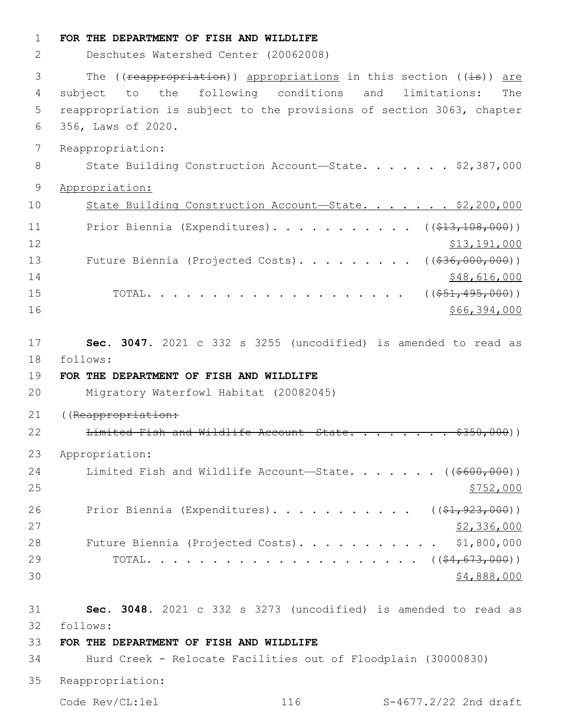**FOR THE DEPARTMENT OF FISH AND WILDLIFE**

Deschutes Watershed Center (20062008)

The ((~~reappropriation~~)) appropriations in this section ((~~is~~)) are subject to the following conditions and limitations: The reappropriation is subject to the provisions of section 3063, chapter 356, Laws of 2020.

Reappropriation:

State Building Construction Account—State. . . . . . . . $2,387,000

Appropriation:

State Building Construction Account—State. . . . . . . . $2,200,000

Prior Biennia (Expenditures). . . . . . . . . . . . ((~~$13,108,000~~)) $13,191,000

Future Biennia (Projected Costs). . . . . . . . . . ((~~$36,000,000~~)) $48,616,000

TOTAL. . . . . . . . . . . . . . . . . . . . . . ((~~$51,495,000~~)) $66,394,000

**Sec. 3047.** 2021 c 332 s 3255 (uncodified) is amended to read as follows:

**FOR THE DEPARTMENT OF FISH AND WILDLIFE**

Migratory Waterfowl Habitat (20082045)

((~~Reappropriation:~~

~~Limited Fish and Wildlife Account—State. . . . . . . . $350,000~~))

Appropriation:

Limited Fish and Wildlife Account—State. . . . . . . . ((~~$600,000~~)) $752,000

Prior Biennia (Expenditures). . . . . . . . . . . . ((~~$1,923,000~~)) $2,336,000

Future Biennia (Projected Costs). . . . . . . . . . . . $1,800,000

TOTAL. . . . . . . . . . . . . . . . . . . . . . ((~~$4,673,000~~)) $4,888,000

**Sec. 3048.** 2021 c 332 s 3273 (uncodified) is amended to read as follows:

**FOR THE DEPARTMENT OF FISH AND WILDLIFE**

Hurd Creek - Relocate Facilities out of Floodplain (30000830)

Reappropriation: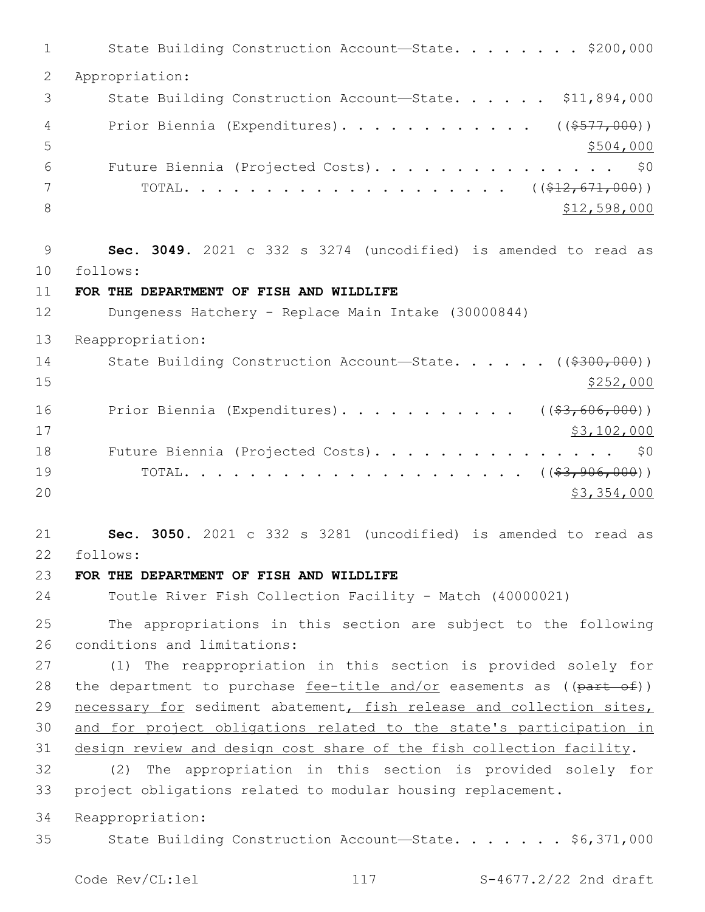State Building Construction Account—State. . . . . . . . $200,000

Appropriation:

State Building Construction Account—State. . . . . . $11,894,000

Prior Biennia (Expenditures). . . . . . . . . . . . ((~~$577,000~~))
$504,000

Future Biennia (Projected Costs). . . . . . . . . . . . . . . $0

TOTAL. . . . . . . . . . . . . . . . . . . . ((~~$12,671,000~~))
$12,598,000

**Sec. 3049.** 2021 c 332 s 3274 (uncodified) is amended to read as follows:

**FOR THE DEPARTMENT OF FISH AND WILDLIFE**

Dungeness Hatchery - Replace Main Intake (30000844)

Reappropriation:

State Building Construction Account—State. . . . . . ((~~$300,000~~))
$252,000

Prior Biennia (Expenditures). . . . . . . . . . . ((~~$3,606,000~~))
$3,102,000

Future Biennia (Projected Costs). . . . . . . . . . . . . . . $0

TOTAL. . . . . . . . . . . . . . . . . . . . . ((~~$3,906,000~~))
$3,354,000

**Sec. 3050.** 2021 c 332 s 3281 (uncodified) is amended to read as follows:

**FOR THE DEPARTMENT OF FISH AND WILDLIFE**

Toutle River Fish Collection Facility - Match (40000021)

The appropriations in this section are subject to the following conditions and limitations:

(1) The reappropriation in this section is provided solely for the department to purchase fee-title and/or easements as ((~~part of~~)) necessary for sediment abatement, fish release and collection sites, and for project obligations related to the state's participation in design review and design cost share of the fish collection facility.

(2) The appropriation in this section is provided solely for project obligations related to modular housing replacement.

Reappropriation:

State Building Construction Account—State. . . . . . . $6,371,000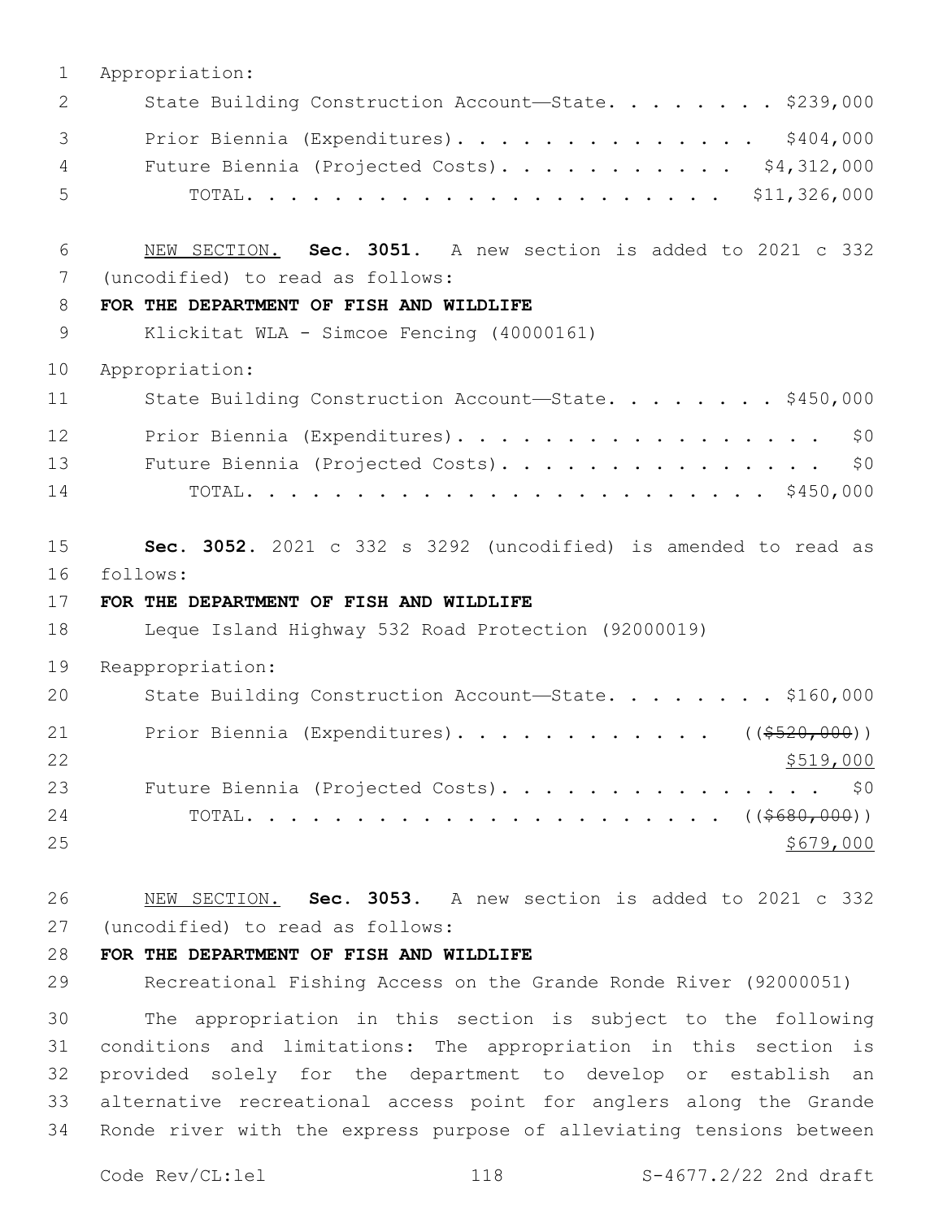Appropriation:

State Building Construction Account—State. . . . . . . . $239,000

Prior Biennia (Expenditures). . . . . . . . . . . . . . $404,000

Future Biennia (Projected Costs). . . . . . . . . . . $4,312,000

TOTAL. . . . . . . . . . . . . . . . . . . . . . . $11,326,000

NEW SECTION. **Sec. 3051.** A new section is added to 2021 c 332 (uncodified) to read as follows:

**FOR THE DEPARTMENT OF FISH AND WILDLIFE**

Klickitat WLA - Simcoe Fencing (40000161)

Appropriation:

State Building Construction Account—State. . . . . . . . $450,000

Prior Biennia (Expenditures). . . . . . . . . . . . . . . . . $0

Future Biennia (Projected Costs). . . . . . . . . . . . . . . $0

TOTAL. . . . . . . . . . . . . . . . . . . . . . . . . $450,000

**Sec. 3052.** 2021 c 332 s 3292 (uncodified) is amended to read as follows:

**FOR THE DEPARTMENT OF FISH AND WILDLIFE**

Leque Island Highway 532 Road Protection (92000019)

Reappropriation:

State Building Construction Account—State. . . . . . . . $160,000

Prior Biennia (Expenditures). . . . . . . . . . . . ((~~$520,000~~))

$519,000

Future Biennia (Projected Costs). . . . . . . . . . . . . . . $0

TOTAL. . . . . . . . . . . . . . . . . . . . . . ((~~$680,000~~))

$679,000

NEW SECTION. **Sec. 3053.** A new section is added to 2021 c 332 (uncodified) to read as follows:

**FOR THE DEPARTMENT OF FISH AND WILDLIFE**

Recreational Fishing Access on the Grande Ronde River (92000051)

The appropriation in this section is subject to the following conditions and limitations: The appropriation in this section is provided solely for the department to develop or establish an alternative recreational access point for anglers along the Grande Ronde river with the express purpose of alleviating tensions between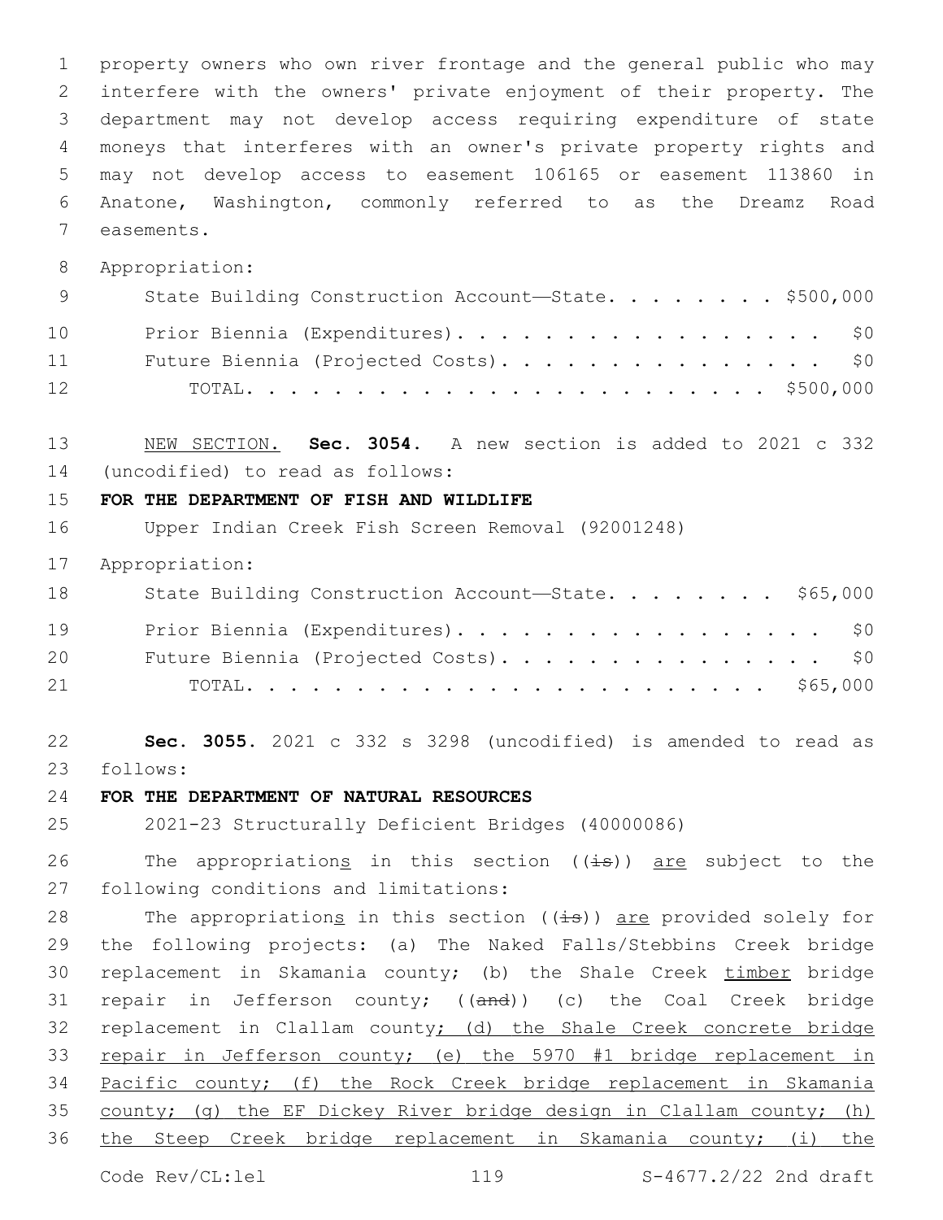property owners who own river frontage and the general public who may interfere with the owners' private enjoyment of their property. The department may not develop access requiring expenditure of state moneys that interferes with an owner's private property rights and may not develop access to easement 106165 or easement 113860 in Anatone, Washington, commonly referred to as the Dreamz Road easements.

Appropriation:

| | |
|---|---|
| State Building Construction Account—State. . . . . . . . | $500,000 |
| Prior Biennia (Expenditures). . . . . . . . . . . . . . . . . . | $0 |
| Future Biennia (Projected Costs). . . . . . . . . . . . . . . | $0 |
| TOTAL. . . . . . . . . . . . . . . . . . . . . . . . | $500,000 |

NEW SECTION. **Sec. 3054.** A new section is added to 2021 c 332 (uncodified) to read as follows:

**FOR THE DEPARTMENT OF FISH AND WILDLIFE**

Upper Indian Creek Fish Screen Removal (92001248)

Appropriation:

| | |
|---|---|
| State Building Construction Account—State. . . . . . . . | $65,000 |
| Prior Biennia (Expenditures). . . . . . . . . . . . . . . . . . | $0 |
| Future Biennia (Projected Costs). . . . . . . . . . . . . . . | $0 |
| TOTAL. . . . . . . . . . . . . . . . . . . . . . . . | $65,000 |

**Sec. 3055.** 2021 c 332 s 3298 (uncodified) is amended to read as follows:

**FOR THE DEPARTMENT OF NATURAL RESOURCES**

2021-23 Structurally Deficient Bridges (40000086)

The appropriations in this section ((is)) are subject to the following conditions and limitations:

The appropriations in this section ((is)) are provided solely for the following projects: (a) The Naked Falls/Stebbins Creek bridge replacement in Skamania county; (b) the Shale Creek timber bridge repair in Jefferson county; ((and)) (c) the Coal Creek bridge replacement in Clallam county; (d) the Shale Creek concrete bridge repair in Jefferson county; (e) the 5970 #1 bridge replacement in Pacific county; (f) the Rock Creek bridge replacement in Skamania county; (g) the EF Dickey River bridge design in Clallam county; (h) the Steep Creek bridge replacement in Skamania county; (i) the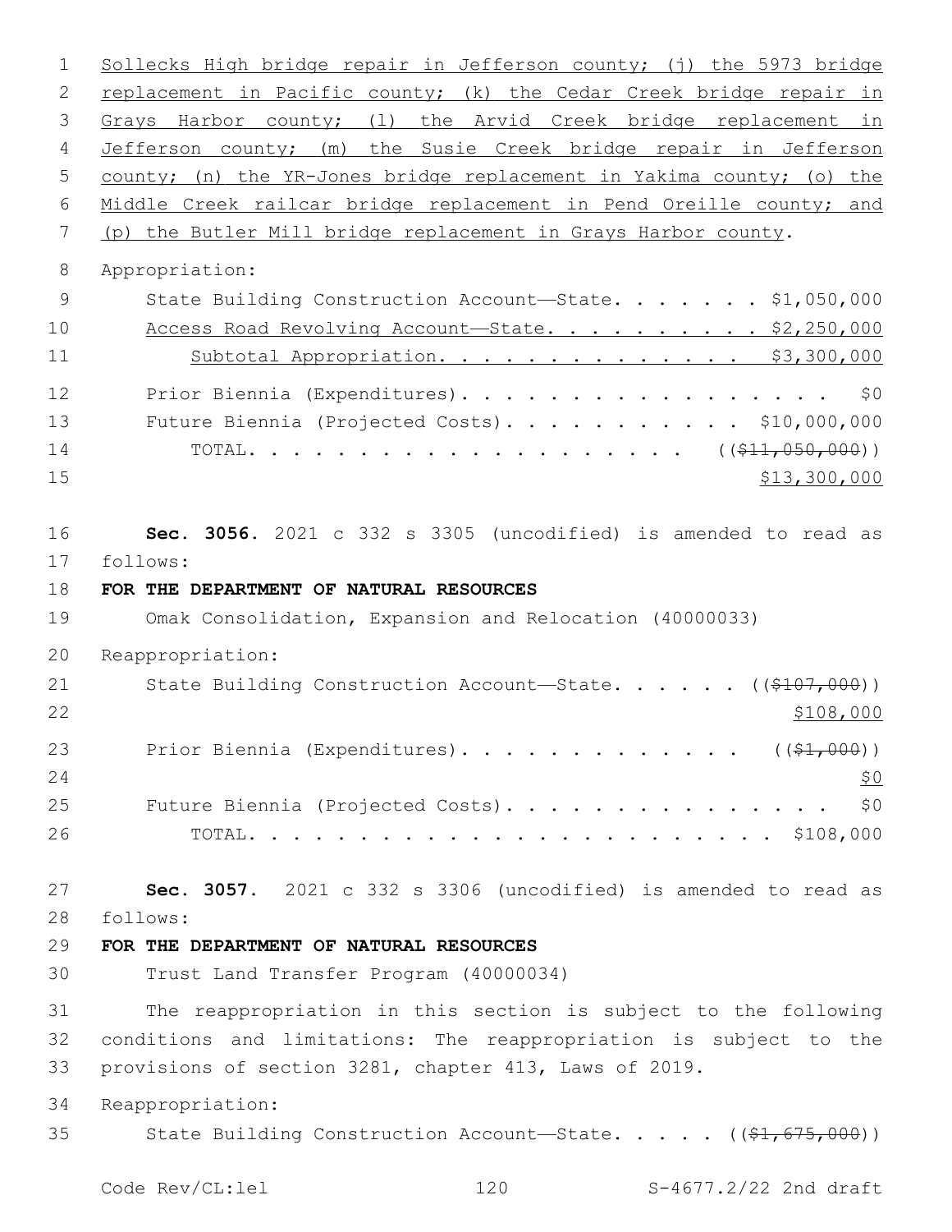Sollecks High bridge repair in Jefferson county; (j) the 5973 bridge replacement in Pacific county; (k) the Cedar Creek bridge repair in Grays Harbor county; (l) the Arvid Creek bridge replacement in Jefferson county; (m) the Susie Creek bridge repair in Jefferson county; (n) the YR-Jones bridge replacement in Yakima county; (o) the Middle Creek railcar bridge replacement in Pend Oreille county; and (p) the Butler Mill bridge replacement in Grays Harbor county.

Appropriation:

State Building Construction Account—State. . . . . . . $1,050,000
Access Road Revolving Account—State. . . . . . . . . . $2,250,000
Subtotal Appropriation. . . . . . . . . . . . . . $3,300,000

Prior Biennia (Expenditures). . . . . . . . . . . . . . . . . $0
Future Biennia (Projected Costs). . . . . . . . . . . $10,000,000
TOTAL. . . . . . . . . . . . . . . . . . . . . ((~~$11,050,000~~))
$13,300,000

**Sec. 3056.** 2021 c 332 s 3305 (uncodified) is amended to read as follows:

**FOR THE DEPARTMENT OF NATURAL RESOURCES**

Omak Consolidation, Expansion and Relocation (40000033)

Reappropriation:

State Building Construction Account—State. . . . . . ((~~$107,000~~))
$108,000

Prior Biennia (Expenditures). . . . . . . . . . . . . ((~~$1,000~~))
$0

Future Biennia (Projected Costs). . . . . . . . . . . . . . . $0
TOTAL. . . . . . . . . . . . . . . . . . . . . . . . $108,000

**Sec. 3057.** 2021 c 332 s 3306 (uncodified) is amended to read as follows:

**FOR THE DEPARTMENT OF NATURAL RESOURCES**

Trust Land Transfer Program (40000034)

The reappropriation in this section is subject to the following conditions and limitations: The reappropriation is subject to the provisions of section 3281, chapter 413, Laws of 2019.

Reappropriation:

State Building Construction Account—State. . . . . ((~~$1,675,000~~))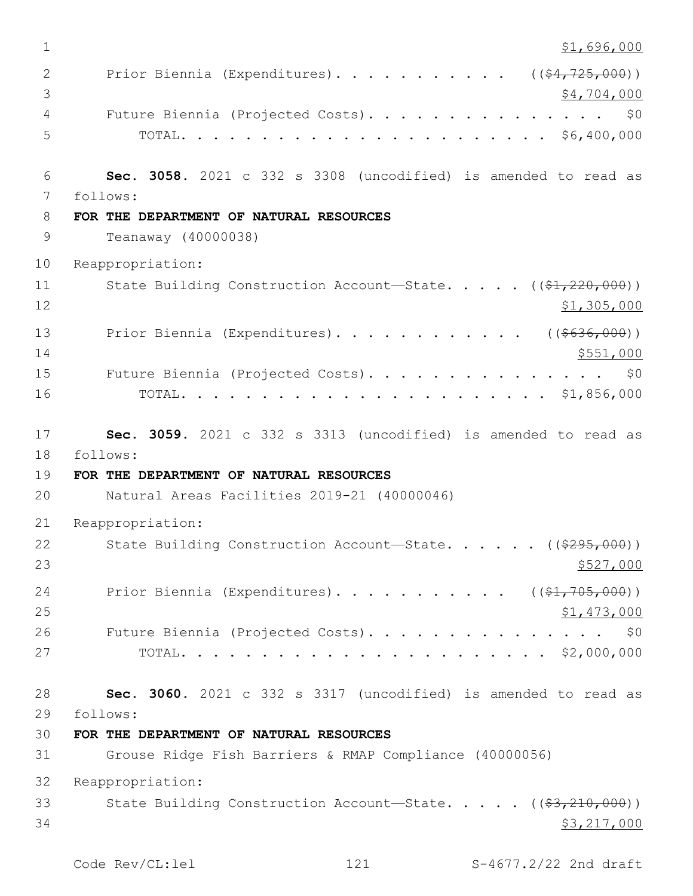$1,696,000

Prior Biennia (Expenditures). . . . . . . . . . . ((~~$4,725,000~~))
$4,704,000

Future Biennia (Projected Costs). . . . . . . . . . . . . . . $0

TOTAL. . . . . . . . . . . . . . . . . . . . . . . $6,400,000

**Sec. 3058.** 2021 c 332 s 3308 (uncodified) is amended to read as follows:

**FOR THE DEPARTMENT OF NATURAL RESOURCES**

Teanaway (40000038)

Reappropriation:

State Building Construction Account—State. . . . . ((~~$1,220,000~~))
$1,305,000

Prior Biennia (Expenditures). . . . . . . . . . . . ((~~$636,000~~))
$551,000

Future Biennia (Projected Costs). . . . . . . . . . . . . . . $0

TOTAL. . . . . . . . . . . . . . . . . . . . . . . $1,856,000

**Sec. 3059.** 2021 c 332 s 3313 (uncodified) is amended to read as follows:

**FOR THE DEPARTMENT OF NATURAL RESOURCES**

Natural Areas Facilities 2019-21 (40000046)

Reappropriation:

State Building Construction Account—State. . . . . . ((~~$295,000~~))
$527,000

Prior Biennia (Expenditures). . . . . . . . . . . ((~~$1,705,000~~))
$1,473,000

Future Biennia (Projected Costs). . . . . . . . . . . . . . . $0

TOTAL. . . . . . . . . . . . . . . . . . . . . . . $2,000,000

**Sec. 3060.** 2021 c 332 s 3317 (uncodified) is amended to read as follows:

**FOR THE DEPARTMENT OF NATURAL RESOURCES**

Grouse Ridge Fish Barriers & RMAP Compliance (40000056)

Reappropriation:

State Building Construction Account—State. . . . . ((~~$3,210,000~~))
$3,217,000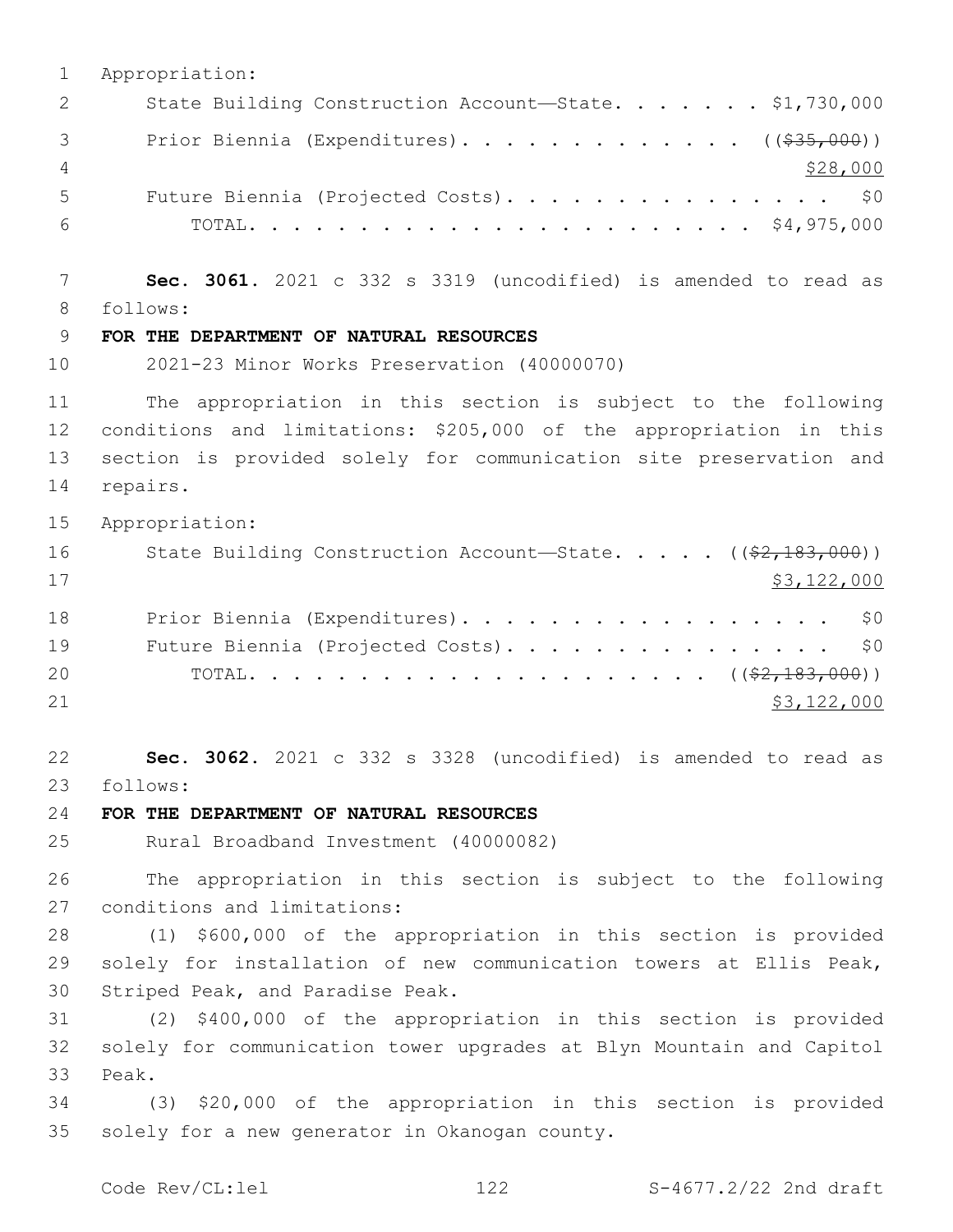Appropriation:

State Building Construction Account—State. . . . . . . $1,730,000

Prior Biennia (Expenditures). . . . . . . . . . . . . . (($35,000))

$28,000

Future Biennia (Projected Costs). . . . . . . . . . . . . . . . $0

TOTAL. . . . . . . . . . . . . . . . . . . . . . $4,975,000

**Sec. 3061.** 2021 c 332 s 3319 (uncodified) is amended to read as follows:

**FOR THE DEPARTMENT OF NATURAL RESOURCES**

2021-23 Minor Works Preservation (40000070)

The appropriation in this section is subject to the following conditions and limitations: $205,000 of the appropriation in this section is provided solely for communication site preservation and repairs.

Appropriation:

State Building Construction Account—State. . . . . (($2,183,000))

$3,122,000

Prior Biennia (Expenditures). . . . . . . . . . . . . . . . . $0

Future Biennia (Projected Costs). . . . . . . . . . . . . . . . $0

TOTAL. . . . . . . . . . . . . . . . . . . . . (($2,183,000))

$3,122,000

**Sec. 3062.** 2021 c 332 s 3328 (uncodified) is amended to read as follows:

**FOR THE DEPARTMENT OF NATURAL RESOURCES**

Rural Broadband Investment (40000082)

The appropriation in this section is subject to the following conditions and limitations:

(1) $600,000 of the appropriation in this section is provided solely for installation of new communication towers at Ellis Peak, Striped Peak, and Paradise Peak.

(2) $400,000 of the appropriation in this section is provided solely for communication tower upgrades at Blyn Mountain and Capitol Peak.

(3) $20,000 of the appropriation in this section is provided solely for a new generator in Okanogan county.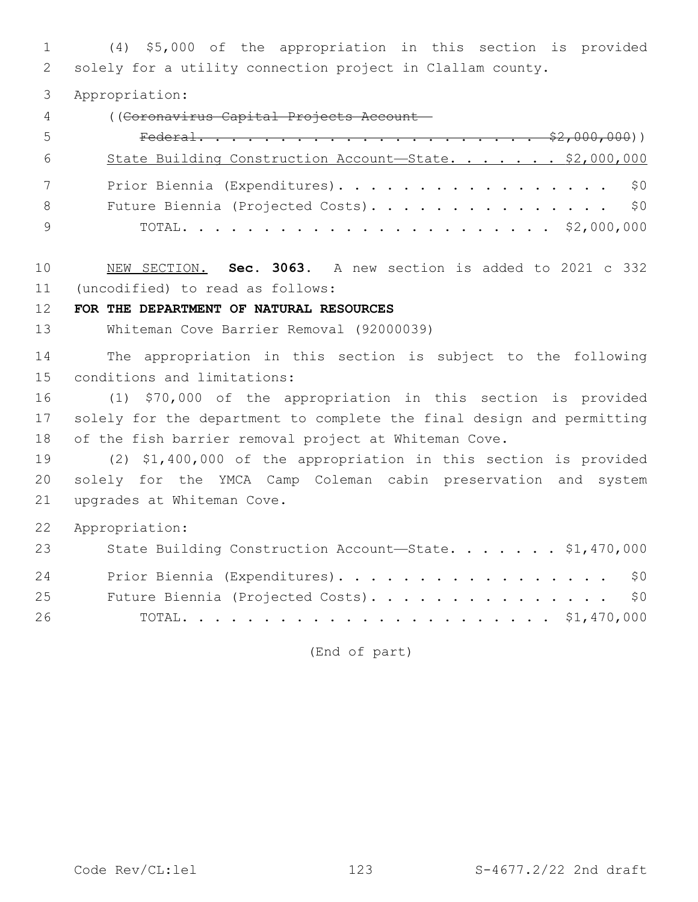(4) $5,000 of the appropriation in this section is provided solely for a utility connection project in Clallam county.

Appropriation:

((~~Coronavirus Capital Projects Account—Federal. . . . . . . . . . . . . . . . . . . . . . . $2,000,000~~))

<u>State Building Construction Account—State. . . . . . . $2,000,000</u>

Prior Biennia (Expenditures). . . . . . . . . . . . . . . . . . $0

Future Biennia (Projected Costs). . . . . . . . . . . . . . . . $0

TOTAL. . . . . . . . . . . . . . . . . . . . . . . . $2,000,000

<u>NEW SECTION.</u> **Sec. 3063.** A new section is added to 2021 c 332 (uncodified) to read as follows:

**FOR THE DEPARTMENT OF NATURAL RESOURCES**

Whiteman Cove Barrier Removal (92000039)

The appropriation in this section is subject to the following conditions and limitations:

(1) $70,000 of the appropriation in this section is provided solely for the department to complete the final design and permitting of the fish barrier removal project at Whiteman Cove.

(2) $1,400,000 of the appropriation in this section is provided solely for the YMCA Camp Coleman cabin preservation and system upgrades at Whiteman Cove.

Appropriation:

State Building Construction Account—State. . . . . . . $1,470,000

Prior Biennia (Expenditures). . . . . . . . . . . . . . . . . . $0

Future Biennia (Projected Costs). . . . . . . . . . . . . . . . $0

TOTAL. . . . . . . . . . . . . . . . . . . . . . . . $1,470,000

(End of part)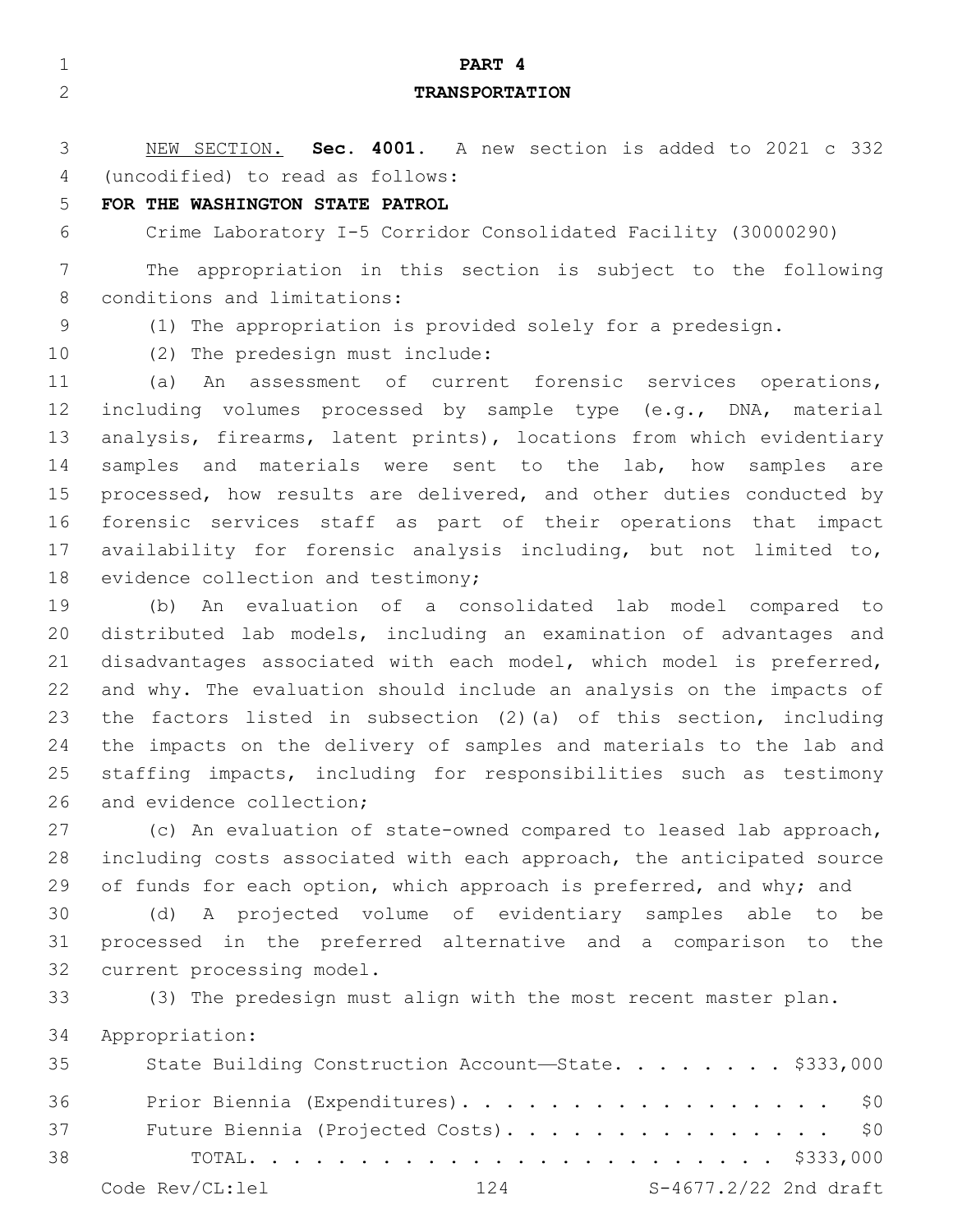# PART 4

## TRANSPORTATION

NEW SECTION. **Sec. 4001.** A new section is added to 2021 c 332 (uncodified) to read as follows:

**FOR THE WASHINGTON STATE PATROL**

Crime Laboratory I-5 Corridor Consolidated Facility (30000290)

The appropriation in this section is subject to the following conditions and limitations:

(1) The appropriation is provided solely for a predesign.

(2) The predesign must include:

(a) An assessment of current forensic services operations, including volumes processed by sample type (e.g., DNA, material analysis, firearms, latent prints), locations from which evidentiary samples and materials were sent to the lab, how samples are processed, how results are delivered, and other duties conducted by forensic services staff as part of their operations that impact availability for forensic analysis including, but not limited to, evidence collection and testimony;

(b) An evaluation of a consolidated lab model compared to distributed lab models, including an examination of advantages and disadvantages associated with each model, which model is preferred, and why. The evaluation should include an analysis on the impacts of the factors listed in subsection (2)(a) of this section, including the impacts on the delivery of samples and materials to the lab and staffing impacts, including for responsibilities such as testimony and evidence collection;

(c) An evaluation of state-owned compared to leased lab approach, including costs associated with each approach, the anticipated source of funds for each option, which approach is preferred, and why; and

(d) A projected volume of evidentiary samples able to be processed in the preferred alternative and a comparison to the current processing model.

(3) The predesign must align with the most recent master plan.

Appropriation:

| | |
|---|---|
| State Building Construction Account—State | $333,000 |
| Prior Biennia (Expenditures) | $0 |
| Future Biennia (Projected Costs) | $0 |
| TOTAL | $333,000 |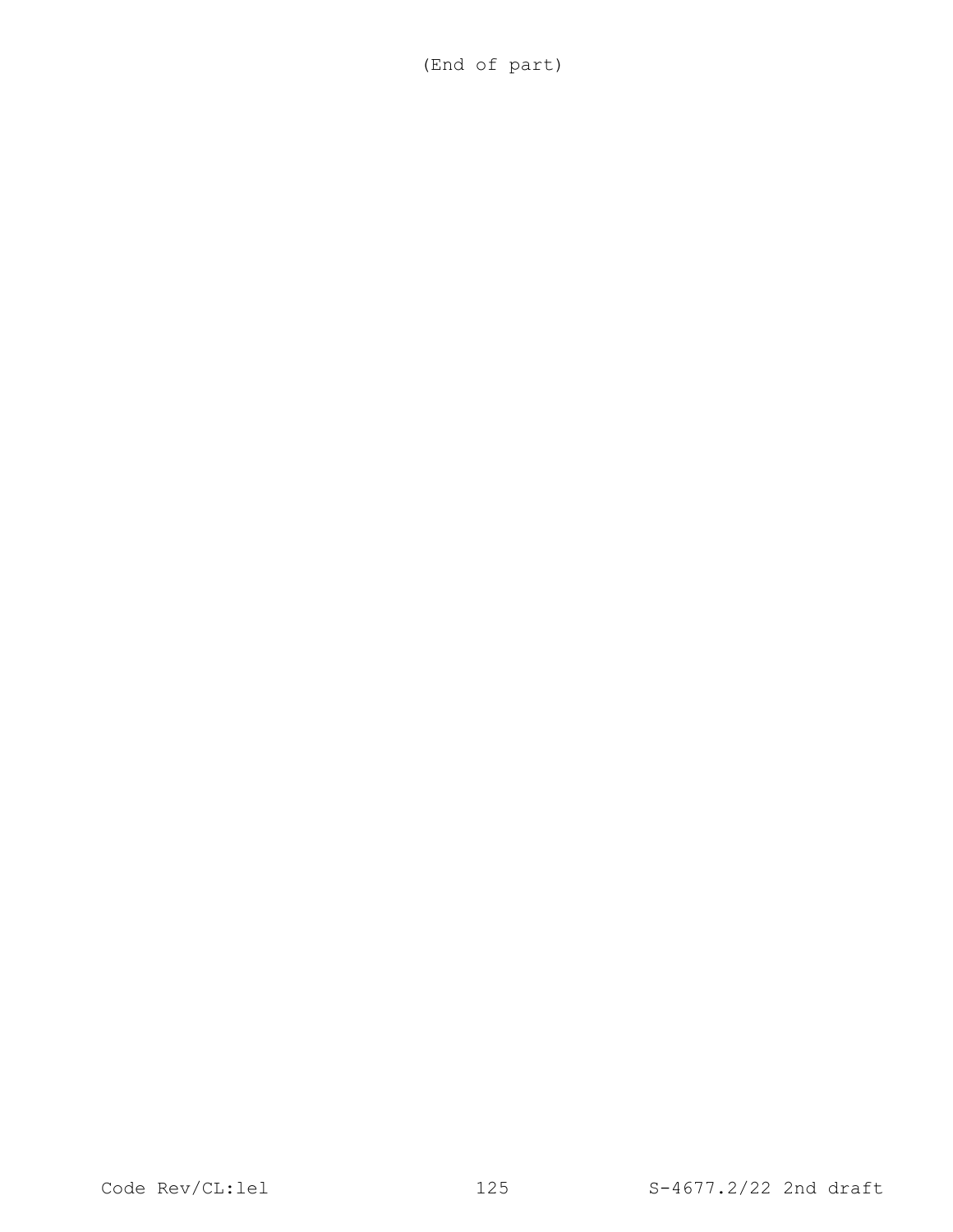(End of part)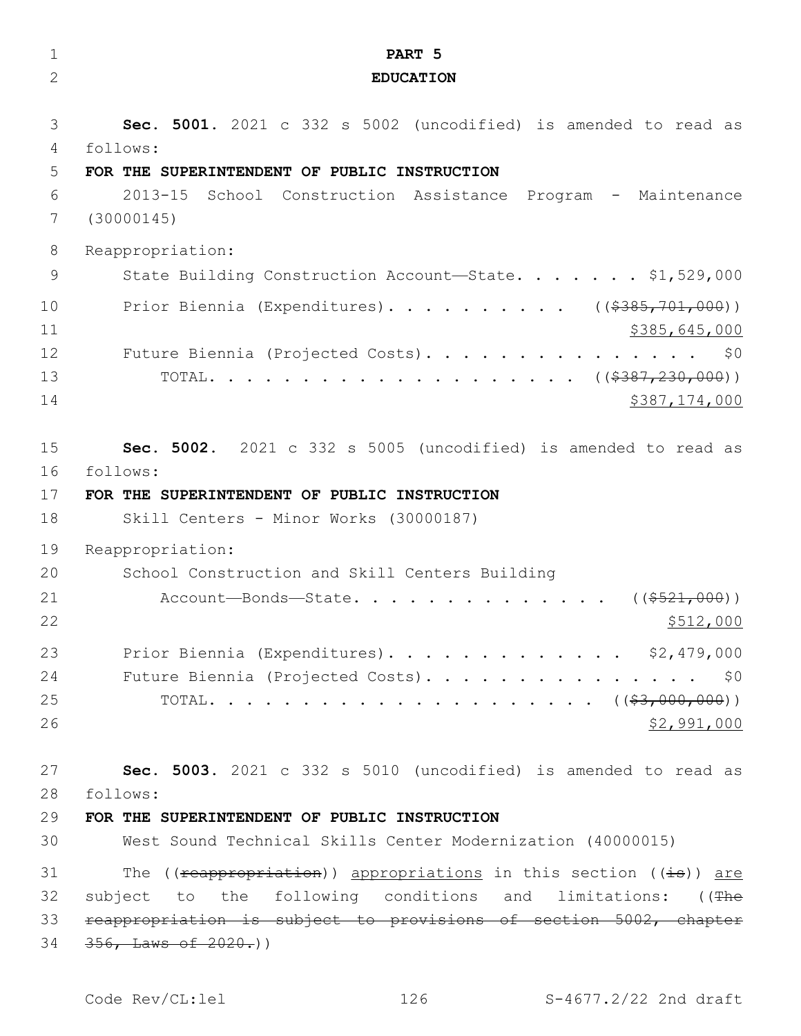# PART 5

## EDUCATION

**Sec. 5001.** 2021 c 332 s 5002 (uncodified) is amended to read as follows:

**FOR THE SUPERINTENDENT OF PUBLIC INSTRUCTION**

2013-15 School Construction Assistance Program - Maintenance (30000145)

Reappropriation:

State Building Construction Account—State. . . . . . . $1,529,000

Prior Biennia (Expenditures). . . . . . . . . . ((~~$385,701,000~~)) <u>$385,645,000</u>

Future Biennia (Projected Costs). . . . . . . . . . . . . . . $0

TOTAL. . . . . . . . . . . . . . . . . . . . ((~~$387,230,000~~)) <u>$387,174,000</u>

**Sec. 5002.** 2021 c 332 s 5005 (uncodified) is amended to read as follows:

**FOR THE SUPERINTENDENT OF PUBLIC INSTRUCTION**

Skill Centers - Minor Works (30000187)

Reappropriation:

School Construction and Skill Centers Building Account—Bonds—State. . . . . . . . . . . . . . ((~~$521,000~~)) <u>$512,000</u>

Prior Biennia (Expenditures). . . . . . . . . . . . . $2,479,000

Future Biennia (Projected Costs). . . . . . . . . . . . . . . $0

TOTAL. . . . . . . . . . . . . . . . . . . . . ((~~$3,000,000~~)) <u>$2,991,000</u>

**Sec. 5003.** 2021 c 332 s 5010 (uncodified) is amended to read as follows:

**FOR THE SUPERINTENDENT OF PUBLIC INSTRUCTION**

West Sound Technical Skills Center Modernization (40000015)

The ((~~reappropriation~~)) <u>appropriations</u> in this section ((~~is~~)) <u>are</u> subject to the following conditions and limitations: ((~~The reappropriation is subject to provisions of section 5002, chapter 356, Laws of 2020.~~))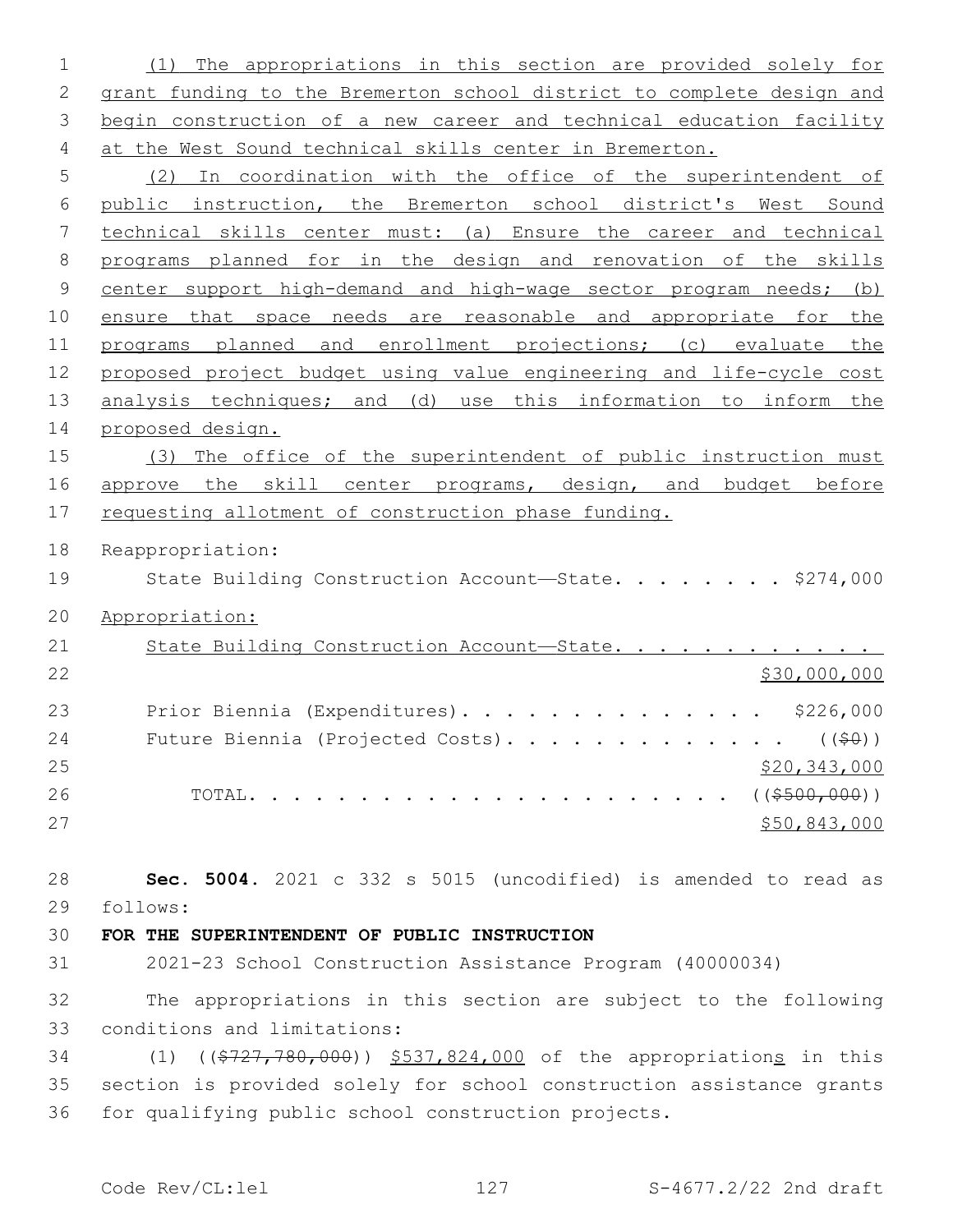(1) The appropriations in this section are provided solely for grant funding to the Bremerton school district to complete design and begin construction of a new career and technical education facility at the West Sound technical skills center in Bremerton.

(2) In coordination with the office of the superintendent of public instruction, the Bremerton school district's West Sound technical skills center must: (a) Ensure the career and technical programs planned for in the design and renovation of the skills center support high-demand and high-wage sector program needs; (b) ensure that space needs are reasonable and appropriate for the programs planned and enrollment projections; (c) evaluate the proposed project budget using value engineering and life-cycle cost analysis techniques; and (d) use this information to inform the proposed design.

(3) The office of the superintendent of public instruction must approve the skill center programs, design, and budget before requesting allotment of construction phase funding.

Reappropriation:

State Building Construction Account—State. . . . . . . . . $274,000

Appropriation:

State Building Construction Account—State. . . . . . . . . . . . $30,000,000

Prior Biennia (Expenditures). . . . . . . . . . . . . . $226,000

Future Biennia (Projected Costs). . . . . . . . . . . . . (($0)) $20,343,000

TOTAL. . . . . . . . . . . . . . . . . . . . . . (($500,000)) $50,843,000

**Sec. 5004.** 2021 c 332 s 5015 (uncodified) is amended to read as follows:

**FOR THE SUPERINTENDENT OF PUBLIC INSTRUCTION**

2021-23 School Construction Assistance Program (40000034)

The appropriations in this section are subject to the following conditions and limitations:

(1) (($727,780,000)) $537,824,000 of the appropriations in this section is provided solely for school construction assistance grants for qualifying public school construction projects.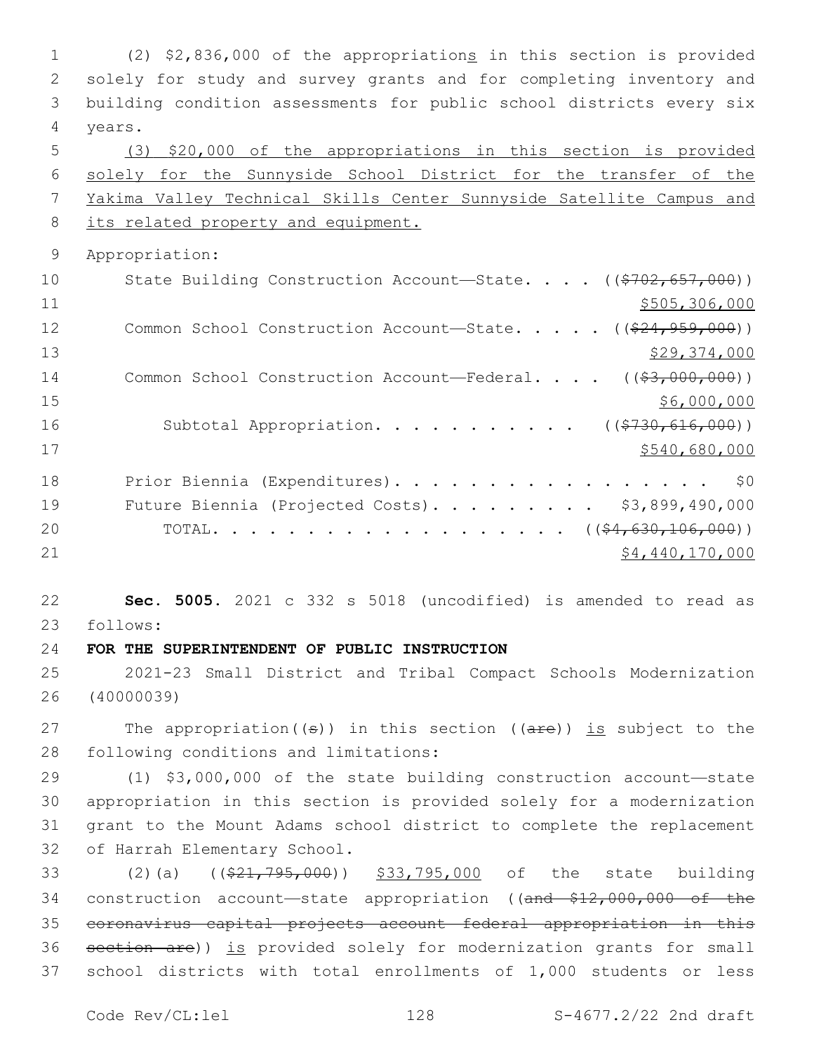(2) $2,836,000 of the appropriations in this section is provided solely for study and survey grants and for completing inventory and building condition assessments for public school districts every six years.

(3) $20,000 of the appropriations in this section is provided solely for the Sunnyside School District for the transfer of the Yakima Valley Technical Skills Center Sunnyside Satellite Campus and its related property and equipment.

Appropriation:

| | |
|---|---|
| State Building Construction Account—State. . . . | (($702,657,000)) $505,306,000 |
| Common School Construction Account—State. . . . . | (($24,959,000)) $29,374,000 |
| Common School Construction Account—Federal. . . . | (($3,000,000)) $6,000,000 |
| Subtotal Appropriation. . . . . . . . . . . | (($730,616,000)) $540,680,000 |
| Prior Biennia (Expenditures). . . . . . . . . . . . . . . . . . | $0 |
| Future Biennia (Projected Costs). . . . . . . . . . | $3,899,490,000 |
| TOTAL. . . . . . . . . . . . . . . . . . . . | (($4,630,106,000)) $4,440,170,000 |

**Sec. 5005.** 2021 c 332 s 5018 (uncodified) is amended to read as follows:

**FOR THE SUPERINTENDENT OF PUBLIC INSTRUCTION**

2021-23 Small District and Tribal Compact Schools Modernization (40000039)

The appropriation((s)) in this section ((are)) is subject to the following conditions and limitations:

(1) $3,000,000 of the state building construction account—state appropriation in this section is provided solely for a modernization grant to the Mount Adams school district to complete the replacement of Harrah Elementary School.

(2)(a) (($21,795,000)) $33,795,000 of the state building construction account—state appropriation ((and $12,000,000 of the coronavirus capital projects account federal appropriation in this section are)) is provided solely for modernization grants for small school districts with total enrollments of 1,000 students or less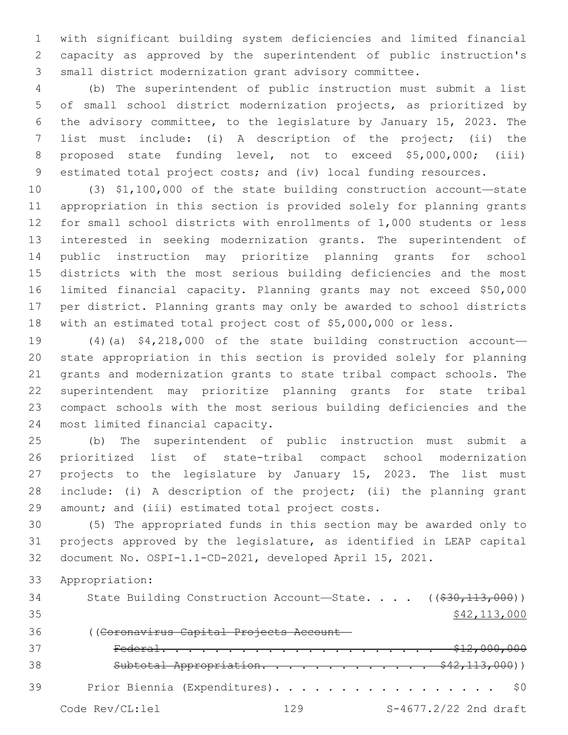with significant building system deficiencies and limited financial capacity as approved by the superintendent of public instruction's small district modernization grant advisory committee.

(b) The superintendent of public instruction must submit a list of small school district modernization projects, as prioritized by the advisory committee, to the legislature by January 15, 2023. The list must include: (i) A description of the project; (ii) the proposed state funding level, not to exceed $5,000,000; (iii) estimated total project costs; and (iv) local funding resources.

(3) $1,100,000 of the state building construction account—state appropriation in this section is provided solely for planning grants for small school districts with enrollments of 1,000 students or less interested in seeking modernization grants. The superintendent of public instruction may prioritize planning grants for school districts with the most serious building deficiencies and the most limited financial capacity. Planning grants may not exceed $50,000 per district. Planning grants may only be awarded to school districts with an estimated total project cost of $5,000,000 or less.

(4)(a) $4,218,000 of the state building construction account—state appropriation in this section is provided solely for planning grants and modernization grants to state tribal compact schools. The superintendent may prioritize planning grants for state tribal compact schools with the most serious building deficiencies and the most limited financial capacity.

(b) The superintendent of public instruction must submit a prioritized list of state-tribal compact school modernization projects to the legislature by January 15, 2023. The list must include: (i) A description of the project; (ii) the planning grant amount; and (iii) estimated total project costs.

(5) The appropriated funds in this section may be awarded only to projects approved by the legislature, as identified in LEAP capital document No. OSPI-1.1-CD-2021, developed April 15, 2021.

Appropriation:

State Building Construction Account—State. . . . ((~~$30,113,000~~))
$42,113,000

((~~Coronavirus Capital Projects Account—~~
~~Federal. . . . . . . . . . . . . . . . . . . . . . $12,000,000~~
~~Subtotal Appropriation. . . . . . . . . . . . . . $42,113,000~~))

Prior Biennia (Expenditures). . . . . . . . . . . . . . . . . . $0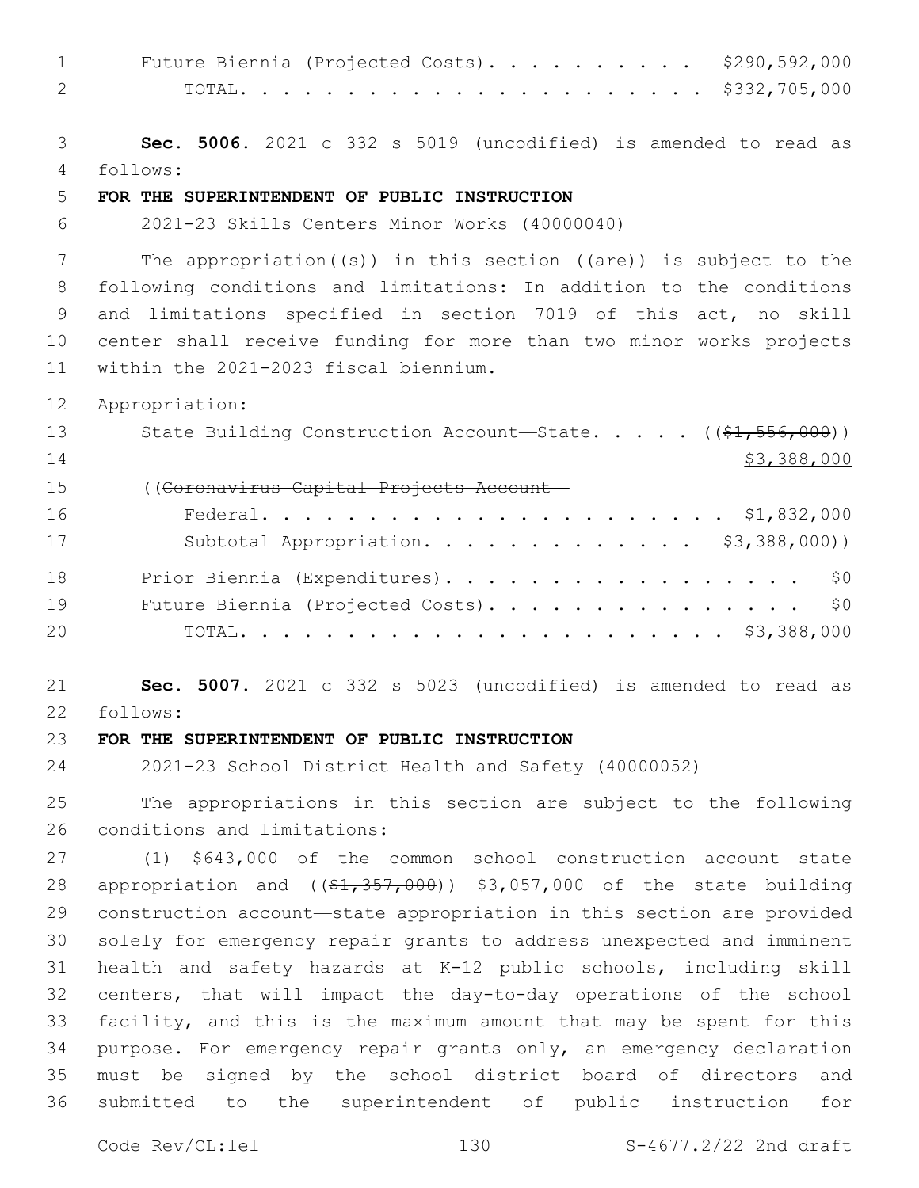Future Biennia (Projected Costs). . . . . . . . . . $290,592,000
TOTAL. . . . . . . . . . . . . . . . . . . . . . $332,705,000

**Sec. 5006.** 2021 c 332 s 5019 (uncodified) is amended to read as follows:

**FOR THE SUPERINTENDENT OF PUBLIC INSTRUCTION**

2021-23 Skills Centers Minor Works (40000040)

The appropriation((s)) in this section ((are)) is subject to the following conditions and limitations: In addition to the conditions and limitations specified in section 7019 of this act, no skill center shall receive funding for more than two minor works projects within the 2021-2023 fiscal biennium.

Appropriation:

State Building Construction Account—State. . . . . (($1,556,000))
$3,388,000

((Coronavirus Capital Projects Account—
Federal. . . . . . . . . . . . . . . . . . . . . . . $1,832,000
Subtotal Appropriation. . . . . . . . . . . . . . $3,388,000))

Prior Biennia (Expenditures). . . . . . . . . . . . . . . . $0
Future Biennia (Projected Costs). . . . . . . . . . . . . . $0
TOTAL. . . . . . . . . . . . . . . . . . . . . . $3,388,000

**Sec. 5007.** 2021 c 332 s 5023 (uncodified) is amended to read as follows:

**FOR THE SUPERINTENDENT OF PUBLIC INSTRUCTION**

2021-23 School District Health and Safety (40000052)

The appropriations in this section are subject to the following conditions and limitations:

(1) $643,000 of the common school construction account—state appropriation and (($1,357,000)) $3,057,000 of the state building construction account—state appropriation in this section are provided solely for emergency repair grants to address unexpected and imminent health and safety hazards at K-12 public schools, including skill centers, that will impact the day-to-day operations of the school facility, and this is the maximum amount that may be spent for this purpose. For emergency repair grants only, an emergency declaration must be signed by the school district board of directors and submitted to the superintendent of public instruction for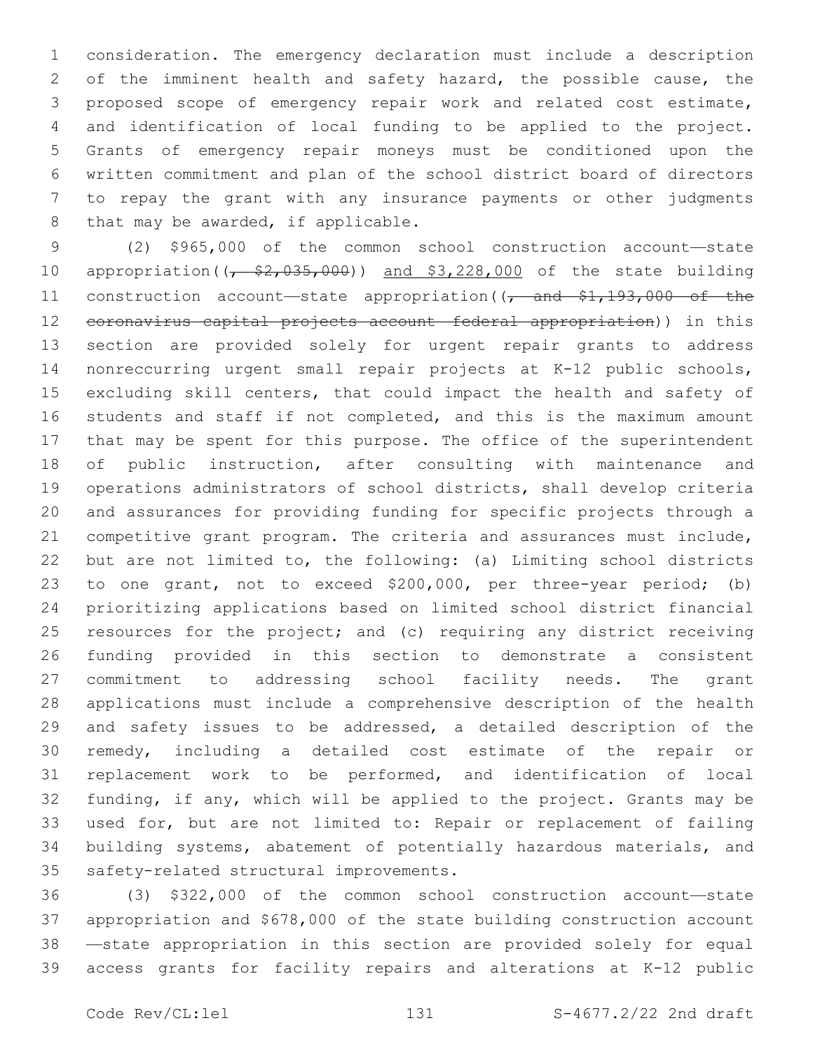consideration. The emergency declaration must include a description of the imminent health and safety hazard, the possible cause, the proposed scope of emergency repair work and related cost estimate, and identification of local funding to be applied to the project. Grants of emergency repair moneys must be conditioned upon the written commitment and plan of the school district board of directors to repay the grant with any insurance payments or other judgments that may be awarded, if applicable.

(2) $965,000 of the common school construction account—state appropriation((, ~~$2,035,000~~)) and $3,228,000 of the state building construction account—state appropriation((~~, and $1,193,000 of the coronavirus capital projects account—federal appropriation~~)) in this section are provided solely for urgent repair grants to address nonreccurring urgent small repair projects at K-12 public schools, excluding skill centers, that could impact the health and safety of students and staff if not completed, and this is the maximum amount that may be spent for this purpose. The office of the superintendent of public instruction, after consulting with maintenance and operations administrators of school districts, shall develop criteria and assurances for providing funding for specific projects through a competitive grant program. The criteria and assurances must include, but are not limited to, the following: (a) Limiting school districts to one grant, not to exceed $200,000, per three-year period; (b) prioritizing applications based on limited school district financial resources for the project; and (c) requiring any district receiving funding provided in this section to demonstrate a consistent commitment to addressing school facility needs. The grant applications must include a comprehensive description of the health and safety issues to be addressed, a detailed description of the remedy, including a detailed cost estimate of the repair or replacement work to be performed, and identification of local funding, if any, which will be applied to the project. Grants may be used for, but are not limited to: Repair or replacement of failing building systems, abatement of potentially hazardous materials, and safety-related structural improvements.

(3) $322,000 of the common school construction account—state appropriation and $678,000 of the state building construction account—state appropriation in this section are provided solely for equal access grants for facility repairs and alterations at K-12 public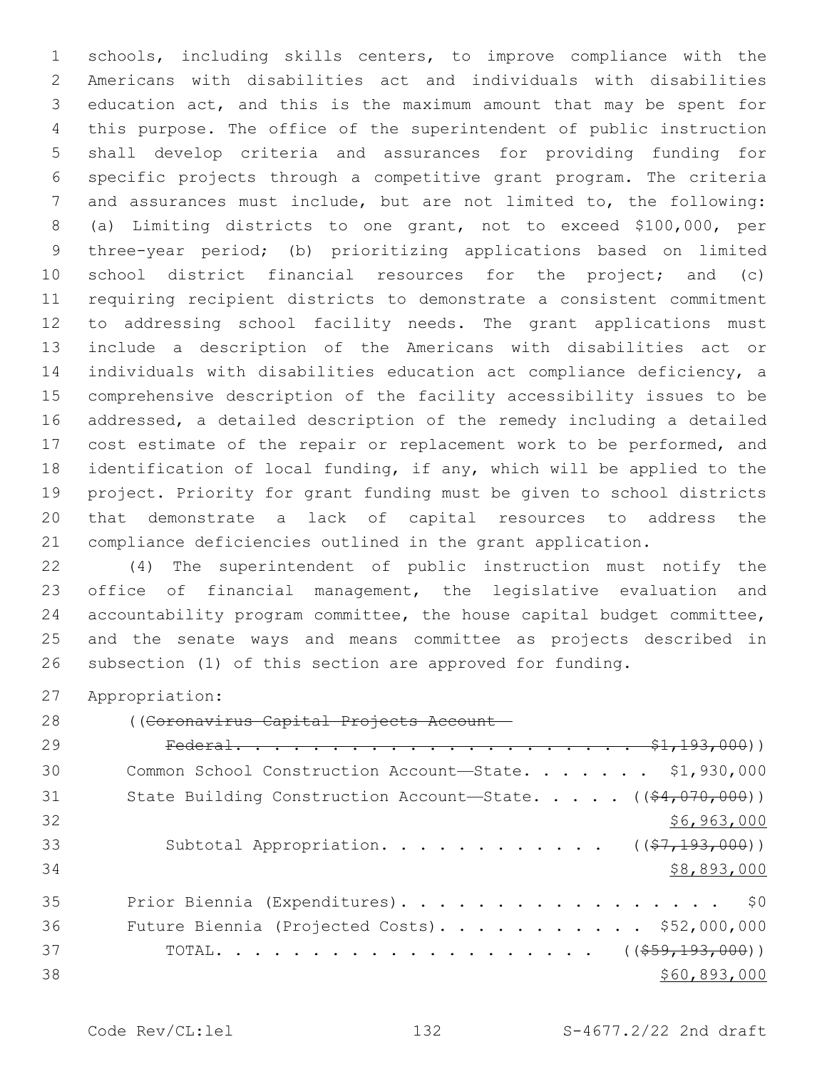schools, including skills centers, to improve compliance with the Americans with disabilities act and individuals with disabilities education act, and this is the maximum amount that may be spent for this purpose. The office of the superintendent of public instruction shall develop criteria and assurances for providing funding for specific projects through a competitive grant program. The criteria and assurances must include, but are not limited to, the following: (a) Limiting districts to one grant, not to exceed $100,000, per three-year period; (b) prioritizing applications based on limited school district financial resources for the project; and (c) requiring recipient districts to demonstrate a consistent commitment to addressing school facility needs. The grant applications must include a description of the Americans with disabilities act or individuals with disabilities education act compliance deficiency, a comprehensive description of the facility accessibility issues to be addressed, a detailed description of the remedy including a detailed cost estimate of the repair or replacement work to be performed, and identification of local funding, if any, which will be applied to the project. Priority for grant funding must be given to school districts that demonstrate a lack of capital resources to address the compliance deficiencies outlined in the grant application.

(4) The superintendent of public instruction must notify the office of financial management, the legislative evaluation and accountability program committee, the house capital budget committee, and the senate ways and means committee as projects described in subsection (1) of this section are approved for funding.

Appropriation:

| | |
|---|---|
| ((~~Coronavirus Capital Projects Account—Federal~~ | ~~$1,193,000~~)) |
| Common School Construction Account—State | $1,930,000 |
| State Building Construction Account—State | ((~~$4,070,000~~)) <u>$6,963,000</u> |
| Subtotal Appropriation | ((~~$7,193,000~~)) <u>$8,893,000</u> |
| Prior Biennia (Expenditures) | $0 |
| Future Biennia (Projected Costs) | $52,000,000 |
| TOTAL | ((~~$59,193,000~~)) <u>$60,893,000</u> |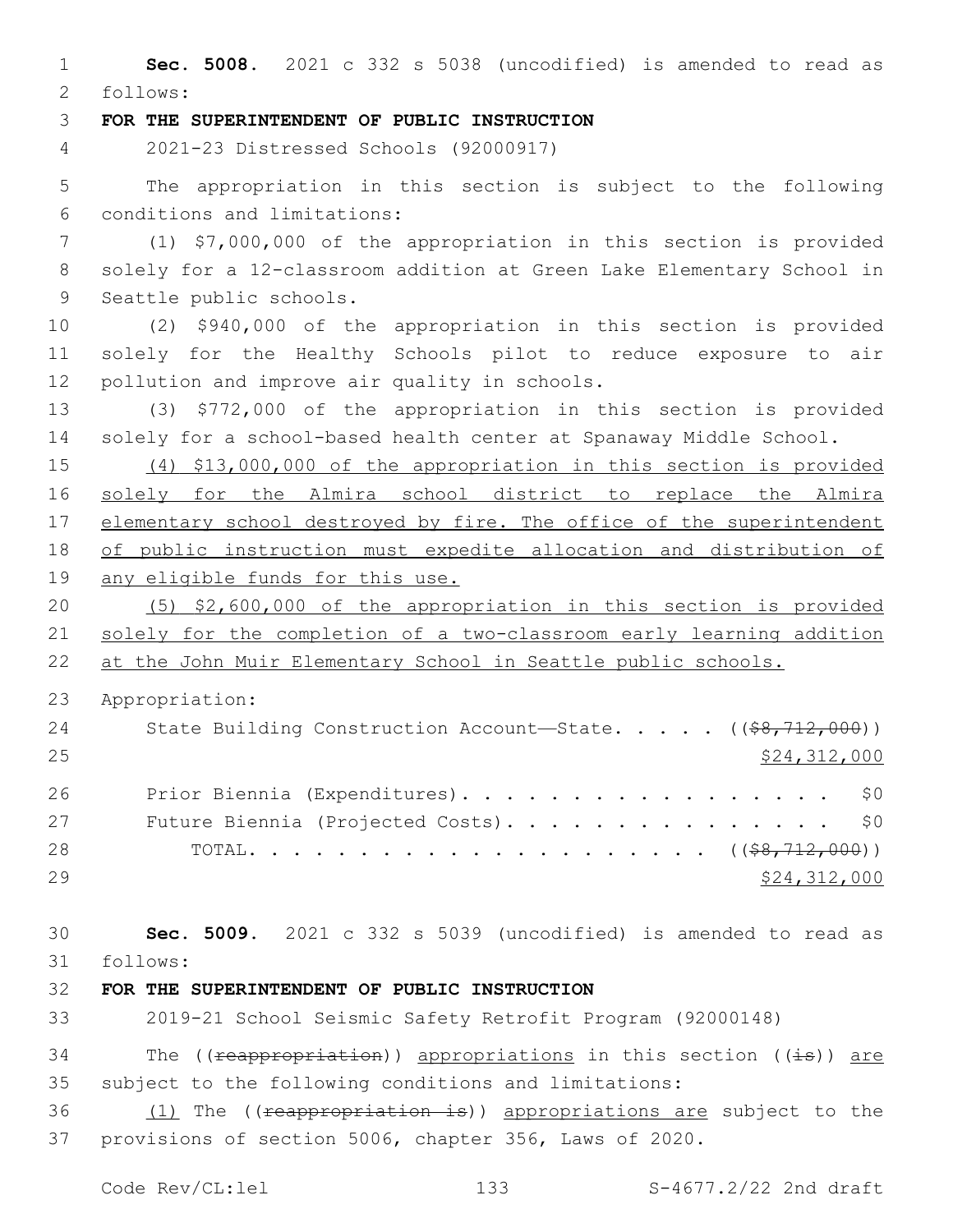**Sec. 5008.** 2021 c 332 s 5038 (uncodified) is amended to read as follows:

**FOR THE SUPERINTENDENT OF PUBLIC INSTRUCTION**

2021-23 Distressed Schools (92000917)

The appropriation in this section is subject to the following conditions and limitations:

(1) $7,000,000 of the appropriation in this section is provided solely for a 12-classroom addition at Green Lake Elementary School in Seattle public schools.

(2) $940,000 of the appropriation in this section is provided solely for the Healthy Schools pilot to reduce exposure to air pollution and improve air quality in schools.

(3) $772,000 of the appropriation in this section is provided solely for a school-based health center at Spanaway Middle School.

<u>(4) $13,000,000 of the appropriation in this section is provided solely for the Almira school district to replace the Almira elementary school destroyed by fire. The office of the superintendent of public instruction must expedite allocation and distribution of any eligible funds for this use.</u>

<u>(5) $2,600,000 of the appropriation in this section is provided solely for the completion of a two-classroom early learning addition at the John Muir Elementary School in Seattle public schools.</u>

Appropriation:

| | |
|---|---|
| State Building Construction Account—State. . . . . | ((~~$8,712,000~~)) <u>$24,312,000</u> |
| Prior Biennia (Expenditures). . . . . . . . . . . . . . . . . | $0 |
| Future Biennia (Projected Costs). . . . . . . . . . . . . . . | $0 |
| TOTAL. . . . . . . . . . . . . . . . . . . . . | ((~~$8,712,000~~)) <u>$24,312,000</u> |

**Sec. 5009.** 2021 c 332 s 5039 (uncodified) is amended to read as follows:

**FOR THE SUPERINTENDENT OF PUBLIC INSTRUCTION**

2019-21 School Seismic Safety Retrofit Program (92000148)

The ((~~reappropriation~~)) <u>appropriations</u> in this section ((~~is~~)) <u>are</u> subject to the following conditions and limitations:

<u>(1)</u> The ((~~reappropriation is~~)) <u>appropriations are</u> subject to the provisions of section 5006, chapter 356, Laws of 2020.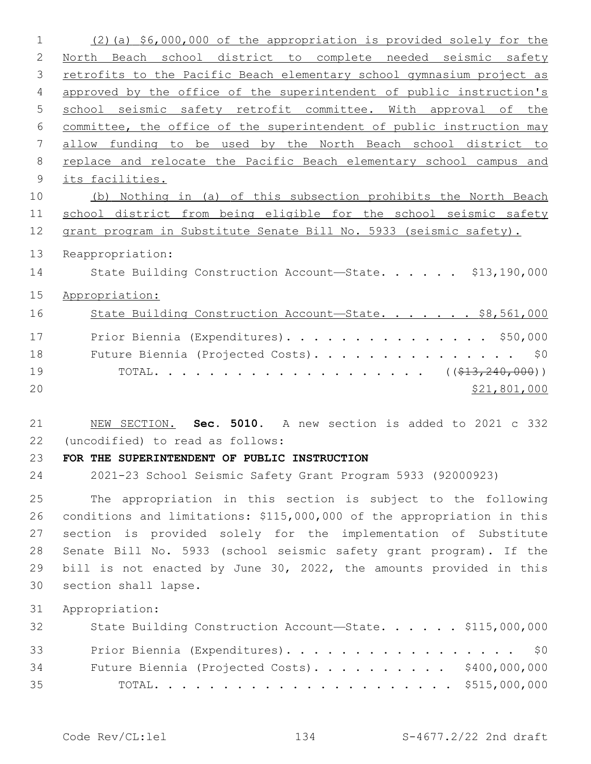(2)(a) $6,000,000 of the appropriation is provided solely for the North Beach school district to complete needed seismic safety retrofits to the Pacific Beach elementary school gymnasium project as approved by the office of the superintendent of public instruction's school seismic safety retrofit committee. With approval of the committee, the office of the superintendent of public instruction may allow funding to be used by the North Beach school district to replace and relocate the Pacific Beach elementary school campus and its facilities.

(b) Nothing in (a) of this subsection prohibits the North Beach school district from being eligible for the school seismic safety grant program in Substitute Senate Bill No. 5933 (seismic safety).

Reappropriation:

State Building Construction Account—State. . . . . . $13,190,000

Appropriation:

State Building Construction Account—State. . . . . . . $8,561,000

Prior Biennia (Expenditures). . . . . . . . . . . . . . . . $50,000

Future Biennia (Projected Costs). . . . . . . . . . . . . . . . $0

TOTAL. . . . . . . . . . . . . . . . . . . . ~~(($13,240,000))~~ $21,801,000

NEW SECTION. **Sec. 5010.** A new section is added to 2021 c 332 (uncodified) to read as follows:

**FOR THE SUPERINTENDENT OF PUBLIC INSTRUCTION**

2021-23 School Seismic Safety Grant Program 5933 (92000923)

The appropriation in this section is subject to the following conditions and limitations: $115,000,000 of the appropriation in this section is provided solely for the implementation of Substitute Senate Bill No. 5933 (school seismic safety grant program). If the bill is not enacted by June 30, 2022, the amounts provided in this section shall lapse.

Appropriation:

State Building Construction Account—State. . . . . . $115,000,000

Prior Biennia (Expenditures). . . . . . . . . . . . . . . . . . $0

Future Biennia (Projected Costs). . . . . . . . . . . $400,000,000

TOTAL. . . . . . . . . . . . . . . . . . . . . . . $515,000,000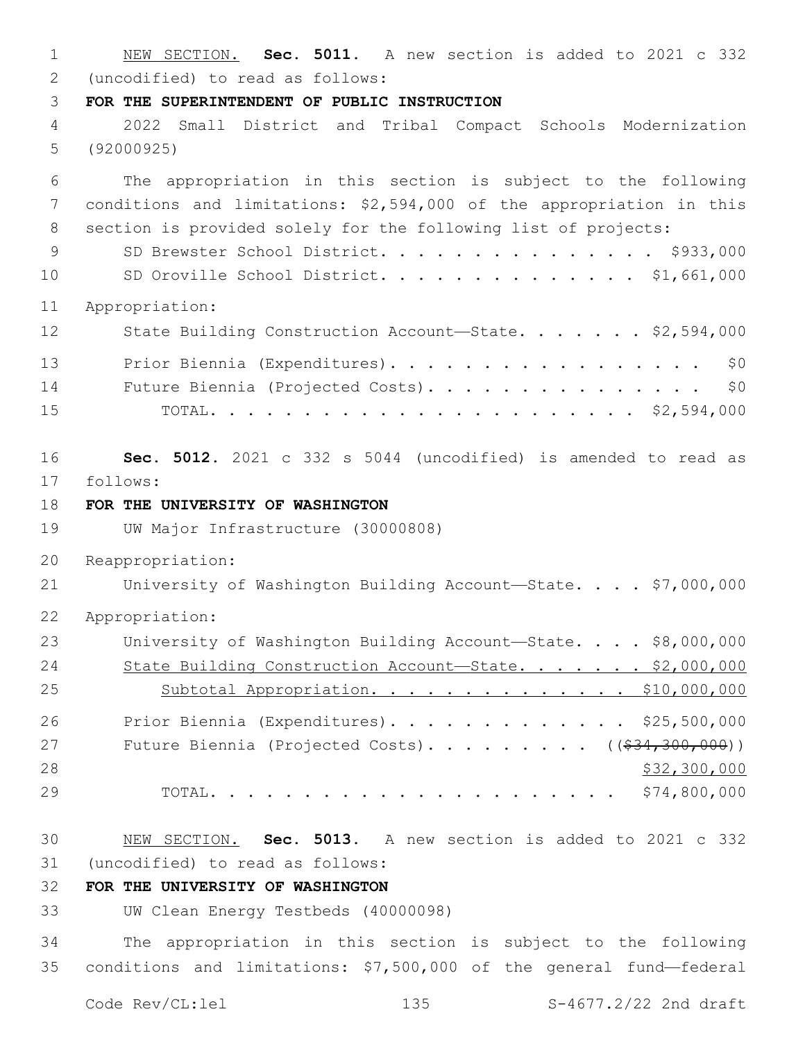NEW SECTION. **Sec. 5011.** A new section is added to 2021 c 332 (uncodified) to read as follows:

**FOR THE SUPERINTENDENT OF PUBLIC INSTRUCTION**

2022 Small District and Tribal Compact Schools Modernization (92000925)

The appropriation in this section is subject to the following conditions and limitations: $2,594,000 of the appropriation in this section is provided solely for the following list of projects:

SD Brewster School District. . . . . . . . . . . . . . . . $933,000
SD Oroville School District. . . . . . . . . . . . . . . $1,661,000

Appropriation:

State Building Construction Account—State. . . . . . . $2,594,000

Prior Biennia (Expenditures). . . . . . . . . . . . . . . . . . $0
Future Biennia (Projected Costs). . . . . . . . . . . . . . . . $0
TOTAL. . . . . . . . . . . . . . . . . . . . . . . . $2,594,000

**Sec. 5012.** 2021 c 332 s 5044 (uncodified) is amended to read as follows:

**FOR THE UNIVERSITY OF WASHINGTON**

UW Major Infrastructure (30000808)

Reappropriation:

University of Washington Building Account—State. . . . $7,000,000

Appropriation:

University of Washington Building Account—State. . . . $8,000,000
State Building Construction Account—State. . . . . . . $2,000,000
Subtotal Appropriation. . . . . . . . . . . . . . $10,000,000

Prior Biennia (Expenditures). . . . . . . . . . . . . $25,500,000
Future Biennia (Projected Costs). . . . . . . . . . (($34,300,000))
$32,300,000
TOTAL. . . . . . . . . . . . . . . . . . . . . . . $74,800,000

NEW SECTION. **Sec. 5013.** A new section is added to 2021 c 332 (uncodified) to read as follows:

**FOR THE UNIVERSITY OF WASHINGTON**

UW Clean Energy Testbeds (40000098)

The appropriation in this section is subject to the following conditions and limitations: $7,500,000 of the general fund—federal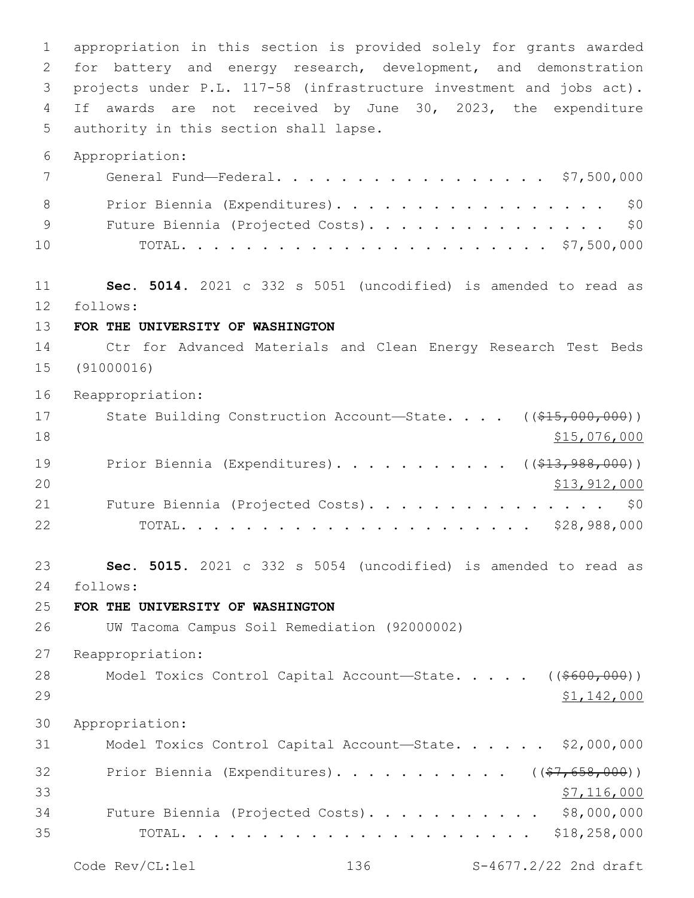appropriation in this section is provided solely for grants awarded for battery and energy research, development, and demonstration projects under P.L. 117-58 (infrastructure investment and jobs act). If awards are not received by June 30, 2023, the expenditure authority in this section shall lapse.

Appropriation:

General Fund—Federal. . . . . . . . . . . . . . . . . . $7,500,000

Prior Biennia (Expenditures). . . . . . . . . . . . . . . . . . $0

Future Biennia (Projected Costs). . . . . . . . . . . . . . . . $0

TOTAL. . . . . . . . . . . . . . . . . . . . . . . $7,500,000

**Sec. 5014.** 2021 c 332 s 5051 (uncodified) is amended to read as follows:

**FOR THE UNIVERSITY OF WASHINGTON**

Ctr for Advanced Materials and Clean Energy Research Test Beds (91000016)

Reappropriation:

State Building Construction Account—State. . . . ((~~$15,000,000~~)) $15,076,000

Prior Biennia (Expenditures). . . . . . . . . . . ((~~$13,988,000~~)) $13,912,000

Future Biennia (Projected Costs). . . . . . . . . . . . . . . . $0

TOTAL. . . . . . . . . . . . . . . . . . . . . . $28,988,000

**Sec. 5015.** 2021 c 332 s 5054 (uncodified) is amended to read as follows:

**FOR THE UNIVERSITY OF WASHINGTON**

UW Tacoma Campus Soil Remediation (92000002)

Reappropriation:

Model Toxics Control Capital Account—State. . . . . ((~~$600,000~~)) $1,142,000

Appropriation:

Model Toxics Control Capital Account—State. . . . . . $2,000,000

Prior Biennia (Expenditures). . . . . . . . . . . ((~~$7,658,000~~)) $7,116,000

Future Biennia (Projected Costs). . . . . . . . . . . $8,000,000

TOTAL. . . . . . . . . . . . . . . . . . . . . . $18,258,000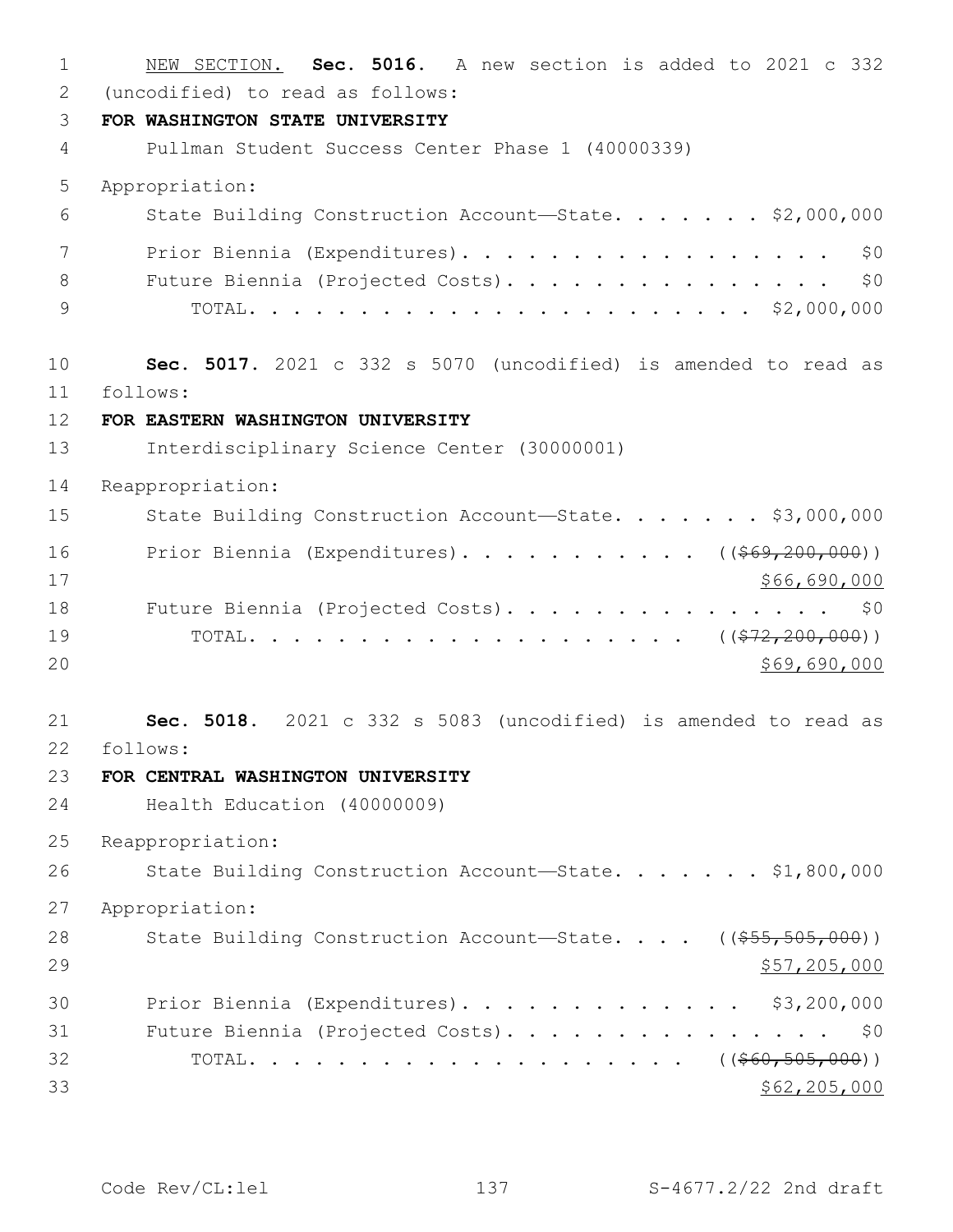NEW SECTION. **Sec. 5016.** A new section is added to 2021 c 332 (uncodified) to read as follows:

**FOR WASHINGTON STATE UNIVERSITY**

Pullman Student Success Center Phase 1 (40000339)

Appropriation:

State Building Construction Account—State. . . . . . . $2,000,000

Prior Biennia (Expenditures). . . . . . . . . . . . . . . . . . $0

Future Biennia (Projected Costs). . . . . . . . . . . . . . . . $0

TOTAL. . . . . . . . . . . . . . . . . . . . . . . . $2,000,000

**Sec. 5017.** 2021 c 332 s 5070 (uncodified) is amended to read as follows:

**FOR EASTERN WASHINGTON UNIVERSITY**

Interdisciplinary Science Center (30000001)

Reappropriation:

State Building Construction Account—State. . . . . . . $3,000,000

Prior Biennia (Expenditures). . . . . . . . . . . ((~~$69,200,000~~))
$66,690,000

Future Biennia (Projected Costs). . . . . . . . . . . . . . . . $0

TOTAL. . . . . . . . . . . . . . . . . . . . . ((~~$72,200,000~~))
$69,690,000

**Sec. 5018.** 2021 c 332 s 5083 (uncodified) is amended to read as follows:

**FOR CENTRAL WASHINGTON UNIVERSITY**

Health Education (40000009)

Reappropriation:

State Building Construction Account—State. . . . . . . $1,800,000

Appropriation:

State Building Construction Account—State. . . . ((~~$55,505,000~~))
$57,205,000

Prior Biennia (Expenditures). . . . . . . . . . . . . $3,200,000

Future Biennia (Projected Costs). . . . . . . . . . . . . . . . $0

TOTAL. . . . . . . . . . . . . . . . . . . . . ((~~$60,505,000~~))
$62,205,000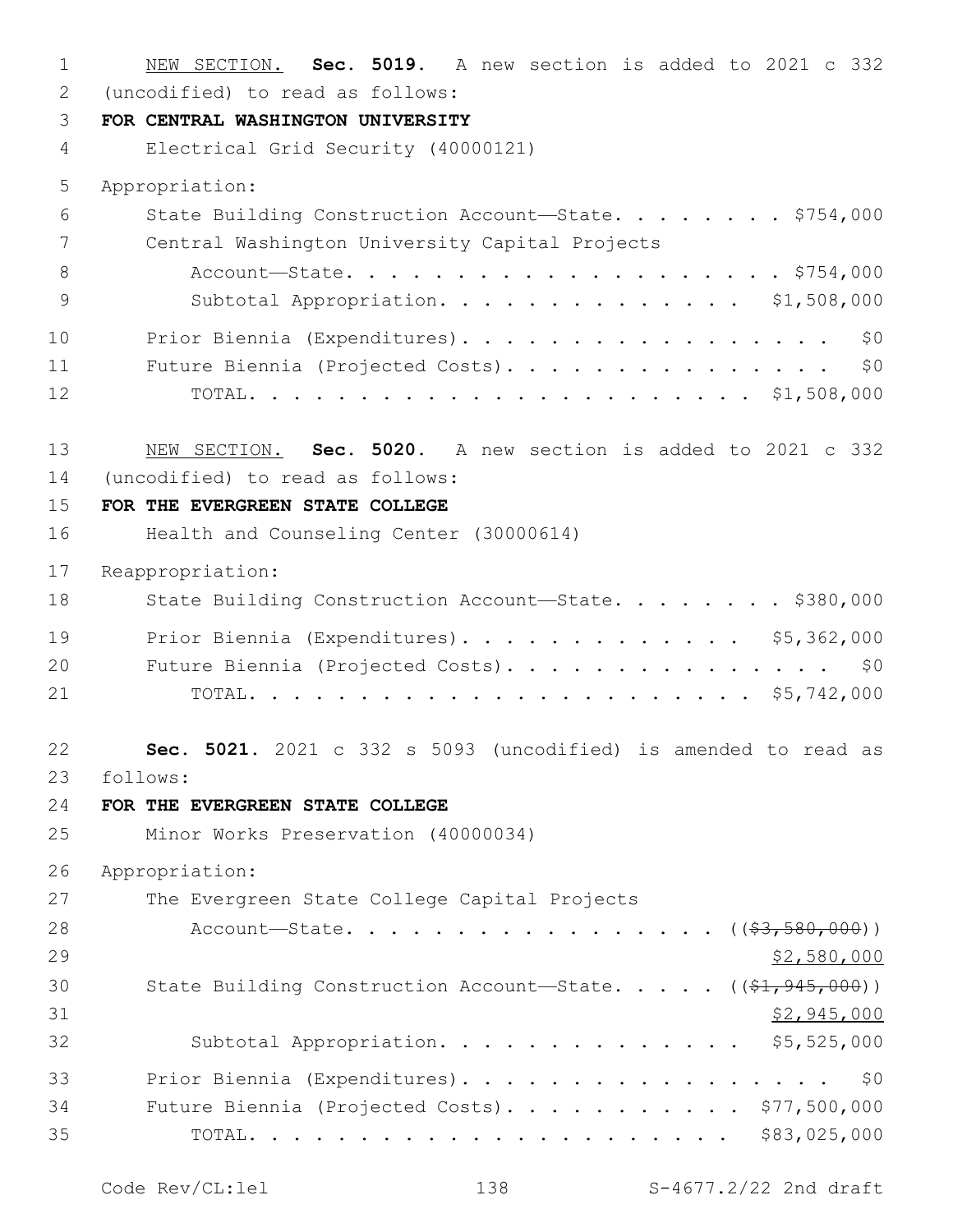NEW SECTION. **Sec. 5019.** A new section is added to 2021 c 332 (uncodified) to read as follows:

**FOR CENTRAL WASHINGTON UNIVERSITY**

Electrical Grid Security (40000121)

Appropriation:

State Building Construction Account—State. . . . . . . . . $754,000

Central Washington University Capital Projects Account—State. . . . . . . . . . . . . . . . . . . . . $754,000

Subtotal Appropriation. . . . . . . . . . . . . . . $1,508,000

Prior Biennia (Expenditures). . . . . . . . . . . . . . . . . . $0

Future Biennia (Projected Costs). . . . . . . . . . . . . . . . $0

TOTAL. . . . . . . . . . . . . . . . . . . . . . . $1,508,000

NEW SECTION. **Sec. 5020.** A new section is added to 2021 c 332 (uncodified) to read as follows:

**FOR THE EVERGREEN STATE COLLEGE**

Health and Counseling Center (30000614)

Reappropriation:

State Building Construction Account—State. . . . . . . . . $380,000

Prior Biennia (Expenditures). . . . . . . . . . . . . $5,362,000

Future Biennia (Projected Costs). . . . . . . . . . . . . . . . $0

TOTAL. . . . . . . . . . . . . . . . . . . . . . . $5,742,000

**Sec. 5021.** 2021 c 332 s 5093 (uncodified) is amended to read as follows:

**FOR THE EVERGREEN STATE COLLEGE**

Minor Works Preservation (40000034)

Appropriation:

The Evergreen State College Capital Projects Account—State. . . . . . . . . . . . . . . . . . ((~~$3,580,000~~)) $2,580,000

State Building Construction Account—State. . . . . ((~~$1,945,000~~)) $2,945,000

Subtotal Appropriation. . . . . . . . . . . . . . . $5,525,000

Prior Biennia (Expenditures). . . . . . . . . . . . . . . . . . $0

Future Biennia (Projected Costs). . . . . . . . . . . $77,500,000

TOTAL. . . . . . . . . . . . . . . . . . . . . . . $83,025,000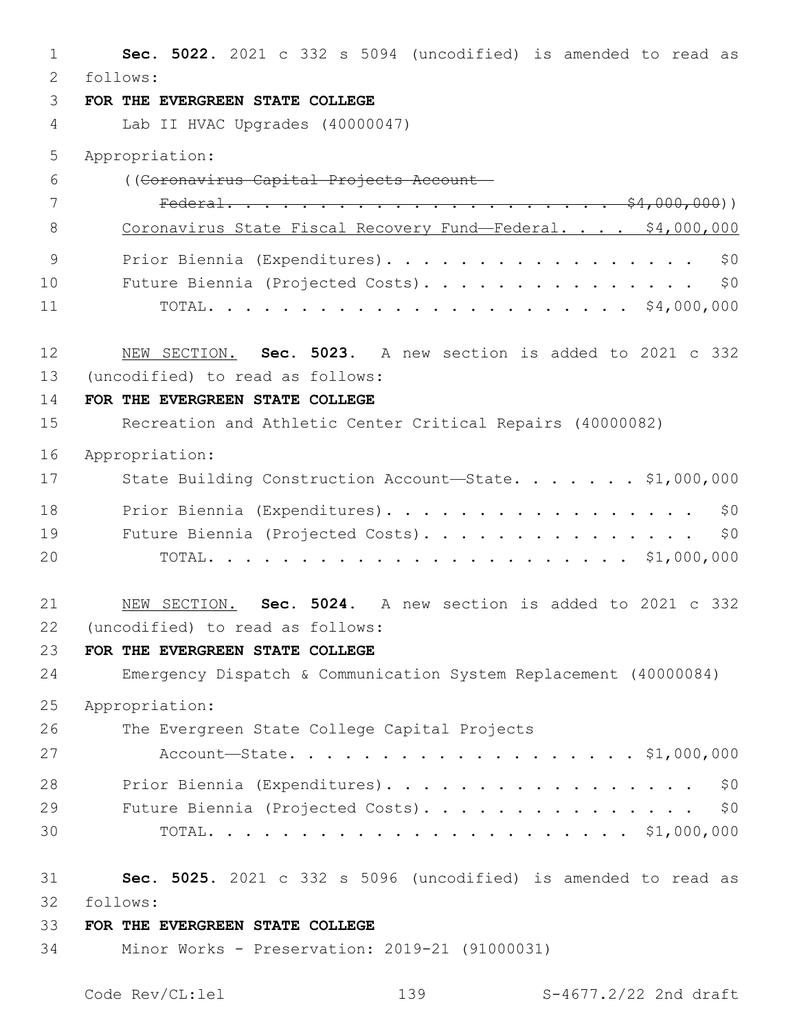**Sec. 5022.** 2021 c 332 s 5094 (uncodified) is amended to read as follows:

**FOR THE EVERGREEN STATE COLLEGE**

Lab II HVAC Upgrades (40000047)

Appropriation:

((~~Coronavirus Capital Projects Account—Federal. . . . . . . . . . . . . . . . . . . . . . $4,000,000~~))

<u>Coronavirus State Fiscal Recovery Fund—Federal. . . . $4,000,000</u>

Prior Biennia (Expenditures). . . . . . . . . . . . . . . . . . $0

Future Biennia (Projected Costs). . . . . . . . . . . . . . . . $0

TOTAL. . . . . . . . . . . . . . . . . . . . . . . $4,000,000

<u>NEW SECTION.</u> **Sec. 5023.** A new section is added to 2021 c 332 (uncodified) to read as follows:

**FOR THE EVERGREEN STATE COLLEGE**

Recreation and Athletic Center Critical Repairs (40000082)

Appropriation:

State Building Construction Account—State. . . . . . . $1,000,000

Prior Biennia (Expenditures). . . . . . . . . . . . . . . . . . $0

Future Biennia (Projected Costs). . . . . . . . . . . . . . . . $0

TOTAL. . . . . . . . . . . . . . . . . . . . . . . $1,000,000

<u>NEW SECTION.</u> **Sec. 5024.** A new section is added to 2021 c 332 (uncodified) to read as follows:

**FOR THE EVERGREEN STATE COLLEGE**

Emergency Dispatch & Communication System Replacement (40000084)

Appropriation:

The Evergreen State College Capital Projects Account—State. . . . . . . . . . . . . . . . . . . . $1,000,000

Prior Biennia (Expenditures). . . . . . . . . . . . . . . . . . $0

Future Biennia (Projected Costs). . . . . . . . . . . . . . . . $0

TOTAL. . . . . . . . . . . . . . . . . . . . . . . $1,000,000

**Sec. 5025.** 2021 c 332 s 5096 (uncodified) is amended to read as follows:

**FOR THE EVERGREEN STATE COLLEGE**

Minor Works - Preservation: 2019-21 (91000031)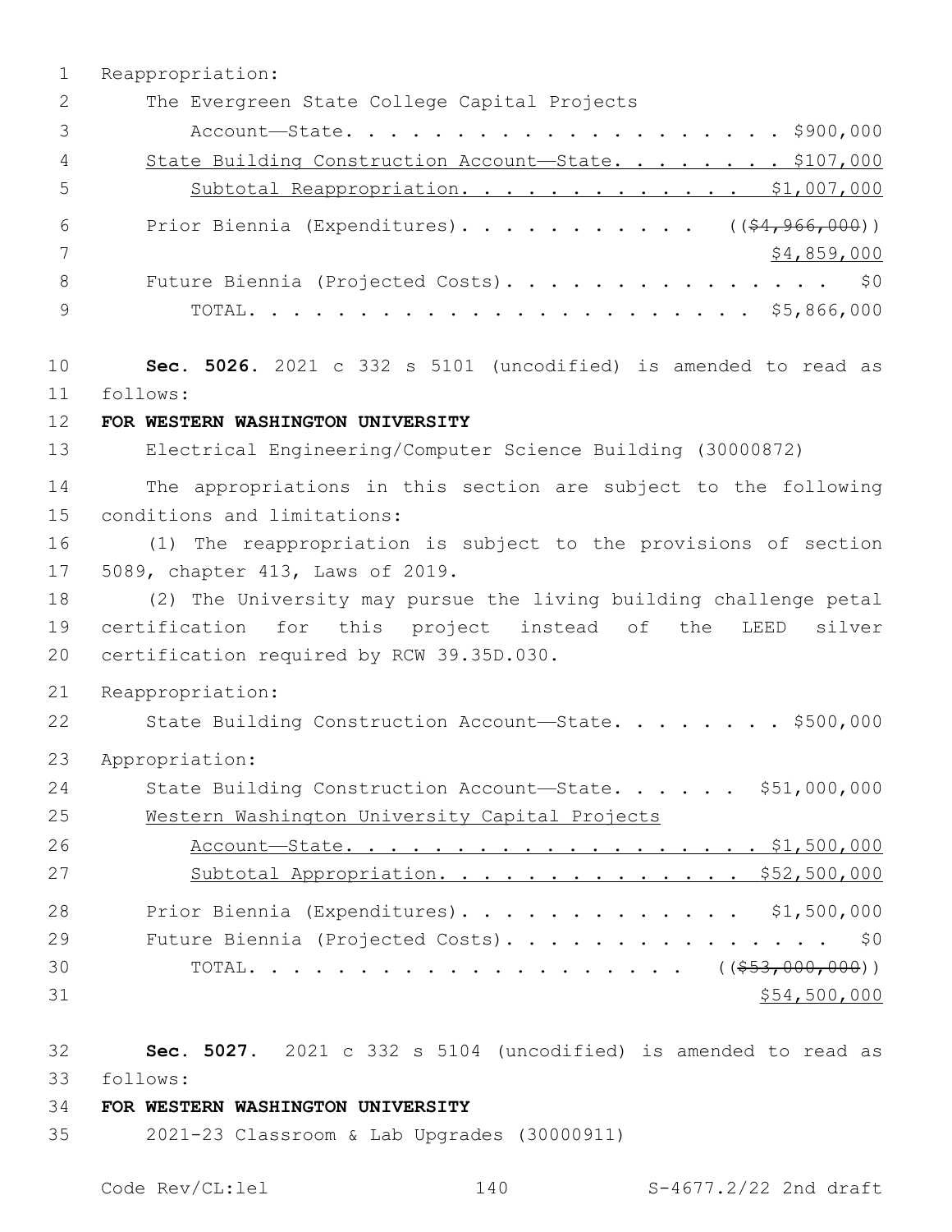Reappropriation:

The Evergreen State College Capital Projects Account—State. . . . . . . . . . . . . . . . . . . . . . $900,000

State Building Construction Account—State. . . . . . . . $107,000

Subtotal Reappropriation. . . . . . . . . . . . . $1,007,000

Prior Biennia (Expenditures). . . . . . . . . . . (($4,966,000)) $4,859,000

Future Biennia (Projected Costs). . . . . . . . . . . . . . . . $0

TOTAL. . . . . . . . . . . . . . . . . . . . . . . $5,866,000

**Sec. 5026.** 2021 c 332 s 5101 (uncodified) is amended to read as follows:

**FOR WESTERN WASHINGTON UNIVERSITY**

Electrical Engineering/Computer Science Building (30000872)

The appropriations in this section are subject to the following conditions and limitations:

(1) The reappropriation is subject to the provisions of section 5089, chapter 413, Laws of 2019.

(2) The University may pursue the living building challenge petal certification for this project instead of the LEED silver certification required by RCW 39.35D.030.

Reappropriation:

State Building Construction Account—State. . . . . . . . $500,000

Appropriation:

State Building Construction Account—State. . . . . . $51,000,000

Western Washington University Capital Projects Account—State. . . . . . . . . . . . . . . . . . . . . $1,500,000

Subtotal Appropriation. . . . . . . . . . . . . . $52,500,000

Prior Biennia (Expenditures). . . . . . . . . . . . . $1,500,000

Future Biennia (Projected Costs). . . . . . . . . . . . . . . . $0

TOTAL. . . . . . . . . . . . . . . . . . . . (($53,000,000)) $54,500,000

**Sec. 5027.** 2021 c 332 s 5104 (uncodified) is amended to read as follows:

**FOR WESTERN WASHINGTON UNIVERSITY**

2021-23 Classroom & Lab Upgrades (30000911)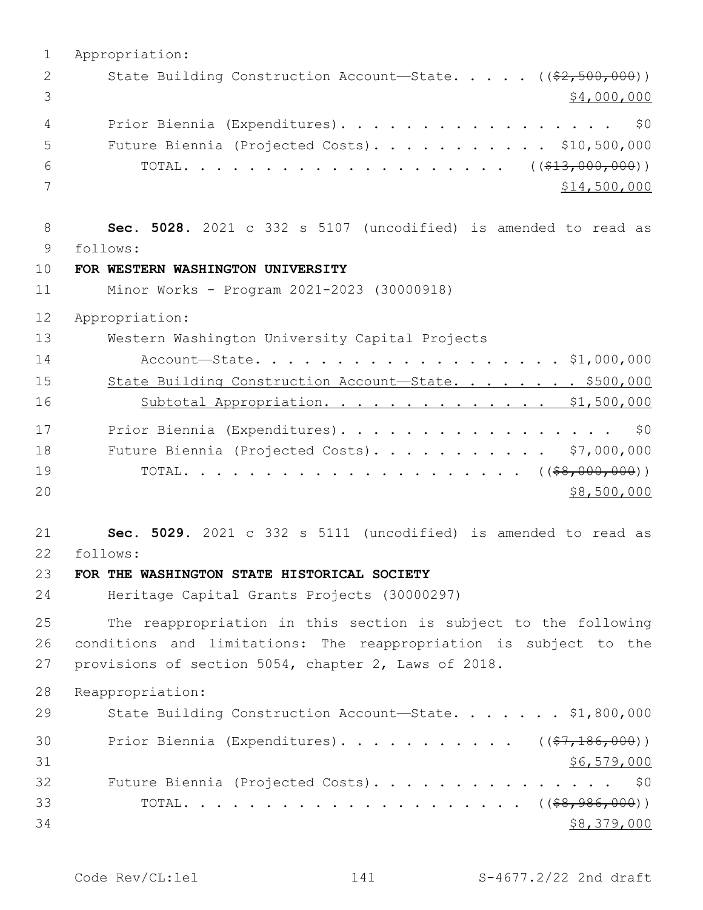Appropriation:

State Building Construction Account—State. . . . . ((~~$2,500,000~~))
<u>$4,000,000</u>

Prior Biennia (Expenditures). . . . . . . . . . . . . . . . . . $0

Future Biennia (Projected Costs). . . . . . . . . . . $10,500,000

TOTAL. . . . . . . . . . . . . . . . . . . . ((~~$13,000,000~~))
<u>$14,500,000</u>

**Sec. 5028.** 2021 c 332 s 5107 (uncodified) is amended to read as follows:

**FOR WESTERN WASHINGTON UNIVERSITY**

Minor Works - Program 2021-2023 (30000918)

Appropriation:

Western Washington University Capital Projects Account—State. . . . . . . . . . . . . . . . . . . . $1,000,000

<u>State Building Construction Account—State. . . . . . . . . $500,000</u>

<u>Subtotal Appropriation. . . . . . . . . . . . . . . $1,500,000</u>

Prior Biennia (Expenditures). . . . . . . . . . . . . . . . . . $0

Future Biennia (Projected Costs). . . . . . . . . . . $7,000,000

TOTAL. . . . . . . . . . . . . . . . . . . . . ((~~$8,000,000~~))
<u>$8,500,000</u>

**Sec. 5029.** 2021 c 332 s 5111 (uncodified) is amended to read as follows:

**FOR THE WASHINGTON STATE HISTORICAL SOCIETY**

Heritage Capital Grants Projects (30000297)

The reappropriation in this section is subject to the following conditions and limitations: The reappropriation is subject to the provisions of section 5054, chapter 2, Laws of 2018.

Reappropriation:

State Building Construction Account—State. . . . . . . $1,800,000

Prior Biennia (Expenditures). . . . . . . . . . . ((~~$7,186,000~~))
<u>$6,579,000</u>

Future Biennia (Projected Costs). . . . . . . . . . . . . . . $0

TOTAL. . . . . . . . . . . . . . . . . . . . . ((~~$8,986,000~~))
<u>$8,379,000</u>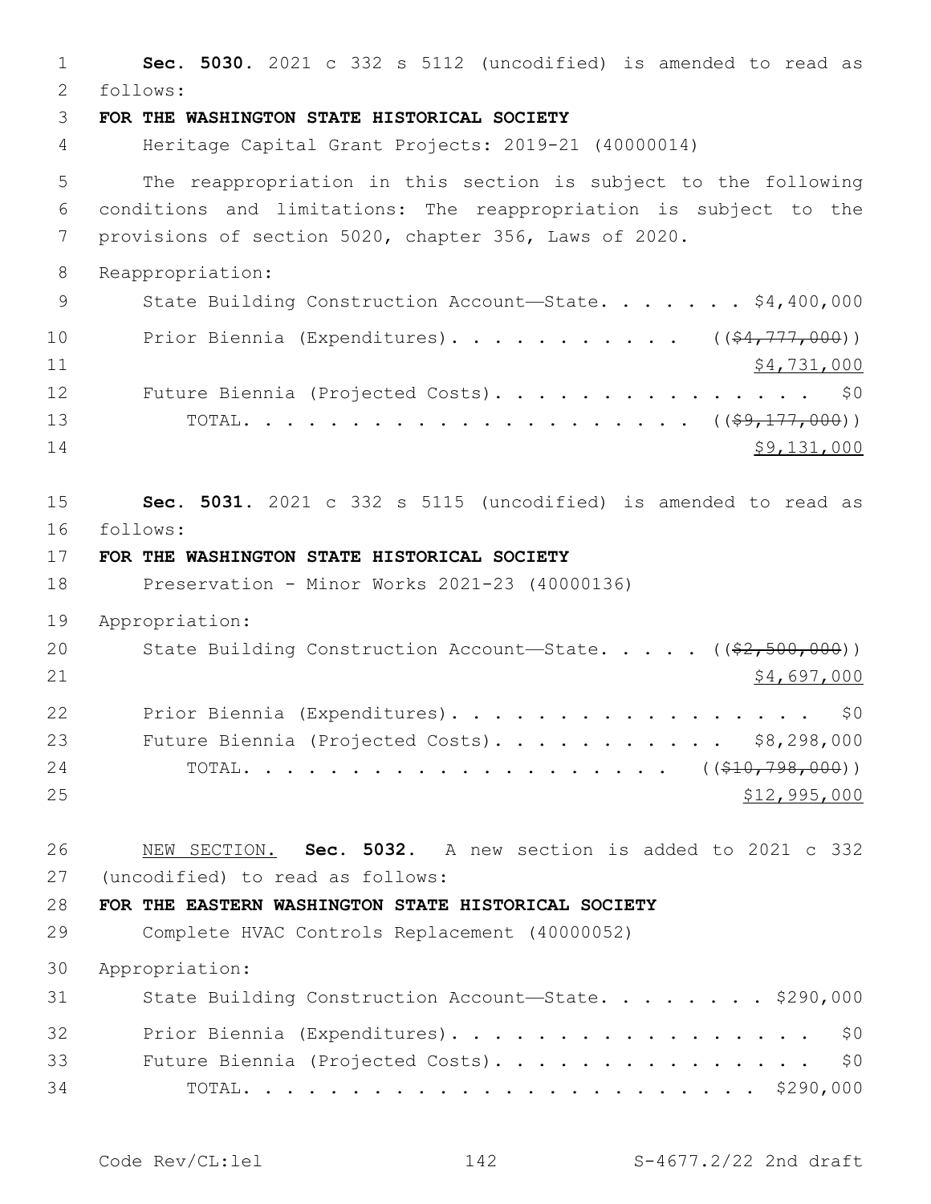**Sec. 5030.** 2021 c 332 s 5112 (uncodified) is amended to read as follows:

**FOR THE WASHINGTON STATE HISTORICAL SOCIETY**

Heritage Capital Grant Projects: 2019-21 (40000014)

The reappropriation in this section is subject to the following conditions and limitations: The reappropriation is subject to the provisions of section 5020, chapter 356, Laws of 2020.

Reappropriation:

State Building Construction Account—State. . . . . . . $4,400,000

Prior Biennia (Expenditures). . . . . . . . . . . ((~~$4,777,000~~))
<u>$4,731,000</u>

Future Biennia (Projected Costs). . . . . . . . . . . . . . . . $0

TOTAL. . . . . . . . . . . . . . . . . . . . . ((~~$9,177,000~~))
<u>$9,131,000</u>

**Sec. 5031.** 2021 c 332 s 5115 (uncodified) is amended to read as follows:

**FOR THE WASHINGTON STATE HISTORICAL SOCIETY**

Preservation - Minor Works 2021-23 (40000136)

Appropriation:

State Building Construction Account—State. . . . . ((~~$2,500,000~~))
<u>$4,697,000</u>

Prior Biennia (Expenditures). . . . . . . . . . . . . . . . . . $0

Future Biennia (Projected Costs). . . . . . . . . . . . $8,298,000

TOTAL. . . . . . . . . . . . . . . . . . . . ((~~$10,798,000~~))
<u>$12,995,000</u>

<u>NEW SECTION.</u> **Sec. 5032.** A new section is added to 2021 c 332 (uncodified) to read as follows:

**FOR THE EASTERN WASHINGTON STATE HISTORICAL SOCIETY**

Complete HVAC Controls Replacement (40000052)

Appropriation:

State Building Construction Account—State. . . . . . . . $290,000

Prior Biennia (Expenditures). . . . . . . . . . . . . . . . . . $0

Future Biennia (Projected Costs). . . . . . . . . . . . . . . . $0

TOTAL. . . . . . . . . . . . . . . . . . . . . . . . . $290,000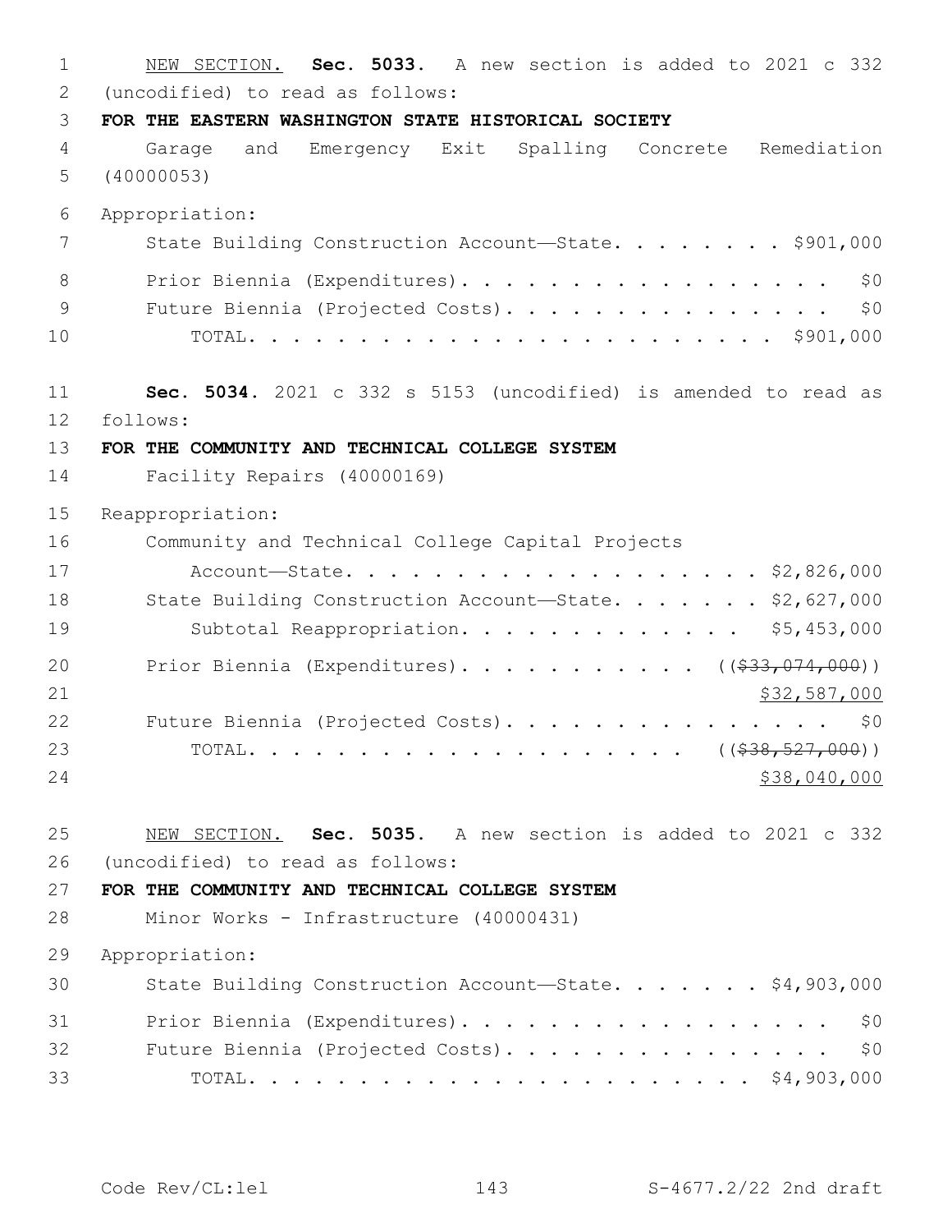NEW SECTION. **Sec. 5033.** A new section is added to 2021 c 332 (uncodified) to read as follows:

**FOR THE EASTERN WASHINGTON STATE HISTORICAL SOCIETY**

Garage and Emergency Exit Spalling Concrete Remediation (40000053)

Appropriation:

State Building Construction Account—State. . . . . . . . $901,000

Prior Biennia (Expenditures). . . . . . . . . . . . . . . . . . $0

Future Biennia (Projected Costs). . . . . . . . . . . . . . . . $0

TOTAL. . . . . . . . . . . . . . . . . . . . . . . . . $901,000

**Sec. 5034.** 2021 c 332 s 5153 (uncodified) is amended to read as follows:

**FOR THE COMMUNITY AND TECHNICAL COLLEGE SYSTEM**

Facility Repairs (40000169)

Reappropriation:

Community and Technical College Capital Projects Account—State. . . . . . . . . . . . . . . . . . . . $2,826,000

State Building Construction Account—State. . . . . . . $2,627,000

Subtotal Reappropriation. . . . . . . . . . . . . . $5,453,000

Prior Biennia (Expenditures). . . . . . . . . . . ((~~$33,074,000~~)) $32,587,000

Future Biennia (Projected Costs). . . . . . . . . . . . . . . . $0

TOTAL. . . . . . . . . . . . . . . . . . . . . ((~~$38,527,000~~)) $38,040,000

NEW SECTION. **Sec. 5035.** A new section is added to 2021 c 332 (uncodified) to read as follows:

**FOR THE COMMUNITY AND TECHNICAL COLLEGE SYSTEM**

Minor Works - Infrastructure (40000431)

Appropriation:

State Building Construction Account—State. . . . . . . $4,903,000

Prior Biennia (Expenditures). . . . . . . . . . . . . . . . . . $0

Future Biennia (Projected Costs). . . . . . . . . . . . . . . . $0

TOTAL. . . . . . . . . . . . . . . . . . . . . . . . $4,903,000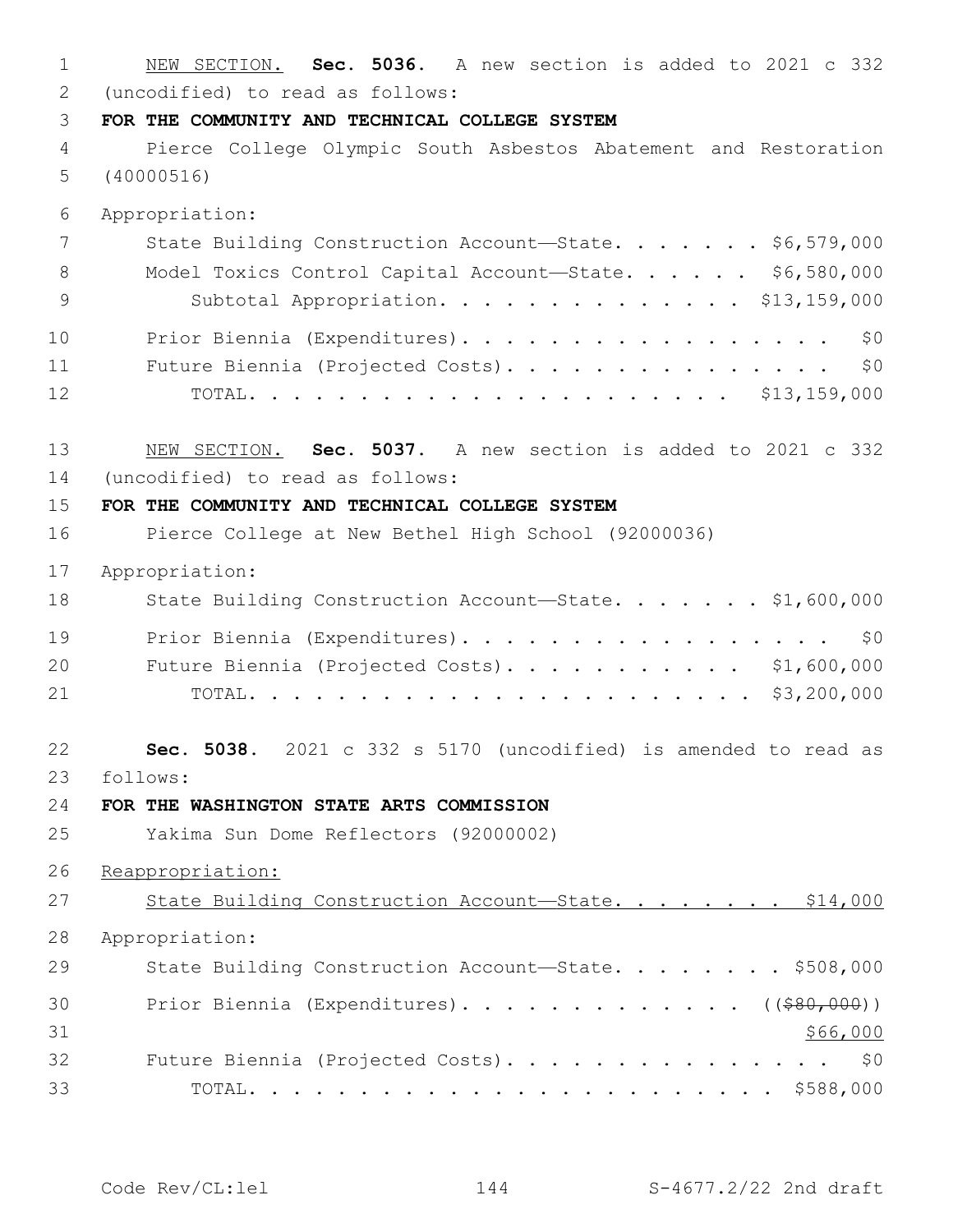NEW SECTION. **Sec. 5036.** A new section is added to 2021 c 332 (uncodified) to read as follows:

**FOR THE COMMUNITY AND TECHNICAL COLLEGE SYSTEM**

Pierce College Olympic South Asbestos Abatement and Restoration (40000516)

Appropriation:

State Building Construction Account—State. . . . . . . $6,579,000
Model Toxics Control Capital Account—State. . . . . . $6,580,000
Subtotal Appropriation. . . . . . . . . . . . . . $13,159,000

Prior Biennia (Expenditures). . . . . . . . . . . . . . . . . . $0
Future Biennia (Projected Costs). . . . . . . . . . . . . . . . $0
TOTAL. . . . . . . . . . . . . . . . . . . . . . $13,159,000

NEW SECTION. **Sec. 5037.** A new section is added to 2021 c 332 (uncodified) to read as follows:

**FOR THE COMMUNITY AND TECHNICAL COLLEGE SYSTEM**

Pierce College at New Bethel High School (92000036)

Appropriation:

State Building Construction Account—State. . . . . . . $1,600,000

Prior Biennia (Expenditures). . . . . . . . . . . . . . . . . . $0
Future Biennia (Projected Costs). . . . . . . . . . . $1,600,000
TOTAL. . . . . . . . . . . . . . . . . . . . . . . $3,200,000

**Sec. 5038.** 2021 c 332 s 5170 (uncodified) is amended to read as follows:

**FOR THE WASHINGTON STATE ARTS COMMISSION**

Yakima Sun Dome Reflectors (92000002)

Reappropriation:

State Building Construction Account—State. . . . . . . . $14,000

Appropriation:

State Building Construction Account—State. . . . . . . . $508,000

Prior Biennia (Expenditures). . . . . . . . . . . . . . ((~~$80,000~~))
$66,000
Future Biennia (Projected Costs). . . . . . . . . . . . . . . . $0
TOTAL. . . . . . . . . . . . . . . . . . . . . . . . $588,000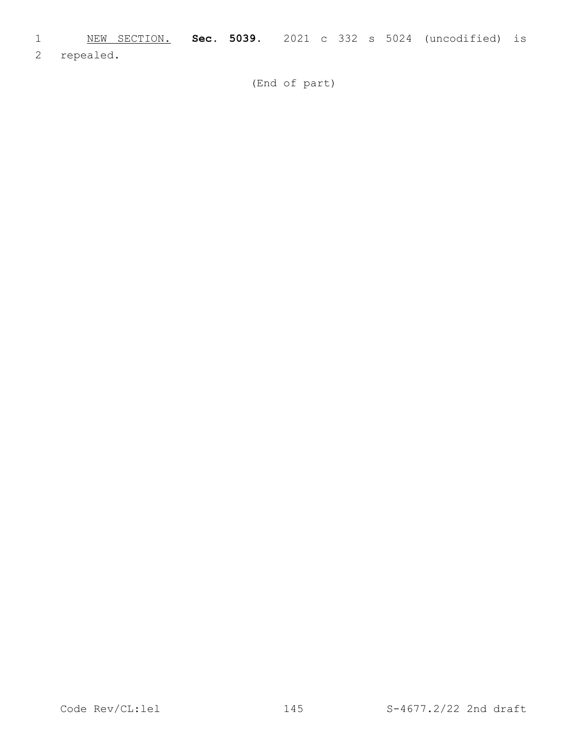NEW SECTION. **Sec. 5039.** 2021 c 332 s 5024 (uncodified) is repealed.

(End of part)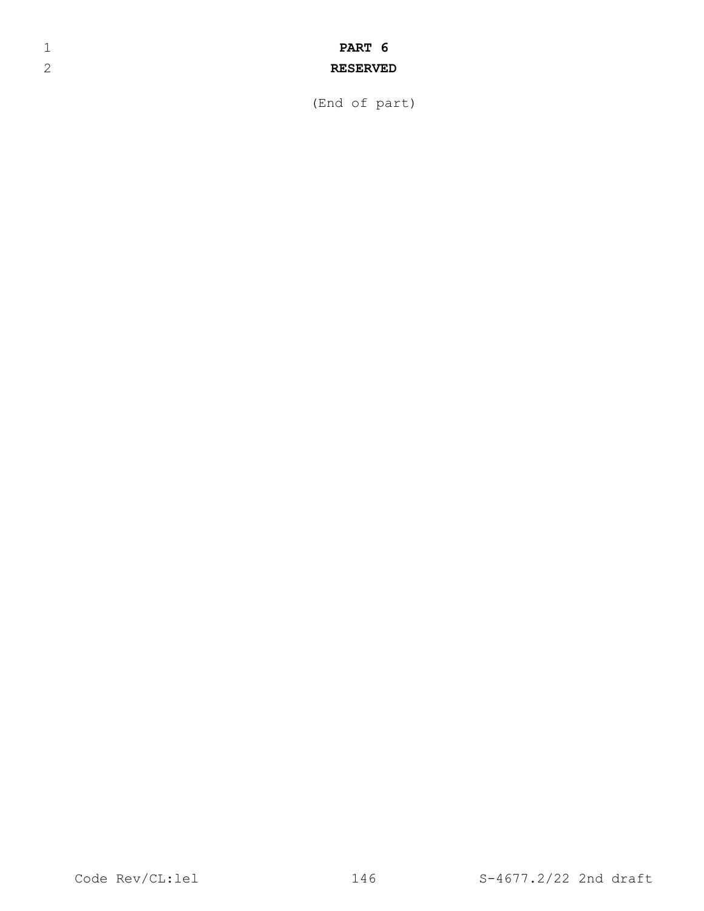**PART 6**

**RESERVED**

(End of part)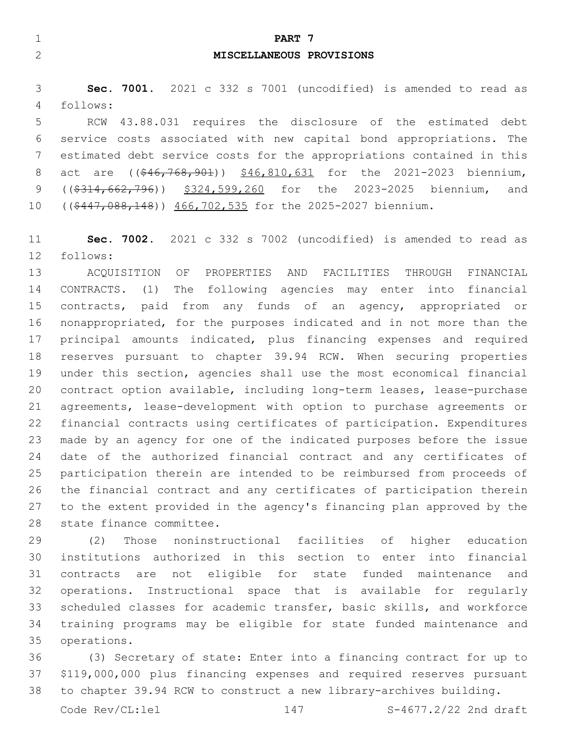# PART 7

## MISCELLANEOUS PROVISIONS

**Sec. 7001.** 2021 c 332 s 7001 (uncodified) is amended to read as follows:

RCW 43.88.031 requires the disclosure of the estimated debt service costs associated with new capital bond appropriations. The estimated debt service costs for the appropriations contained in this act are ((~~$46,768,901~~)) <u>$46,810,631</u> for the 2021-2023 biennium, ((~~$314,662,796~~)) <u>$324,599,260</u> for the 2023-2025 biennium, and ((~~$447,088,148~~)) <u>466,702,535</u> for the 2025-2027 biennium.

**Sec. 7002.** 2021 c 332 s 7002 (uncodified) is amended to read as follows:

ACQUISITION OF PROPERTIES AND FACILITIES THROUGH FINANCIAL CONTRACTS. (1) The following agencies may enter into financial contracts, paid from any funds of an agency, appropriated or nonappropriated, for the purposes indicated and in not more than the principal amounts indicated, plus financing expenses and required reserves pursuant to chapter 39.94 RCW. When securing properties under this section, agencies shall use the most economical financial contract option available, including long-term leases, lease-purchase agreements, lease-development with option to purchase agreements or financial contracts using certificates of participation. Expenditures made by an agency for one of the indicated purposes before the issue date of the authorized financial contract and any certificates of participation therein are intended to be reimbursed from proceeds of the financial contract and any certificates of participation therein to the extent provided in the agency's financing plan approved by the state finance committee.

(2) Those noninstructional facilities of higher education institutions authorized in this section to enter into financial contracts are not eligible for state funded maintenance and operations. Instructional space that is available for regularly scheduled classes for academic transfer, basic skills, and workforce training programs may be eligible for state funded maintenance and operations.

(3) Secretary of state: Enter into a financing contract for up to $119,000,000 plus financing expenses and required reserves pursuant to chapter 39.94 RCW to construct a new library-archives building.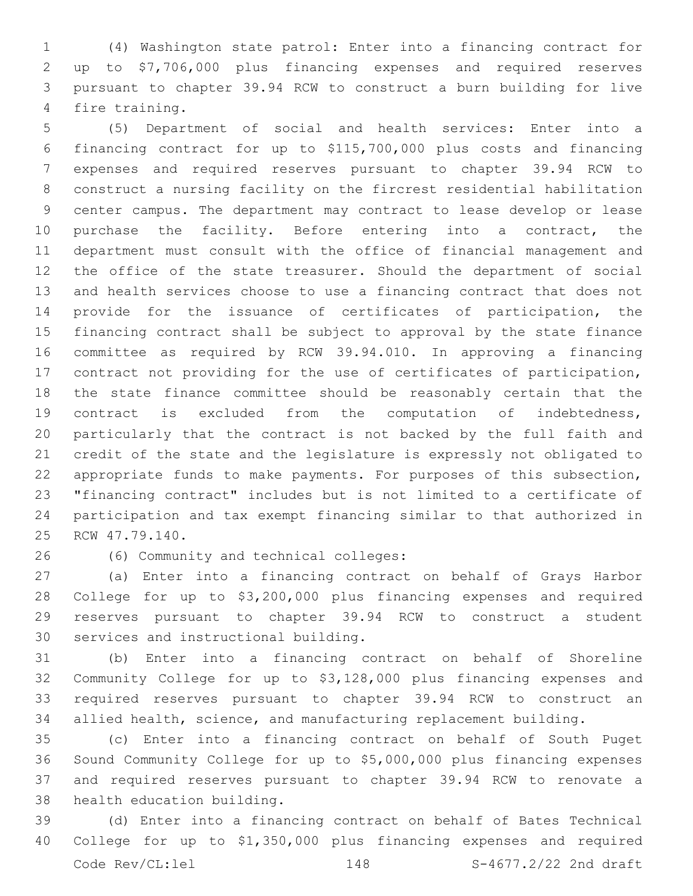(4) Washington state patrol: Enter into a financing contract for up to $7,706,000 plus financing expenses and required reserves pursuant to chapter 39.94 RCW to construct a burn building for live fire training.

(5) Department of social and health services: Enter into a financing contract for up to $115,700,000 plus costs and financing expenses and required reserves pursuant to chapter 39.94 RCW to construct a nursing facility on the fircrest residential habilitation center campus. The department may contract to lease develop or lease purchase the facility. Before entering into a contract, the department must consult with the office of financial management and the office of the state treasurer. Should the department of social and health services choose to use a financing contract that does not provide for the issuance of certificates of participation, the financing contract shall be subject to approval by the state finance committee as required by RCW 39.94.010. In approving a financing contract not providing for the use of certificates of participation, the state finance committee should be reasonably certain that the contract is excluded from the computation of indebtedness, particularly that the contract is not backed by the full faith and credit of the state and the legislature is expressly not obligated to appropriate funds to make payments. For purposes of this subsection, "financing contract" includes but is not limited to a certificate of participation and tax exempt financing similar to that authorized in RCW 47.79.140.

(6) Community and technical colleges:

(a) Enter into a financing contract on behalf of Grays Harbor College for up to $3,200,000 plus financing expenses and required reserves pursuant to chapter 39.94 RCW to construct a student services and instructional building.

(b) Enter into a financing contract on behalf of Shoreline Community College for up to $3,128,000 plus financing expenses and required reserves pursuant to chapter 39.94 RCW to construct an allied health, science, and manufacturing replacement building.

(c) Enter into a financing contract on behalf of South Puget Sound Community College for up to $5,000,000 plus financing expenses and required reserves pursuant to chapter 39.94 RCW to renovate a health education building.

(d) Enter into a financing contract on behalf of Bates Technical College for up to $1,350,000 plus financing expenses and required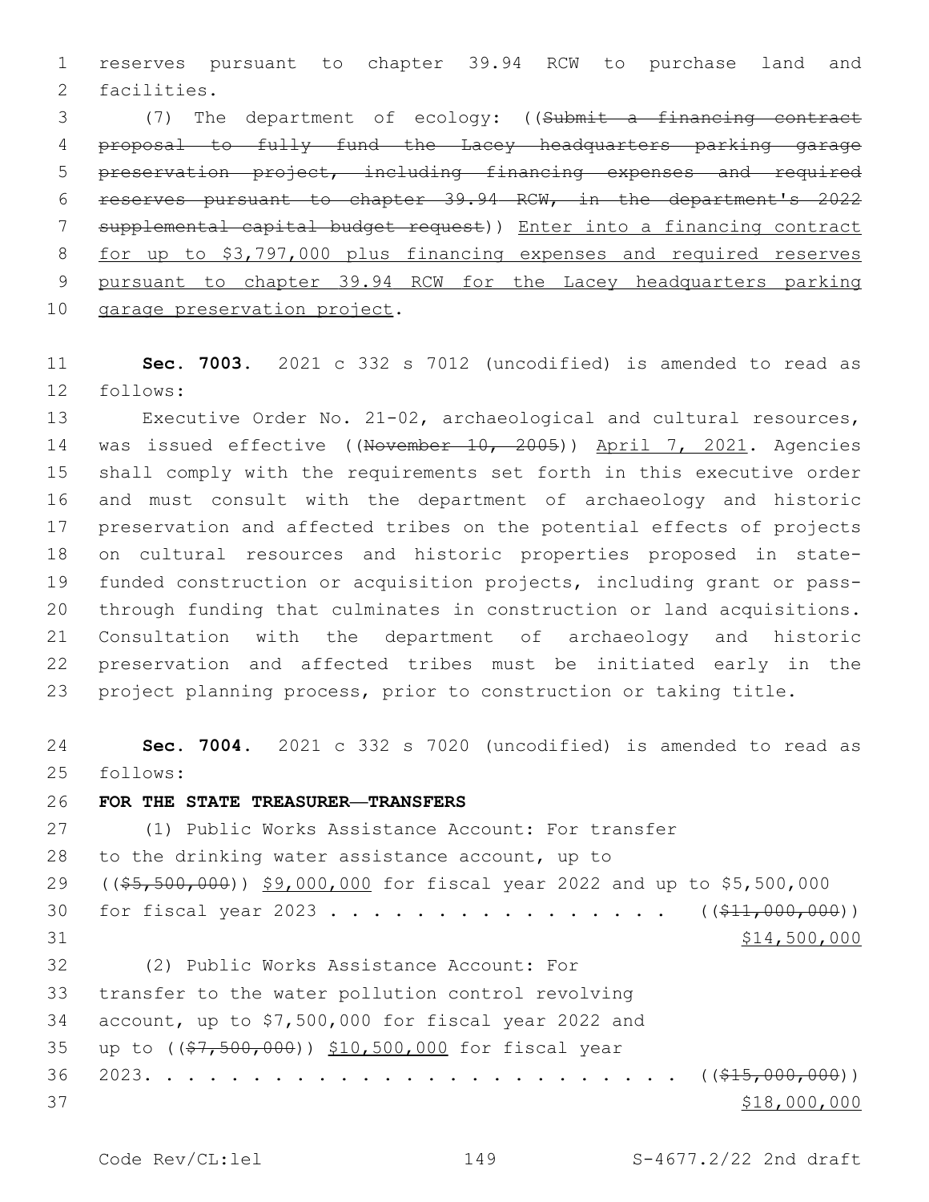reserves pursuant to chapter 39.94 RCW to purchase land and facilities.

(7) The department of ecology: ((~~Submit a financing contract proposal to fully fund the Lacey headquarters parking garage preservation project, including financing expenses and required reserves pursuant to chapter 39.94 RCW, in the department's 2022 supplemental capital budget request~~)) Enter into a financing contract for up to $3,797,000 plus financing expenses and required reserves pursuant to chapter 39.94 RCW for the Lacey headquarters parking garage preservation project.

**Sec. 7003.** 2021 c 332 s 7012 (uncodified) is amended to read as follows:

Executive Order No. 21-02, archaeological and cultural resources, was issued effective ((~~November 10, 2005~~)) April 7, 2021. Agencies shall comply with the requirements set forth in this executive order and must consult with the department of archaeology and historic preservation and affected tribes on the potential effects of projects on cultural resources and historic properties proposed in state-funded construction or acquisition projects, including grant or pass-through funding that culminates in construction or land acquisitions. Consultation with the department of archaeology and historic preservation and affected tribes must be initiated early in the project planning process, prior to construction or taking title.

**Sec. 7004.** 2021 c 332 s 7020 (uncodified) is amended to read as follows:

**FOR THE STATE TREASURER—TRANSFERS**

(1) Public Works Assistance Account: For transfer to the drinking water assistance account, up to ((~~$5,500,000~~)) $9,000,000 for fiscal year 2022 and up to $5,500,000 for fiscal year 2023 . . . . . . . . . . . . . . . . . ((~~$11,000,000~~)) $14,500,000

(2) Public Works Assistance Account: For transfer to the water pollution control revolving account, up to $7,500,000 for fiscal year 2022 and up to ((~~$7,500,000~~)) $10,500,000 for fiscal year 2023. . . . . . . . . . . . . . . . . . . . . . . . . ((~~$15,000,000~~)) $18,000,000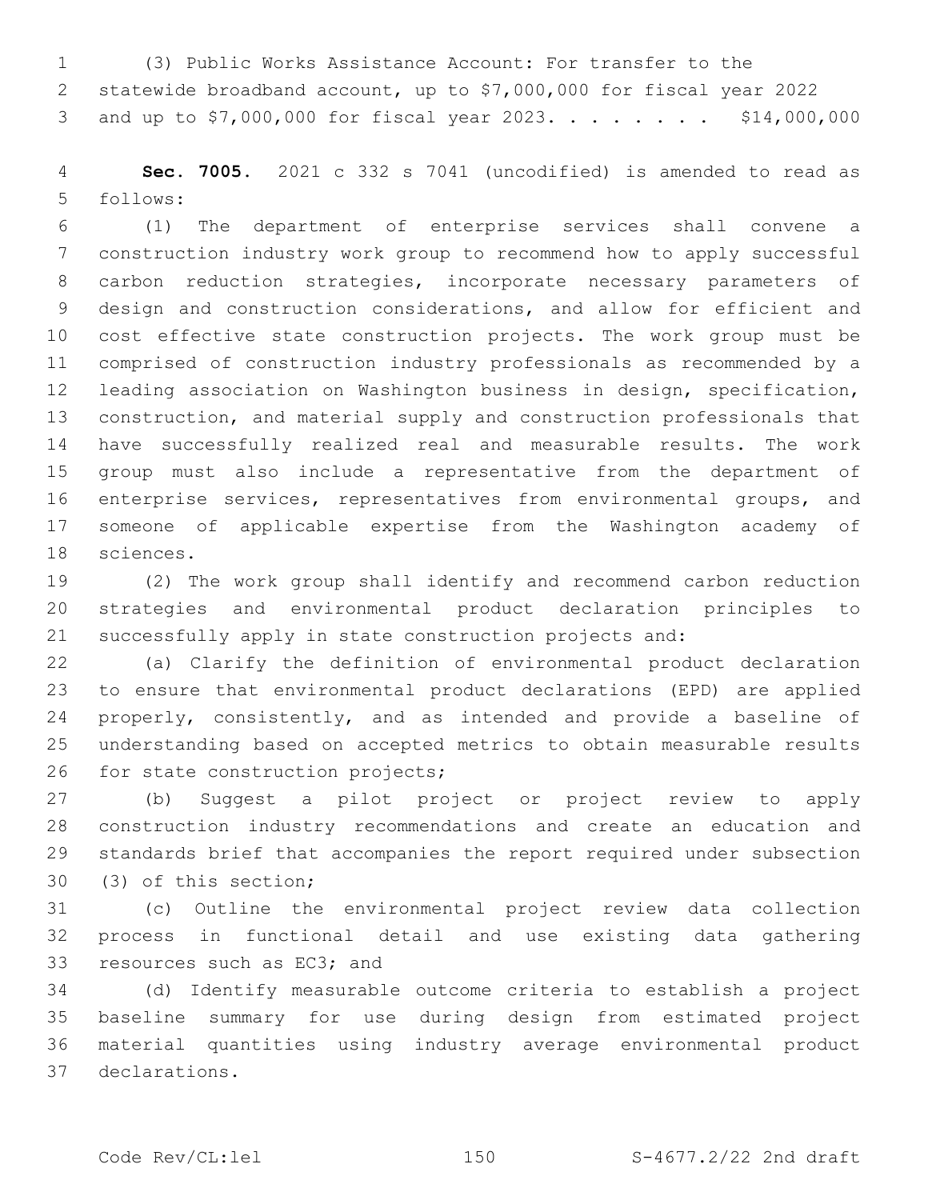(3) Public Works Assistance Account: For transfer to the statewide broadband account, up to $7,000,000 for fiscal year 2022 and up to $7,000,000 for fiscal year 2023. . . . . . . . $14,000,000

**Sec. 7005.** 2021 c 332 s 7041 (uncodified) is amended to read as follows:

(1) The department of enterprise services shall convene a construction industry work group to recommend how to apply successful carbon reduction strategies, incorporate necessary parameters of design and construction considerations, and allow for efficient and cost effective state construction projects. The work group must be comprised of construction industry professionals as recommended by a leading association on Washington business in design, specification, construction, and material supply and construction professionals that have successfully realized real and measurable results. The work group must also include a representative from the department of enterprise services, representatives from environmental groups, and someone of applicable expertise from the Washington academy of sciences.

(2) The work group shall identify and recommend carbon reduction strategies and environmental product declaration principles to successfully apply in state construction projects and:

(a) Clarify the definition of environmental product declaration to ensure that environmental product declarations (EPD) are applied properly, consistently, and as intended and provide a baseline of understanding based on accepted metrics to obtain measurable results for state construction projects;

(b) Suggest a pilot project or project review to apply construction industry recommendations and create an education and standards brief that accompanies the report required under subsection (3) of this section;

(c) Outline the environmental project review data collection process in functional detail and use existing data gathering resources such as EC3; and

(d) Identify measurable outcome criteria to establish a project baseline summary for use during design from estimated project material quantities using industry average environmental product declarations.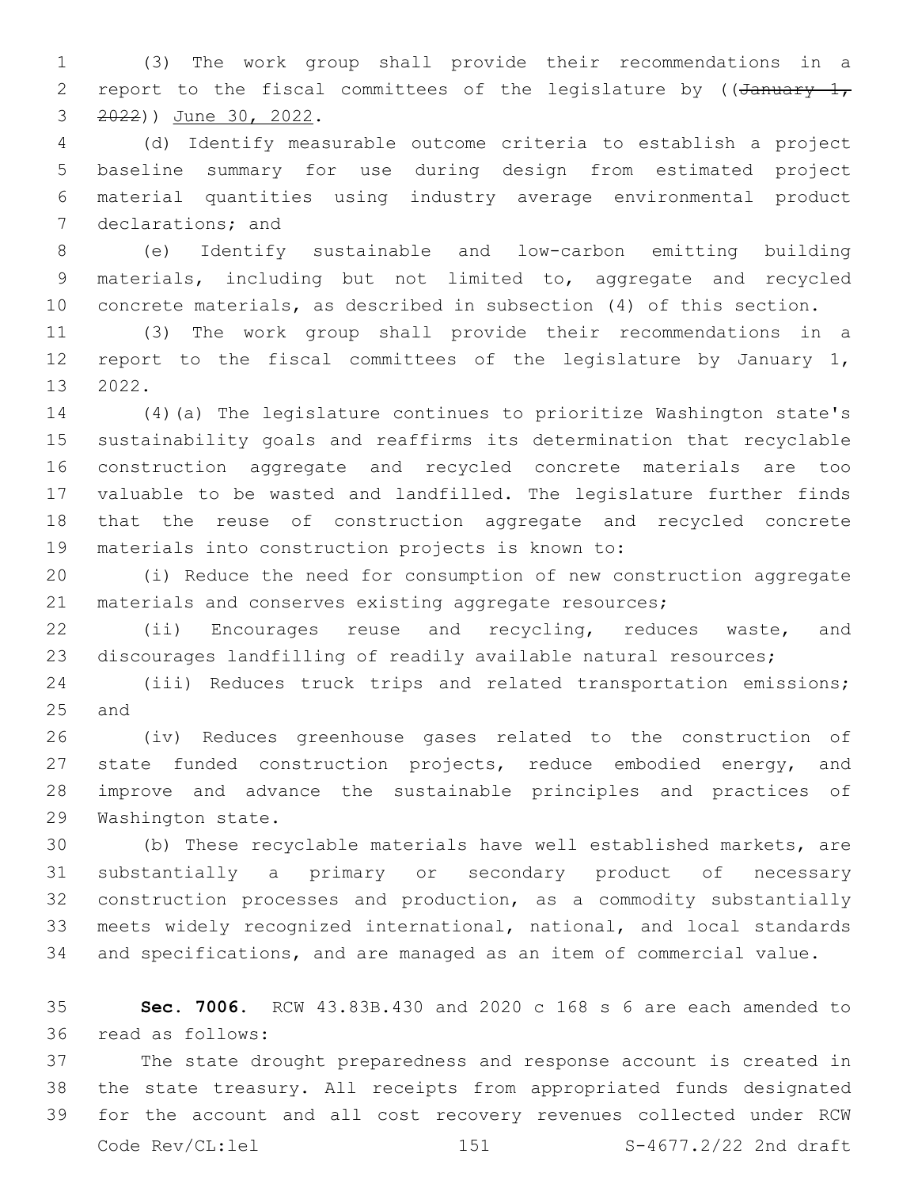(3) The work group shall provide their recommendations in a report to the fiscal committees of the legislature by ((~~January 1, 2022~~)) <u>June 30, 2022</u>.

(d) Identify measurable outcome criteria to establish a project baseline summary for use during design from estimated project material quantities using industry average environmental product declarations; and

(e) Identify sustainable and low-carbon emitting building materials, including but not limited to, aggregate and recycled concrete materials, as described in subsection (4) of this section.

(3) The work group shall provide their recommendations in a report to the fiscal committees of the legislature by January 1, 2022.

(4)(a) The legislature continues to prioritize Washington state's sustainability goals and reaffirms its determination that recyclable construction aggregate and recycled concrete materials are too valuable to be wasted and landfilled. The legislature further finds that the reuse of construction aggregate and recycled concrete materials into construction projects is known to:

(i) Reduce the need for consumption of new construction aggregate materials and conserves existing aggregate resources;

(ii) Encourages reuse and recycling, reduces waste, and discourages landfilling of readily available natural resources;

(iii) Reduces truck trips and related transportation emissions; and

(iv) Reduces greenhouse gases related to the construction of state funded construction projects, reduce embodied energy, and improve and advance the sustainable principles and practices of Washington state.

(b) These recyclable materials have well established markets, are substantially a primary or secondary product of necessary construction processes and production, as a commodity substantially meets widely recognized international, national, and local standards and specifications, and are managed as an item of commercial value.

**Sec. 7006.** RCW 43.83B.430 and 2020 c 168 s 6 are each amended to read as follows:

The state drought preparedness and response account is created in the state treasury. All receipts from appropriated funds designated for the account and all cost recovery revenues collected under RCW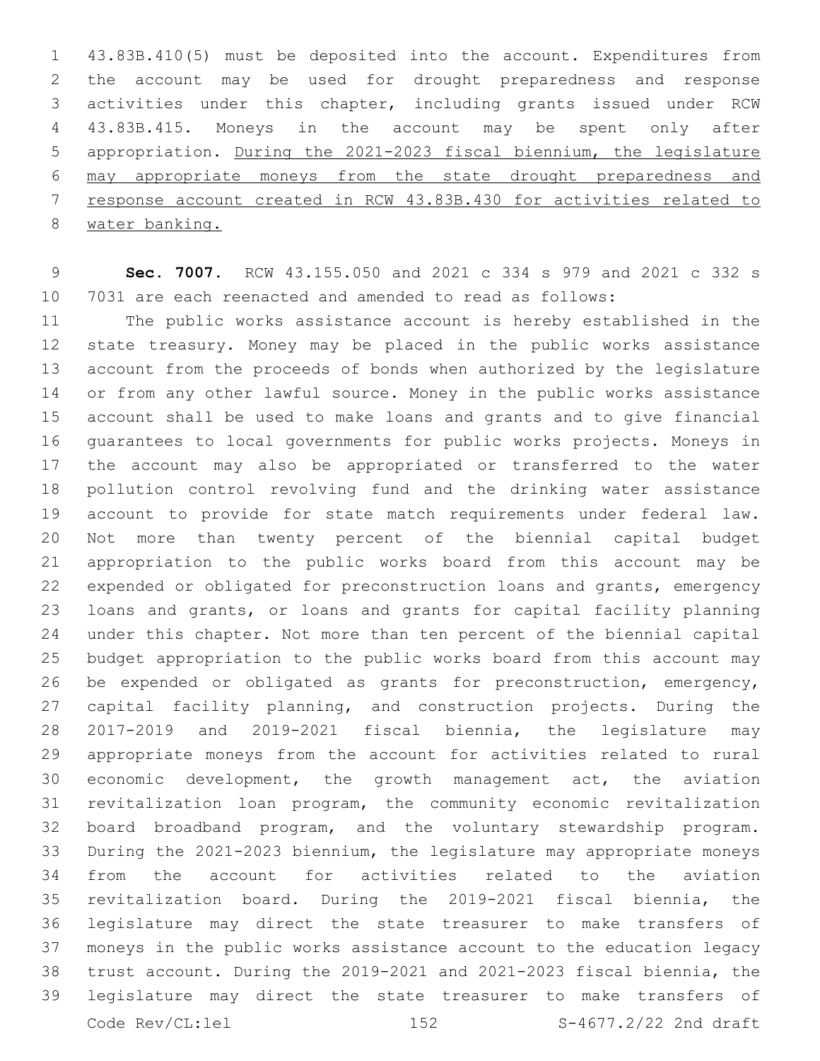43.83B.410(5) must be deposited into the account. Expenditures from the account may be used for drought preparedness and response activities under this chapter, including grants issued under RCW 43.83B.415. Moneys in the account may be spent only after appropriation. <u>During the 2021-2023 fiscal biennium, the legislature may appropriate moneys from the state drought preparedness and response account created in RCW 43.83B.430 for activities related to water banking.</u>

**Sec. 7007.** RCW 43.155.050 and 2021 c 334 s 979 and 2021 c 332 s 7031 are each reenacted and amended to read as follows:

The public works assistance account is hereby established in the state treasury. Money may be placed in the public works assistance account from the proceeds of bonds when authorized by the legislature or from any other lawful source. Money in the public works assistance account shall be used to make loans and grants and to give financial guarantees to local governments for public works projects. Moneys in the account may also be appropriated or transferred to the water pollution control revolving fund and the drinking water assistance account to provide for state match requirements under federal law. Not more than twenty percent of the biennial capital budget appropriation to the public works board from this account may be expended or obligated for preconstruction loans and grants, emergency loans and grants, or loans and grants for capital facility planning under this chapter. Not more than ten percent of the biennial capital budget appropriation to the public works board from this account may be expended or obligated as grants for preconstruction, emergency, capital facility planning, and construction projects. During the 2017-2019 and 2019-2021 fiscal biennia, the legislature may appropriate moneys from the account for activities related to rural economic development, the growth management act, the aviation revitalization loan program, the community economic revitalization board broadband program, and the voluntary stewardship program. During the 2021-2023 biennium, the legislature may appropriate moneys from the account for activities related to the aviation revitalization board. During the 2019-2021 fiscal biennia, the legislature may direct the state treasurer to make transfers of moneys in the public works assistance account to the education legacy trust account. During the 2019-2021 and 2021-2023 fiscal biennia, the legislature may direct the state treasurer to make transfers of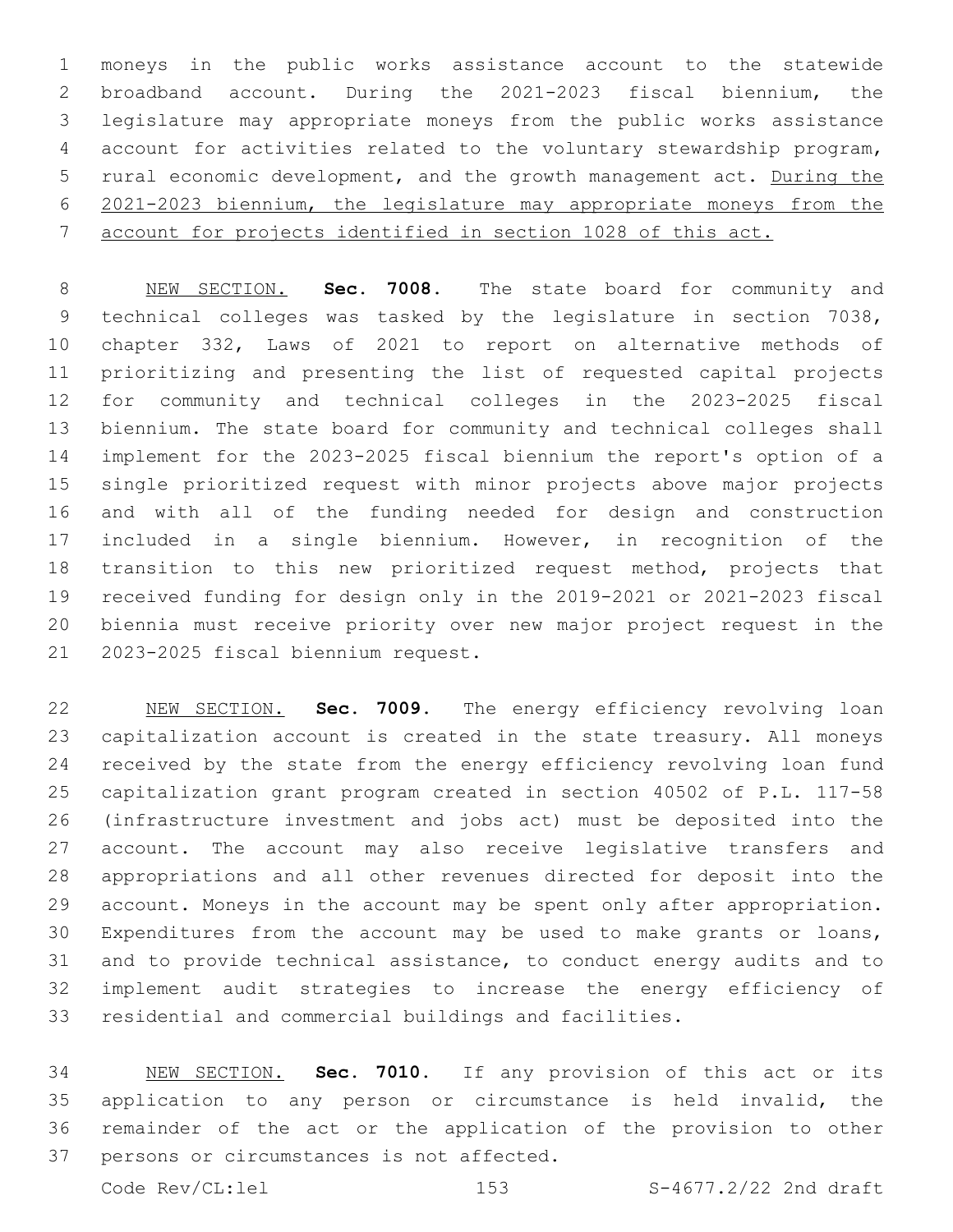moneys in the public works assistance account to the statewide broadband account. During the 2021-2023 fiscal biennium, the legislature may appropriate moneys from the public works assistance account for activities related to the voluntary stewardship program, rural economic development, and the growth management act. <u>During the 2021-2023 biennium, the legislature may appropriate moneys from the account for projects identified in section 1028 of this act.</u>

<u>NEW SECTION.</u> **Sec. 7008.** The state board for community and technical colleges was tasked by the legislature in section 7038, chapter 332, Laws of 2021 to report on alternative methods of prioritizing and presenting the list of requested capital projects for community and technical colleges in the 2023-2025 fiscal biennium. The state board for community and technical colleges shall implement for the 2023-2025 fiscal biennium the report's option of a single prioritized request with minor projects above major projects and with all of the funding needed for design and construction included in a single biennium. However, in recognition of the transition to this new prioritized request method, projects that received funding for design only in the 2019-2021 or 2021-2023 fiscal biennia must receive priority over new major project request in the 2023-2025 fiscal biennium request.

<u>NEW SECTION.</u> **Sec. 7009.** The energy efficiency revolving loan capitalization account is created in the state treasury. All moneys received by the state from the energy efficiency revolving loan fund capitalization grant program created in section 40502 of P.L. 117-58 (infrastructure investment and jobs act) must be deposited into the account. The account may also receive legislative transfers and appropriations and all other revenues directed for deposit into the account. Moneys in the account may be spent only after appropriation. Expenditures from the account may be used to make grants or loans, and to provide technical assistance, to conduct energy audits and to implement audit strategies to increase the energy efficiency of residential and commercial buildings and facilities.

<u>NEW SECTION.</u> **Sec. 7010.** If any provision of this act or its application to any person or circumstance is held invalid, the remainder of the act or the application of the provision to other persons or circumstances is not affected.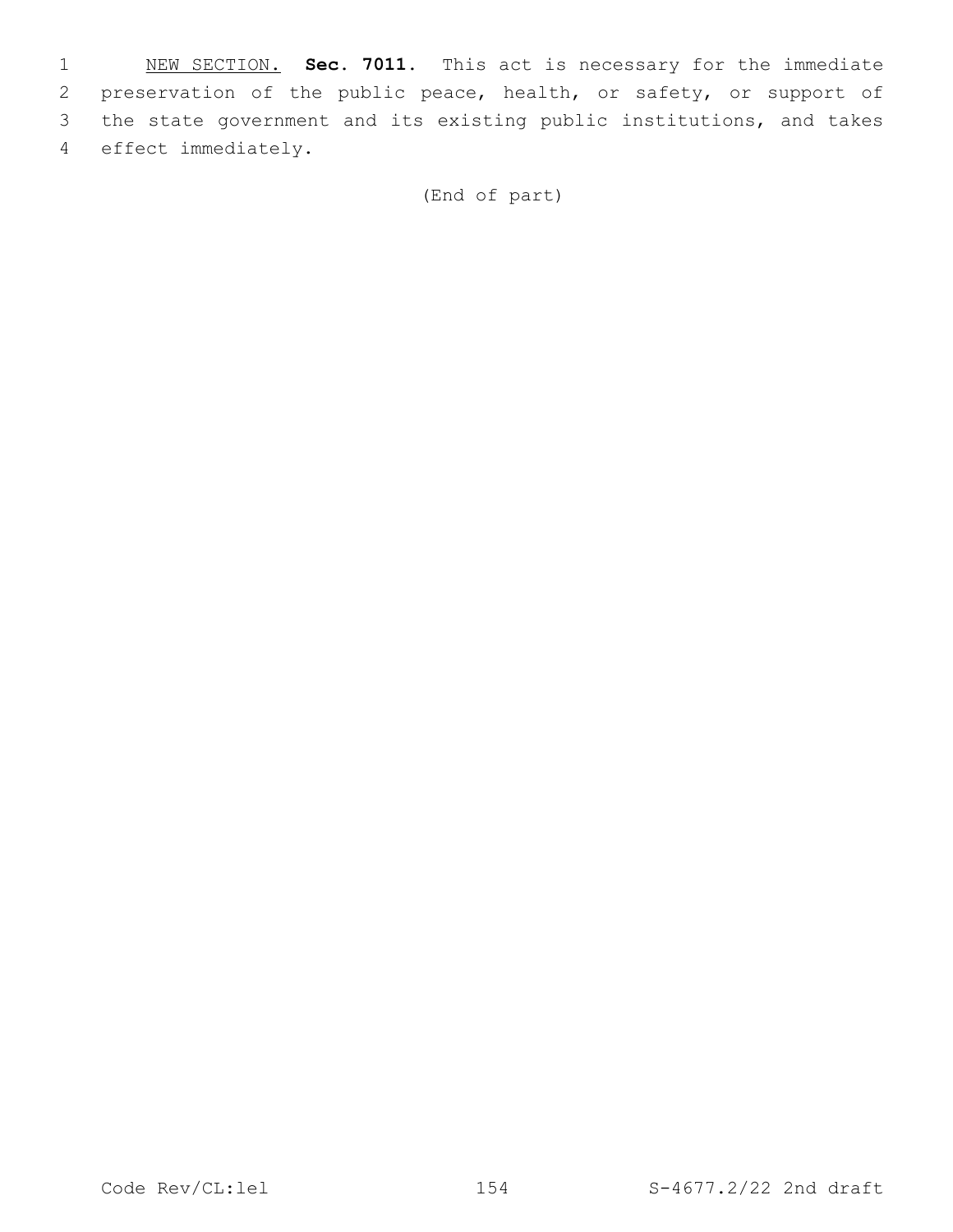NEW SECTION. **Sec. 7011.** This act is necessary for the immediate preservation of the public peace, health, or safety, or support of the state government and its existing public institutions, and takes effect immediately.

(End of part)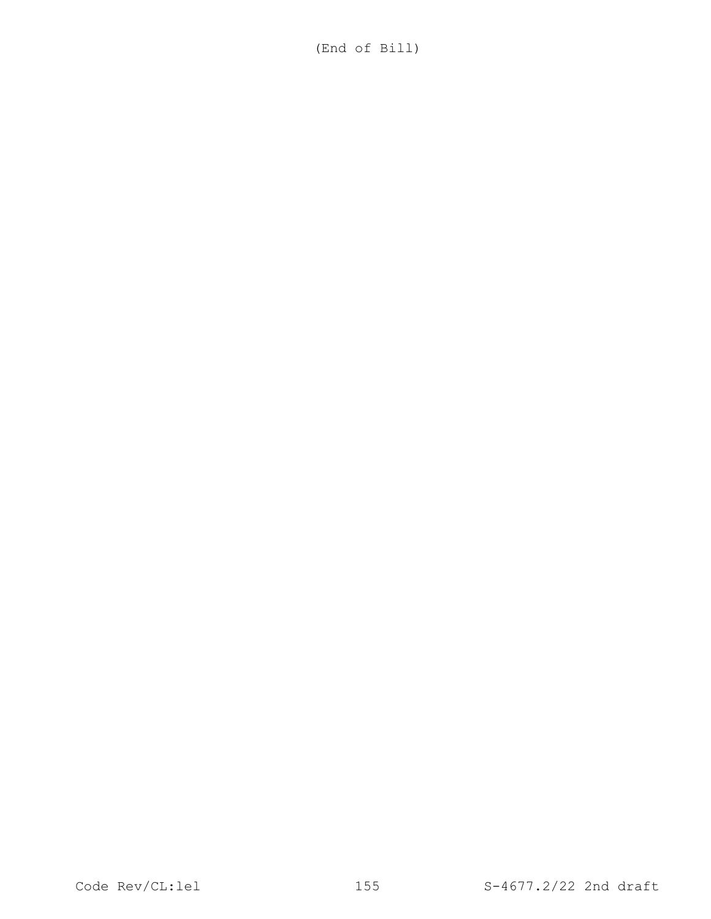(End of Bill)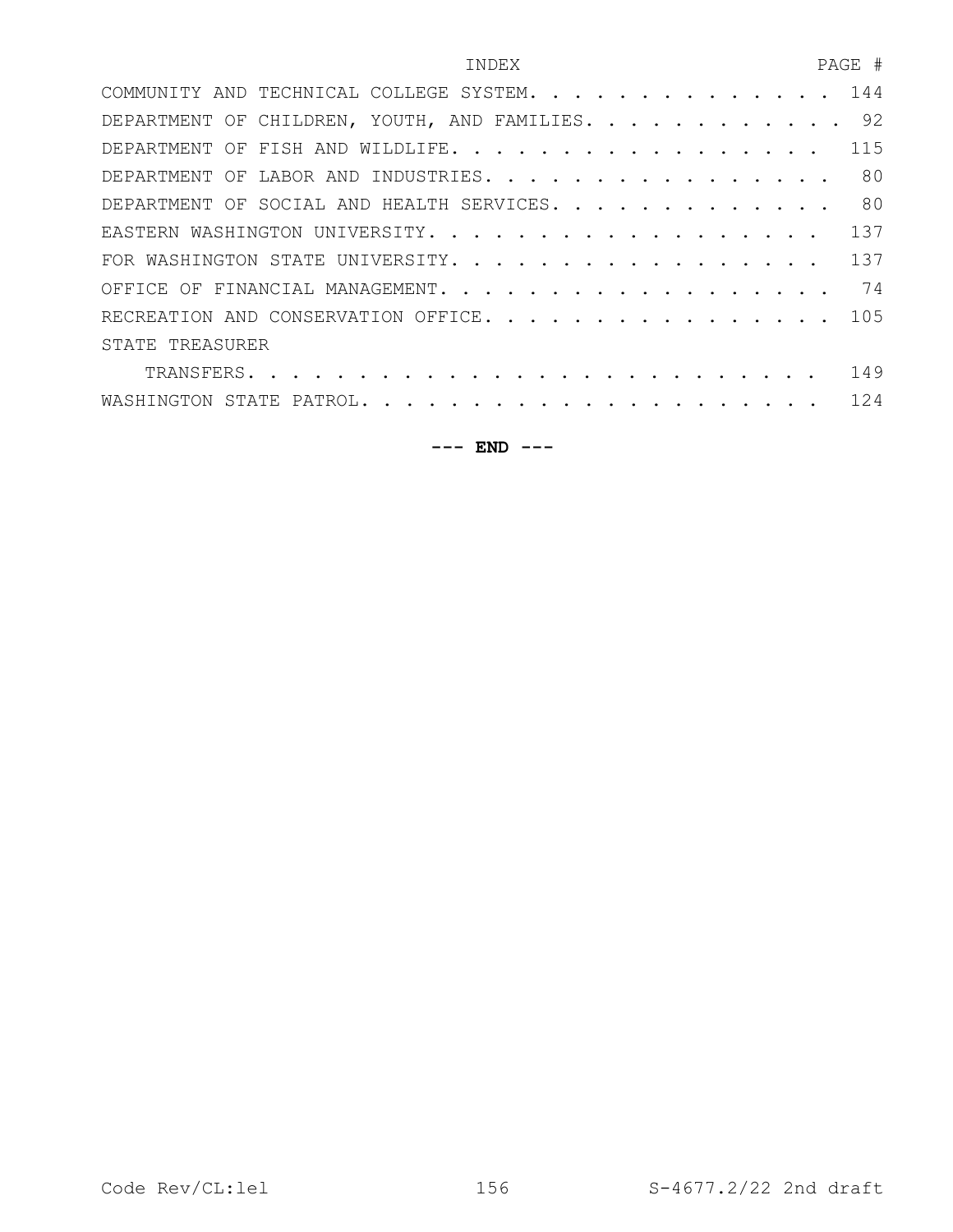| INDEX | PAGE # |
|---|---|
| COMMUNITY AND TECHNICAL COLLEGE SYSTEM. . . . . . . . . . . . . . . | 144 |
| DEPARTMENT OF CHILDREN, YOUTH, AND FAMILIES. . . . . . . . . . . . . | 92 |
| DEPARTMENT OF FISH AND WILDLIFE. . . . . . . . . . . . . . . . . . | 115 |
| DEPARTMENT OF LABOR AND INDUSTRIES. . . . . . . . . . . . . . . . . | 80 |
| DEPARTMENT OF SOCIAL AND HEALTH SERVICES. . . . . . . . . . . . . | 80 |
| EASTERN WASHINGTON UNIVERSITY. . . . . . . . . . . . . . . . . . . | 137 |
| FOR WASHINGTON STATE UNIVERSITY. . . . . . . . . . . . . . . . . . | 137 |
| OFFICE OF FINANCIAL MANAGEMENT. . . . . . . . . . . . . . . . . . . | 74 |
| RECREATION AND CONSERVATION OFFICE. . . . . . . . . . . . . . . . . | 105 |
| STATE TREASURER | |
| TRANSFERS. . . . . . . . . . . . . . . . . . . . . . . . . . . | 149 |
| WASHINGTON STATE PATROL. . . . . . . . . . . . . . . . . . . . . . | 124 |

**--- END ---**